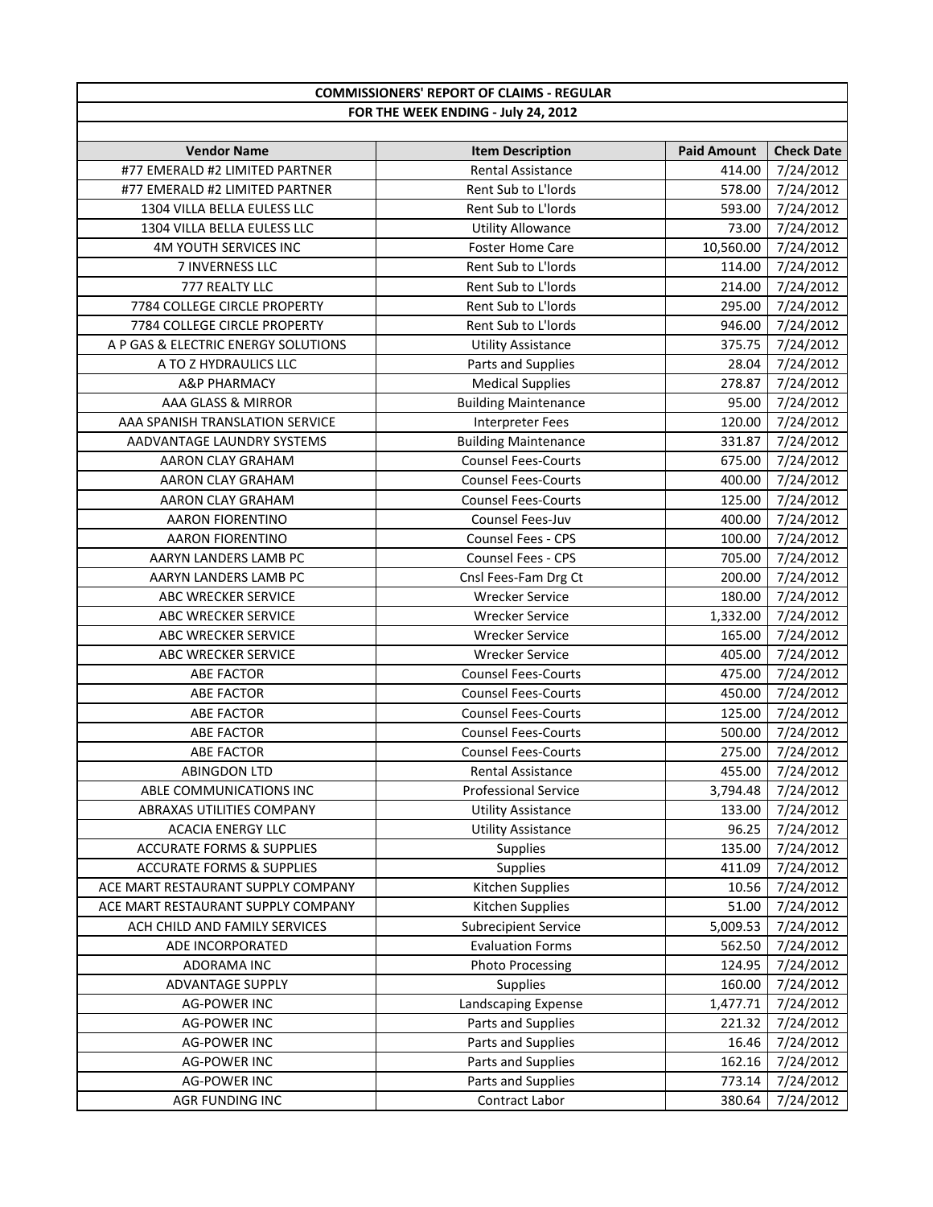| COMMISSIONERS' REPORT OF CLAIMS - REGULAR | | | |
|---|---|---|---|
| FOR THE WEEK ENDING - July 24, 2012 | | | |
| **Vendor Name** | **Item Description** | **Paid Amount** | **Check Date** |
| #77 EMERALD #2 LIMITED PARTNER | Rental Assistance | 414.00 | 7/24/2012 |
| #77 EMERALD #2 LIMITED PARTNER | Rent Sub to L'lords | 578.00 | 7/24/2012 |
| 1304 VILLA BELLA EULESS LLC | Rent Sub to L'lords | 593.00 | 7/24/2012 |
| 1304 VILLA BELLA EULESS LLC | Utility Allowance | 73.00 | 7/24/2012 |
| 4M YOUTH SERVICES INC | Foster Home Care | 10,560.00 | 7/24/2012 |
| 7 INVERNESS LLC | Rent Sub to L'lords | 114.00 | 7/24/2012 |
| 777 REALTY LLC | Rent Sub to L'lords | 214.00 | 7/24/2012 |
| 7784 COLLEGE CIRCLE PROPERTY | Rent Sub to L'lords | 295.00 | 7/24/2012 |
| 7784 COLLEGE CIRCLE PROPERTY | Rent Sub to L'lords | 946.00 | 7/24/2012 |
| A P GAS & ELECTRIC ENERGY SOLUTIONS | Utility Assistance | 375.75 | 7/24/2012 |
| A TO Z HYDRAULICS LLC | Parts and Supplies | 28.04 | 7/24/2012 |
| A&P PHARMACY | Medical Supplies | 278.87 | 7/24/2012 |
| AAA GLASS & MIRROR | Building Maintenance | 95.00 | 7/24/2012 |
| AAA SPANISH TRANSLATION SERVICE | Interpreter Fees | 120.00 | 7/24/2012 |
| AADVANTAGE LAUNDRY SYSTEMS | Building Maintenance | 331.87 | 7/24/2012 |
| AARON CLAY GRAHAM | Counsel Fees-Courts | 675.00 | 7/24/2012 |
| AARON CLAY GRAHAM | Counsel Fees-Courts | 400.00 | 7/24/2012 |
| AARON CLAY GRAHAM | Counsel Fees-Courts | 125.00 | 7/24/2012 |
| AARON FIORENTINO | Counsel Fees-Juv | 400.00 | 7/24/2012 |
| AARON FIORENTINO | Counsel Fees - CPS | 100.00 | 7/24/2012 |
| AARYN LANDERS LAMB PC | Counsel Fees - CPS | 705.00 | 7/24/2012 |
| AARYN LANDERS LAMB PC | Cnsl Fees-Fam Drg Ct | 200.00 | 7/24/2012 |
| ABC WRECKER SERVICE | Wrecker Service | 180.00 | 7/24/2012 |
| ABC WRECKER SERVICE | Wrecker Service | 1,332.00 | 7/24/2012 |
| ABC WRECKER SERVICE | Wrecker Service | 165.00 | 7/24/2012 |
| ABC WRECKER SERVICE | Wrecker Service | 405.00 | 7/24/2012 |
| ABE FACTOR | Counsel Fees-Courts | 475.00 | 7/24/2012 |
| ABE FACTOR | Counsel Fees-Courts | 450.00 | 7/24/2012 |
| ABE FACTOR | Counsel Fees-Courts | 125.00 | 7/24/2012 |
| ABE FACTOR | Counsel Fees-Courts | 500.00 | 7/24/2012 |
| ABE FACTOR | Counsel Fees-Courts | 275.00 | 7/24/2012 |
| ABINGDON LTD | Rental Assistance | 455.00 | 7/24/2012 |
| ABLE COMMUNICATIONS INC | Professional Service | 3,794.48 | 7/24/2012 |
| ABRAXAS UTILITIES COMPANY | Utility Assistance | 133.00 | 7/24/2012 |
| ACACIA ENERGY LLC | Utility Assistance | 96.25 | 7/24/2012 |
| ACCURATE FORMS & SUPPLIES | Supplies | 135.00 | 7/24/2012 |
| ACCURATE FORMS & SUPPLIES | Supplies | 411.09 | 7/24/2012 |
| ACE MART RESTAURANT SUPPLY COMPANY | Kitchen Supplies | 10.56 | 7/24/2012 |
| ACE MART RESTAURANT SUPPLY COMPANY | Kitchen Supplies | 51.00 | 7/24/2012 |
| ACH CHILD AND FAMILY SERVICES | Subrecipient Service | 5,009.53 | 7/24/2012 |
| ADE INCORPORATED | Evaluation Forms | 562.50 | 7/24/2012 |
| ADORAMA INC | Photo Processing | 124.95 | 7/24/2012 |
| ADVANTAGE SUPPLY | Supplies | 160.00 | 7/24/2012 |
| AG-POWER INC | Landscaping Expense | 1,477.71 | 7/24/2012 |
| AG-POWER INC | Parts and Supplies | 221.32 | 7/24/2012 |
| AG-POWER INC | Parts and Supplies | 16.46 | 7/24/2012 |
| AG-POWER INC | Parts and Supplies | 162.16 | 7/24/2012 |
| AG-POWER INC | Parts and Supplies | 773.14 | 7/24/2012 |
| AGR FUNDING INC | Contract Labor | 380.64 | 7/24/2012 |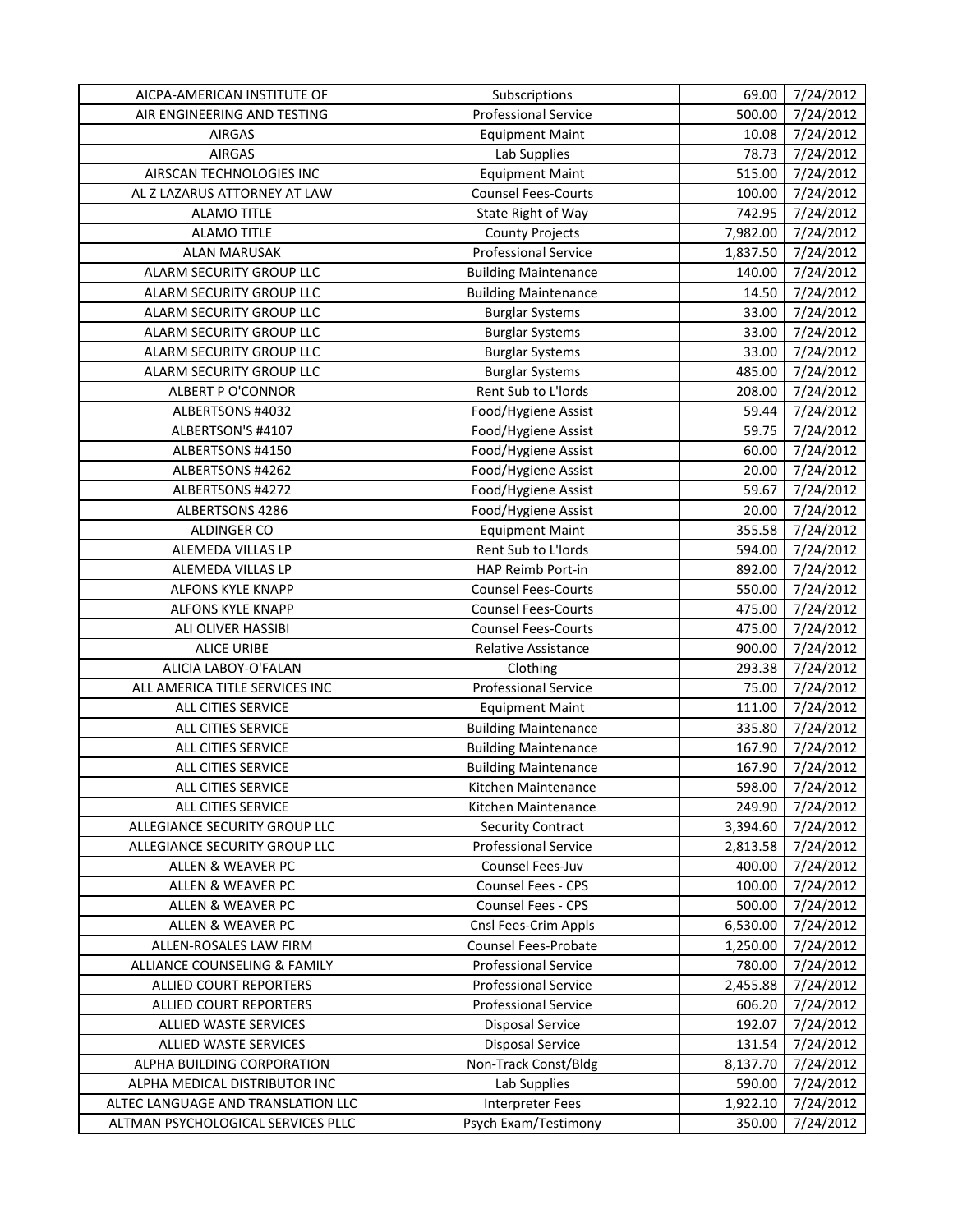| AICPA-AMERICAN INSTITUTE OF | Subscriptions | 69.00 | 7/24/2012 |
|---|---|---|---|
| AIR ENGINEERING AND TESTING | Professional Service | 500.00 | 7/24/2012 |
| AIRGAS | Equipment Maint | 10.08 | 7/24/2012 |
| AIRGAS | Lab Supplies | 78.73 | 7/24/2012 |
| AIRSCAN TECHNOLOGIES INC | Equipment Maint | 515.00 | 7/24/2012 |
| AL Z LAZARUS ATTORNEY AT LAW | Counsel Fees-Courts | 100.00 | 7/24/2012 |
| ALAMO TITLE | State Right of Way | 742.95 | 7/24/2012 |
| ALAMO TITLE | County Projects | 7,982.00 | 7/24/2012 |
| ALAN MARUSAK | Professional Service | 1,837.50 | 7/24/2012 |
| ALARM SECURITY GROUP LLC | Building Maintenance | 140.00 | 7/24/2012 |
| ALARM SECURITY GROUP LLC | Building Maintenance | 14.50 | 7/24/2012 |
| ALARM SECURITY GROUP LLC | Burglar Systems | 33.00 | 7/24/2012 |
| ALARM SECURITY GROUP LLC | Burglar Systems | 33.00 | 7/24/2012 |
| ALARM SECURITY GROUP LLC | Burglar Systems | 33.00 | 7/24/2012 |
| ALARM SECURITY GROUP LLC | Burglar Systems | 485.00 | 7/24/2012 |
| ALBERT P O'CONNOR | Rent Sub to L'lords | 208.00 | 7/24/2012 |
| ALBERTSONS #4032 | Food/Hygiene Assist | 59.44 | 7/24/2012 |
| ALBERTSON'S #4107 | Food/Hygiene Assist | 59.75 | 7/24/2012 |
| ALBERTSONS #4150 | Food/Hygiene Assist | 60.00 | 7/24/2012 |
| ALBERTSONS #4262 | Food/Hygiene Assist | 20.00 | 7/24/2012 |
| ALBERTSONS #4272 | Food/Hygiene Assist | 59.67 | 7/24/2012 |
| ALBERTSONS 4286 | Food/Hygiene Assist | 20.00 | 7/24/2012 |
| ALDINGER CO | Equipment Maint | 355.58 | 7/24/2012 |
| ALEMEDA VILLAS LP | Rent Sub to L'lords | 594.00 | 7/24/2012 |
| ALEMEDA VILLAS LP | HAP Reimb Port-in | 892.00 | 7/24/2012 |
| ALFONS KYLE KNAPP | Counsel Fees-Courts | 550.00 | 7/24/2012 |
| ALFONS KYLE KNAPP | Counsel Fees-Courts | 475.00 | 7/24/2012 |
| ALI OLIVER HASSIBI | Counsel Fees-Courts | 475.00 | 7/24/2012 |
| ALICE URIBE | Relative Assistance | 900.00 | 7/24/2012 |
| ALICIA LABOY-O'FALAN | Clothing | 293.38 | 7/24/2012 |
| ALL AMERICA TITLE SERVICES INC | Professional Service | 75.00 | 7/24/2012 |
| ALL CITIES SERVICE | Equipment Maint | 111.00 | 7/24/2012 |
| ALL CITIES SERVICE | Building Maintenance | 335.80 | 7/24/2012 |
| ALL CITIES SERVICE | Building Maintenance | 167.90 | 7/24/2012 |
| ALL CITIES SERVICE | Building Maintenance | 167.90 | 7/24/2012 |
| ALL CITIES SERVICE | Kitchen Maintenance | 598.00 | 7/24/2012 |
| ALL CITIES SERVICE | Kitchen Maintenance | 249.90 | 7/24/2012 |
| ALLEGIANCE SECURITY GROUP LLC | Security Contract | 3,394.60 | 7/24/2012 |
| ALLEGIANCE SECURITY GROUP LLC | Professional Service | 2,813.58 | 7/24/2012 |
| ALLEN & WEAVER PC | Counsel Fees-Juv | 400.00 | 7/24/2012 |
| ALLEN & WEAVER PC | Counsel Fees - CPS | 100.00 | 7/24/2012 |
| ALLEN & WEAVER PC | Counsel Fees - CPS | 500.00 | 7/24/2012 |
| ALLEN & WEAVER PC | Cnsl Fees-Crim Appls | 6,530.00 | 7/24/2012 |
| ALLEN-ROSALES LAW FIRM | Counsel Fees-Probate | 1,250.00 | 7/24/2012 |
| ALLIANCE COUNSELING & FAMILY | Professional Service | 780.00 | 7/24/2012 |
| ALLIED COURT REPORTERS | Professional Service | 2,455.88 | 7/24/2012 |
| ALLIED COURT REPORTERS | Professional Service | 606.20 | 7/24/2012 |
| ALLIED WASTE SERVICES | Disposal Service | 192.07 | 7/24/2012 |
| ALLIED WASTE SERVICES | Disposal Service | 131.54 | 7/24/2012 |
| ALPHA BUILDING CORPORATION | Non-Track Const/Bldg | 8,137.70 | 7/24/2012 |
| ALPHA MEDICAL DISTRIBUTOR INC | Lab Supplies | 590.00 | 7/24/2012 |
| ALTEC LANGUAGE AND TRANSLATION LLC | Interpreter Fees | 1,922.10 | 7/24/2012 |
| ALTMAN PSYCHOLOGICAL SERVICES PLLC | Psych Exam/Testimony | 350.00 | 7/24/2012 |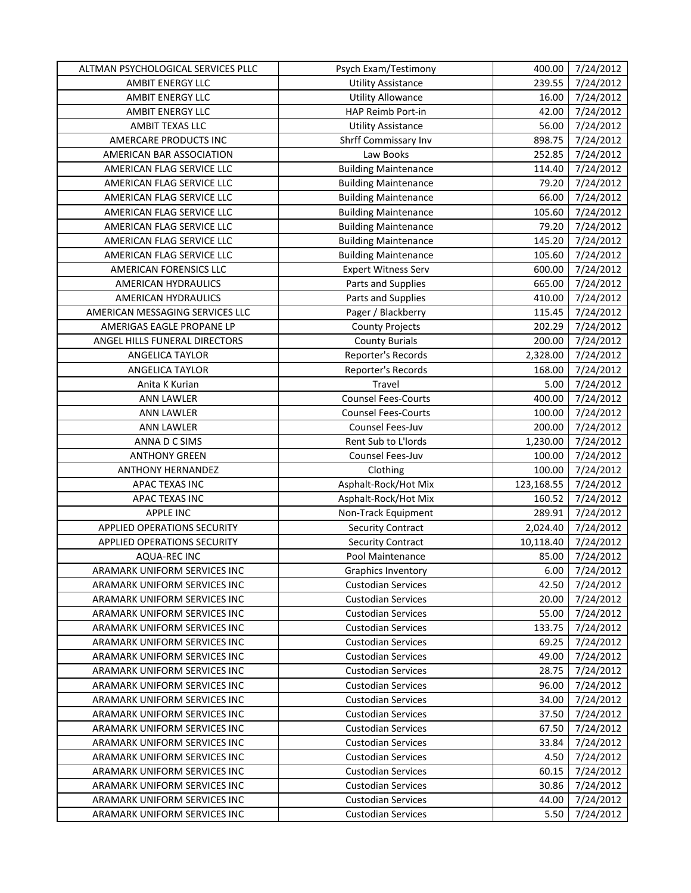| ALTMAN PSYCHOLOGICAL SERVICES PLLC | Psych Exam/Testimony | 400.00 | 7/24/2012 |
|---|---|---|---|
| AMBIT ENERGY LLC | Utility Assistance | 239.55 | 7/24/2012 |
| AMBIT ENERGY LLC | Utility Allowance | 16.00 | 7/24/2012 |
| AMBIT ENERGY LLC | HAP Reimb Port-in | 42.00 | 7/24/2012 |
| AMBIT TEXAS LLC | Utility Assistance | 56.00 | 7/24/2012 |
| AMERCARE PRODUCTS INC | Shrff Commissary Inv | 898.75 | 7/24/2012 |
| AMERICAN BAR ASSOCIATION | Law Books | 252.85 | 7/24/2012 |
| AMERICAN FLAG SERVICE LLC | Building Maintenance | 114.40 | 7/24/2012 |
| AMERICAN FLAG SERVICE LLC | Building Maintenance | 79.20 | 7/24/2012 |
| AMERICAN FLAG SERVICE LLC | Building Maintenance | 66.00 | 7/24/2012 |
| AMERICAN FLAG SERVICE LLC | Building Maintenance | 105.60 | 7/24/2012 |
| AMERICAN FLAG SERVICE LLC | Building Maintenance | 79.20 | 7/24/2012 |
| AMERICAN FLAG SERVICE LLC | Building Maintenance | 145.20 | 7/24/2012 |
| AMERICAN FLAG SERVICE LLC | Building Maintenance | 105.60 | 7/24/2012 |
| AMERICAN FORENSICS LLC | Expert Witness Serv | 600.00 | 7/24/2012 |
| AMERICAN HYDRAULICS | Parts and Supplies | 665.00 | 7/24/2012 |
| AMERICAN HYDRAULICS | Parts and Supplies | 410.00 | 7/24/2012 |
| AMERICAN MESSAGING SERVICES LLC | Pager / Blackberry | 115.45 | 7/24/2012 |
| AMERIGAS EAGLE PROPANE LP | County Projects | 202.29 | 7/24/2012 |
| ANGEL HILLS FUNERAL DIRECTORS | County Burials | 200.00 | 7/24/2012 |
| ANGELICA TAYLOR | Reporter's Records | 2,328.00 | 7/24/2012 |
| ANGELICA TAYLOR | Reporter's Records | 168.00 | 7/24/2012 |
| Anita K Kurian | Travel | 5.00 | 7/24/2012 |
| ANN LAWLER | Counsel Fees-Courts | 400.00 | 7/24/2012 |
| ANN LAWLER | Counsel Fees-Courts | 100.00 | 7/24/2012 |
| ANN LAWLER | Counsel Fees-Juv | 200.00 | 7/24/2012 |
| ANNA D C SIMS | Rent Sub to L'lords | 1,230.00 | 7/24/2012 |
| ANTHONY GREEN | Counsel Fees-Juv | 100.00 | 7/24/2012 |
| ANTHONY HERNANDEZ | Clothing | 100.00 | 7/24/2012 |
| APAC TEXAS INC | Asphalt-Rock/Hot Mix | 123,168.55 | 7/24/2012 |
| APAC TEXAS INC | Asphalt-Rock/Hot Mix | 160.52 | 7/24/2012 |
| APPLE INC | Non-Track Equipment | 289.91 | 7/24/2012 |
| APPLIED OPERATIONS SECURITY | Security Contract | 2,024.40 | 7/24/2012 |
| APPLIED OPERATIONS SECURITY | Security Contract | 10,118.40 | 7/24/2012 |
| AQUA-REC INC | Pool Maintenance | 85.00 | 7/24/2012 |
| ARAMARK UNIFORM SERVICES INC | Graphics Inventory | 6.00 | 7/24/2012 |
| ARAMARK UNIFORM SERVICES INC | Custodian Services | 42.50 | 7/24/2012 |
| ARAMARK UNIFORM SERVICES INC | Custodian Services | 20.00 | 7/24/2012 |
| ARAMARK UNIFORM SERVICES INC | Custodian Services | 55.00 | 7/24/2012 |
| ARAMARK UNIFORM SERVICES INC | Custodian Services | 133.75 | 7/24/2012 |
| ARAMARK UNIFORM SERVICES INC | Custodian Services | 69.25 | 7/24/2012 |
| ARAMARK UNIFORM SERVICES INC | Custodian Services | 49.00 | 7/24/2012 |
| ARAMARK UNIFORM SERVICES INC | Custodian Services | 28.75 | 7/24/2012 |
| ARAMARK UNIFORM SERVICES INC | Custodian Services | 96.00 | 7/24/2012 |
| ARAMARK UNIFORM SERVICES INC | Custodian Services | 34.00 | 7/24/2012 |
| ARAMARK UNIFORM SERVICES INC | Custodian Services | 37.50 | 7/24/2012 |
| ARAMARK UNIFORM SERVICES INC | Custodian Services | 67.50 | 7/24/2012 |
| ARAMARK UNIFORM SERVICES INC | Custodian Services | 33.84 | 7/24/2012 |
| ARAMARK UNIFORM SERVICES INC | Custodian Services | 4.50 | 7/24/2012 |
| ARAMARK UNIFORM SERVICES INC | Custodian Services | 60.15 | 7/24/2012 |
| ARAMARK UNIFORM SERVICES INC | Custodian Services | 30.86 | 7/24/2012 |
| ARAMARK UNIFORM SERVICES INC | Custodian Services | 44.00 | 7/24/2012 |
| ARAMARK UNIFORM SERVICES INC | Custodian Services | 5.50 | 7/24/2012 |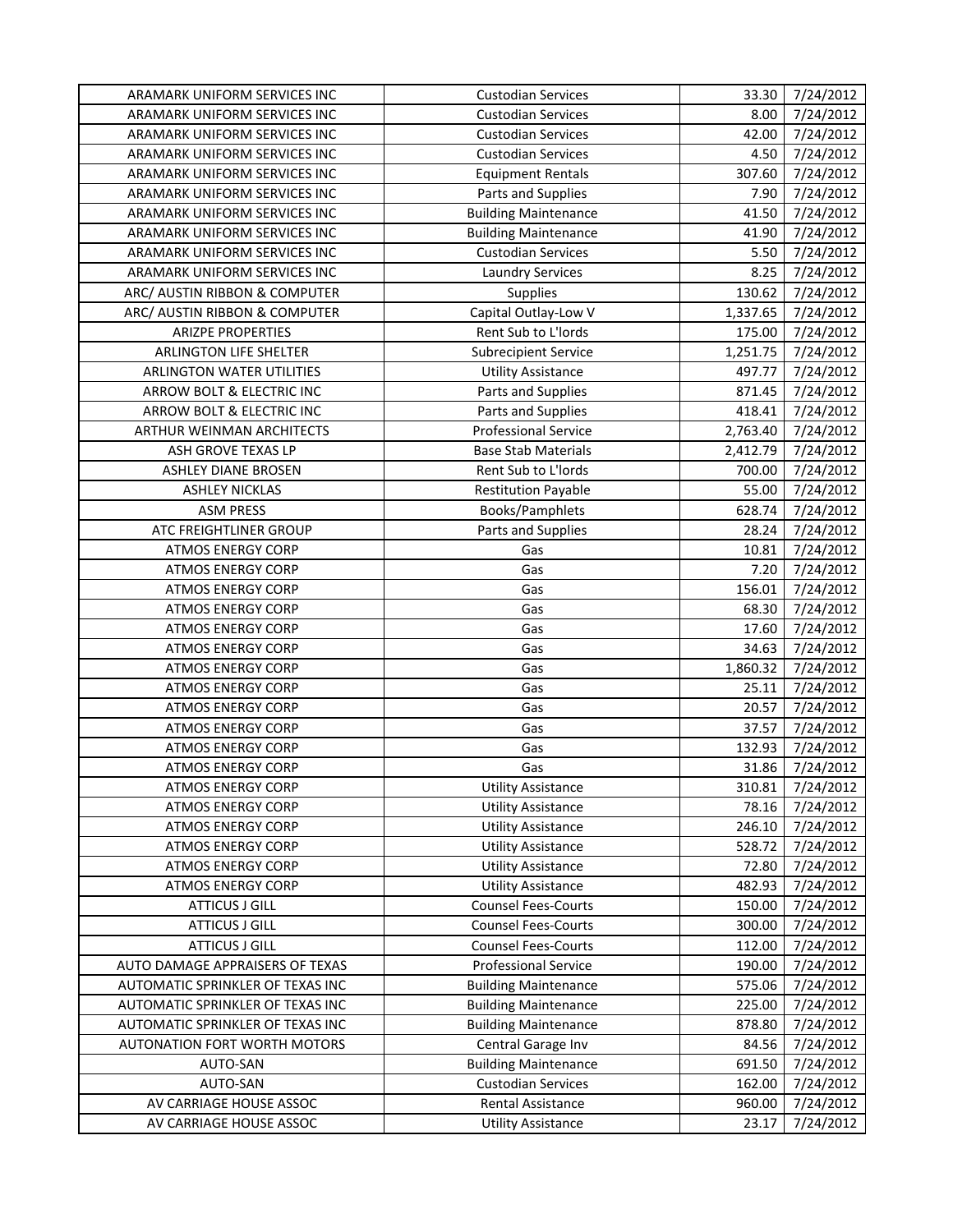| ARAMARK UNIFORM SERVICES INC | Custodian Services | 33.30 | 7/24/2012 |
|---|---|---|---|
| ARAMARK UNIFORM SERVICES INC | Custodian Services | 8.00 | 7/24/2012 |
| ARAMARK UNIFORM SERVICES INC | Custodian Services | 42.00 | 7/24/2012 |
| ARAMARK UNIFORM SERVICES INC | Custodian Services | 4.50 | 7/24/2012 |
| ARAMARK UNIFORM SERVICES INC | Equipment Rentals | 307.60 | 7/24/2012 |
| ARAMARK UNIFORM SERVICES INC | Parts and Supplies | 7.90 | 7/24/2012 |
| ARAMARK UNIFORM SERVICES INC | Building Maintenance | 41.50 | 7/24/2012 |
| ARAMARK UNIFORM SERVICES INC | Building Maintenance | 41.90 | 7/24/2012 |
| ARAMARK UNIFORM SERVICES INC | Custodian Services | 5.50 | 7/24/2012 |
| ARAMARK UNIFORM SERVICES INC | Laundry Services | 8.25 | 7/24/2012 |
| ARC/ AUSTIN RIBBON & COMPUTER | Supplies | 130.62 | 7/24/2012 |
| ARC/ AUSTIN RIBBON & COMPUTER | Capital Outlay-Low V | 1,337.65 | 7/24/2012 |
| ARIZPE PROPERTIES | Rent Sub to L'lords | 175.00 | 7/24/2012 |
| ARLINGTON LIFE SHELTER | Subrecipient Service | 1,251.75 | 7/24/2012 |
| ARLINGTON WATER UTILITIES | Utility Assistance | 497.77 | 7/24/2012 |
| ARROW BOLT & ELECTRIC INC | Parts and Supplies | 871.45 | 7/24/2012 |
| ARROW BOLT & ELECTRIC INC | Parts and Supplies | 418.41 | 7/24/2012 |
| ARTHUR WEINMAN ARCHITECTS | Professional Service | 2,763.40 | 7/24/2012 |
| ASH GROVE TEXAS LP | Base Stab Materials | 2,412.79 | 7/24/2012 |
| ASHLEY DIANE BROSEN | Rent Sub to L'lords | 700.00 | 7/24/2012 |
| ASHLEY NICKLAS | Restitution Payable | 55.00 | 7/24/2012 |
| ASM PRESS | Books/Pamphlets | 628.74 | 7/24/2012 |
| ATC FREIGHTLINER GROUP | Parts and Supplies | 28.24 | 7/24/2012 |
| ATMOS ENERGY CORP | Gas | 10.81 | 7/24/2012 |
| ATMOS ENERGY CORP | Gas | 7.20 | 7/24/2012 |
| ATMOS ENERGY CORP | Gas | 156.01 | 7/24/2012 |
| ATMOS ENERGY CORP | Gas | 68.30 | 7/24/2012 |
| ATMOS ENERGY CORP | Gas | 17.60 | 7/24/2012 |
| ATMOS ENERGY CORP | Gas | 34.63 | 7/24/2012 |
| ATMOS ENERGY CORP | Gas | 1,860.32 | 7/24/2012 |
| ATMOS ENERGY CORP | Gas | 25.11 | 7/24/2012 |
| ATMOS ENERGY CORP | Gas | 20.57 | 7/24/2012 |
| ATMOS ENERGY CORP | Gas | 37.57 | 7/24/2012 |
| ATMOS ENERGY CORP | Gas | 132.93 | 7/24/2012 |
| ATMOS ENERGY CORP | Gas | 31.86 | 7/24/2012 |
| ATMOS ENERGY CORP | Utility Assistance | 310.81 | 7/24/2012 |
| ATMOS ENERGY CORP | Utility Assistance | 78.16 | 7/24/2012 |
| ATMOS ENERGY CORP | Utility Assistance | 246.10 | 7/24/2012 |
| ATMOS ENERGY CORP | Utility Assistance | 528.72 | 7/24/2012 |
| ATMOS ENERGY CORP | Utility Assistance | 72.80 | 7/24/2012 |
| ATMOS ENERGY CORP | Utility Assistance | 482.93 | 7/24/2012 |
| ATTICUS J GILL | Counsel Fees-Courts | 150.00 | 7/24/2012 |
| ATTICUS J GILL | Counsel Fees-Courts | 300.00 | 7/24/2012 |
| ATTICUS J GILL | Counsel Fees-Courts | 112.00 | 7/24/2012 |
| AUTO DAMAGE APPRAISERS OF TEXAS | Professional Service | 190.00 | 7/24/2012 |
| AUTOMATIC SPRINKLER OF TEXAS INC | Building Maintenance | 575.06 | 7/24/2012 |
| AUTOMATIC SPRINKLER OF TEXAS INC | Building Maintenance | 225.00 | 7/24/2012 |
| AUTOMATIC SPRINKLER OF TEXAS INC | Building Maintenance | 878.80 | 7/24/2012 |
| AUTONATION FORT WORTH MOTORS | Central Garage Inv | 84.56 | 7/24/2012 |
| AUTO-SAN | Building Maintenance | 691.50 | 7/24/2012 |
| AUTO-SAN | Custodian Services | 162.00 | 7/24/2012 |
| AV CARRIAGE HOUSE ASSOC | Rental Assistance | 960.00 | 7/24/2012 |
| AV CARRIAGE HOUSE ASSOC | Utility Assistance | 23.17 | 7/24/2012 |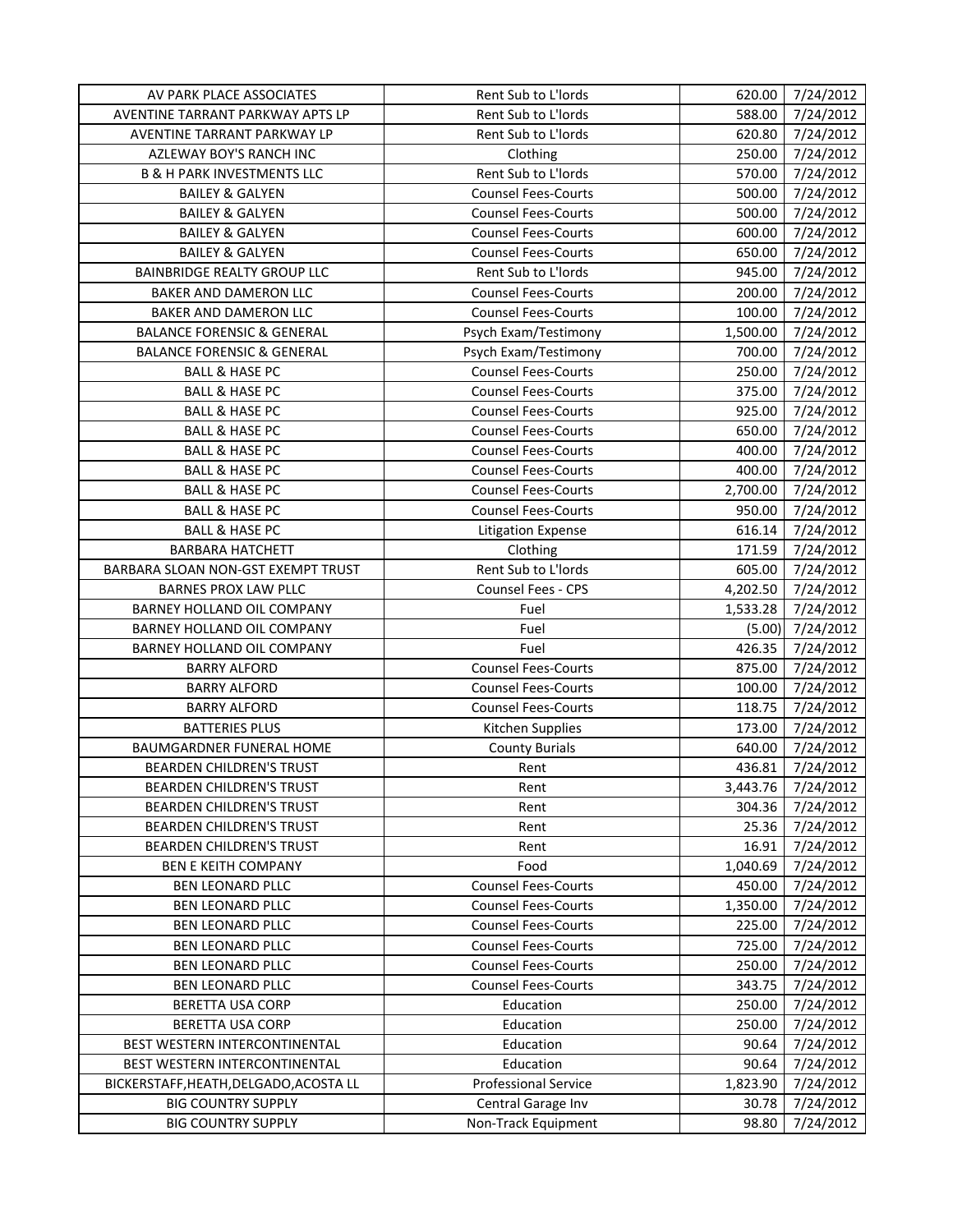| AV PARK PLACE ASSOCIATES | Rent Sub to L'lords | 620.00 | 7/24/2012 |
|---|---|---|---|
| AVENTINE TARRANT PARKWAY APTS LP | Rent Sub to L'lords | 588.00 | 7/24/2012 |
| AVENTINE TARRANT PARKWAY LP | Rent Sub to L'lords | 620.80 | 7/24/2012 |
| AZLEWAY BOY'S RANCH INC | Clothing | 250.00 | 7/24/2012 |
| B & H PARK INVESTMENTS LLC | Rent Sub to L'lords | 570.00 | 7/24/2012 |
| BAILEY & GALYEN | Counsel Fees-Courts | 500.00 | 7/24/2012 |
| BAILEY & GALYEN | Counsel Fees-Courts | 500.00 | 7/24/2012 |
| BAILEY & GALYEN | Counsel Fees-Courts | 600.00 | 7/24/2012 |
| BAILEY & GALYEN | Counsel Fees-Courts | 650.00 | 7/24/2012 |
| BAINBRIDGE REALTY GROUP LLC | Rent Sub to L'lords | 945.00 | 7/24/2012 |
| BAKER AND DAMERON LLC | Counsel Fees-Courts | 200.00 | 7/24/2012 |
| BAKER AND DAMERON LLC | Counsel Fees-Courts | 100.00 | 7/24/2012 |
| BALANCE FORENSIC & GENERAL | Psych Exam/Testimony | 1,500.00 | 7/24/2012 |
| BALANCE FORENSIC & GENERAL | Psych Exam/Testimony | 700.00 | 7/24/2012 |
| BALL & HASE PC | Counsel Fees-Courts | 250.00 | 7/24/2012 |
| BALL & HASE PC | Counsel Fees-Courts | 375.00 | 7/24/2012 |
| BALL & HASE PC | Counsel Fees-Courts | 925.00 | 7/24/2012 |
| BALL & HASE PC | Counsel Fees-Courts | 650.00 | 7/24/2012 |
| BALL & HASE PC | Counsel Fees-Courts | 400.00 | 7/24/2012 |
| BALL & HASE PC | Counsel Fees-Courts | 400.00 | 7/24/2012 |
| BALL & HASE PC | Counsel Fees-Courts | 2,700.00 | 7/24/2012 |
| BALL & HASE PC | Counsel Fees-Courts | 950.00 | 7/24/2012 |
| BALL & HASE PC | Litigation Expense | 616.14 | 7/24/2012 |
| BARBARA HATCHETT | Clothing | 171.59 | 7/24/2012 |
| BARBARA SLOAN NON-GST EXEMPT TRUST | Rent Sub to L'lords | 605.00 | 7/24/2012 |
| BARNES PROX LAW PLLC | Counsel Fees - CPS | 4,202.50 | 7/24/2012 |
| BARNEY HOLLAND OIL COMPANY | Fuel | 1,533.28 | 7/24/2012 |
| BARNEY HOLLAND OIL COMPANY | Fuel | (5.00) | 7/24/2012 |
| BARNEY HOLLAND OIL COMPANY | Fuel | 426.35 | 7/24/2012 |
| BARRY ALFORD | Counsel Fees-Courts | 875.00 | 7/24/2012 |
| BARRY ALFORD | Counsel Fees-Courts | 100.00 | 7/24/2012 |
| BARRY ALFORD | Counsel Fees-Courts | 118.75 | 7/24/2012 |
| BATTERIES PLUS | Kitchen Supplies | 173.00 | 7/24/2012 |
| BAUMGARDNER FUNERAL HOME | County Burials | 640.00 | 7/24/2012 |
| BEARDEN CHILDREN'S TRUST | Rent | 436.81 | 7/24/2012 |
| BEARDEN CHILDREN'S TRUST | Rent | 3,443.76 | 7/24/2012 |
| BEARDEN CHILDREN'S TRUST | Rent | 304.36 | 7/24/2012 |
| BEARDEN CHILDREN'S TRUST | Rent | 25.36 | 7/24/2012 |
| BEARDEN CHILDREN'S TRUST | Rent | 16.91 | 7/24/2012 |
| BEN E KEITH COMPANY | Food | 1,040.69 | 7/24/2012 |
| BEN LEONARD PLLC | Counsel Fees-Courts | 450.00 | 7/24/2012 |
| BEN LEONARD PLLC | Counsel Fees-Courts | 1,350.00 | 7/24/2012 |
| BEN LEONARD PLLC | Counsel Fees-Courts | 225.00 | 7/24/2012 |
| BEN LEONARD PLLC | Counsel Fees-Courts | 725.00 | 7/24/2012 |
| BEN LEONARD PLLC | Counsel Fees-Courts | 250.00 | 7/24/2012 |
| BEN LEONARD PLLC | Counsel Fees-Courts | 343.75 | 7/24/2012 |
| BERETTA USA CORP | Education | 250.00 | 7/24/2012 |
| BERETTA USA CORP | Education | 250.00 | 7/24/2012 |
| BEST WESTERN INTERCONTINENTAL | Education | 90.64 | 7/24/2012 |
| BEST WESTERN INTERCONTINENTAL | Education | 90.64 | 7/24/2012 |
| BICKERSTAFF,HEATH,DELGADO,ACOSTA LL | Professional Service | 1,823.90 | 7/24/2012 |
| BIG COUNTRY SUPPLY | Central Garage Inv | 30.78 | 7/24/2012 |
| BIG COUNTRY SUPPLY | Non-Track Equipment | 98.80 | 7/24/2012 |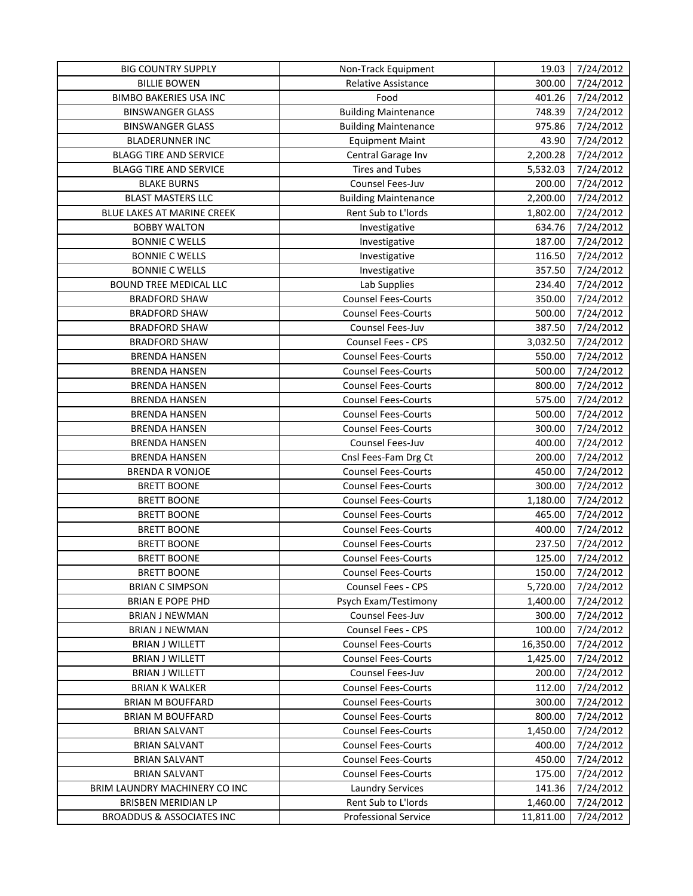| | | | |
|---|---|---|---|
| BIG COUNTRY SUPPLY | Non-Track Equipment | 19.03 | 7/24/2012 |
| BILLIE BOWEN | Relative Assistance | 300.00 | 7/24/2012 |
| BIMBO BAKERIES USA INC | Food | 401.26 | 7/24/2012 |
| BINSWANGER GLASS | Building Maintenance | 748.39 | 7/24/2012 |
| BINSWANGER GLASS | Building Maintenance | 975.86 | 7/24/2012 |
| BLADERUNNER INC | Equipment Maint | 43.90 | 7/24/2012 |
| BLAGG TIRE AND SERVICE | Central Garage Inv | 2,200.28 | 7/24/2012 |
| BLAGG TIRE AND SERVICE | Tires and Tubes | 5,532.03 | 7/24/2012 |
| BLAKE BURNS | Counsel Fees-Juv | 200.00 | 7/24/2012 |
| BLAST MASTERS LLC | Building Maintenance | 2,200.00 | 7/24/2012 |
| BLUE LAKES AT MARINE CREEK | Rent Sub to L'lords | 1,802.00 | 7/24/2012 |
| BOBBY WALTON | Investigative | 634.76 | 7/24/2012 |
| BONNIE C WELLS | Investigative | 187.00 | 7/24/2012 |
| BONNIE C WELLS | Investigative | 116.50 | 7/24/2012 |
| BONNIE C WELLS | Investigative | 357.50 | 7/24/2012 |
| BOUND TREE MEDICAL LLC | Lab Supplies | 234.40 | 7/24/2012 |
| BRADFORD SHAW | Counsel Fees-Courts | 350.00 | 7/24/2012 |
| BRADFORD SHAW | Counsel Fees-Courts | 500.00 | 7/24/2012 |
| BRADFORD SHAW | Counsel Fees-Juv | 387.50 | 7/24/2012 |
| BRADFORD SHAW | Counsel Fees - CPS | 3,032.50 | 7/24/2012 |
| BRENDA HANSEN | Counsel Fees-Courts | 550.00 | 7/24/2012 |
| BRENDA HANSEN | Counsel Fees-Courts | 500.00 | 7/24/2012 |
| BRENDA HANSEN | Counsel Fees-Courts | 800.00 | 7/24/2012 |
| BRENDA HANSEN | Counsel Fees-Courts | 575.00 | 7/24/2012 |
| BRENDA HANSEN | Counsel Fees-Courts | 500.00 | 7/24/2012 |
| BRENDA HANSEN | Counsel Fees-Courts | 300.00 | 7/24/2012 |
| BRENDA HANSEN | Counsel Fees-Juv | 400.00 | 7/24/2012 |
| BRENDA HANSEN | Cnsl Fees-Fam Drg Ct | 200.00 | 7/24/2012 |
| BRENDA R VONJOE | Counsel Fees-Courts | 450.00 | 7/24/2012 |
| BRETT BOONE | Counsel Fees-Courts | 300.00 | 7/24/2012 |
| BRETT BOONE | Counsel Fees-Courts | 1,180.00 | 7/24/2012 |
| BRETT BOONE | Counsel Fees-Courts | 465.00 | 7/24/2012 |
| BRETT BOONE | Counsel Fees-Courts | 400.00 | 7/24/2012 |
| BRETT BOONE | Counsel Fees-Courts | 237.50 | 7/24/2012 |
| BRETT BOONE | Counsel Fees-Courts | 125.00 | 7/24/2012 |
| BRETT BOONE | Counsel Fees-Courts | 150.00 | 7/24/2012 |
| BRIAN C SIMPSON | Counsel Fees - CPS | 5,720.00 | 7/24/2012 |
| BRIAN E POPE PHD | Psych Exam/Testimony | 1,400.00 | 7/24/2012 |
| BRIAN J NEWMAN | Counsel Fees-Juv | 300.00 | 7/24/2012 |
| BRIAN J NEWMAN | Counsel Fees - CPS | 100.00 | 7/24/2012 |
| BRIAN J WILLETT | Counsel Fees-Courts | 16,350.00 | 7/24/2012 |
| BRIAN J WILLETT | Counsel Fees-Courts | 1,425.00 | 7/24/2012 |
| BRIAN J WILLETT | Counsel Fees-Juv | 200.00 | 7/24/2012 |
| BRIAN K WALKER | Counsel Fees-Courts | 112.00 | 7/24/2012 |
| BRIAN M BOUFFARD | Counsel Fees-Courts | 300.00 | 7/24/2012 |
| BRIAN M BOUFFARD | Counsel Fees-Courts | 800.00 | 7/24/2012 |
| BRIAN SALVANT | Counsel Fees-Courts | 1,450.00 | 7/24/2012 |
| BRIAN SALVANT | Counsel Fees-Courts | 400.00 | 7/24/2012 |
| BRIAN SALVANT | Counsel Fees-Courts | 450.00 | 7/24/2012 |
| BRIAN SALVANT | Counsel Fees-Courts | 175.00 | 7/24/2012 |
| BRIM LAUNDRY MACHINERY CO INC | Laundry Services | 141.36 | 7/24/2012 |
| BRISBEN MERIDIAN LP | Rent Sub to L'lords | 1,460.00 | 7/24/2012 |
| BROADDUS & ASSOCIATES INC | Professional Service | 11,811.00 | 7/24/2012 |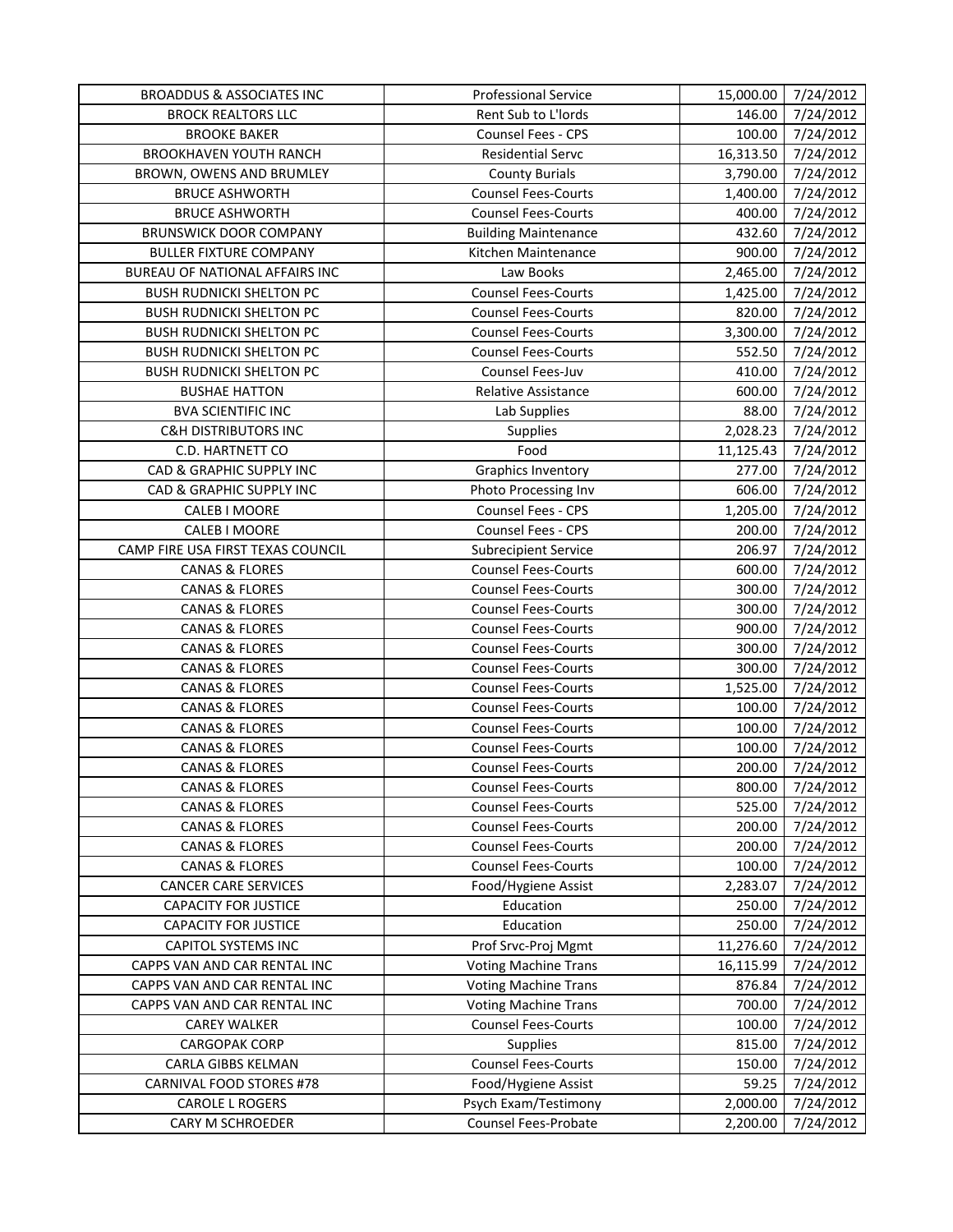| BROADDUS & ASSOCIATES INC | Professional Service | 15,000.00 | 7/24/2012 |
|---|---|---|---|
| BROCK REALTORS LLC | Rent Sub to L'lords | 146.00 | 7/24/2012 |
| BROOKE BAKER | Counsel Fees - CPS | 100.00 | 7/24/2012 |
| BROOKHAVEN YOUTH RANCH | Residential Servc | 16,313.50 | 7/24/2012 |
| BROWN, OWENS AND BRUMLEY | County Burials | 3,790.00 | 7/24/2012 |
| BRUCE ASHWORTH | Counsel Fees-Courts | 1,400.00 | 7/24/2012 |
| BRUCE ASHWORTH | Counsel Fees-Courts | 400.00 | 7/24/2012 |
| BRUNSWICK DOOR COMPANY | Building Maintenance | 432.60 | 7/24/2012 |
| BULLER FIXTURE COMPANY | Kitchen Maintenance | 900.00 | 7/24/2012 |
| BUREAU OF NATIONAL AFFAIRS INC | Law Books | 2,465.00 | 7/24/2012 |
| BUSH RUDNICKI SHELTON PC | Counsel Fees-Courts | 1,425.00 | 7/24/2012 |
| BUSH RUDNICKI SHELTON PC | Counsel Fees-Courts | 820.00 | 7/24/2012 |
| BUSH RUDNICKI SHELTON PC | Counsel Fees-Courts | 3,300.00 | 7/24/2012 |
| BUSH RUDNICKI SHELTON PC | Counsel Fees-Courts | 552.50 | 7/24/2012 |
| BUSH RUDNICKI SHELTON PC | Counsel Fees-Juv | 410.00 | 7/24/2012 |
| BUSHAE HATTON | Relative Assistance | 600.00 | 7/24/2012 |
| BVA SCIENTIFIC INC | Lab Supplies | 88.00 | 7/24/2012 |
| C&H DISTRIBUTORS INC | Supplies | 2,028.23 | 7/24/2012 |
| C.D. HARTNETT CO | Food | 11,125.43 | 7/24/2012 |
| CAD & GRAPHIC SUPPLY INC | Graphics Inventory | 277.00 | 7/24/2012 |
| CAD & GRAPHIC SUPPLY INC | Photo Processing Inv | 606.00 | 7/24/2012 |
| CALEB I MOORE | Counsel Fees - CPS | 1,205.00 | 7/24/2012 |
| CALEB I MOORE | Counsel Fees - CPS | 200.00 | 7/24/2012 |
| CAMP FIRE USA FIRST TEXAS COUNCIL | Subrecipient Service | 206.97 | 7/24/2012 |
| CANAS & FLORES | Counsel Fees-Courts | 600.00 | 7/24/2012 |
| CANAS & FLORES | Counsel Fees-Courts | 300.00 | 7/24/2012 |
| CANAS & FLORES | Counsel Fees-Courts | 300.00 | 7/24/2012 |
| CANAS & FLORES | Counsel Fees-Courts | 900.00 | 7/24/2012 |
| CANAS & FLORES | Counsel Fees-Courts | 300.00 | 7/24/2012 |
| CANAS & FLORES | Counsel Fees-Courts | 300.00 | 7/24/2012 |
| CANAS & FLORES | Counsel Fees-Courts | 1,525.00 | 7/24/2012 |
| CANAS & FLORES | Counsel Fees-Courts | 100.00 | 7/24/2012 |
| CANAS & FLORES | Counsel Fees-Courts | 100.00 | 7/24/2012 |
| CANAS & FLORES | Counsel Fees-Courts | 100.00 | 7/24/2012 |
| CANAS & FLORES | Counsel Fees-Courts | 200.00 | 7/24/2012 |
| CANAS & FLORES | Counsel Fees-Courts | 800.00 | 7/24/2012 |
| CANAS & FLORES | Counsel Fees-Courts | 525.00 | 7/24/2012 |
| CANAS & FLORES | Counsel Fees-Courts | 200.00 | 7/24/2012 |
| CANAS & FLORES | Counsel Fees-Courts | 200.00 | 7/24/2012 |
| CANAS & FLORES | Counsel Fees-Courts | 100.00 | 7/24/2012 |
| CANCER CARE SERVICES | Food/Hygiene Assist | 2,283.07 | 7/24/2012 |
| CAPACITY FOR JUSTICE | Education | 250.00 | 7/24/2012 |
| CAPACITY FOR JUSTICE | Education | 250.00 | 7/24/2012 |
| CAPITOL SYSTEMS INC | Prof Srvc-Proj Mgmt | 11,276.60 | 7/24/2012 |
| CAPPS VAN AND CAR RENTAL INC | Voting Machine Trans | 16,115.99 | 7/24/2012 |
| CAPPS VAN AND CAR RENTAL INC | Voting Machine Trans | 876.84 | 7/24/2012 |
| CAPPS VAN AND CAR RENTAL INC | Voting Machine Trans | 700.00 | 7/24/2012 |
| CAREY WALKER | Counsel Fees-Courts | 100.00 | 7/24/2012 |
| CARGOPAK CORP | Supplies | 815.00 | 7/24/2012 |
| CARLA GIBBS KELMAN | Counsel Fees-Courts | 150.00 | 7/24/2012 |
| CARNIVAL FOOD STORES #78 | Food/Hygiene Assist | 59.25 | 7/24/2012 |
| CAROLE L ROGERS | Psych Exam/Testimony | 2,000.00 | 7/24/2012 |
| CARY M SCHROEDER | Counsel Fees-Probate | 2,200.00 | 7/24/2012 |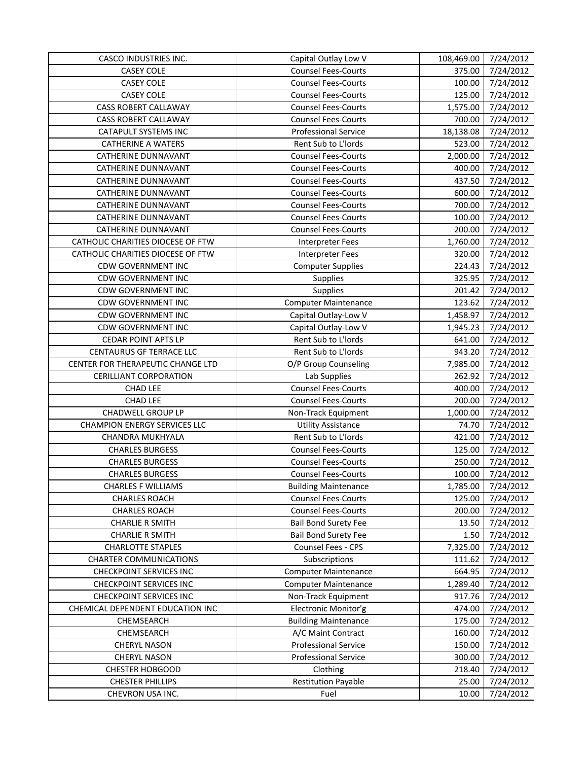| CASCO INDUSTRIES INC. | Capital Outlay Low V | 108,469.00 | 7/24/2012 |
|---|---|---|---|
| CASEY COLE | Counsel Fees-Courts | 375.00 | 7/24/2012 |
| CASEY COLE | Counsel Fees-Courts | 100.00 | 7/24/2012 |
| CASEY COLE | Counsel Fees-Courts | 125.00 | 7/24/2012 |
| CASS ROBERT CALLAWAY | Counsel Fees-Courts | 1,575.00 | 7/24/2012 |
| CASS ROBERT CALLAWAY | Counsel Fees-Courts | 700.00 | 7/24/2012 |
| CATAPULT SYSTEMS INC | Professional Service | 18,138.08 | 7/24/2012 |
| CATHERINE A WATERS | Rent Sub to L'lords | 523.00 | 7/24/2012 |
| CATHERINE DUNNAVANT | Counsel Fees-Courts | 2,000.00 | 7/24/2012 |
| CATHERINE DUNNAVANT | Counsel Fees-Courts | 400.00 | 7/24/2012 |
| CATHERINE DUNNAVANT | Counsel Fees-Courts | 437.50 | 7/24/2012 |
| CATHERINE DUNNAVANT | Counsel Fees-Courts | 600.00 | 7/24/2012 |
| CATHERINE DUNNAVANT | Counsel Fees-Courts | 700.00 | 7/24/2012 |
| CATHERINE DUNNAVANT | Counsel Fees-Courts | 100.00 | 7/24/2012 |
| CATHERINE DUNNAVANT | Counsel Fees-Courts | 200.00 | 7/24/2012 |
| CATHOLIC CHARITIES DIOCESE OF FTW | Interpreter Fees | 1,760.00 | 7/24/2012 |
| CATHOLIC CHARITIES DIOCESE OF FTW | Interpreter Fees | 320.00 | 7/24/2012 |
| CDW GOVERNMENT INC | Computer Supplies | 224.43 | 7/24/2012 |
| CDW GOVERNMENT INC | Supplies | 325.95 | 7/24/2012 |
| CDW GOVERNMENT INC | Supplies | 201.42 | 7/24/2012 |
| CDW GOVERNMENT INC | Computer Maintenance | 123.62 | 7/24/2012 |
| CDW GOVERNMENT INC | Capital Outlay-Low V | 1,458.97 | 7/24/2012 |
| CDW GOVERNMENT INC | Capital Outlay-Low V | 1,945.23 | 7/24/2012 |
| CEDAR POINT APTS LP | Rent Sub to L'lords | 641.00 | 7/24/2012 |
| CENTAURUS GF TERRACE LLC | Rent Sub to L'lords | 943.20 | 7/24/2012 |
| CENTER FOR THERAPEUTIC CHANGE LTD | O/P Group Counseling | 7,985.00 | 7/24/2012 |
| CERILLIANT CORPORATION | Lab Supplies | 262.92 | 7/24/2012 |
| CHAD LEE | Counsel Fees-Courts | 400.00 | 7/24/2012 |
| CHAD LEE | Counsel Fees-Courts | 200.00 | 7/24/2012 |
| CHADWELL GROUP LP | Non-Track Equipment | 1,000.00 | 7/24/2012 |
| CHAMPION ENERGY SERVICES LLC | Utility Assistance | 74.70 | 7/24/2012 |
| CHANDRA MUKHYALA | Rent Sub to L'lords | 421.00 | 7/24/2012 |
| CHARLES BURGESS | Counsel Fees-Courts | 125.00 | 7/24/2012 |
| CHARLES BURGESS | Counsel Fees-Courts | 250.00 | 7/24/2012 |
| CHARLES BURGESS | Counsel Fees-Courts | 100.00 | 7/24/2012 |
| CHARLES F WILLIAMS | Building Maintenance | 1,785.00 | 7/24/2012 |
| CHARLES ROACH | Counsel Fees-Courts | 125.00 | 7/24/2012 |
| CHARLES ROACH | Counsel Fees-Courts | 200.00 | 7/24/2012 |
| CHARLIE R SMITH | Bail Bond Surety Fee | 13.50 | 7/24/2012 |
| CHARLIE R SMITH | Bail Bond Surety Fee | 1.50 | 7/24/2012 |
| CHARLOTTE STAPLES | Counsel Fees - CPS | 7,325.00 | 7/24/2012 |
| CHARTER COMMUNICATIONS | Subscriptions | 111.62 | 7/24/2012 |
| CHECKPOINT SERVICES INC | Computer Maintenance | 664.95 | 7/24/2012 |
| CHECKPOINT SERVICES INC | Computer Maintenance | 1,289.40 | 7/24/2012 |
| CHECKPOINT SERVICES INC | Non-Track Equipment | 917.76 | 7/24/2012 |
| CHEMICAL DEPENDENT EDUCATION INC | Electronic Monitor'g | 474.00 | 7/24/2012 |
| CHEMSEARCH | Building Maintenance | 175.00 | 7/24/2012 |
| CHEMSEARCH | A/C Maint Contract | 160.00 | 7/24/2012 |
| CHERYL NASON | Professional Service | 150.00 | 7/24/2012 |
| CHERYL NASON | Professional Service | 300.00 | 7/24/2012 |
| CHESTER HOBGOOD | Clothing | 218.40 | 7/24/2012 |
| CHESTER PHILLIPS | Restitution Payable | 25.00 | 7/24/2012 |
| CHEVRON USA INC. | Fuel | 10.00 | 7/24/2012 |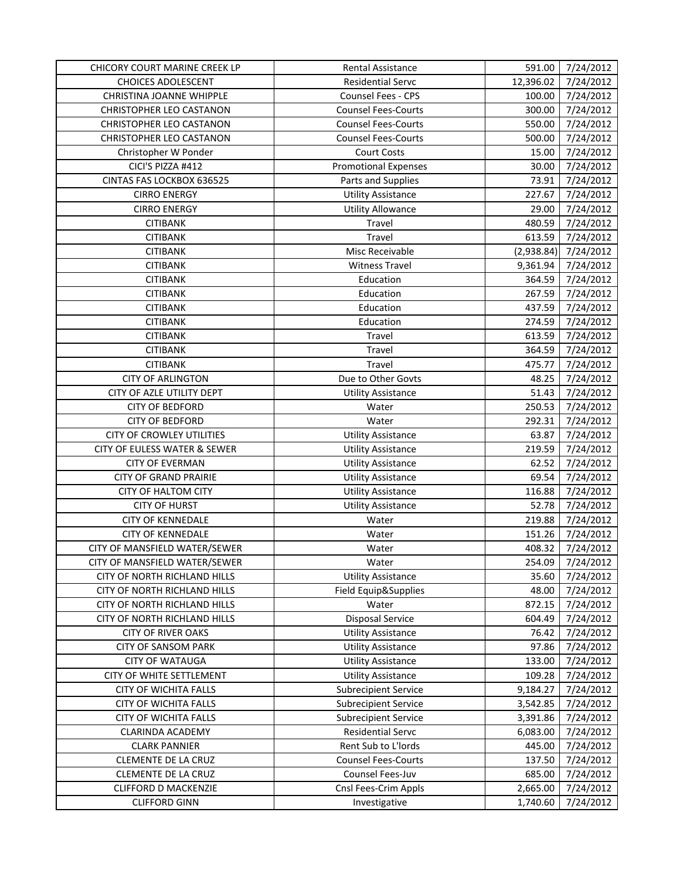| | | | |
|---|---|---|---|
| CHICORY COURT MARINE CREEK LP | Rental Assistance | 591.00 | 7/24/2012 |
| CHOICES ADOLESCENT | Residential Servc | 12,396.02 | 7/24/2012 |
| CHRISTINA JOANNE WHIPPLE | Counsel Fees - CPS | 100.00 | 7/24/2012 |
| CHRISTOPHER LEO CASTANON | Counsel Fees-Courts | 300.00 | 7/24/2012 |
| CHRISTOPHER LEO CASTANON | Counsel Fees-Courts | 550.00 | 7/24/2012 |
| CHRISTOPHER LEO CASTANON | Counsel Fees-Courts | 500.00 | 7/24/2012 |
| Christopher W Ponder | Court Costs | 15.00 | 7/24/2012 |
| CICI'S PIZZA #412 | Promotional Expenses | 30.00 | 7/24/2012 |
| CINTAS FAS LOCKBOX 636525 | Parts and Supplies | 73.91 | 7/24/2012 |
| CIRRO ENERGY | Utility Assistance | 227.67 | 7/24/2012 |
| CIRRO ENERGY | Utility Allowance | 29.00 | 7/24/2012 |
| CITIBANK | Travel | 480.59 | 7/24/2012 |
| CITIBANK | Travel | 613.59 | 7/24/2012 |
| CITIBANK | Misc Receivable | (2,938.84) | 7/24/2012 |
| CITIBANK | Witness Travel | 9,361.94 | 7/24/2012 |
| CITIBANK | Education | 364.59 | 7/24/2012 |
| CITIBANK | Education | 267.59 | 7/24/2012 |
| CITIBANK | Education | 437.59 | 7/24/2012 |
| CITIBANK | Education | 274.59 | 7/24/2012 |
| CITIBANK | Travel | 613.59 | 7/24/2012 |
| CITIBANK | Travel | 364.59 | 7/24/2012 |
| CITIBANK | Travel | 475.77 | 7/24/2012 |
| CITY OF ARLINGTON | Due to Other Govts | 48.25 | 7/24/2012 |
| CITY OF AZLE UTILITY DEPT | Utility Assistance | 51.43 | 7/24/2012 |
| CITY OF BEDFORD | Water | 250.53 | 7/24/2012 |
| CITY OF BEDFORD | Water | 292.31 | 7/24/2012 |
| CITY OF CROWLEY UTILITIES | Utility Assistance | 63.87 | 7/24/2012 |
| CITY OF EULESS WATER & SEWER | Utility Assistance | 219.59 | 7/24/2012 |
| CITY OF EVERMAN | Utility Assistance | 62.52 | 7/24/2012 |
| CITY OF GRAND PRAIRIE | Utility Assistance | 69.54 | 7/24/2012 |
| CITY OF HALTOM CITY | Utility Assistance | 116.88 | 7/24/2012 |
| CITY OF HURST | Utility Assistance | 52.78 | 7/24/2012 |
| CITY OF KENNEDALE | Water | 219.88 | 7/24/2012 |
| CITY OF KENNEDALE | Water | 151.26 | 7/24/2012 |
| CITY OF MANSFIELD WATER/SEWER | Water | 408.32 | 7/24/2012 |
| CITY OF MANSFIELD WATER/SEWER | Water | 254.09 | 7/24/2012 |
| CITY OF NORTH RICHLAND HILLS | Utility Assistance | 35.60 | 7/24/2012 |
| CITY OF NORTH RICHLAND HILLS | Field Equip&Supplies | 48.00 | 7/24/2012 |
| CITY OF NORTH RICHLAND HILLS | Water | 872.15 | 7/24/2012 |
| CITY OF NORTH RICHLAND HILLS | Disposal Service | 604.49 | 7/24/2012 |
| CITY OF RIVER OAKS | Utility Assistance | 76.42 | 7/24/2012 |
| CITY OF SANSOM PARK | Utility Assistance | 97.86 | 7/24/2012 |
| CITY OF WATAUGA | Utility Assistance | 133.00 | 7/24/2012 |
| CITY OF WHITE SETTLEMENT | Utility Assistance | 109.28 | 7/24/2012 |
| CITY OF WICHITA FALLS | Subrecipient Service | 9,184.27 | 7/24/2012 |
| CITY OF WICHITA FALLS | Subrecipient Service | 3,542.85 | 7/24/2012 |
| CITY OF WICHITA FALLS | Subrecipient Service | 3,391.86 | 7/24/2012 |
| CLARINDA ACADEMY | Residential Servc | 6,083.00 | 7/24/2012 |
| CLARK PANNIER | Rent Sub to L'lords | 445.00 | 7/24/2012 |
| CLEMENTE DE LA CRUZ | Counsel Fees-Courts | 137.50 | 7/24/2012 |
| CLEMENTE DE LA CRUZ | Counsel Fees-Juv | 685.00 | 7/24/2012 |
| CLIFFORD D MACKENZIE | Cnsl Fees-Crim Appls | 2,665.00 | 7/24/2012 |
| CLIFFORD GINN | Investigative | 1,740.60 | 7/24/2012 |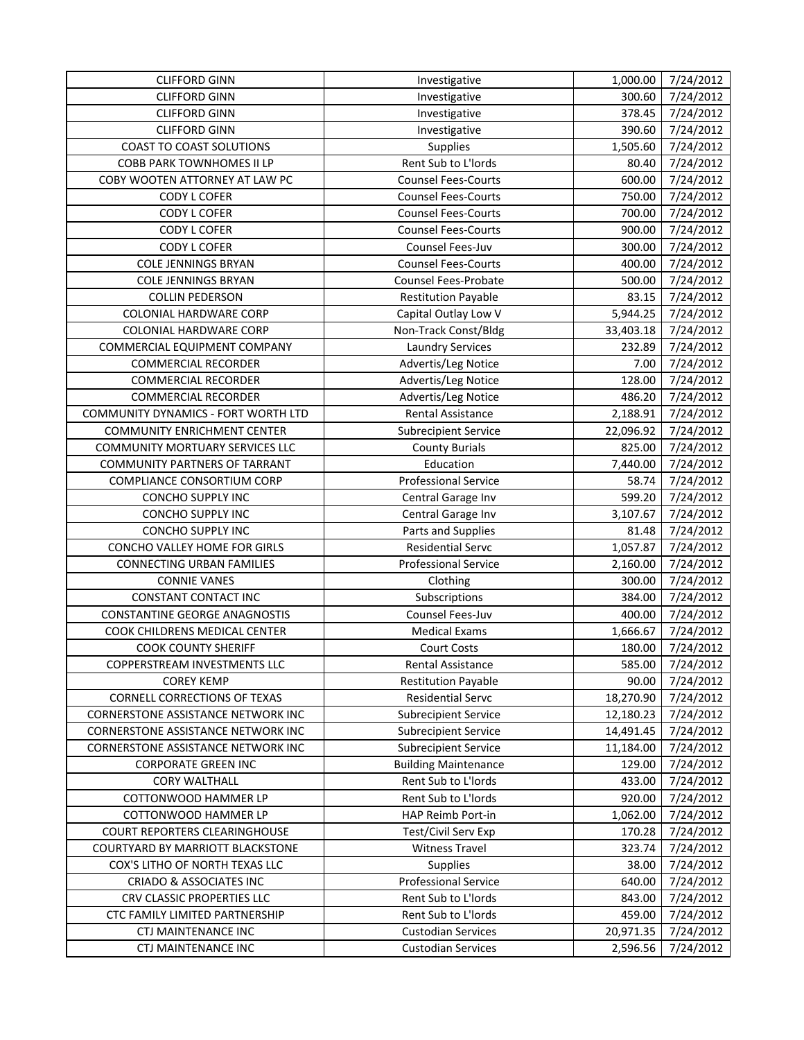| CLIFFORD GINN | Investigative | 1,000.00 | 7/24/2012 |
|---|---|---|---|
| CLIFFORD GINN | Investigative | 300.60 | 7/24/2012 |
| CLIFFORD GINN | Investigative | 378.45 | 7/24/2012 |
| CLIFFORD GINN | Investigative | 390.60 | 7/24/2012 |
| COAST TO COAST SOLUTIONS | Supplies | 1,505.60 | 7/24/2012 |
| COBB PARK TOWNHOMES II LP | Rent Sub to L'lords | 80.40 | 7/24/2012 |
| COBY WOOTEN ATTORNEY AT LAW PC | Counsel Fees-Courts | 600.00 | 7/24/2012 |
| CODY L COFER | Counsel Fees-Courts | 750.00 | 7/24/2012 |
| CODY L COFER | Counsel Fees-Courts | 700.00 | 7/24/2012 |
| CODY L COFER | Counsel Fees-Courts | 900.00 | 7/24/2012 |
| CODY L COFER | Counsel Fees-Juv | 300.00 | 7/24/2012 |
| COLE JENNINGS BRYAN | Counsel Fees-Courts | 400.00 | 7/24/2012 |
| COLE JENNINGS BRYAN | Counsel Fees-Probate | 500.00 | 7/24/2012 |
| COLLIN PEDERSON | Restitution Payable | 83.15 | 7/24/2012 |
| COLONIAL HARDWARE CORP | Capital Outlay Low V | 5,944.25 | 7/24/2012 |
| COLONIAL HARDWARE CORP | Non-Track Const/Bldg | 33,403.18 | 7/24/2012 |
| COMMERCIAL EQUIPMENT COMPANY | Laundry Services | 232.89 | 7/24/2012 |
| COMMERCIAL RECORDER | Advertis/Leg Notice | 7.00 | 7/24/2012 |
| COMMERCIAL RECORDER | Advertis/Leg Notice | 128.00 | 7/24/2012 |
| COMMERCIAL RECORDER | Advertis/Leg Notice | 486.20 | 7/24/2012 |
| COMMUNITY DYNAMICS - FORT WORTH LTD | Rental Assistance | 2,188.91 | 7/24/2012 |
| COMMUNITY ENRICHMENT CENTER | Subrecipient Service | 22,096.92 | 7/24/2012 |
| COMMUNITY MORTUARY SERVICES LLC | County Burials | 825.00 | 7/24/2012 |
| COMMUNITY PARTNERS OF TARRANT | Education | 7,440.00 | 7/24/2012 |
| COMPLIANCE CONSORTIUM CORP | Professional Service | 58.74 | 7/24/2012 |
| CONCHO SUPPLY INC | Central Garage Inv | 599.20 | 7/24/2012 |
| CONCHO SUPPLY INC | Central Garage Inv | 3,107.67 | 7/24/2012 |
| CONCHO SUPPLY INC | Parts and Supplies | 81.48 | 7/24/2012 |
| CONCHO VALLEY HOME FOR GIRLS | Residential Servc | 1,057.87 | 7/24/2012 |
| CONNECTING URBAN FAMILIES | Professional Service | 2,160.00 | 7/24/2012 |
| CONNIE VANES | Clothing | 300.00 | 7/24/2012 |
| CONSTANT CONTACT INC | Subscriptions | 384.00 | 7/24/2012 |
| CONSTANTINE GEORGE ANAGNOSTIS | Counsel Fees-Juv | 400.00 | 7/24/2012 |
| COOK CHILDRENS MEDICAL CENTER | Medical Exams | 1,666.67 | 7/24/2012 |
| COOK COUNTY SHERIFF | Court Costs | 180.00 | 7/24/2012 |
| COPPERSTREAM INVESTMENTS LLC | Rental Assistance | 585.00 | 7/24/2012 |
| COREY KEMP | Restitution Payable | 90.00 | 7/24/2012 |
| CORNELL CORRECTIONS OF TEXAS | Residential Servc | 18,270.90 | 7/24/2012 |
| CORNERSTONE ASSISTANCE NETWORK INC | Subrecipient Service | 12,180.23 | 7/24/2012 |
| CORNERSTONE ASSISTANCE NETWORK INC | Subrecipient Service | 14,491.45 | 7/24/2012 |
| CORNERSTONE ASSISTANCE NETWORK INC | Subrecipient Service | 11,184.00 | 7/24/2012 |
| CORPORATE GREEN INC | Building Maintenance | 129.00 | 7/24/2012 |
| CORY WALTHALL | Rent Sub to L'lords | 433.00 | 7/24/2012 |
| COTTONWOOD HAMMER LP | Rent Sub to L'lords | 920.00 | 7/24/2012 |
| COTTONWOOD HAMMER LP | HAP Reimb Port-in | 1,062.00 | 7/24/2012 |
| COURT REPORTERS CLEARINGHOUSE | Test/Civil Serv Exp | 170.28 | 7/24/2012 |
| COURTYARD BY MARRIOTT BLACKSTONE | Witness Travel | 323.74 | 7/24/2012 |
| COX'S LITHO OF NORTH TEXAS LLC | Supplies | 38.00 | 7/24/2012 |
| CRIADO & ASSOCIATES INC | Professional Service | 640.00 | 7/24/2012 |
| CRV CLASSIC PROPERTIES LLC | Rent Sub to L'lords | 843.00 | 7/24/2012 |
| CTC FAMILY LIMITED PARTNERSHIP | Rent Sub to L'lords | 459.00 | 7/24/2012 |
| CTJ MAINTENANCE INC | Custodian Services | 20,971.35 | 7/24/2012 |
| CTJ MAINTENANCE INC | Custodian Services | 2,596.56 | 7/24/2012 |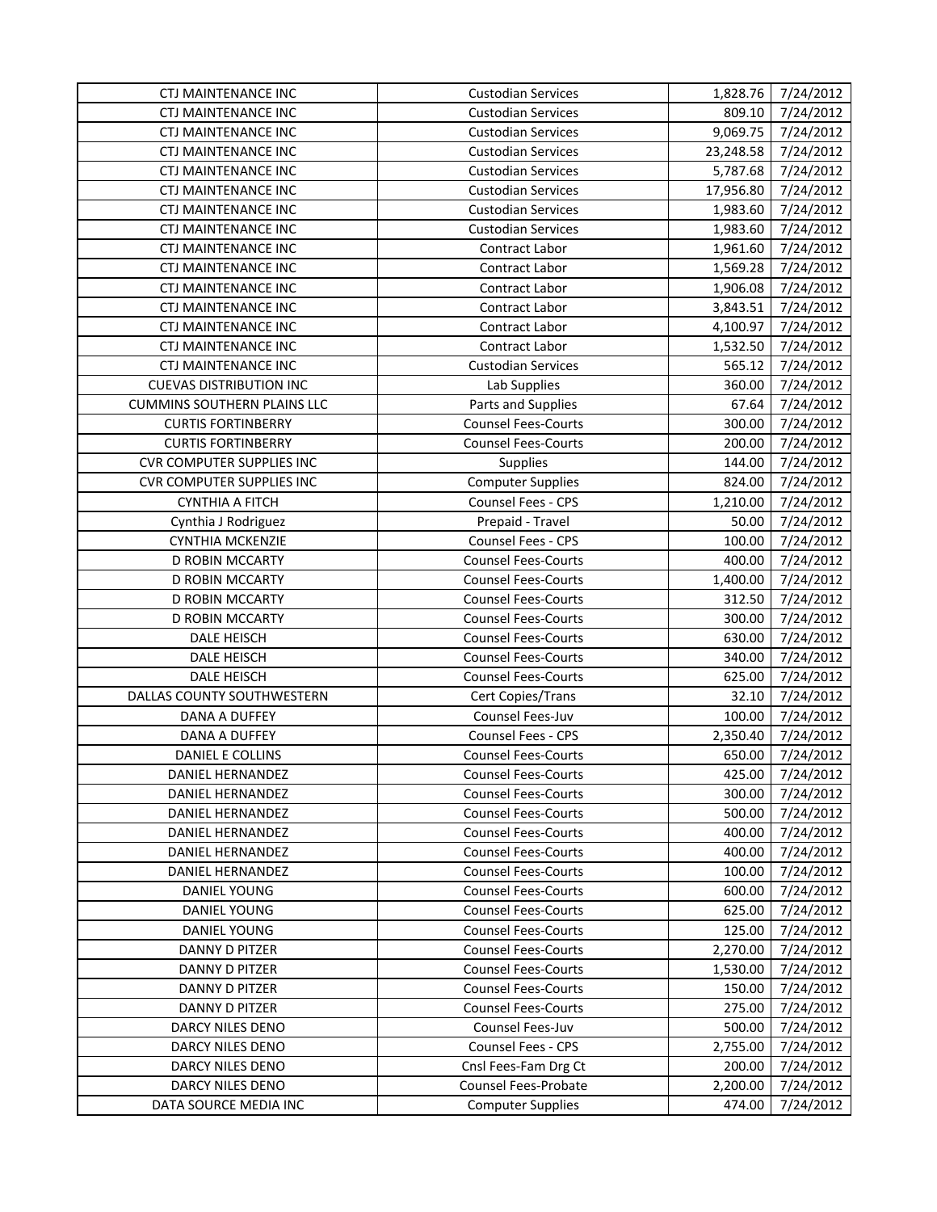| CTJ MAINTENANCE INC | Custodian Services | 1,828.76 | 7/24/2012 |
|---|---|---|---|
| CTJ MAINTENANCE INC | Custodian Services | 809.10 | 7/24/2012 |
| CTJ MAINTENANCE INC | Custodian Services | 9,069.75 | 7/24/2012 |
| CTJ MAINTENANCE INC | Custodian Services | 23,248.58 | 7/24/2012 |
| CTJ MAINTENANCE INC | Custodian Services | 5,787.68 | 7/24/2012 |
| CTJ MAINTENANCE INC | Custodian Services | 17,956.80 | 7/24/2012 |
| CTJ MAINTENANCE INC | Custodian Services | 1,983.60 | 7/24/2012 |
| CTJ MAINTENANCE INC | Custodian Services | 1,983.60 | 7/24/2012 |
| CTJ MAINTENANCE INC | Contract Labor | 1,961.60 | 7/24/2012 |
| CTJ MAINTENANCE INC | Contract Labor | 1,569.28 | 7/24/2012 |
| CTJ MAINTENANCE INC | Contract Labor | 1,906.08 | 7/24/2012 |
| CTJ MAINTENANCE INC | Contract Labor | 3,843.51 | 7/24/2012 |
| CTJ MAINTENANCE INC | Contract Labor | 4,100.97 | 7/24/2012 |
| CTJ MAINTENANCE INC | Contract Labor | 1,532.50 | 7/24/2012 |
| CTJ MAINTENANCE INC | Custodian Services | 565.12 | 7/24/2012 |
| CUEVAS DISTRIBUTION INC | Lab Supplies | 360.00 | 7/24/2012 |
| CUMMINS SOUTHERN PLAINS LLC | Parts and Supplies | 67.64 | 7/24/2012 |
| CURTIS FORTINBERRY | Counsel Fees-Courts | 300.00 | 7/24/2012 |
| CURTIS FORTINBERRY | Counsel Fees-Courts | 200.00 | 7/24/2012 |
| CVR COMPUTER SUPPLIES INC | Supplies | 144.00 | 7/24/2012 |
| CVR COMPUTER SUPPLIES INC | Computer Supplies | 824.00 | 7/24/2012 |
| CYNTHIA A FITCH | Counsel Fees - CPS | 1,210.00 | 7/24/2012 |
| Cynthia J Rodriguez | Prepaid - Travel | 50.00 | 7/24/2012 |
| CYNTHIA MCKENZIE | Counsel Fees - CPS | 100.00 | 7/24/2012 |
| D ROBIN MCCARTY | Counsel Fees-Courts | 400.00 | 7/24/2012 |
| D ROBIN MCCARTY | Counsel Fees-Courts | 1,400.00 | 7/24/2012 |
| D ROBIN MCCARTY | Counsel Fees-Courts | 312.50 | 7/24/2012 |
| D ROBIN MCCARTY | Counsel Fees-Courts | 300.00 | 7/24/2012 |
| DALE HEISCH | Counsel Fees-Courts | 630.00 | 7/24/2012 |
| DALE HEISCH | Counsel Fees-Courts | 340.00 | 7/24/2012 |
| DALE HEISCH | Counsel Fees-Courts | 625.00 | 7/24/2012 |
| DALLAS COUNTY SOUTHWESTERN | Cert Copies/Trans | 32.10 | 7/24/2012 |
| DANA A DUFFEY | Counsel Fees-Juv | 100.00 | 7/24/2012 |
| DANA A DUFFEY | Counsel Fees - CPS | 2,350.40 | 7/24/2012 |
| DANIEL E COLLINS | Counsel Fees-Courts | 650.00 | 7/24/2012 |
| DANIEL HERNANDEZ | Counsel Fees-Courts | 425.00 | 7/24/2012 |
| DANIEL HERNANDEZ | Counsel Fees-Courts | 300.00 | 7/24/2012 |
| DANIEL HERNANDEZ | Counsel Fees-Courts | 500.00 | 7/24/2012 |
| DANIEL HERNANDEZ | Counsel Fees-Courts | 400.00 | 7/24/2012 |
| DANIEL HERNANDEZ | Counsel Fees-Courts | 400.00 | 7/24/2012 |
| DANIEL HERNANDEZ | Counsel Fees-Courts | 100.00 | 7/24/2012 |
| DANIEL YOUNG | Counsel Fees-Courts | 600.00 | 7/24/2012 |
| DANIEL YOUNG | Counsel Fees-Courts | 625.00 | 7/24/2012 |
| DANIEL YOUNG | Counsel Fees-Courts | 125.00 | 7/24/2012 |
| DANNY D PITZER | Counsel Fees-Courts | 2,270.00 | 7/24/2012 |
| DANNY D PITZER | Counsel Fees-Courts | 1,530.00 | 7/24/2012 |
| DANNY D PITZER | Counsel Fees-Courts | 150.00 | 7/24/2012 |
| DANNY D PITZER | Counsel Fees-Courts | 275.00 | 7/24/2012 |
| DARCY NILES DENO | Counsel Fees-Juv | 500.00 | 7/24/2012 |
| DARCY NILES DENO | Counsel Fees - CPS | 2,755.00 | 7/24/2012 |
| DARCY NILES DENO | Cnsl Fees-Fam Drg Ct | 200.00 | 7/24/2012 |
| DARCY NILES DENO | Counsel Fees-Probate | 2,200.00 | 7/24/2012 |
| DATA SOURCE MEDIA INC | Computer Supplies | 474.00 | 7/24/2012 |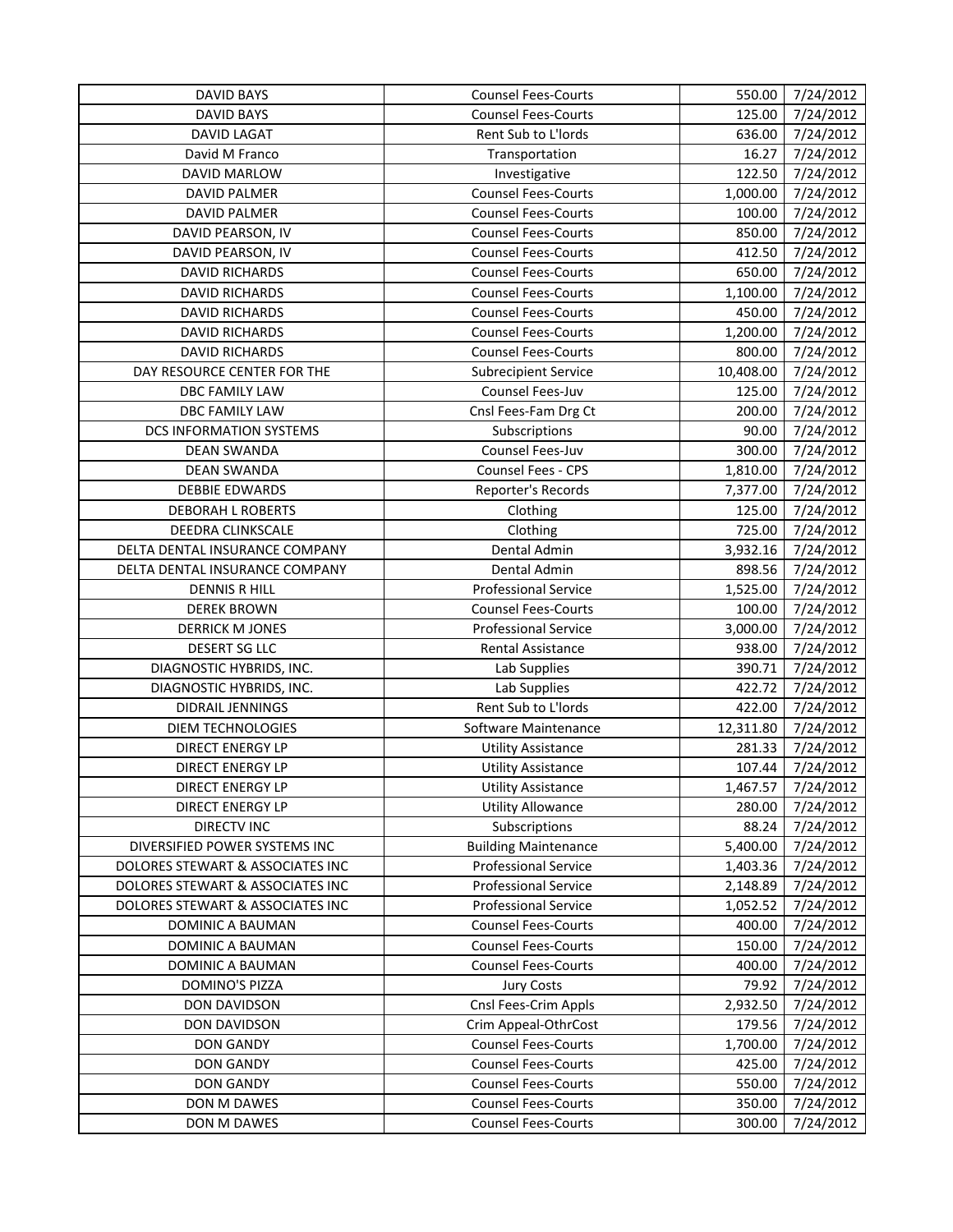| DAVID BAYS | Counsel Fees-Courts | 550.00 | 7/24/2012 |
|---|---|---|---|
| DAVID BAYS | Counsel Fees-Courts | 125.00 | 7/24/2012 |
| DAVID LAGAT | Rent Sub to L'lords | 636.00 | 7/24/2012 |
| David M Franco | Transportation | 16.27 | 7/24/2012 |
| DAVID MARLOW | Investigative | 122.50 | 7/24/2012 |
| DAVID PALMER | Counsel Fees-Courts | 1,000.00 | 7/24/2012 |
| DAVID PALMER | Counsel Fees-Courts | 100.00 | 7/24/2012 |
| DAVID PEARSON, IV | Counsel Fees-Courts | 850.00 | 7/24/2012 |
| DAVID PEARSON, IV | Counsel Fees-Courts | 412.50 | 7/24/2012 |
| DAVID RICHARDS | Counsel Fees-Courts | 650.00 | 7/24/2012 |
| DAVID RICHARDS | Counsel Fees-Courts | 1,100.00 | 7/24/2012 |
| DAVID RICHARDS | Counsel Fees-Courts | 450.00 | 7/24/2012 |
| DAVID RICHARDS | Counsel Fees-Courts | 1,200.00 | 7/24/2012 |
| DAVID RICHARDS | Counsel Fees-Courts | 800.00 | 7/24/2012 |
| DAY RESOURCE CENTER FOR THE | Subrecipient Service | 10,408.00 | 7/24/2012 |
| DBC FAMILY LAW | Counsel Fees-Juv | 125.00 | 7/24/2012 |
| DBC FAMILY LAW | Cnsl Fees-Fam Drg Ct | 200.00 | 7/24/2012 |
| DCS INFORMATION SYSTEMS | Subscriptions | 90.00 | 7/24/2012 |
| DEAN SWANDA | Counsel Fees-Juv | 300.00 | 7/24/2012 |
| DEAN SWANDA | Counsel Fees - CPS | 1,810.00 | 7/24/2012 |
| DEBBIE EDWARDS | Reporter's Records | 7,377.00 | 7/24/2012 |
| DEBORAH L ROBERTS | Clothing | 125.00 | 7/24/2012 |
| DEEDRA CLINKSCALE | Clothing | 725.00 | 7/24/2012 |
| DELTA DENTAL INSURANCE COMPANY | Dental Admin | 3,932.16 | 7/24/2012 |
| DELTA DENTAL INSURANCE COMPANY | Dental Admin | 898.56 | 7/24/2012 |
| DENNIS R HILL | Professional Service | 1,525.00 | 7/24/2012 |
| DEREK BROWN | Counsel Fees-Courts | 100.00 | 7/24/2012 |
| DERRICK M JONES | Professional Service | 3,000.00 | 7/24/2012 |
| DESERT SG LLC | Rental Assistance | 938.00 | 7/24/2012 |
| DIAGNOSTIC HYBRIDS, INC. | Lab Supplies | 390.71 | 7/24/2012 |
| DIAGNOSTIC HYBRIDS, INC. | Lab Supplies | 422.72 | 7/24/2012 |
| DIDRAIL JENNINGS | Rent Sub to L'lords | 422.00 | 7/24/2012 |
| DIEM TECHNOLOGIES | Software Maintenance | 12,311.80 | 7/24/2012 |
| DIRECT ENERGY LP | Utility Assistance | 281.33 | 7/24/2012 |
| DIRECT ENERGY LP | Utility Assistance | 107.44 | 7/24/2012 |
| DIRECT ENERGY LP | Utility Assistance | 1,467.57 | 7/24/2012 |
| DIRECT ENERGY LP | Utility Allowance | 280.00 | 7/24/2012 |
| DIRECTV INC | Subscriptions | 88.24 | 7/24/2012 |
| DIVERSIFIED POWER SYSTEMS INC | Building Maintenance | 5,400.00 | 7/24/2012 |
| DOLORES STEWART & ASSOCIATES INC | Professional Service | 1,403.36 | 7/24/2012 |
| DOLORES STEWART & ASSOCIATES INC | Professional Service | 2,148.89 | 7/24/2012 |
| DOLORES STEWART & ASSOCIATES INC | Professional Service | 1,052.52 | 7/24/2012 |
| DOMINIC A BAUMAN | Counsel Fees-Courts | 400.00 | 7/24/2012 |
| DOMINIC A BAUMAN | Counsel Fees-Courts | 150.00 | 7/24/2012 |
| DOMINIC A BAUMAN | Counsel Fees-Courts | 400.00 | 7/24/2012 |
| DOMINO'S PIZZA | Jury Costs | 79.92 | 7/24/2012 |
| DON DAVIDSON | Cnsl Fees-Crim Appls | 2,932.50 | 7/24/2012 |
| DON DAVIDSON | Crim Appeal-OthrCost | 179.56 | 7/24/2012 |
| DON GANDY | Counsel Fees-Courts | 1,700.00 | 7/24/2012 |
| DON GANDY | Counsel Fees-Courts | 425.00 | 7/24/2012 |
| DON GANDY | Counsel Fees-Courts | 550.00 | 7/24/2012 |
| DON M DAWES | Counsel Fees-Courts | 350.00 | 7/24/2012 |
| DON M DAWES | Counsel Fees-Courts | 300.00 | 7/24/2012 |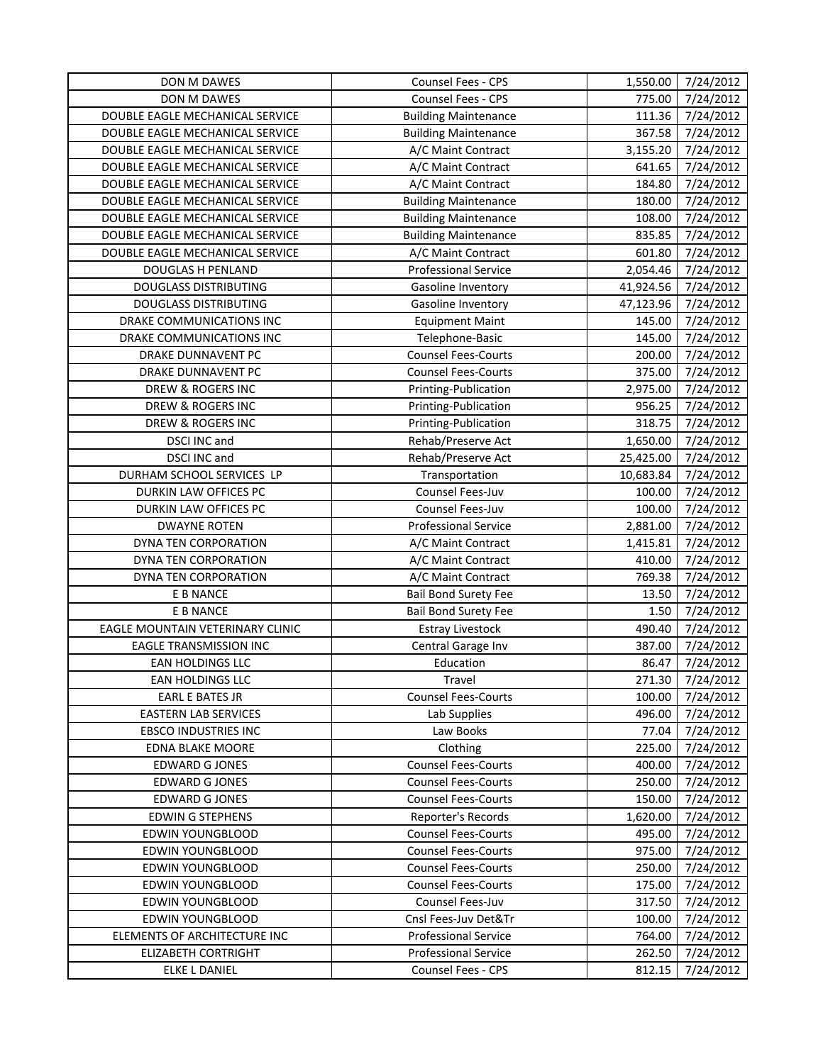| | | | |
|---|---|---|---|
| DON M DAWES | Counsel Fees - CPS | 1,550.00 | 7/24/2012 |
| DON M DAWES | Counsel Fees - CPS | 775.00 | 7/24/2012 |
| DOUBLE EAGLE MECHANICAL SERVICE | Building Maintenance | 111.36 | 7/24/2012 |
| DOUBLE EAGLE MECHANICAL SERVICE | Building Maintenance | 367.58 | 7/24/2012 |
| DOUBLE EAGLE MECHANICAL SERVICE | A/C Maint Contract | 3,155.20 | 7/24/2012 |
| DOUBLE EAGLE MECHANICAL SERVICE | A/C Maint Contract | 641.65 | 7/24/2012 |
| DOUBLE EAGLE MECHANICAL SERVICE | A/C Maint Contract | 184.80 | 7/24/2012 |
| DOUBLE EAGLE MECHANICAL SERVICE | Building Maintenance | 180.00 | 7/24/2012 |
| DOUBLE EAGLE MECHANICAL SERVICE | Building Maintenance | 108.00 | 7/24/2012 |
| DOUBLE EAGLE MECHANICAL SERVICE | Building Maintenance | 835.85 | 7/24/2012 |
| DOUBLE EAGLE MECHANICAL SERVICE | A/C Maint Contract | 601.80 | 7/24/2012 |
| DOUGLAS H PENLAND | Professional Service | 2,054.46 | 7/24/2012 |
| DOUGLASS DISTRIBUTING | Gasoline Inventory | 41,924.56 | 7/24/2012 |
| DOUGLASS DISTRIBUTING | Gasoline Inventory | 47,123.96 | 7/24/2012 |
| DRAKE COMMUNICATIONS INC | Equipment Maint | 145.00 | 7/24/2012 |
| DRAKE COMMUNICATIONS INC | Telephone-Basic | 145.00 | 7/24/2012 |
| DRAKE DUNNAVENT PC | Counsel Fees-Courts | 200.00 | 7/24/2012 |
| DRAKE DUNNAVENT PC | Counsel Fees-Courts | 375.00 | 7/24/2012 |
| DREW & ROGERS INC | Printing-Publication | 2,975.00 | 7/24/2012 |
| DREW & ROGERS INC | Printing-Publication | 956.25 | 7/24/2012 |
| DREW & ROGERS INC | Printing-Publication | 318.75 | 7/24/2012 |
| DSCI INC and | Rehab/Preserve Act | 1,650.00 | 7/24/2012 |
| DSCI INC and | Rehab/Preserve Act | 25,425.00 | 7/24/2012 |
| DURHAM SCHOOL SERVICES LP | Transportation | 10,683.84 | 7/24/2012 |
| DURKIN LAW OFFICES PC | Counsel Fees-Juv | 100.00 | 7/24/2012 |
| DURKIN LAW OFFICES PC | Counsel Fees-Juv | 100.00 | 7/24/2012 |
| DWAYNE ROTEN | Professional Service | 2,881.00 | 7/24/2012 |
| DYNA TEN CORPORATION | A/C Maint Contract | 1,415.81 | 7/24/2012 |
| DYNA TEN CORPORATION | A/C Maint Contract | 410.00 | 7/24/2012 |
| DYNA TEN CORPORATION | A/C Maint Contract | 769.38 | 7/24/2012 |
| E B NANCE | Bail Bond Surety Fee | 13.50 | 7/24/2012 |
| E B NANCE | Bail Bond Surety Fee | 1.50 | 7/24/2012 |
| EAGLE MOUNTAIN VETERINARY CLINIC | Estray Livestock | 490.40 | 7/24/2012 |
| EAGLE TRANSMISSION INC | Central Garage Inv | 387.00 | 7/24/2012 |
| EAN HOLDINGS LLC | Education | 86.47 | 7/24/2012 |
| EAN HOLDINGS LLC | Travel | 271.30 | 7/24/2012 |
| EARL E BATES JR | Counsel Fees-Courts | 100.00 | 7/24/2012 |
| EASTERN LAB SERVICES | Lab Supplies | 496.00 | 7/24/2012 |
| EBSCO INDUSTRIES INC | Law Books | 77.04 | 7/24/2012 |
| EDNA BLAKE MOORE | Clothing | 225.00 | 7/24/2012 |
| EDWARD G JONES | Counsel Fees-Courts | 400.00 | 7/24/2012 |
| EDWARD G JONES | Counsel Fees-Courts | 250.00 | 7/24/2012 |
| EDWARD G JONES | Counsel Fees-Courts | 150.00 | 7/24/2012 |
| EDWIN G STEPHENS | Reporter's Records | 1,620.00 | 7/24/2012 |
| EDWIN YOUNGBLOOD | Counsel Fees-Courts | 495.00 | 7/24/2012 |
| EDWIN YOUNGBLOOD | Counsel Fees-Courts | 975.00 | 7/24/2012 |
| EDWIN YOUNGBLOOD | Counsel Fees-Courts | 250.00 | 7/24/2012 |
| EDWIN YOUNGBLOOD | Counsel Fees-Courts | 175.00 | 7/24/2012 |
| EDWIN YOUNGBLOOD | Counsel Fees-Juv | 317.50 | 7/24/2012 |
| EDWIN YOUNGBLOOD | Cnsl Fees-Juv Det&Tr | 100.00 | 7/24/2012 |
| ELEMENTS OF ARCHITECTURE INC | Professional Service | 764.00 | 7/24/2012 |
| ELIZABETH CORTRIGHT | Professional Service | 262.50 | 7/24/2012 |
| ELKE L DANIEL | Counsel Fees - CPS | 812.15 | 7/24/2012 |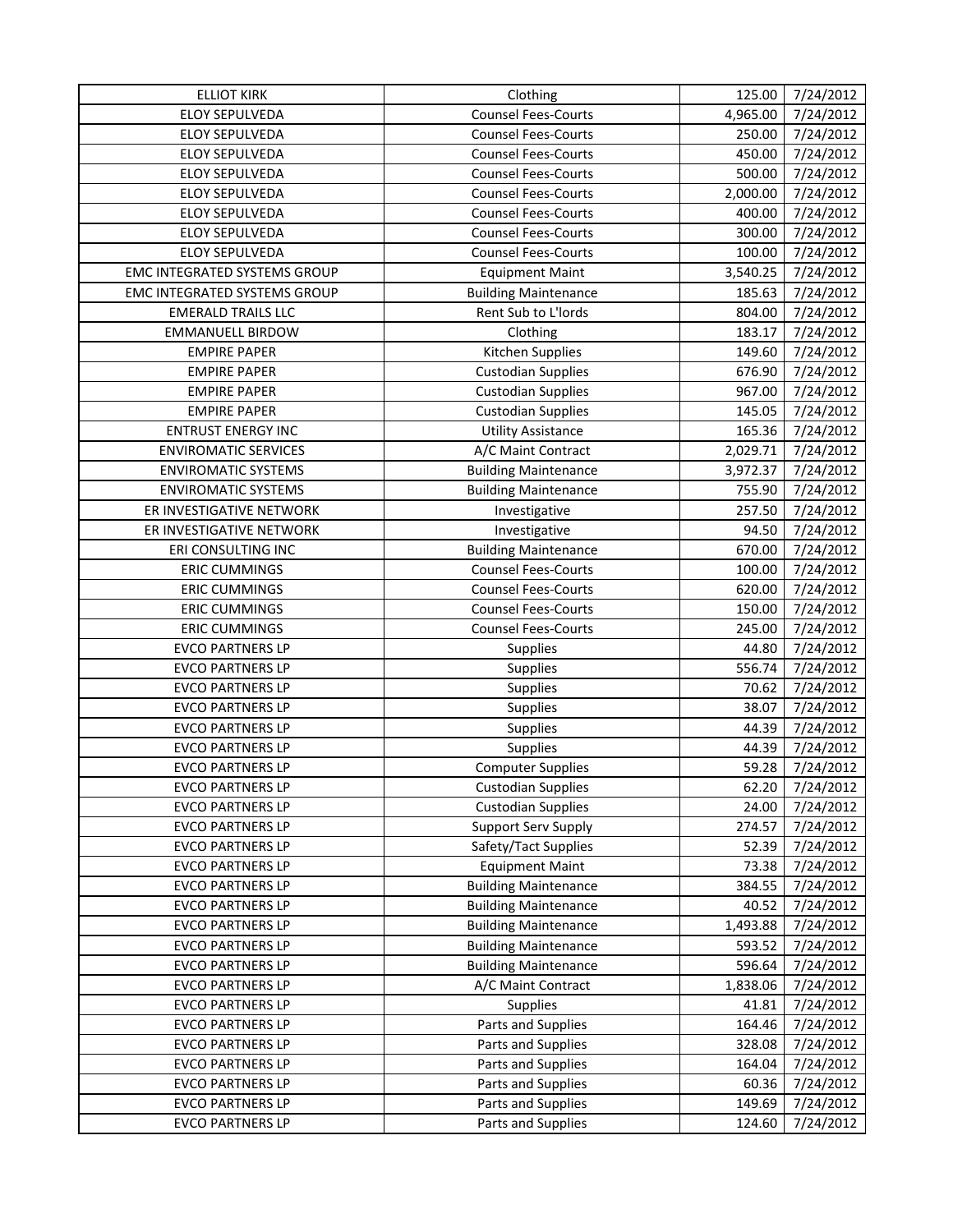| ELLIOT KIRK | Clothing | 125.00 | 7/24/2012 |
|---|---|---|---|
| ELOY SEPULVEDA | Counsel Fees-Courts | 4,965.00 | 7/24/2012 |
| ELOY SEPULVEDA | Counsel Fees-Courts | 250.00 | 7/24/2012 |
| ELOY SEPULVEDA | Counsel Fees-Courts | 450.00 | 7/24/2012 |
| ELOY SEPULVEDA | Counsel Fees-Courts | 500.00 | 7/24/2012 |
| ELOY SEPULVEDA | Counsel Fees-Courts | 2,000.00 | 7/24/2012 |
| ELOY SEPULVEDA | Counsel Fees-Courts | 400.00 | 7/24/2012 |
| ELOY SEPULVEDA | Counsel Fees-Courts | 300.00 | 7/24/2012 |
| ELOY SEPULVEDA | Counsel Fees-Courts | 100.00 | 7/24/2012 |
| EMC INTEGRATED SYSTEMS GROUP | Equipment Maint | 3,540.25 | 7/24/2012 |
| EMC INTEGRATED SYSTEMS GROUP | Building Maintenance | 185.63 | 7/24/2012 |
| EMERALD TRAILS LLC | Rent Sub to L'lords | 804.00 | 7/24/2012 |
| EMMANUELL BIRDOW | Clothing | 183.17 | 7/24/2012 |
| EMPIRE PAPER | Kitchen Supplies | 149.60 | 7/24/2012 |
| EMPIRE PAPER | Custodian Supplies | 676.90 | 7/24/2012 |
| EMPIRE PAPER | Custodian Supplies | 967.00 | 7/24/2012 |
| EMPIRE PAPER | Custodian Supplies | 145.05 | 7/24/2012 |
| ENTRUST ENERGY INC | Utility Assistance | 165.36 | 7/24/2012 |
| ENVIROMATIC SERVICES | A/C Maint Contract | 2,029.71 | 7/24/2012 |
| ENVIROMATIC SYSTEMS | Building Maintenance | 3,972.37 | 7/24/2012 |
| ENVIROMATIC SYSTEMS | Building Maintenance | 755.90 | 7/24/2012 |
| ER INVESTIGATIVE NETWORK | Investigative | 257.50 | 7/24/2012 |
| ER INVESTIGATIVE NETWORK | Investigative | 94.50 | 7/24/2012 |
| ERI CONSULTING INC | Building Maintenance | 670.00 | 7/24/2012 |
| ERIC CUMMINGS | Counsel Fees-Courts | 100.00 | 7/24/2012 |
| ERIC CUMMINGS | Counsel Fees-Courts | 620.00 | 7/24/2012 |
| ERIC CUMMINGS | Counsel Fees-Courts | 150.00 | 7/24/2012 |
| ERIC CUMMINGS | Counsel Fees-Courts | 245.00 | 7/24/2012 |
| EVCO PARTNERS LP | Supplies | 44.80 | 7/24/2012 |
| EVCO PARTNERS LP | Supplies | 556.74 | 7/24/2012 |
| EVCO PARTNERS LP | Supplies | 70.62 | 7/24/2012 |
| EVCO PARTNERS LP | Supplies | 38.07 | 7/24/2012 |
| EVCO PARTNERS LP | Supplies | 44.39 | 7/24/2012 |
| EVCO PARTNERS LP | Supplies | 44.39 | 7/24/2012 |
| EVCO PARTNERS LP | Computer Supplies | 59.28 | 7/24/2012 |
| EVCO PARTNERS LP | Custodian Supplies | 62.20 | 7/24/2012 |
| EVCO PARTNERS LP | Custodian Supplies | 24.00 | 7/24/2012 |
| EVCO PARTNERS LP | Support Serv Supply | 274.57 | 7/24/2012 |
| EVCO PARTNERS LP | Safety/Tact Supplies | 52.39 | 7/24/2012 |
| EVCO PARTNERS LP | Equipment Maint | 73.38 | 7/24/2012 |
| EVCO PARTNERS LP | Building Maintenance | 384.55 | 7/24/2012 |
| EVCO PARTNERS LP | Building Maintenance | 40.52 | 7/24/2012 |
| EVCO PARTNERS LP | Building Maintenance | 1,493.88 | 7/24/2012 |
| EVCO PARTNERS LP | Building Maintenance | 593.52 | 7/24/2012 |
| EVCO PARTNERS LP | Building Maintenance | 596.64 | 7/24/2012 |
| EVCO PARTNERS LP | A/C Maint Contract | 1,838.06 | 7/24/2012 |
| EVCO PARTNERS LP | Supplies | 41.81 | 7/24/2012 |
| EVCO PARTNERS LP | Parts and Supplies | 164.46 | 7/24/2012 |
| EVCO PARTNERS LP | Parts and Supplies | 328.08 | 7/24/2012 |
| EVCO PARTNERS LP | Parts and Supplies | 164.04 | 7/24/2012 |
| EVCO PARTNERS LP | Parts and Supplies | 60.36 | 7/24/2012 |
| EVCO PARTNERS LP | Parts and Supplies | 149.69 | 7/24/2012 |
| EVCO PARTNERS LP | Parts and Supplies | 124.60 | 7/24/2012 |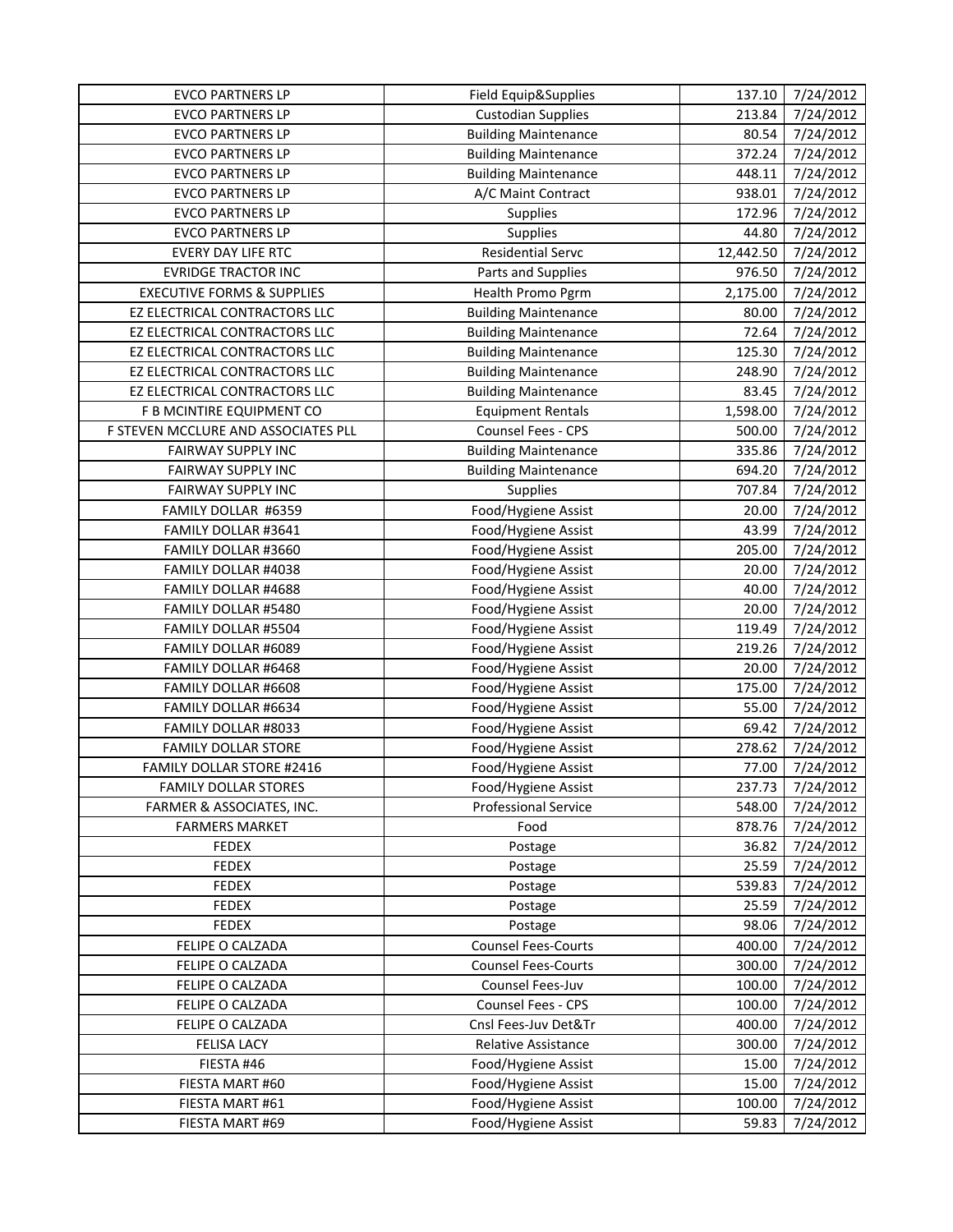| | | | |
|---|---|---|---|
| EVCO PARTNERS LP | Field Equip&Supplies | 137.10 | 7/24/2012 |
| EVCO PARTNERS LP | Custodian Supplies | 213.84 | 7/24/2012 |
| EVCO PARTNERS LP | Building Maintenance | 80.54 | 7/24/2012 |
| EVCO PARTNERS LP | Building Maintenance | 372.24 | 7/24/2012 |
| EVCO PARTNERS LP | Building Maintenance | 448.11 | 7/24/2012 |
| EVCO PARTNERS LP | A/C Maint Contract | 938.01 | 7/24/2012 |
| EVCO PARTNERS LP | Supplies | 172.96 | 7/24/2012 |
| EVCO PARTNERS LP | Supplies | 44.80 | 7/24/2012 |
| EVERY DAY LIFE RTC | Residential Servc | 12,442.50 | 7/24/2012 |
| EVRIDGE TRACTOR INC | Parts and Supplies | 976.50 | 7/24/2012 |
| EXECUTIVE FORMS & SUPPLIES | Health Promo Pgrm | 2,175.00 | 7/24/2012 |
| EZ ELECTRICAL CONTRACTORS LLC | Building Maintenance | 80.00 | 7/24/2012 |
| EZ ELECTRICAL CONTRACTORS LLC | Building Maintenance | 72.64 | 7/24/2012 |
| EZ ELECTRICAL CONTRACTORS LLC | Building Maintenance | 125.30 | 7/24/2012 |
| EZ ELECTRICAL CONTRACTORS LLC | Building Maintenance | 248.90 | 7/24/2012 |
| EZ ELECTRICAL CONTRACTORS LLC | Building Maintenance | 83.45 | 7/24/2012 |
| F B MCINTIRE EQUIPMENT CO | Equipment Rentals | 1,598.00 | 7/24/2012 |
| F STEVEN MCCLURE AND ASSOCIATES PLL | Counsel Fees - CPS | 500.00 | 7/24/2012 |
| FAIRWAY SUPPLY INC | Building Maintenance | 335.86 | 7/24/2012 |
| FAIRWAY SUPPLY INC | Building Maintenance | 694.20 | 7/24/2012 |
| FAIRWAY SUPPLY INC | Supplies | 707.84 | 7/24/2012 |
| FAMILY DOLLAR #6359 | Food/Hygiene Assist | 20.00 | 7/24/2012 |
| FAMILY DOLLAR #3641 | Food/Hygiene Assist | 43.99 | 7/24/2012 |
| FAMILY DOLLAR #3660 | Food/Hygiene Assist | 205.00 | 7/24/2012 |
| FAMILY DOLLAR #4038 | Food/Hygiene Assist | 20.00 | 7/24/2012 |
| FAMILY DOLLAR #4688 | Food/Hygiene Assist | 40.00 | 7/24/2012 |
| FAMILY DOLLAR #5480 | Food/Hygiene Assist | 20.00 | 7/24/2012 |
| FAMILY DOLLAR #5504 | Food/Hygiene Assist | 119.49 | 7/24/2012 |
| FAMILY DOLLAR #6089 | Food/Hygiene Assist | 219.26 | 7/24/2012 |
| FAMILY DOLLAR #6468 | Food/Hygiene Assist | 20.00 | 7/24/2012 |
| FAMILY DOLLAR #6608 | Food/Hygiene Assist | 175.00 | 7/24/2012 |
| FAMILY DOLLAR #6634 | Food/Hygiene Assist | 55.00 | 7/24/2012 |
| FAMILY DOLLAR #8033 | Food/Hygiene Assist | 69.42 | 7/24/2012 |
| FAMILY DOLLAR STORE | Food/Hygiene Assist | 278.62 | 7/24/2012 |
| FAMILY DOLLAR STORE #2416 | Food/Hygiene Assist | 77.00 | 7/24/2012 |
| FAMILY DOLLAR STORES | Food/Hygiene Assist | 237.73 | 7/24/2012 |
| FARMER & ASSOCIATES, INC. | Professional Service | 548.00 | 7/24/2012 |
| FARMERS MARKET | Food | 878.76 | 7/24/2012 |
| FEDEX | Postage | 36.82 | 7/24/2012 |
| FEDEX | Postage | 25.59 | 7/24/2012 |
| FEDEX | Postage | 539.83 | 7/24/2012 |
| FEDEX | Postage | 25.59 | 7/24/2012 |
| FEDEX | Postage | 98.06 | 7/24/2012 |
| FELIPE O CALZADA | Counsel Fees-Courts | 400.00 | 7/24/2012 |
| FELIPE O CALZADA | Counsel Fees-Courts | 300.00 | 7/24/2012 |
| FELIPE O CALZADA | Counsel Fees-Juv | 100.00 | 7/24/2012 |
| FELIPE O CALZADA | Counsel Fees - CPS | 100.00 | 7/24/2012 |
| FELIPE O CALZADA | Cnsl Fees-Juv Det&Tr | 400.00 | 7/24/2012 |
| FELISA LACY | Relative Assistance | 300.00 | 7/24/2012 |
| FIESTA #46 | Food/Hygiene Assist | 15.00 | 7/24/2012 |
| FIESTA MART #60 | Food/Hygiene Assist | 15.00 | 7/24/2012 |
| FIESTA MART #61 | Food/Hygiene Assist | 100.00 | 7/24/2012 |
| FIESTA MART #69 | Food/Hygiene Assist | 59.83 | 7/24/2012 |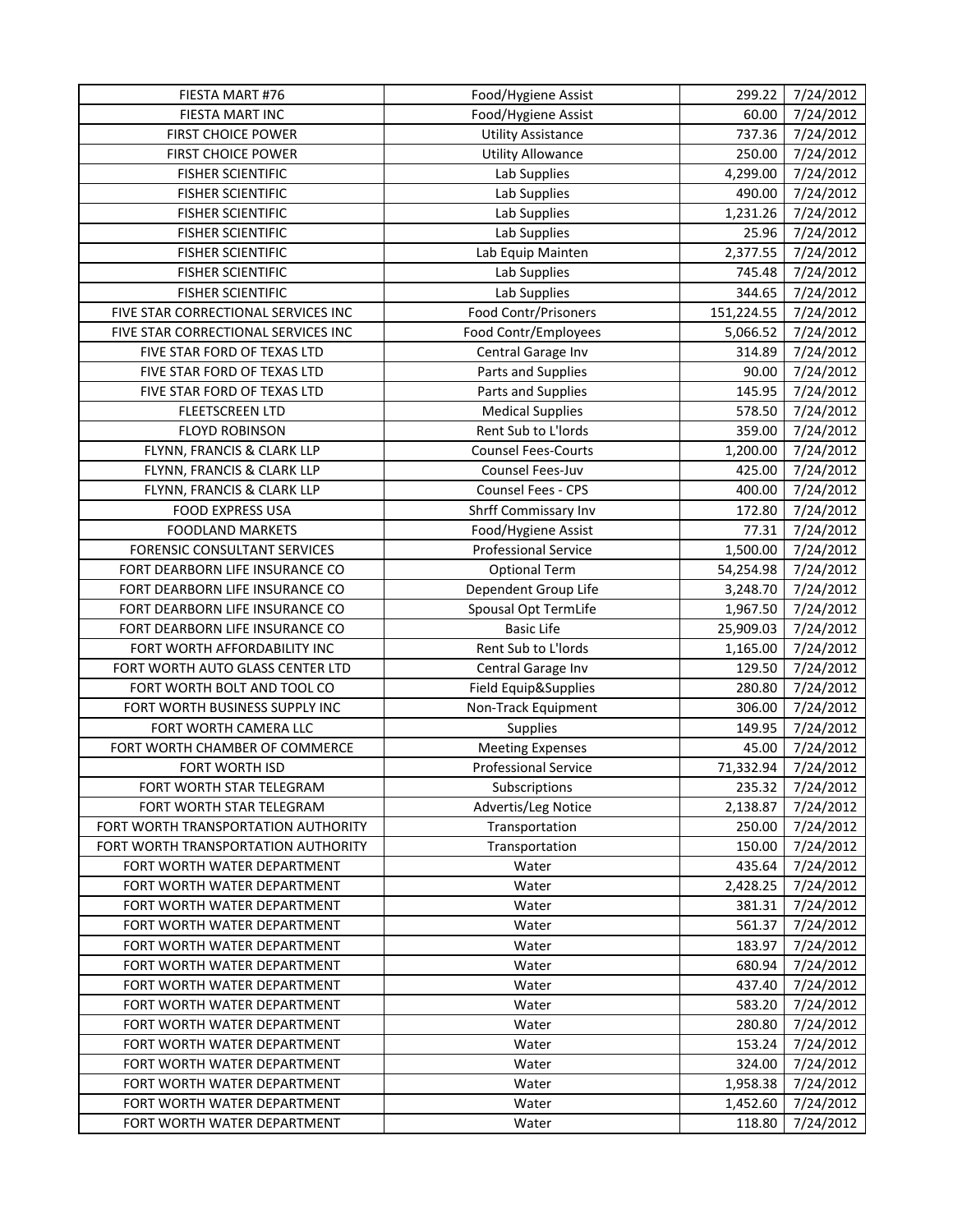| | | | |
|---|---|---|---|
| FIESTA MART #76 | Food/Hygiene Assist | 299.22 | 7/24/2012 |
| FIESTA MART INC | Food/Hygiene Assist | 60.00 | 7/24/2012 |
| FIRST CHOICE POWER | Utility Assistance | 737.36 | 7/24/2012 |
| FIRST CHOICE POWER | Utility Allowance | 250.00 | 7/24/2012 |
| FISHER SCIENTIFIC | Lab Supplies | 4,299.00 | 7/24/2012 |
| FISHER SCIENTIFIC | Lab Supplies | 490.00 | 7/24/2012 |
| FISHER SCIENTIFIC | Lab Supplies | 1,231.26 | 7/24/2012 |
| FISHER SCIENTIFIC | Lab Supplies | 25.96 | 7/24/2012 |
| FISHER SCIENTIFIC | Lab Equip Mainten | 2,377.55 | 7/24/2012 |
| FISHER SCIENTIFIC | Lab Supplies | 745.48 | 7/24/2012 |
| FISHER SCIENTIFIC | Lab Supplies | 344.65 | 7/24/2012 |
| FIVE STAR CORRECTIONAL SERVICES INC | Food Contr/Prisoners | 151,224.55 | 7/24/2012 |
| FIVE STAR CORRECTIONAL SERVICES INC | Food Contr/Employees | 5,066.52 | 7/24/2012 |
| FIVE STAR FORD OF TEXAS LTD | Central Garage Inv | 314.89 | 7/24/2012 |
| FIVE STAR FORD OF TEXAS LTD | Parts and Supplies | 90.00 | 7/24/2012 |
| FIVE STAR FORD OF TEXAS LTD | Parts and Supplies | 145.95 | 7/24/2012 |
| FLEETSCREEN LTD | Medical Supplies | 578.50 | 7/24/2012 |
| FLOYD ROBINSON | Rent Sub to L'lords | 359.00 | 7/24/2012 |
| FLYNN, FRANCIS & CLARK LLP | Counsel Fees-Courts | 1,200.00 | 7/24/2012 |
| FLYNN, FRANCIS & CLARK LLP | Counsel Fees-Juv | 425.00 | 7/24/2012 |
| FLYNN, FRANCIS & CLARK LLP | Counsel Fees - CPS | 400.00 | 7/24/2012 |
| FOOD EXPRESS USA | Shrff Commissary Inv | 172.80 | 7/24/2012 |
| FOODLAND MARKETS | Food/Hygiene Assist | 77.31 | 7/24/2012 |
| FORENSIC CONSULTANT SERVICES | Professional Service | 1,500.00 | 7/24/2012 |
| FORT DEARBORN LIFE INSURANCE CO | Optional Term | 54,254.98 | 7/24/2012 |
| FORT DEARBORN LIFE INSURANCE CO | Dependent Group Life | 3,248.70 | 7/24/2012 |
| FORT DEARBORN LIFE INSURANCE CO | Spousal Opt TermLife | 1,967.50 | 7/24/2012 |
| FORT DEARBORN LIFE INSURANCE CO | Basic Life | 25,909.03 | 7/24/2012 |
| FORT WORTH AFFORDABILITY INC | Rent Sub to L'lords | 1,165.00 | 7/24/2012 |
| FORT WORTH AUTO GLASS CENTER LTD | Central Garage Inv | 129.50 | 7/24/2012 |
| FORT WORTH BOLT AND TOOL CO | Field Equip&Supplies | 280.80 | 7/24/2012 |
| FORT WORTH BUSINESS SUPPLY INC | Non-Track Equipment | 306.00 | 7/24/2012 |
| FORT WORTH CAMERA LLC | Supplies | 149.95 | 7/24/2012 |
| FORT WORTH CHAMBER OF COMMERCE | Meeting Expenses | 45.00 | 7/24/2012 |
| FORT WORTH ISD | Professional Service | 71,332.94 | 7/24/2012 |
| FORT WORTH STAR TELEGRAM | Subscriptions | 235.32 | 7/24/2012 |
| FORT WORTH STAR TELEGRAM | Advertis/Leg Notice | 2,138.87 | 7/24/2012 |
| FORT WORTH TRANSPORTATION AUTHORITY | Transportation | 250.00 | 7/24/2012 |
| FORT WORTH TRANSPORTATION AUTHORITY | Transportation | 150.00 | 7/24/2012 |
| FORT WORTH WATER DEPARTMENT | Water | 435.64 | 7/24/2012 |
| FORT WORTH WATER DEPARTMENT | Water | 2,428.25 | 7/24/2012 |
| FORT WORTH WATER DEPARTMENT | Water | 381.31 | 7/24/2012 |
| FORT WORTH WATER DEPARTMENT | Water | 561.37 | 7/24/2012 |
| FORT WORTH WATER DEPARTMENT | Water | 183.97 | 7/24/2012 |
| FORT WORTH WATER DEPARTMENT | Water | 680.94 | 7/24/2012 |
| FORT WORTH WATER DEPARTMENT | Water | 437.40 | 7/24/2012 |
| FORT WORTH WATER DEPARTMENT | Water | 583.20 | 7/24/2012 |
| FORT WORTH WATER DEPARTMENT | Water | 280.80 | 7/24/2012 |
| FORT WORTH WATER DEPARTMENT | Water | 153.24 | 7/24/2012 |
| FORT WORTH WATER DEPARTMENT | Water | 324.00 | 7/24/2012 |
| FORT WORTH WATER DEPARTMENT | Water | 1,958.38 | 7/24/2012 |
| FORT WORTH WATER DEPARTMENT | Water | 1,452.60 | 7/24/2012 |
| FORT WORTH WATER DEPARTMENT | Water | 118.80 | 7/24/2012 |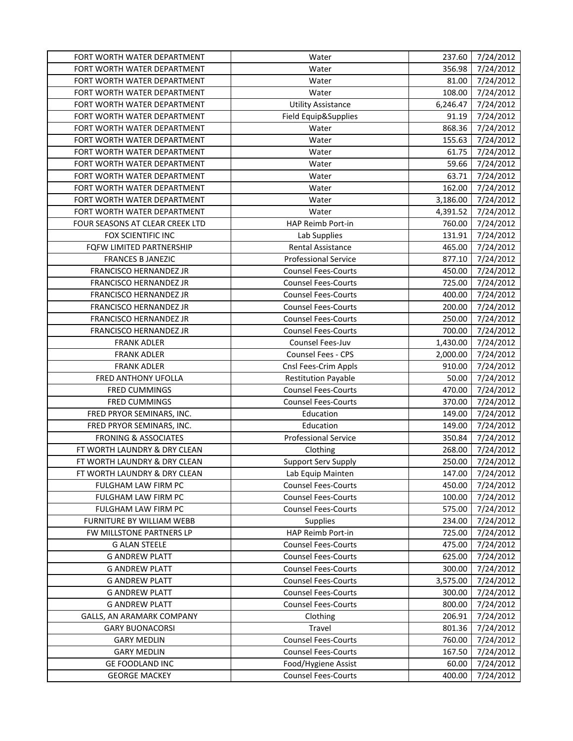| | | | |
|---|---|---|---|
| FORT WORTH WATER DEPARTMENT | Water | 237.60 | 7/24/2012 |
| FORT WORTH WATER DEPARTMENT | Water | 356.98 | 7/24/2012 |
| FORT WORTH WATER DEPARTMENT | Water | 81.00 | 7/24/2012 |
| FORT WORTH WATER DEPARTMENT | Water | 108.00 | 7/24/2012 |
| FORT WORTH WATER DEPARTMENT | Utility Assistance | 6,246.47 | 7/24/2012 |
| FORT WORTH WATER DEPARTMENT | Field Equip&Supplies | 91.19 | 7/24/2012 |
| FORT WORTH WATER DEPARTMENT | Water | 868.36 | 7/24/2012 |
| FORT WORTH WATER DEPARTMENT | Water | 155.63 | 7/24/2012 |
| FORT WORTH WATER DEPARTMENT | Water | 61.75 | 7/24/2012 |
| FORT WORTH WATER DEPARTMENT | Water | 59.66 | 7/24/2012 |
| FORT WORTH WATER DEPARTMENT | Water | 63.71 | 7/24/2012 |
| FORT WORTH WATER DEPARTMENT | Water | 162.00 | 7/24/2012 |
| FORT WORTH WATER DEPARTMENT | Water | 3,186.00 | 7/24/2012 |
| FORT WORTH WATER DEPARTMENT | Water | 4,391.52 | 7/24/2012 |
| FOUR SEASONS AT CLEAR CREEK LTD | HAP Reimb Port-in | 760.00 | 7/24/2012 |
| FOX SCIENTIFIC INC | Lab Supplies | 131.91 | 7/24/2012 |
| FQFW LIMITED PARTNERSHIP | Rental Assistance | 465.00 | 7/24/2012 |
| FRANCES B JANEZIC | Professional Service | 877.10 | 7/24/2012 |
| FRANCISCO HERNANDEZ JR | Counsel Fees-Courts | 450.00 | 7/24/2012 |
| FRANCISCO HERNANDEZ JR | Counsel Fees-Courts | 725.00 | 7/24/2012 |
| FRANCISCO HERNANDEZ JR | Counsel Fees-Courts | 400.00 | 7/24/2012 |
| FRANCISCO HERNANDEZ JR | Counsel Fees-Courts | 200.00 | 7/24/2012 |
| FRANCISCO HERNANDEZ JR | Counsel Fees-Courts | 250.00 | 7/24/2012 |
| FRANCISCO HERNANDEZ JR | Counsel Fees-Courts | 700.00 | 7/24/2012 |
| FRANK ADLER | Counsel Fees-Juv | 1,430.00 | 7/24/2012 |
| FRANK ADLER | Counsel Fees - CPS | 2,000.00 | 7/24/2012 |
| FRANK ADLER | Cnsl Fees-Crim Appls | 910.00 | 7/24/2012 |
| FRED ANTHONY UFOLLA | Restitution Payable | 50.00 | 7/24/2012 |
| FRED CUMMINGS | Counsel Fees-Courts | 470.00 | 7/24/2012 |
| FRED CUMMINGS | Counsel Fees-Courts | 370.00 | 7/24/2012 |
| FRED PRYOR SEMINARS, INC. | Education | 149.00 | 7/24/2012 |
| FRED PRYOR SEMINARS, INC. | Education | 149.00 | 7/24/2012 |
| FRONING & ASSOCIATES | Professional Service | 350.84 | 7/24/2012 |
| FT WORTH LAUNDRY & DRY CLEAN | Clothing | 268.00 | 7/24/2012 |
| FT WORTH LAUNDRY & DRY CLEAN | Support Serv Supply | 250.00 | 7/24/2012 |
| FT WORTH LAUNDRY & DRY CLEAN | Lab Equip Mainten | 147.00 | 7/24/2012 |
| FULGHAM LAW FIRM PC | Counsel Fees-Courts | 450.00 | 7/24/2012 |
| FULGHAM LAW FIRM PC | Counsel Fees-Courts | 100.00 | 7/24/2012 |
| FULGHAM LAW FIRM PC | Counsel Fees-Courts | 575.00 | 7/24/2012 |
| FURNITURE BY WILLIAM WEBB | Supplies | 234.00 | 7/24/2012 |
| FW MILLSTONE PARTNERS LP | HAP Reimb Port-in | 725.00 | 7/24/2012 |
| G ALAN STEELE | Counsel Fees-Courts | 475.00 | 7/24/2012 |
| G ANDREW PLATT | Counsel Fees-Courts | 625.00 | 7/24/2012 |
| G ANDREW PLATT | Counsel Fees-Courts | 300.00 | 7/24/2012 |
| G ANDREW PLATT | Counsel Fees-Courts | 3,575.00 | 7/24/2012 |
| G ANDREW PLATT | Counsel Fees-Courts | 300.00 | 7/24/2012 |
| G ANDREW PLATT | Counsel Fees-Courts | 800.00 | 7/24/2012 |
| GALLS, AN ARAMARK COMPANY | Clothing | 206.91 | 7/24/2012 |
| GARY BUONACORSI | Travel | 801.36 | 7/24/2012 |
| GARY MEDLIN | Counsel Fees-Courts | 760.00 | 7/24/2012 |
| GARY MEDLIN | Counsel Fees-Courts | 167.50 | 7/24/2012 |
| GE FOODLAND INC | Food/Hygiene Assist | 60.00 | 7/24/2012 |
| GEORGE MACKEY | Counsel Fees-Courts | 400.00 | 7/24/2012 |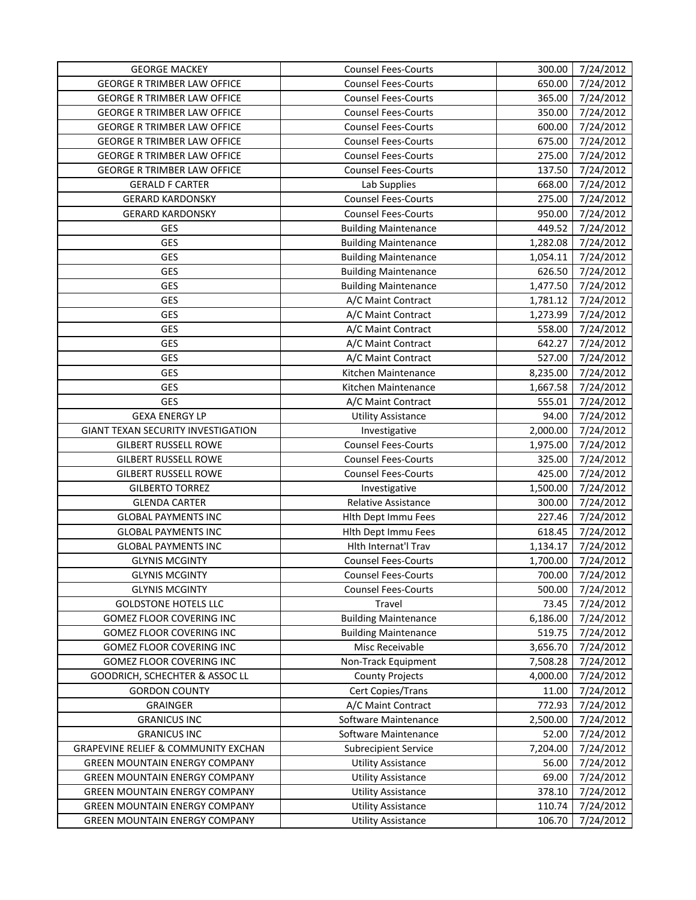| GEORGE MACKEY | Counsel Fees-Courts | 300.00 | 7/24/2012 |
|---|---|---|---|
| GEORGE R TRIMBER LAW OFFICE | Counsel Fees-Courts | 650.00 | 7/24/2012 |
| GEORGE R TRIMBER LAW OFFICE | Counsel Fees-Courts | 365.00 | 7/24/2012 |
| GEORGE R TRIMBER LAW OFFICE | Counsel Fees-Courts | 350.00 | 7/24/2012 |
| GEORGE R TRIMBER LAW OFFICE | Counsel Fees-Courts | 600.00 | 7/24/2012 |
| GEORGE R TRIMBER LAW OFFICE | Counsel Fees-Courts | 675.00 | 7/24/2012 |
| GEORGE R TRIMBER LAW OFFICE | Counsel Fees-Courts | 275.00 | 7/24/2012 |
| GEORGE R TRIMBER LAW OFFICE | Counsel Fees-Courts | 137.50 | 7/24/2012 |
| GERALD F CARTER | Lab Supplies | 668.00 | 7/24/2012 |
| GERARD KARDONSKY | Counsel Fees-Courts | 275.00 | 7/24/2012 |
| GERARD KARDONSKY | Counsel Fees-Courts | 950.00 | 7/24/2012 |
| GES | Building Maintenance | 449.52 | 7/24/2012 |
| GES | Building Maintenance | 1,282.08 | 7/24/2012 |
| GES | Building Maintenance | 1,054.11 | 7/24/2012 |
| GES | Building Maintenance | 626.50 | 7/24/2012 |
| GES | Building Maintenance | 1,477.50 | 7/24/2012 |
| GES | A/C Maint Contract | 1,781.12 | 7/24/2012 |
| GES | A/C Maint Contract | 1,273.99 | 7/24/2012 |
| GES | A/C Maint Contract | 558.00 | 7/24/2012 |
| GES | A/C Maint Contract | 642.27 | 7/24/2012 |
| GES | A/C Maint Contract | 527.00 | 7/24/2012 |
| GES | Kitchen Maintenance | 8,235.00 | 7/24/2012 |
| GES | Kitchen Maintenance | 1,667.58 | 7/24/2012 |
| GES | A/C Maint Contract | 555.01 | 7/24/2012 |
| GEXA ENERGY LP | Utility Assistance | 94.00 | 7/24/2012 |
| GIANT TEXAN SECURITY INVESTIGATION | Investigative | 2,000.00 | 7/24/2012 |
| GILBERT RUSSELL ROWE | Counsel Fees-Courts | 1,975.00 | 7/24/2012 |
| GILBERT RUSSELL ROWE | Counsel Fees-Courts | 325.00 | 7/24/2012 |
| GILBERT RUSSELL ROWE | Counsel Fees-Courts | 425.00 | 7/24/2012 |
| GILBERTO TORREZ | Investigative | 1,500.00 | 7/24/2012 |
| GLENDA CARTER | Relative Assistance | 300.00 | 7/24/2012 |
| GLOBAL PAYMENTS INC | Hlth Dept Immu Fees | 227.46 | 7/24/2012 |
| GLOBAL PAYMENTS INC | Hlth Dept Immu Fees | 618.45 | 7/24/2012 |
| GLOBAL PAYMENTS INC | Hlth Internat'l Trav | 1,134.17 | 7/24/2012 |
| GLYNIS MCGINTY | Counsel Fees-Courts | 1,700.00 | 7/24/2012 |
| GLYNIS MCGINTY | Counsel Fees-Courts | 700.00 | 7/24/2012 |
| GLYNIS MCGINTY | Counsel Fees-Courts | 500.00 | 7/24/2012 |
| GOLDSTONE HOTELS LLC | Travel | 73.45 | 7/24/2012 |
| GOMEZ FLOOR COVERING INC | Building Maintenance | 6,186.00 | 7/24/2012 |
| GOMEZ FLOOR COVERING INC | Building Maintenance | 519.75 | 7/24/2012 |
| GOMEZ FLOOR COVERING INC | Misc Receivable | 3,656.70 | 7/24/2012 |
| GOMEZ FLOOR COVERING INC | Non-Track Equipment | 7,508.28 | 7/24/2012 |
| GOODRICH, SCHECHTER & ASSOC LL | County Projects | 4,000.00 | 7/24/2012 |
| GORDON COUNTY | Cert Copies/Trans | 11.00 | 7/24/2012 |
| GRAINGER | A/C Maint Contract | 772.93 | 7/24/2012 |
| GRANICUS INC | Software Maintenance | 2,500.00 | 7/24/2012 |
| GRANICUS INC | Software Maintenance | 52.00 | 7/24/2012 |
| GRAPEVINE RELIEF & COMMUNITY EXCHAN | Subrecipient Service | 7,204.00 | 7/24/2012 |
| GREEN MOUNTAIN ENERGY COMPANY | Utility Assistance | 56.00 | 7/24/2012 |
| GREEN MOUNTAIN ENERGY COMPANY | Utility Assistance | 69.00 | 7/24/2012 |
| GREEN MOUNTAIN ENERGY COMPANY | Utility Assistance | 378.10 | 7/24/2012 |
| GREEN MOUNTAIN ENERGY COMPANY | Utility Assistance | 110.74 | 7/24/2012 |
| GREEN MOUNTAIN ENERGY COMPANY | Utility Assistance | 106.70 | 7/24/2012 |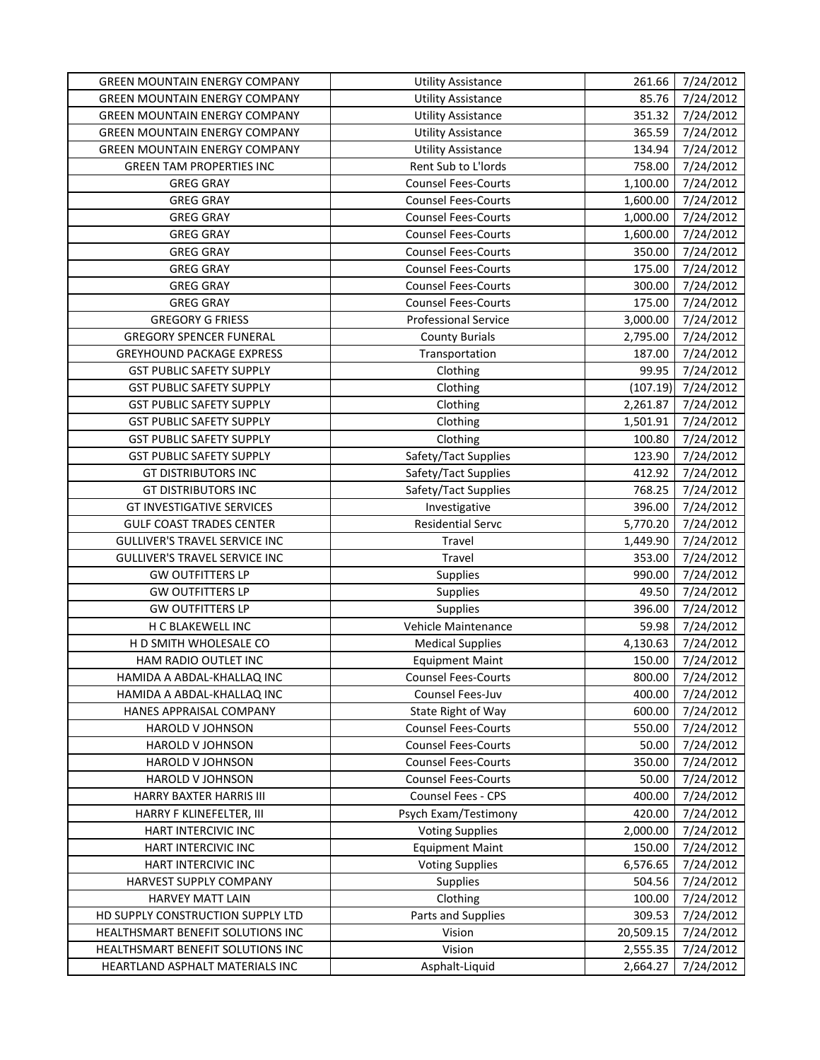| GREEN MOUNTAIN ENERGY COMPANY | Utility Assistance | 261.66 | 7/24/2012 |
|---|---|---|---|
| GREEN MOUNTAIN ENERGY COMPANY | Utility Assistance | 85.76 | 7/24/2012 |
| GREEN MOUNTAIN ENERGY COMPANY | Utility Assistance | 351.32 | 7/24/2012 |
| GREEN MOUNTAIN ENERGY COMPANY | Utility Assistance | 365.59 | 7/24/2012 |
| GREEN MOUNTAIN ENERGY COMPANY | Utility Assistance | 134.94 | 7/24/2012 |
| GREEN TAM PROPERTIES INC | Rent Sub to L'lords | 758.00 | 7/24/2012 |
| GREG GRAY | Counsel Fees-Courts | 1,100.00 | 7/24/2012 |
| GREG GRAY | Counsel Fees-Courts | 1,600.00 | 7/24/2012 |
| GREG GRAY | Counsel Fees-Courts | 1,000.00 | 7/24/2012 |
| GREG GRAY | Counsel Fees-Courts | 1,600.00 | 7/24/2012 |
| GREG GRAY | Counsel Fees-Courts | 350.00 | 7/24/2012 |
| GREG GRAY | Counsel Fees-Courts | 175.00 | 7/24/2012 |
| GREG GRAY | Counsel Fees-Courts | 300.00 | 7/24/2012 |
| GREG GRAY | Counsel Fees-Courts | 175.00 | 7/24/2012 |
| GREGORY G FRIESS | Professional Service | 3,000.00 | 7/24/2012 |
| GREGORY SPENCER FUNERAL | County Burials | 2,795.00 | 7/24/2012 |
| GREYHOUND PACKAGE EXPRESS | Transportation | 187.00 | 7/24/2012 |
| GST PUBLIC SAFETY SUPPLY | Clothing | 99.95 | 7/24/2012 |
| GST PUBLIC SAFETY SUPPLY | Clothing | (107.19) | 7/24/2012 |
| GST PUBLIC SAFETY SUPPLY | Clothing | 2,261.87 | 7/24/2012 |
| GST PUBLIC SAFETY SUPPLY | Clothing | 1,501.91 | 7/24/2012 |
| GST PUBLIC SAFETY SUPPLY | Clothing | 100.80 | 7/24/2012 |
| GST PUBLIC SAFETY SUPPLY | Safety/Tact Supplies | 123.90 | 7/24/2012 |
| GT DISTRIBUTORS INC | Safety/Tact Supplies | 412.92 | 7/24/2012 |
| GT DISTRIBUTORS INC | Safety/Tact Supplies | 768.25 | 7/24/2012 |
| GT INVESTIGATIVE SERVICES | Investigative | 396.00 | 7/24/2012 |
| GULF COAST TRADES CENTER | Residential Servc | 5,770.20 | 7/24/2012 |
| GULLIVER'S TRAVEL SERVICE INC | Travel | 1,449.90 | 7/24/2012 |
| GULLIVER'S TRAVEL SERVICE INC | Travel | 353.00 | 7/24/2012 |
| GW OUTFITTERS LP | Supplies | 990.00 | 7/24/2012 |
| GW OUTFITTERS LP | Supplies | 49.50 | 7/24/2012 |
| GW OUTFITTERS LP | Supplies | 396.00 | 7/24/2012 |
| H C BLAKEWELL INC | Vehicle Maintenance | 59.98 | 7/24/2012 |
| H D SMITH WHOLESALE CO | Medical Supplies | 4,130.63 | 7/24/2012 |
| HAM RADIO OUTLET INC | Equipment Maint | 150.00 | 7/24/2012 |
| HAMIDA A ABDAL-KHALLAQ INC | Counsel Fees-Courts | 800.00 | 7/24/2012 |
| HAMIDA A ABDAL-KHALLAQ INC | Counsel Fees-Juv | 400.00 | 7/24/2012 |
| HANES APPRAISAL COMPANY | State Right of Way | 600.00 | 7/24/2012 |
| HAROLD V JOHNSON | Counsel Fees-Courts | 550.00 | 7/24/2012 |
| HAROLD V JOHNSON | Counsel Fees-Courts | 50.00 | 7/24/2012 |
| HAROLD V JOHNSON | Counsel Fees-Courts | 350.00 | 7/24/2012 |
| HAROLD V JOHNSON | Counsel Fees-Courts | 50.00 | 7/24/2012 |
| HARRY BAXTER HARRIS III | Counsel Fees - CPS | 400.00 | 7/24/2012 |
| HARRY F KLINEFELTER, III | Psych Exam/Testimony | 420.00 | 7/24/2012 |
| HART INTERCIVIC INC | Voting Supplies | 2,000.00 | 7/24/2012 |
| HART INTERCIVIC INC | Equipment Maint | 150.00 | 7/24/2012 |
| HART INTERCIVIC INC | Voting Supplies | 6,576.65 | 7/24/2012 |
| HARVEST SUPPLY COMPANY | Supplies | 504.56 | 7/24/2012 |
| HARVEY MATT LAIN | Clothing | 100.00 | 7/24/2012 |
| HD SUPPLY CONSTRUCTION SUPPLY LTD | Parts and Supplies | 309.53 | 7/24/2012 |
| HEALTHSMART BENEFIT SOLUTIONS INC | Vision | 20,509.15 | 7/24/2012 |
| HEALTHSMART BENEFIT SOLUTIONS INC | Vision | 2,555.35 | 7/24/2012 |
| HEARTLAND ASPHALT MATERIALS INC | Asphalt-Liquid | 2,664.27 | 7/24/2012 |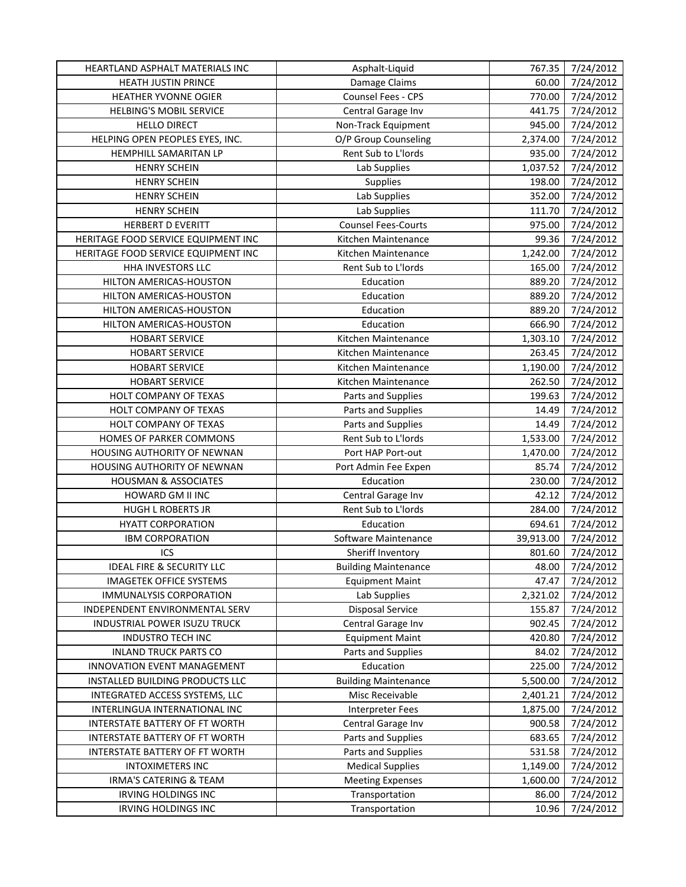| HEARTLAND ASPHALT MATERIALS INC | Asphalt-Liquid | 767.35 | 7/24/2012 |
|---|---|---|---|
| HEATH JUSTIN PRINCE | Damage Claims | 60.00 | 7/24/2012 |
| HEATHER YVONNE OGIER | Counsel Fees - CPS | 770.00 | 7/24/2012 |
| HELBING'S MOBIL SERVICE | Central Garage Inv | 441.75 | 7/24/2012 |
| HELLO DIRECT | Non-Track Equipment | 945.00 | 7/24/2012 |
| HELPING OPEN PEOPLES EYES, INC. | O/P Group Counseling | 2,374.00 | 7/24/2012 |
| HEMPHILL SAMARITAN LP | Rent Sub to L'lords | 935.00 | 7/24/2012 |
| HENRY SCHEIN | Lab Supplies | 1,037.52 | 7/24/2012 |
| HENRY SCHEIN | Supplies | 198.00 | 7/24/2012 |
| HENRY SCHEIN | Lab Supplies | 352.00 | 7/24/2012 |
| HENRY SCHEIN | Lab Supplies | 111.70 | 7/24/2012 |
| HERBERT D EVERITT | Counsel Fees-Courts | 975.00 | 7/24/2012 |
| HERITAGE FOOD SERVICE EQUIPMENT INC | Kitchen Maintenance | 99.36 | 7/24/2012 |
| HERITAGE FOOD SERVICE EQUIPMENT INC | Kitchen Maintenance | 1,242.00 | 7/24/2012 |
| HHA INVESTORS LLC | Rent Sub to L'lords | 165.00 | 7/24/2012 |
| HILTON AMERICAS-HOUSTON | Education | 889.20 | 7/24/2012 |
| HILTON AMERICAS-HOUSTON | Education | 889.20 | 7/24/2012 |
| HILTON AMERICAS-HOUSTON | Education | 889.20 | 7/24/2012 |
| HILTON AMERICAS-HOUSTON | Education | 666.90 | 7/24/2012 |
| HOBART SERVICE | Kitchen Maintenance | 1,303.10 | 7/24/2012 |
| HOBART SERVICE | Kitchen Maintenance | 263.45 | 7/24/2012 |
| HOBART SERVICE | Kitchen Maintenance | 1,190.00 | 7/24/2012 |
| HOBART SERVICE | Kitchen Maintenance | 262.50 | 7/24/2012 |
| HOLT COMPANY OF TEXAS | Parts and Supplies | 199.63 | 7/24/2012 |
| HOLT COMPANY OF TEXAS | Parts and Supplies | 14.49 | 7/24/2012 |
| HOLT COMPANY OF TEXAS | Parts and Supplies | 14.49 | 7/24/2012 |
| HOMES OF PARKER COMMONS | Rent Sub to L'lords | 1,533.00 | 7/24/2012 |
| HOUSING AUTHORITY OF NEWNAN | Port HAP Port-out | 1,470.00 | 7/24/2012 |
| HOUSING AUTHORITY OF NEWNAN | Port Admin Fee Expen | 85.74 | 7/24/2012 |
| HOUSMAN & ASSOCIATES | Education | 230.00 | 7/24/2012 |
| HOWARD GM II INC | Central Garage Inv | 42.12 | 7/24/2012 |
| HUGH L ROBERTS JR | Rent Sub to L'lords | 284.00 | 7/24/2012 |
| HYATT CORPORATION | Education | 694.61 | 7/24/2012 |
| IBM CORPORATION | Software Maintenance | 39,913.00 | 7/24/2012 |
| ICS | Sheriff Inventory | 801.60 | 7/24/2012 |
| IDEAL FIRE & SECURITY LLC | Building Maintenance | 48.00 | 7/24/2012 |
| IMAGETEK OFFICE SYSTEMS | Equipment Maint | 47.47 | 7/24/2012 |
| IMMUNALYSIS CORPORATION | Lab Supplies | 2,321.02 | 7/24/2012 |
| INDEPENDENT ENVIRONMENTAL SERV | Disposal Service | 155.87 | 7/24/2012 |
| INDUSTRIAL POWER ISUZU TRUCK | Central Garage Inv | 902.45 | 7/24/2012 |
| INDUSTRO TECH INC | Equipment Maint | 420.80 | 7/24/2012 |
| INLAND TRUCK PARTS CO | Parts and Supplies | 84.02 | 7/24/2012 |
| INNOVATION EVENT MANAGEMENT | Education | 225.00 | 7/24/2012 |
| INSTALLED BUILDING PRODUCTS LLC | Building Maintenance | 5,500.00 | 7/24/2012 |
| INTEGRATED ACCESS SYSTEMS, LLC | Misc Receivable | 2,401.21 | 7/24/2012 |
| INTERLINGUA INTERNATIONAL INC | Interpreter Fees | 1,875.00 | 7/24/2012 |
| INTERSTATE BATTERY OF FT WORTH | Central Garage Inv | 900.58 | 7/24/2012 |
| INTERSTATE BATTERY OF FT WORTH | Parts and Supplies | 683.65 | 7/24/2012 |
| INTERSTATE BATTERY OF FT WORTH | Parts and Supplies | 531.58 | 7/24/2012 |
| INTOXIMETERS INC | Medical Supplies | 1,149.00 | 7/24/2012 |
| IRMA'S CATERING & TEAM | Meeting Expenses | 1,600.00 | 7/24/2012 |
| IRVING HOLDINGS INC | Transportation | 86.00 | 7/24/2012 |
| IRVING HOLDINGS INC | Transportation | 10.96 | 7/24/2012 |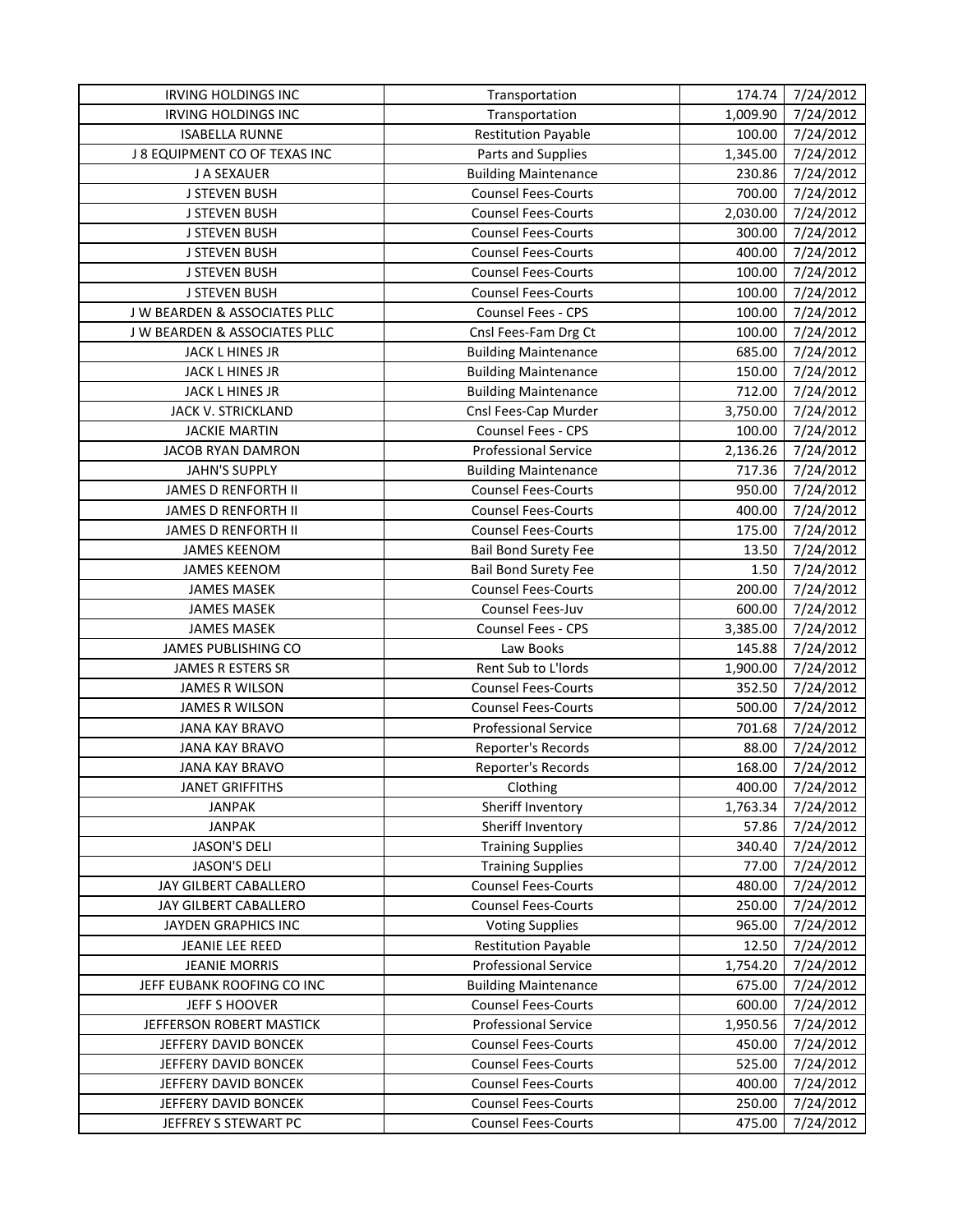| IRVING HOLDINGS INC | Transportation | 174.74 | 7/24/2012 |
|---|---|---|---|
| IRVING HOLDINGS INC | Transportation | 1,009.90 | 7/24/2012 |
| ISABELLA RUNNE | Restitution Payable | 100.00 | 7/24/2012 |
| J 8 EQUIPMENT CO OF TEXAS INC | Parts and Supplies | 1,345.00 | 7/24/2012 |
| J A SEXAUER | Building Maintenance | 230.86 | 7/24/2012 |
| J STEVEN BUSH | Counsel Fees-Courts | 700.00 | 7/24/2012 |
| J STEVEN BUSH | Counsel Fees-Courts | 2,030.00 | 7/24/2012 |
| J STEVEN BUSH | Counsel Fees-Courts | 300.00 | 7/24/2012 |
| J STEVEN BUSH | Counsel Fees-Courts | 400.00 | 7/24/2012 |
| J STEVEN BUSH | Counsel Fees-Courts | 100.00 | 7/24/2012 |
| J STEVEN BUSH | Counsel Fees-Courts | 100.00 | 7/24/2012 |
| J W BEARDEN & ASSOCIATES PLLC | Counsel Fees - CPS | 100.00 | 7/24/2012 |
| J W BEARDEN & ASSOCIATES PLLC | Cnsl Fees-Fam Drg Ct | 100.00 | 7/24/2012 |
| JACK L HINES JR | Building Maintenance | 685.00 | 7/24/2012 |
| JACK L HINES JR | Building Maintenance | 150.00 | 7/24/2012 |
| JACK L HINES JR | Building Maintenance | 712.00 | 7/24/2012 |
| JACK V. STRICKLAND | Cnsl Fees-Cap Murder | 3,750.00 | 7/24/2012 |
| JACKIE MARTIN | Counsel Fees - CPS | 100.00 | 7/24/2012 |
| JACOB RYAN DAMRON | Professional Service | 2,136.26 | 7/24/2012 |
| JAHN'S SUPPLY | Building Maintenance | 717.36 | 7/24/2012 |
| JAMES D RENFORTH II | Counsel Fees-Courts | 950.00 | 7/24/2012 |
| JAMES D RENFORTH II | Counsel Fees-Courts | 400.00 | 7/24/2012 |
| JAMES D RENFORTH II | Counsel Fees-Courts | 175.00 | 7/24/2012 |
| JAMES KEENOM | Bail Bond Surety Fee | 13.50 | 7/24/2012 |
| JAMES KEENOM | Bail Bond Surety Fee | 1.50 | 7/24/2012 |
| JAMES MASEK | Counsel Fees-Courts | 200.00 | 7/24/2012 |
| JAMES MASEK | Counsel Fees-Juv | 600.00 | 7/24/2012 |
| JAMES MASEK | Counsel Fees - CPS | 3,385.00 | 7/24/2012 |
| JAMES PUBLISHING CO | Law Books | 145.88 | 7/24/2012 |
| JAMES R ESTERS SR | Rent Sub to L'lords | 1,900.00 | 7/24/2012 |
| JAMES R WILSON | Counsel Fees-Courts | 352.50 | 7/24/2012 |
| JAMES R WILSON | Counsel Fees-Courts | 500.00 | 7/24/2012 |
| JANA KAY BRAVO | Professional Service | 701.68 | 7/24/2012 |
| JANA KAY BRAVO | Reporter's Records | 88.00 | 7/24/2012 |
| JANA KAY BRAVO | Reporter's Records | 168.00 | 7/24/2012 |
| JANET GRIFFITHS | Clothing | 400.00 | 7/24/2012 |
| JANPAK | Sheriff Inventory | 1,763.34 | 7/24/2012 |
| JANPAK | Sheriff Inventory | 57.86 | 7/24/2012 |
| JASON'S DELI | Training Supplies | 340.40 | 7/24/2012 |
| JASON'S DELI | Training Supplies | 77.00 | 7/24/2012 |
| JAY GILBERT CABALLERO | Counsel Fees-Courts | 480.00 | 7/24/2012 |
| JAY GILBERT CABALLERO | Counsel Fees-Courts | 250.00 | 7/24/2012 |
| JAYDEN GRAPHICS INC | Voting Supplies | 965.00 | 7/24/2012 |
| JEANIE LEE REED | Restitution Payable | 12.50 | 7/24/2012 |
| JEANIE MORRIS | Professional Service | 1,754.20 | 7/24/2012 |
| JEFF EUBANK ROOFING CO INC | Building Maintenance | 675.00 | 7/24/2012 |
| JEFF S HOOVER | Counsel Fees-Courts | 600.00 | 7/24/2012 |
| JEFFERSON ROBERT MASTICK | Professional Service | 1,950.56 | 7/24/2012 |
| JEFFERY DAVID BONCEK | Counsel Fees-Courts | 450.00 | 7/24/2012 |
| JEFFERY DAVID BONCEK | Counsel Fees-Courts | 525.00 | 7/24/2012 |
| JEFFERY DAVID BONCEK | Counsel Fees-Courts | 400.00 | 7/24/2012 |
| JEFFERY DAVID BONCEK | Counsel Fees-Courts | 250.00 | 7/24/2012 |
| JEFFREY S STEWART PC | Counsel Fees-Courts | 475.00 | 7/24/2012 |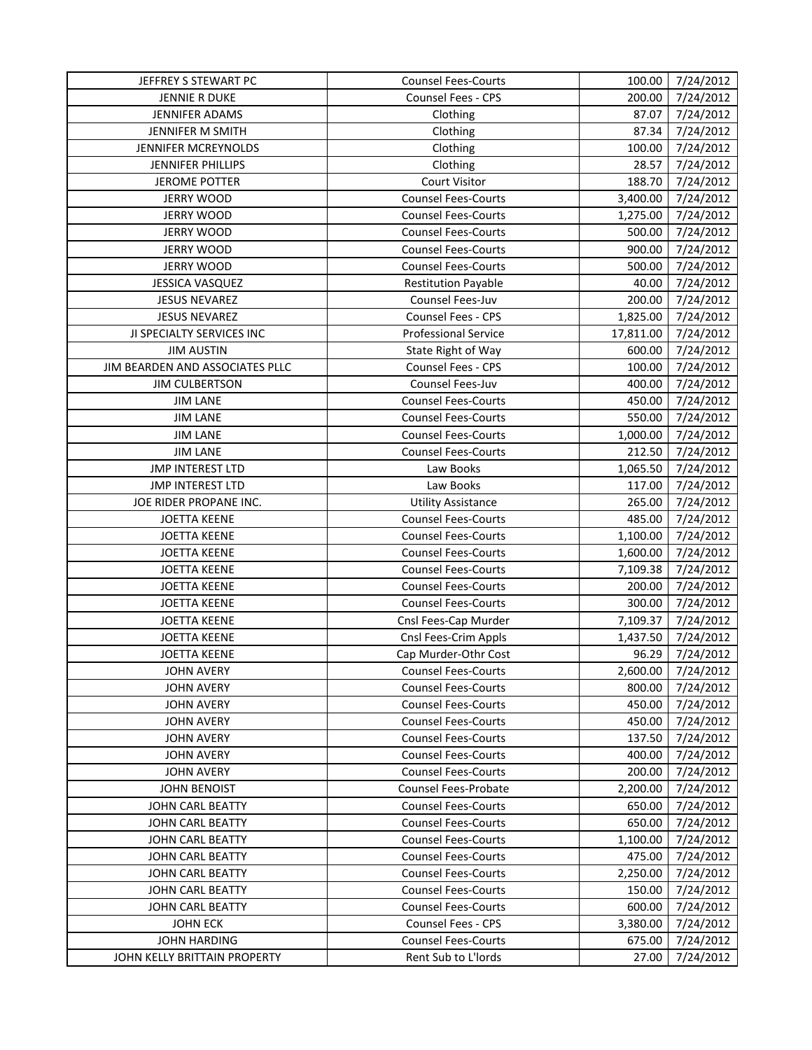| | | | |
|---|---|---|---|
| JEFFREY S STEWART PC | Counsel Fees-Courts | 100.00 | 7/24/2012 |
| JENNIE R DUKE | Counsel Fees - CPS | 200.00 | 7/24/2012 |
| JENNIFER ADAMS | Clothing | 87.07 | 7/24/2012 |
| JENNIFER M SMITH | Clothing | 87.34 | 7/24/2012 |
| JENNIFER MCREYNOLDS | Clothing | 100.00 | 7/24/2012 |
| JENNIFER PHILLIPS | Clothing | 28.57 | 7/24/2012 |
| JEROME POTTER | Court Visitor | 188.70 | 7/24/2012 |
| JERRY WOOD | Counsel Fees-Courts | 3,400.00 | 7/24/2012 |
| JERRY WOOD | Counsel Fees-Courts | 1,275.00 | 7/24/2012 |
| JERRY WOOD | Counsel Fees-Courts | 500.00 | 7/24/2012 |
| JERRY WOOD | Counsel Fees-Courts | 900.00 | 7/24/2012 |
| JERRY WOOD | Counsel Fees-Courts | 500.00 | 7/24/2012 |
| JESSICA VASQUEZ | Restitution Payable | 40.00 | 7/24/2012 |
| JESUS NEVAREZ | Counsel Fees-Juv | 200.00 | 7/24/2012 |
| JESUS NEVAREZ | Counsel Fees - CPS | 1,825.00 | 7/24/2012 |
| JI SPECIALTY SERVICES INC | Professional Service | 17,811.00 | 7/24/2012 |
| JIM AUSTIN | State Right of Way | 600.00 | 7/24/2012 |
| JIM BEARDEN AND ASSOCIATES PLLC | Counsel Fees - CPS | 100.00 | 7/24/2012 |
| JIM CULBERTSON | Counsel Fees-Juv | 400.00 | 7/24/2012 |
| JIM LANE | Counsel Fees-Courts | 450.00 | 7/24/2012 |
| JIM LANE | Counsel Fees-Courts | 550.00 | 7/24/2012 |
| JIM LANE | Counsel Fees-Courts | 1,000.00 | 7/24/2012 |
| JIM LANE | Counsel Fees-Courts | 212.50 | 7/24/2012 |
| JMP INTEREST LTD | Law Books | 1,065.50 | 7/24/2012 |
| JMP INTEREST LTD | Law Books | 117.00 | 7/24/2012 |
| JOE RIDER PROPANE INC. | Utility Assistance | 265.00 | 7/24/2012 |
| JOETTA KEENE | Counsel Fees-Courts | 485.00 | 7/24/2012 |
| JOETTA KEENE | Counsel Fees-Courts | 1,100.00 | 7/24/2012 |
| JOETTA KEENE | Counsel Fees-Courts | 1,600.00 | 7/24/2012 |
| JOETTA KEENE | Counsel Fees-Courts | 7,109.38 | 7/24/2012 |
| JOETTA KEENE | Counsel Fees-Courts | 200.00 | 7/24/2012 |
| JOETTA KEENE | Counsel Fees-Courts | 300.00 | 7/24/2012 |
| JOETTA KEENE | Cnsl Fees-Cap Murder | 7,109.37 | 7/24/2012 |
| JOETTA KEENE | Cnsl Fees-Crim Appls | 1,437.50 | 7/24/2012 |
| JOETTA KEENE | Cap Murder-Othr Cost | 96.29 | 7/24/2012 |
| JOHN AVERY | Counsel Fees-Courts | 2,600.00 | 7/24/2012 |
| JOHN AVERY | Counsel Fees-Courts | 800.00 | 7/24/2012 |
| JOHN AVERY | Counsel Fees-Courts | 450.00 | 7/24/2012 |
| JOHN AVERY | Counsel Fees-Courts | 450.00 | 7/24/2012 |
| JOHN AVERY | Counsel Fees-Courts | 137.50 | 7/24/2012 |
| JOHN AVERY | Counsel Fees-Courts | 400.00 | 7/24/2012 |
| JOHN AVERY | Counsel Fees-Courts | 200.00 | 7/24/2012 |
| JOHN BENOIST | Counsel Fees-Probate | 2,200.00 | 7/24/2012 |
| JOHN CARL BEATTY | Counsel Fees-Courts | 650.00 | 7/24/2012 |
| JOHN CARL BEATTY | Counsel Fees-Courts | 650.00 | 7/24/2012 |
| JOHN CARL BEATTY | Counsel Fees-Courts | 1,100.00 | 7/24/2012 |
| JOHN CARL BEATTY | Counsel Fees-Courts | 475.00 | 7/24/2012 |
| JOHN CARL BEATTY | Counsel Fees-Courts | 2,250.00 | 7/24/2012 |
| JOHN CARL BEATTY | Counsel Fees-Courts | 150.00 | 7/24/2012 |
| JOHN CARL BEATTY | Counsel Fees-Courts | 600.00 | 7/24/2012 |
| JOHN ECK | Counsel Fees - CPS | 3,380.00 | 7/24/2012 |
| JOHN HARDING | Counsel Fees-Courts | 675.00 | 7/24/2012 |
| JOHN KELLY BRITTAIN PROPERTY | Rent Sub to L'lords | 27.00 | 7/24/2012 |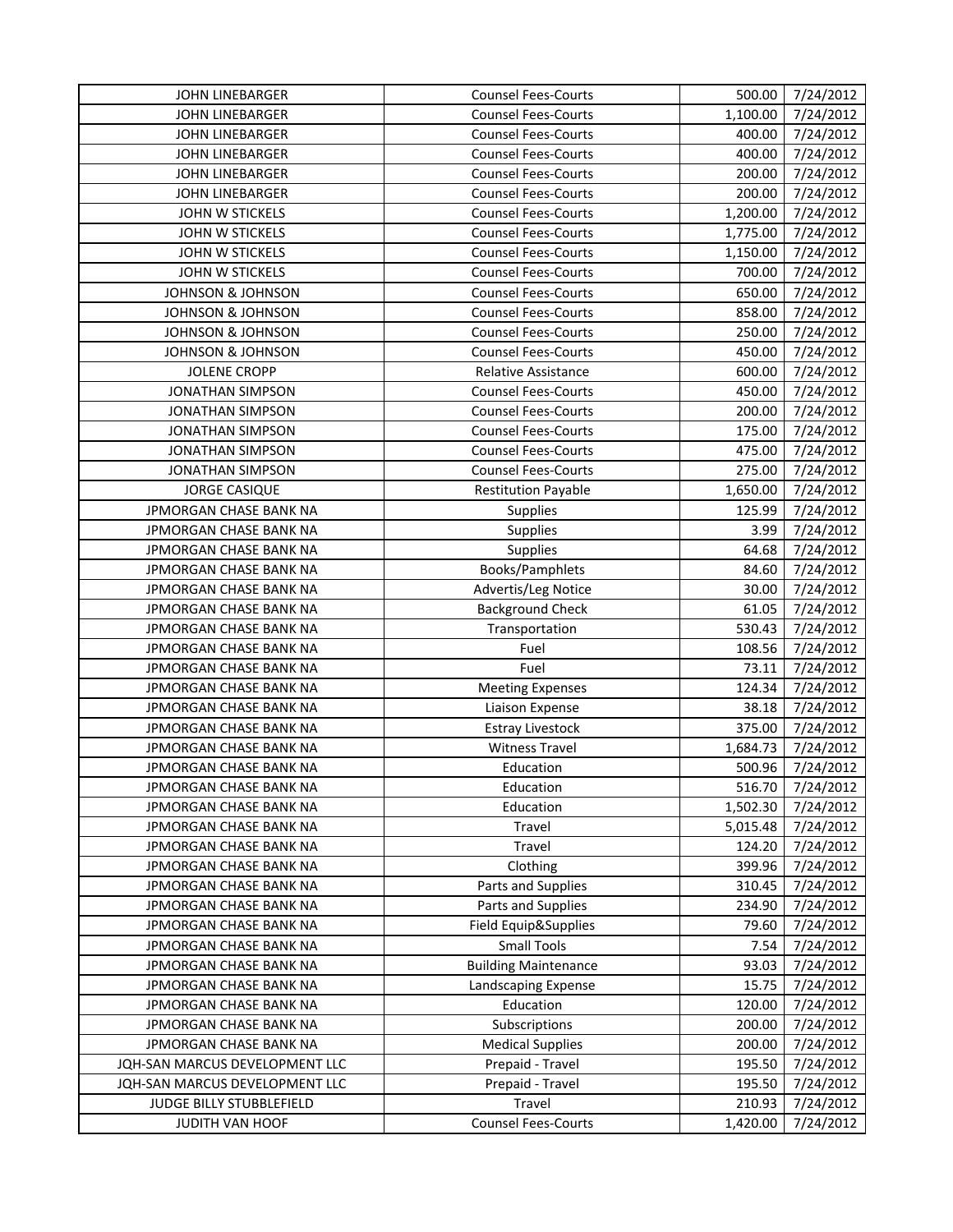| | | | |
|---|---|---|---|
| JOHN LINEBARGER | Counsel Fees-Courts | 500.00 | 7/24/2012 |
| JOHN LINEBARGER | Counsel Fees-Courts | 1,100.00 | 7/24/2012 |
| JOHN LINEBARGER | Counsel Fees-Courts | 400.00 | 7/24/2012 |
| JOHN LINEBARGER | Counsel Fees-Courts | 400.00 | 7/24/2012 |
| JOHN LINEBARGER | Counsel Fees-Courts | 200.00 | 7/24/2012 |
| JOHN LINEBARGER | Counsel Fees-Courts | 200.00 | 7/24/2012 |
| JOHN W STICKELS | Counsel Fees-Courts | 1,200.00 | 7/24/2012 |
| JOHN W STICKELS | Counsel Fees-Courts | 1,775.00 | 7/24/2012 |
| JOHN W STICKELS | Counsel Fees-Courts | 1,150.00 | 7/24/2012 |
| JOHN W STICKELS | Counsel Fees-Courts | 700.00 | 7/24/2012 |
| JOHNSON & JOHNSON | Counsel Fees-Courts | 650.00 | 7/24/2012 |
| JOHNSON & JOHNSON | Counsel Fees-Courts | 858.00 | 7/24/2012 |
| JOHNSON & JOHNSON | Counsel Fees-Courts | 250.00 | 7/24/2012 |
| JOHNSON & JOHNSON | Counsel Fees-Courts | 450.00 | 7/24/2012 |
| JOLENE CROPP | Relative Assistance | 600.00 | 7/24/2012 |
| JONATHAN SIMPSON | Counsel Fees-Courts | 450.00 | 7/24/2012 |
| JONATHAN SIMPSON | Counsel Fees-Courts | 200.00 | 7/24/2012 |
| JONATHAN SIMPSON | Counsel Fees-Courts | 175.00 | 7/24/2012 |
| JONATHAN SIMPSON | Counsel Fees-Courts | 475.00 | 7/24/2012 |
| JONATHAN SIMPSON | Counsel Fees-Courts | 275.00 | 7/24/2012 |
| JORGE CASIQUE | Restitution Payable | 1,650.00 | 7/24/2012 |
| JPMORGAN CHASE BANK NA | Supplies | 125.99 | 7/24/2012 |
| JPMORGAN CHASE BANK NA | Supplies | 3.99 | 7/24/2012 |
| JPMORGAN CHASE BANK NA | Supplies | 64.68 | 7/24/2012 |
| JPMORGAN CHASE BANK NA | Books/Pamphlets | 84.60 | 7/24/2012 |
| JPMORGAN CHASE BANK NA | Advertis/Leg Notice | 30.00 | 7/24/2012 |
| JPMORGAN CHASE BANK NA | Background Check | 61.05 | 7/24/2012 |
| JPMORGAN CHASE BANK NA | Transportation | 530.43 | 7/24/2012 |
| JPMORGAN CHASE BANK NA | Fuel | 108.56 | 7/24/2012 |
| JPMORGAN CHASE BANK NA | Fuel | 73.11 | 7/24/2012 |
| JPMORGAN CHASE BANK NA | Meeting Expenses | 124.34 | 7/24/2012 |
| JPMORGAN CHASE BANK NA | Liaison Expense | 38.18 | 7/24/2012 |
| JPMORGAN CHASE BANK NA | Estray Livestock | 375.00 | 7/24/2012 |
| JPMORGAN CHASE BANK NA | Witness Travel | 1,684.73 | 7/24/2012 |
| JPMORGAN CHASE BANK NA | Education | 500.96 | 7/24/2012 |
| JPMORGAN CHASE BANK NA | Education | 516.70 | 7/24/2012 |
| JPMORGAN CHASE BANK NA | Education | 1,502.30 | 7/24/2012 |
| JPMORGAN CHASE BANK NA | Travel | 5,015.48 | 7/24/2012 |
| JPMORGAN CHASE BANK NA | Travel | 124.20 | 7/24/2012 |
| JPMORGAN CHASE BANK NA | Clothing | 399.96 | 7/24/2012 |
| JPMORGAN CHASE BANK NA | Parts and Supplies | 310.45 | 7/24/2012 |
| JPMORGAN CHASE BANK NA | Parts and Supplies | 234.90 | 7/24/2012 |
| JPMORGAN CHASE BANK NA | Field Equip&Supplies | 79.60 | 7/24/2012 |
| JPMORGAN CHASE BANK NA | Small Tools | 7.54 | 7/24/2012 |
| JPMORGAN CHASE BANK NA | Building Maintenance | 93.03 | 7/24/2012 |
| JPMORGAN CHASE BANK NA | Landscaping Expense | 15.75 | 7/24/2012 |
| JPMORGAN CHASE BANK NA | Education | 120.00 | 7/24/2012 |
| JPMORGAN CHASE BANK NA | Subscriptions | 200.00 | 7/24/2012 |
| JPMORGAN CHASE BANK NA | Medical Supplies | 200.00 | 7/24/2012 |
| JQH-SAN MARCUS DEVELOPMENT LLC | Prepaid - Travel | 195.50 | 7/24/2012 |
| JQH-SAN MARCUS DEVELOPMENT LLC | Prepaid - Travel | 195.50 | 7/24/2012 |
| JUDGE BILLY STUBBLEFIELD | Travel | 210.93 | 7/24/2012 |
| JUDITH VAN HOOF | Counsel Fees-Courts | 1,420.00 | 7/24/2012 |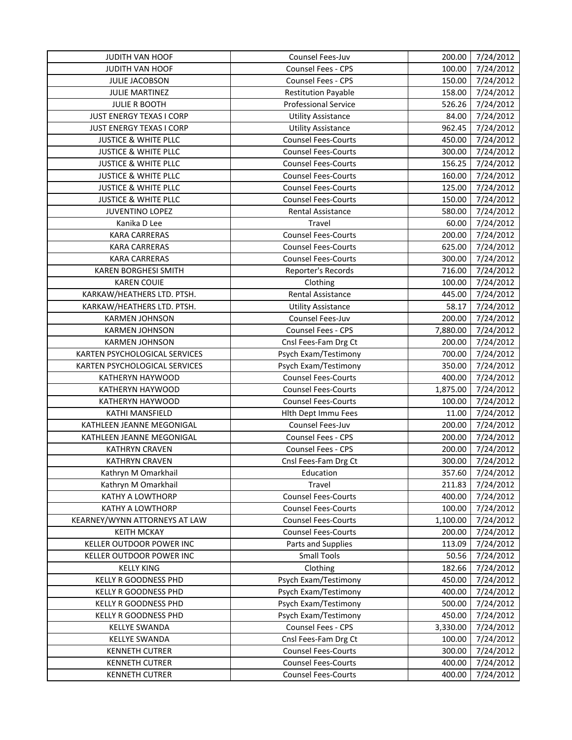| JUDITH VAN HOOF | Counsel Fees-Juv | 200.00 | 7/24/2012 |
|---|---|---|---|
| JUDITH VAN HOOF | Counsel Fees - CPS | 100.00 | 7/24/2012 |
| JULIE JACOBSON | Counsel Fees - CPS | 150.00 | 7/24/2012 |
| JULIE MARTINEZ | Restitution Payable | 158.00 | 7/24/2012 |
| JULIE R BOOTH | Professional Service | 526.26 | 7/24/2012 |
| JUST ENERGY TEXAS I CORP | Utility Assistance | 84.00 | 7/24/2012 |
| JUST ENERGY TEXAS I CORP | Utility Assistance | 962.45 | 7/24/2012 |
| JUSTICE & WHITE PLLC | Counsel Fees-Courts | 450.00 | 7/24/2012 |
| JUSTICE & WHITE PLLC | Counsel Fees-Courts | 300.00 | 7/24/2012 |
| JUSTICE & WHITE PLLC | Counsel Fees-Courts | 156.25 | 7/24/2012 |
| JUSTICE & WHITE PLLC | Counsel Fees-Courts | 160.00 | 7/24/2012 |
| JUSTICE & WHITE PLLC | Counsel Fees-Courts | 125.00 | 7/24/2012 |
| JUSTICE & WHITE PLLC | Counsel Fees-Courts | 150.00 | 7/24/2012 |
| JUVENTINO LOPEZ | Rental Assistance | 580.00 | 7/24/2012 |
| Kanika D Lee | Travel | 60.00 | 7/24/2012 |
| KARA CARRERAS | Counsel Fees-Courts | 200.00 | 7/24/2012 |
| KARA CARRERAS | Counsel Fees-Courts | 625.00 | 7/24/2012 |
| KARA CARRERAS | Counsel Fees-Courts | 300.00 | 7/24/2012 |
| KAREN BORGHESI SMITH | Reporter's Records | 716.00 | 7/24/2012 |
| KAREN COUIE | Clothing | 100.00 | 7/24/2012 |
| KARKAW/HEATHERS LTD. PTSH. | Rental Assistance | 445.00 | 7/24/2012 |
| KARKAW/HEATHERS LTD. PTSH. | Utility Assistance | 58.17 | 7/24/2012 |
| KARMEN JOHNSON | Counsel Fees-Juv | 200.00 | 7/24/2012 |
| KARMEN JOHNSON | Counsel Fees - CPS | 7,880.00 | 7/24/2012 |
| KARMEN JOHNSON | Cnsl Fees-Fam Drg Ct | 200.00 | 7/24/2012 |
| KARTEN PSYCHOLOGICAL SERVICES | Psych Exam/Testimony | 700.00 | 7/24/2012 |
| KARTEN PSYCHOLOGICAL SERVICES | Psych Exam/Testimony | 350.00 | 7/24/2012 |
| KATHERYN HAYWOOD | Counsel Fees-Courts | 400.00 | 7/24/2012 |
| KATHERYN HAYWOOD | Counsel Fees-Courts | 1,875.00 | 7/24/2012 |
| KATHERYN HAYWOOD | Counsel Fees-Courts | 100.00 | 7/24/2012 |
| KATHI MANSFIELD | Hlth Dept Immu Fees | 11.00 | 7/24/2012 |
| KATHLEEN JEANNE MEGONIGAL | Counsel Fees-Juv | 200.00 | 7/24/2012 |
| KATHLEEN JEANNE MEGONIGAL | Counsel Fees - CPS | 200.00 | 7/24/2012 |
| KATHRYN CRAVEN | Counsel Fees - CPS | 200.00 | 7/24/2012 |
| KATHRYN CRAVEN | Cnsl Fees-Fam Drg Ct | 300.00 | 7/24/2012 |
| Kathryn M Omarkhail | Education | 357.60 | 7/24/2012 |
| Kathryn M Omarkhail | Travel | 211.83 | 7/24/2012 |
| KATHY A LOWTHORP | Counsel Fees-Courts | 400.00 | 7/24/2012 |
| KATHY A LOWTHORP | Counsel Fees-Courts | 100.00 | 7/24/2012 |
| KEARNEY/WYNN ATTORNEYS AT LAW | Counsel Fees-Courts | 1,100.00 | 7/24/2012 |
| KEITH MCKAY | Counsel Fees-Courts | 200.00 | 7/24/2012 |
| KELLER OUTDOOR POWER INC | Parts and Supplies | 113.09 | 7/24/2012 |
| KELLER OUTDOOR POWER INC | Small Tools | 50.56 | 7/24/2012 |
| KELLY KING | Clothing | 182.66 | 7/24/2012 |
| KELLY R GOODNESS PHD | Psych Exam/Testimony | 450.00 | 7/24/2012 |
| KELLY R GOODNESS PHD | Psych Exam/Testimony | 400.00 | 7/24/2012 |
| KELLY R GOODNESS PHD | Psych Exam/Testimony | 500.00 | 7/24/2012 |
| KELLY R GOODNESS PHD | Psych Exam/Testimony | 450.00 | 7/24/2012 |
| KELLYE SWANDA | Counsel Fees - CPS | 3,330.00 | 7/24/2012 |
| KELLYE SWANDA | Cnsl Fees-Fam Drg Ct | 100.00 | 7/24/2012 |
| KENNETH CUTRER | Counsel Fees-Courts | 300.00 | 7/24/2012 |
| KENNETH CUTRER | Counsel Fees-Courts | 400.00 | 7/24/2012 |
| KENNETH CUTRER | Counsel Fees-Courts | 400.00 | 7/24/2012 |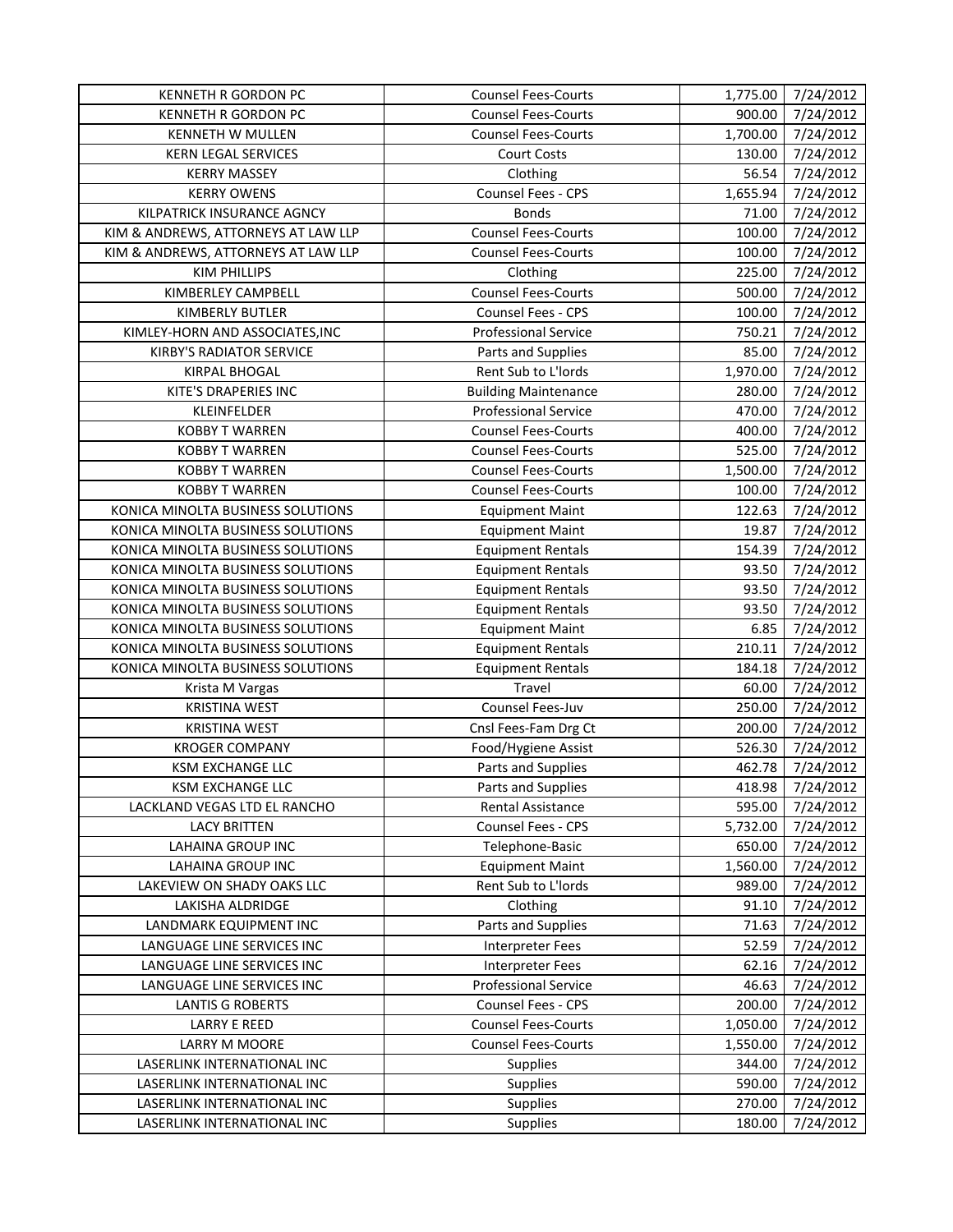| KENNETH R GORDON PC | Counsel Fees-Courts | 1,775.00 | 7/24/2012 |
|---|---|---|---|
| KENNETH R GORDON PC | Counsel Fees-Courts | 900.00 | 7/24/2012 |
| KENNETH W MULLEN | Counsel Fees-Courts | 1,700.00 | 7/24/2012 |
| KERN LEGAL SERVICES | Court Costs | 130.00 | 7/24/2012 |
| KERRY MASSEY | Clothing | 56.54 | 7/24/2012 |
| KERRY OWENS | Counsel Fees - CPS | 1,655.94 | 7/24/2012 |
| KILPATRICK INSURANCE AGNCY | Bonds | 71.00 | 7/24/2012 |
| KIM & ANDREWS, ATTORNEYS AT LAW LLP | Counsel Fees-Courts | 100.00 | 7/24/2012 |
| KIM & ANDREWS, ATTORNEYS AT LAW LLP | Counsel Fees-Courts | 100.00 | 7/24/2012 |
| KIM PHILLIPS | Clothing | 225.00 | 7/24/2012 |
| KIMBERLEY CAMPBELL | Counsel Fees-Courts | 500.00 | 7/24/2012 |
| KIMBERLY BUTLER | Counsel Fees - CPS | 100.00 | 7/24/2012 |
| KIMLEY-HORN AND ASSOCIATES,INC | Professional Service | 750.21 | 7/24/2012 |
| KIRBY'S RADIATOR SERVICE | Parts and Supplies | 85.00 | 7/24/2012 |
| KIRPAL BHOGAL | Rent Sub to L'lords | 1,970.00 | 7/24/2012 |
| KITE'S DRAPERIES INC | Building Maintenance | 280.00 | 7/24/2012 |
| KLEINFELDER | Professional Service | 470.00 | 7/24/2012 |
| KOBBY T WARREN | Counsel Fees-Courts | 400.00 | 7/24/2012 |
| KOBBY T WARREN | Counsel Fees-Courts | 525.00 | 7/24/2012 |
| KOBBY T WARREN | Counsel Fees-Courts | 1,500.00 | 7/24/2012 |
| KOBBY T WARREN | Counsel Fees-Courts | 100.00 | 7/24/2012 |
| KONICA MINOLTA BUSINESS SOLUTIONS | Equipment Maint | 122.63 | 7/24/2012 |
| KONICA MINOLTA BUSINESS SOLUTIONS | Equipment Maint | 19.87 | 7/24/2012 |
| KONICA MINOLTA BUSINESS SOLUTIONS | Equipment Rentals | 154.39 | 7/24/2012 |
| KONICA MINOLTA BUSINESS SOLUTIONS | Equipment Rentals | 93.50 | 7/24/2012 |
| KONICA MINOLTA BUSINESS SOLUTIONS | Equipment Rentals | 93.50 | 7/24/2012 |
| KONICA MINOLTA BUSINESS SOLUTIONS | Equipment Rentals | 93.50 | 7/24/2012 |
| KONICA MINOLTA BUSINESS SOLUTIONS | Equipment Maint | 6.85 | 7/24/2012 |
| KONICA MINOLTA BUSINESS SOLUTIONS | Equipment Rentals | 210.11 | 7/24/2012 |
| KONICA MINOLTA BUSINESS SOLUTIONS | Equipment Rentals | 184.18 | 7/24/2012 |
| Krista M Vargas | Travel | 60.00 | 7/24/2012 |
| KRISTINA WEST | Counsel Fees-Juv | 250.00 | 7/24/2012 |
| KRISTINA WEST | Cnsl Fees-Fam Drg Ct | 200.00 | 7/24/2012 |
| KROGER COMPANY | Food/Hygiene Assist | 526.30 | 7/24/2012 |
| KSM EXCHANGE LLC | Parts and Supplies | 462.78 | 7/24/2012 |
| KSM EXCHANGE LLC | Parts and Supplies | 418.98 | 7/24/2012 |
| LACKLAND VEGAS LTD EL RANCHO | Rental Assistance | 595.00 | 7/24/2012 |
| LACY BRITTEN | Counsel Fees - CPS | 5,732.00 | 7/24/2012 |
| LAHAINA GROUP INC | Telephone-Basic | 650.00 | 7/24/2012 |
| LAHAINA GROUP INC | Equipment Maint | 1,560.00 | 7/24/2012 |
| LAKEVIEW ON SHADY OAKS LLC | Rent Sub to L'lords | 989.00 | 7/24/2012 |
| LAKISHA ALDRIDGE | Clothing | 91.10 | 7/24/2012 |
| LANDMARK EQUIPMENT INC | Parts and Supplies | 71.63 | 7/24/2012 |
| LANGUAGE LINE SERVICES INC | Interpreter Fees | 52.59 | 7/24/2012 |
| LANGUAGE LINE SERVICES INC | Interpreter Fees | 62.16 | 7/24/2012 |
| LANGUAGE LINE SERVICES INC | Professional Service | 46.63 | 7/24/2012 |
| LANTIS G ROBERTS | Counsel Fees - CPS | 200.00 | 7/24/2012 |
| LARRY E REED | Counsel Fees-Courts | 1,050.00 | 7/24/2012 |
| LARRY M MOORE | Counsel Fees-Courts | 1,550.00 | 7/24/2012 |
| LASERLINK INTERNATIONAL INC | Supplies | 344.00 | 7/24/2012 |
| LASERLINK INTERNATIONAL INC | Supplies | 590.00 | 7/24/2012 |
| LASERLINK INTERNATIONAL INC | Supplies | 270.00 | 7/24/2012 |
| LASERLINK INTERNATIONAL INC | Supplies | 180.00 | 7/24/2012 |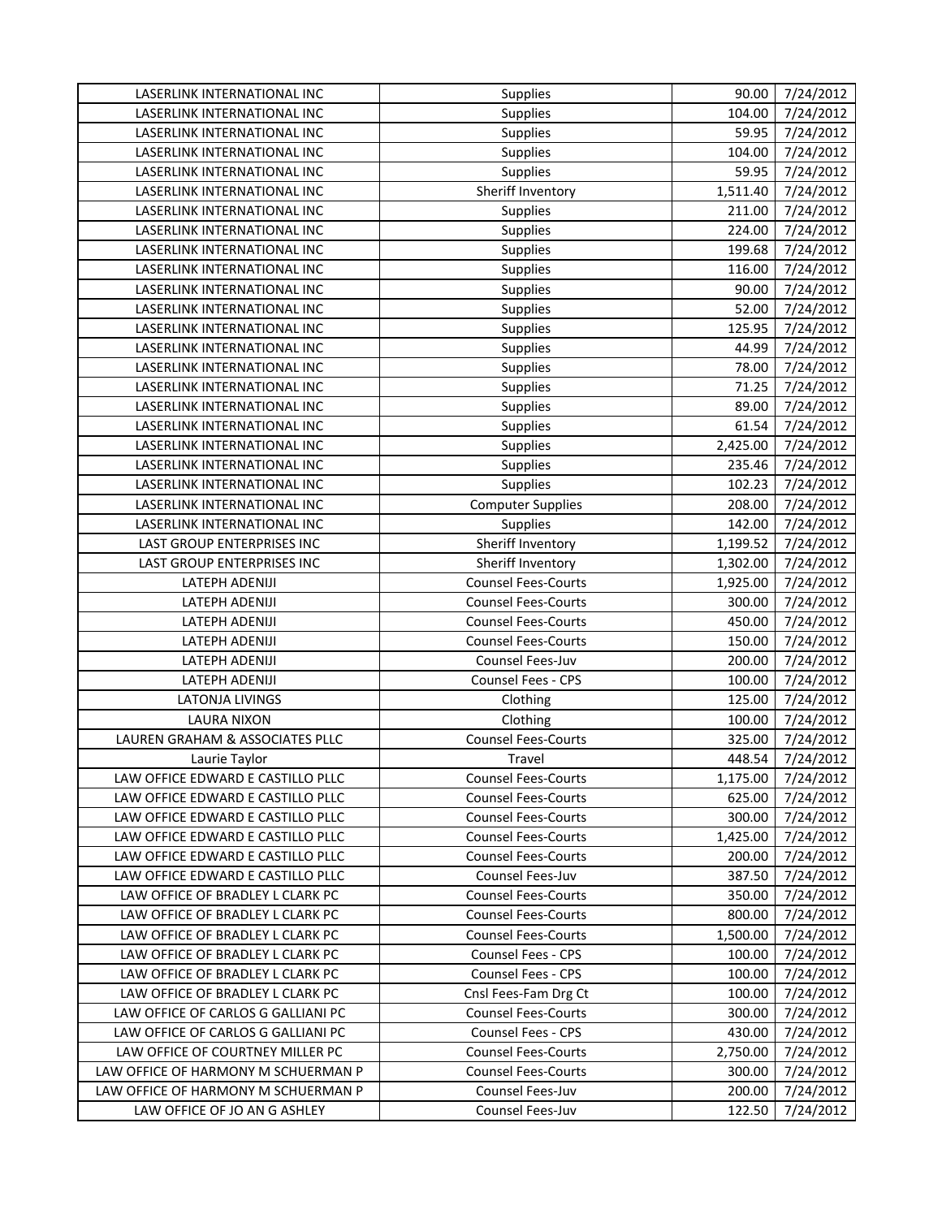| LASERLINK INTERNATIONAL INC | Supplies | 90.00 | 7/24/2012 |
|---|---|---|---|
| LASERLINK INTERNATIONAL INC | Supplies | 104.00 | 7/24/2012 |
| LASERLINK INTERNATIONAL INC | Supplies | 59.95 | 7/24/2012 |
| LASERLINK INTERNATIONAL INC | Supplies | 104.00 | 7/24/2012 |
| LASERLINK INTERNATIONAL INC | Supplies | 59.95 | 7/24/2012 |
| LASERLINK INTERNATIONAL INC | Sheriff Inventory | 1,511.40 | 7/24/2012 |
| LASERLINK INTERNATIONAL INC | Supplies | 211.00 | 7/24/2012 |
| LASERLINK INTERNATIONAL INC | Supplies | 224.00 | 7/24/2012 |
| LASERLINK INTERNATIONAL INC | Supplies | 199.68 | 7/24/2012 |
| LASERLINK INTERNATIONAL INC | Supplies | 116.00 | 7/24/2012 |
| LASERLINK INTERNATIONAL INC | Supplies | 90.00 | 7/24/2012 |
| LASERLINK INTERNATIONAL INC | Supplies | 52.00 | 7/24/2012 |
| LASERLINK INTERNATIONAL INC | Supplies | 125.95 | 7/24/2012 |
| LASERLINK INTERNATIONAL INC | Supplies | 44.99 | 7/24/2012 |
| LASERLINK INTERNATIONAL INC | Supplies | 78.00 | 7/24/2012 |
| LASERLINK INTERNATIONAL INC | Supplies | 71.25 | 7/24/2012 |
| LASERLINK INTERNATIONAL INC | Supplies | 89.00 | 7/24/2012 |
| LASERLINK INTERNATIONAL INC | Supplies | 61.54 | 7/24/2012 |
| LASERLINK INTERNATIONAL INC | Supplies | 2,425.00 | 7/24/2012 |
| LASERLINK INTERNATIONAL INC | Supplies | 235.46 | 7/24/2012 |
| LASERLINK INTERNATIONAL INC | Supplies | 102.23 | 7/24/2012 |
| LASERLINK INTERNATIONAL INC | Computer Supplies | 208.00 | 7/24/2012 |
| LASERLINK INTERNATIONAL INC | Supplies | 142.00 | 7/24/2012 |
| LAST GROUP ENTERPRISES INC | Sheriff Inventory | 1,199.52 | 7/24/2012 |
| LAST GROUP ENTERPRISES INC | Sheriff Inventory | 1,302.00 | 7/24/2012 |
| LATEPH ADENIJI | Counsel Fees-Courts | 1,925.00 | 7/24/2012 |
| LATEPH ADENIJI | Counsel Fees-Courts | 300.00 | 7/24/2012 |
| LATEPH ADENIJI | Counsel Fees-Courts | 450.00 | 7/24/2012 |
| LATEPH ADENIJI | Counsel Fees-Courts | 150.00 | 7/24/2012 |
| LATEPH ADENIJI | Counsel Fees-Juv | 200.00 | 7/24/2012 |
| LATEPH ADENIJI | Counsel Fees - CPS | 100.00 | 7/24/2012 |
| LATONJA LIVINGS | Clothing | 125.00 | 7/24/2012 |
| LAURA NIXON | Clothing | 100.00 | 7/24/2012 |
| LAUREN GRAHAM & ASSOCIATES PLLC | Counsel Fees-Courts | 325.00 | 7/24/2012 |
| Laurie Taylor | Travel | 448.54 | 7/24/2012 |
| LAW OFFICE EDWARD E CASTILLO PLLC | Counsel Fees-Courts | 1,175.00 | 7/24/2012 |
| LAW OFFICE EDWARD E CASTILLO PLLC | Counsel Fees-Courts | 625.00 | 7/24/2012 |
| LAW OFFICE EDWARD E CASTILLO PLLC | Counsel Fees-Courts | 300.00 | 7/24/2012 |
| LAW OFFICE EDWARD E CASTILLO PLLC | Counsel Fees-Courts | 1,425.00 | 7/24/2012 |
| LAW OFFICE EDWARD E CASTILLO PLLC | Counsel Fees-Courts | 200.00 | 7/24/2012 |
| LAW OFFICE EDWARD E CASTILLO PLLC | Counsel Fees-Juv | 387.50 | 7/24/2012 |
| LAW OFFICE OF BRADLEY L CLARK PC | Counsel Fees-Courts | 350.00 | 7/24/2012 |
| LAW OFFICE OF BRADLEY L CLARK PC | Counsel Fees-Courts | 800.00 | 7/24/2012 |
| LAW OFFICE OF BRADLEY L CLARK PC | Counsel Fees-Courts | 1,500.00 | 7/24/2012 |
| LAW OFFICE OF BRADLEY L CLARK PC | Counsel Fees - CPS | 100.00 | 7/24/2012 |
| LAW OFFICE OF BRADLEY L CLARK PC | Counsel Fees - CPS | 100.00 | 7/24/2012 |
| LAW OFFICE OF BRADLEY L CLARK PC | Cnsl Fees-Fam Drg Ct | 100.00 | 7/24/2012 |
| LAW OFFICE OF CARLOS G GALLIANI PC | Counsel Fees-Courts | 300.00 | 7/24/2012 |
| LAW OFFICE OF CARLOS G GALLIANI PC | Counsel Fees - CPS | 430.00 | 7/24/2012 |
| LAW OFFICE OF COURTNEY MILLER PC | Counsel Fees-Courts | 2,750.00 | 7/24/2012 |
| LAW OFFICE OF HARMONY M SCHUERMAN P | Counsel Fees-Courts | 300.00 | 7/24/2012 |
| LAW OFFICE OF HARMONY M SCHUERMAN P | Counsel Fees-Juv | 200.00 | 7/24/2012 |
| LAW OFFICE OF JO AN G ASHLEY | Counsel Fees-Juv | 122.50 | 7/24/2012 |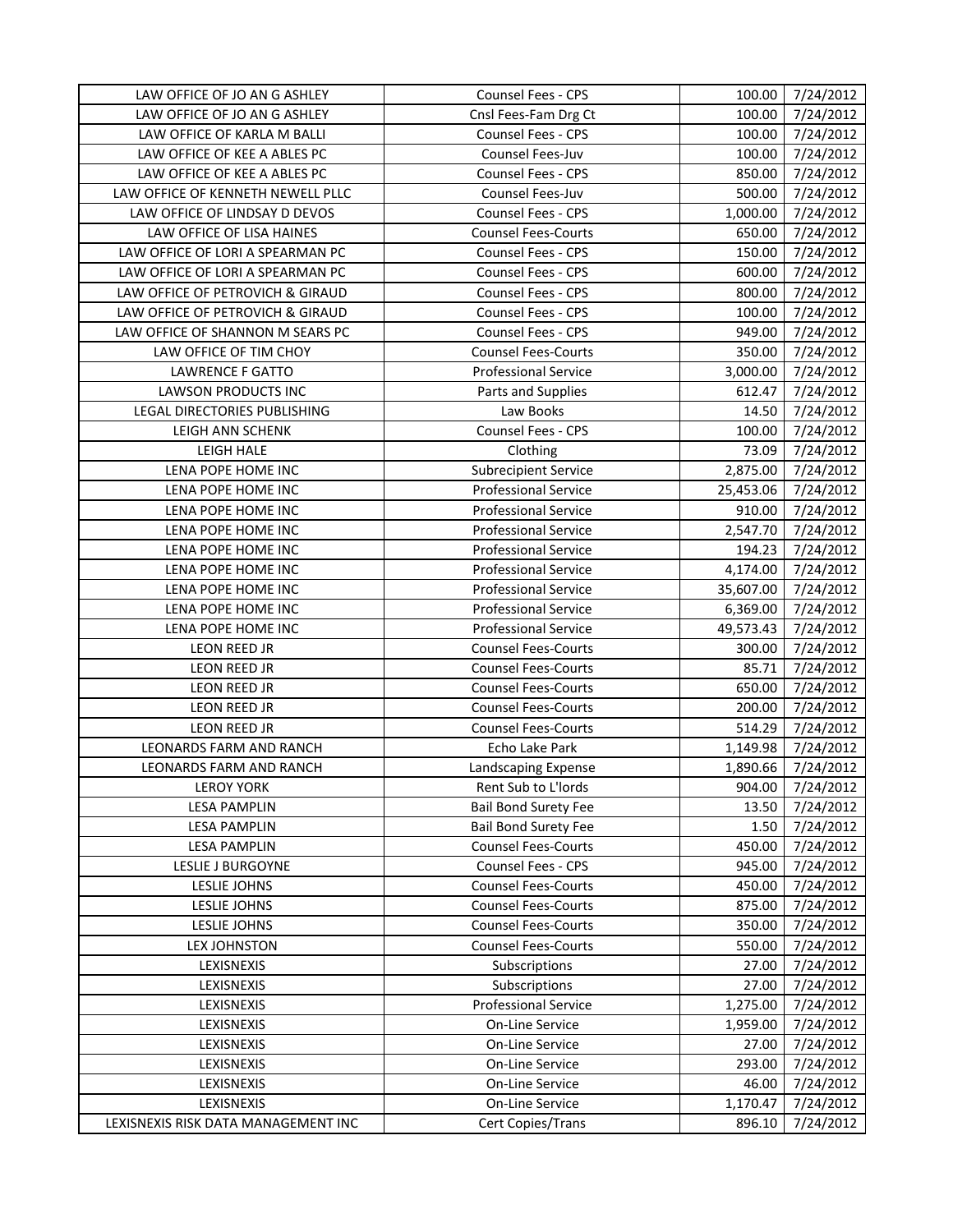| LAW OFFICE OF JO AN G ASHLEY | Counsel Fees - CPS | 100.00 | 7/24/2012 |
|---|---|---|---|
| LAW OFFICE OF JO AN G ASHLEY | Cnsl Fees-Fam Drg Ct | 100.00 | 7/24/2012 |
| LAW OFFICE OF KARLA M BALLI | Counsel Fees - CPS | 100.00 | 7/24/2012 |
| LAW OFFICE OF KEE A ABLES PC | Counsel Fees-Juv | 100.00 | 7/24/2012 |
| LAW OFFICE OF KEE A ABLES PC | Counsel Fees - CPS | 850.00 | 7/24/2012 |
| LAW OFFICE OF KENNETH NEWELL PLLC | Counsel Fees-Juv | 500.00 | 7/24/2012 |
| LAW OFFICE OF LINDSAY D DEVOS | Counsel Fees - CPS | 1,000.00 | 7/24/2012 |
| LAW OFFICE OF LISA HAINES | Counsel Fees-Courts | 650.00 | 7/24/2012 |
| LAW OFFICE OF LORI A SPEARMAN PC | Counsel Fees - CPS | 150.00 | 7/24/2012 |
| LAW OFFICE OF LORI A SPEARMAN PC | Counsel Fees - CPS | 600.00 | 7/24/2012 |
| LAW OFFICE OF PETROVICH & GIRAUD | Counsel Fees - CPS | 800.00 | 7/24/2012 |
| LAW OFFICE OF PETROVICH & GIRAUD | Counsel Fees - CPS | 100.00 | 7/24/2012 |
| LAW OFFICE OF SHANNON M SEARS PC | Counsel Fees - CPS | 949.00 | 7/24/2012 |
| LAW OFFICE OF TIM CHOY | Counsel Fees-Courts | 350.00 | 7/24/2012 |
| LAWRENCE F GATTO | Professional Service | 3,000.00 | 7/24/2012 |
| LAWSON PRODUCTS INC | Parts and Supplies | 612.47 | 7/24/2012 |
| LEGAL DIRECTORIES PUBLISHING | Law Books | 14.50 | 7/24/2012 |
| LEIGH ANN SCHENK | Counsel Fees - CPS | 100.00 | 7/24/2012 |
| LEIGH HALE | Clothing | 73.09 | 7/24/2012 |
| LENA POPE HOME INC | Subrecipient Service | 2,875.00 | 7/24/2012 |
| LENA POPE HOME INC | Professional Service | 25,453.06 | 7/24/2012 |
| LENA POPE HOME INC | Professional Service | 910.00 | 7/24/2012 |
| LENA POPE HOME INC | Professional Service | 2,547.70 | 7/24/2012 |
| LENA POPE HOME INC | Professional Service | 194.23 | 7/24/2012 |
| LENA POPE HOME INC | Professional Service | 4,174.00 | 7/24/2012 |
| LENA POPE HOME INC | Professional Service | 35,607.00 | 7/24/2012 |
| LENA POPE HOME INC | Professional Service | 6,369.00 | 7/24/2012 |
| LENA POPE HOME INC | Professional Service | 49,573.43 | 7/24/2012 |
| LEON REED JR | Counsel Fees-Courts | 300.00 | 7/24/2012 |
| LEON REED JR | Counsel Fees-Courts | 85.71 | 7/24/2012 |
| LEON REED JR | Counsel Fees-Courts | 650.00 | 7/24/2012 |
| LEON REED JR | Counsel Fees-Courts | 200.00 | 7/24/2012 |
| LEON REED JR | Counsel Fees-Courts | 514.29 | 7/24/2012 |
| LEONARDS FARM AND RANCH | Echo Lake Park | 1,149.98 | 7/24/2012 |
| LEONARDS FARM AND RANCH | Landscaping Expense | 1,890.66 | 7/24/2012 |
| LEROY YORK | Rent Sub to L'lords | 904.00 | 7/24/2012 |
| LESA PAMPLIN | Bail Bond Surety Fee | 13.50 | 7/24/2012 |
| LESA PAMPLIN | Bail Bond Surety Fee | 1.50 | 7/24/2012 |
| LESA PAMPLIN | Counsel Fees-Courts | 450.00 | 7/24/2012 |
| LESLIE J BURGOYNE | Counsel Fees - CPS | 945.00 | 7/24/2012 |
| LESLIE JOHNS | Counsel Fees-Courts | 450.00 | 7/24/2012 |
| LESLIE JOHNS | Counsel Fees-Courts | 875.00 | 7/24/2012 |
| LESLIE JOHNS | Counsel Fees-Courts | 350.00 | 7/24/2012 |
| LEX JOHNSTON | Counsel Fees-Courts | 550.00 | 7/24/2012 |
| LEXISNEXIS | Subscriptions | 27.00 | 7/24/2012 |
| LEXISNEXIS | Subscriptions | 27.00 | 7/24/2012 |
| LEXISNEXIS | Professional Service | 1,275.00 | 7/24/2012 |
| LEXISNEXIS | On-Line Service | 1,959.00 | 7/24/2012 |
| LEXISNEXIS | On-Line Service | 27.00 | 7/24/2012 |
| LEXISNEXIS | On-Line Service | 293.00 | 7/24/2012 |
| LEXISNEXIS | On-Line Service | 46.00 | 7/24/2012 |
| LEXISNEXIS | On-Line Service | 1,170.47 | 7/24/2012 |
| LEXISNEXIS RISK DATA MANAGEMENT INC | Cert Copies/Trans | 896.10 | 7/24/2012 |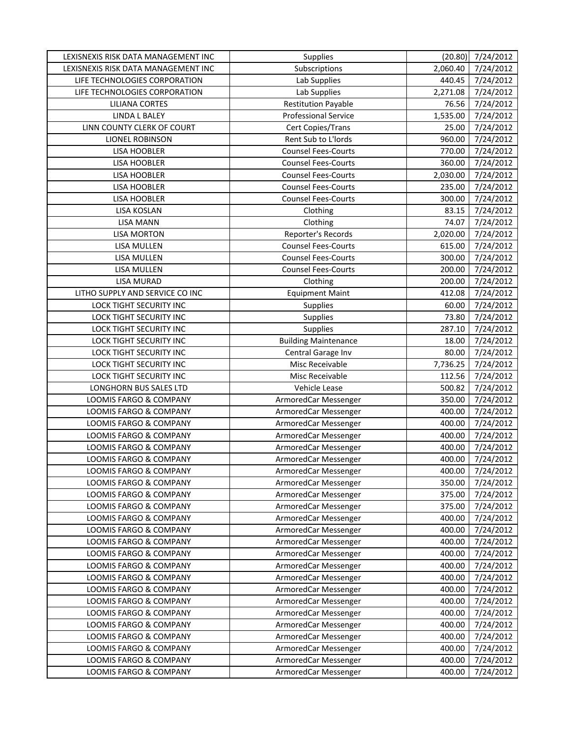| LEXISNEXIS RISK DATA MANAGEMENT INC | Supplies | (20.80) | 7/24/2012 |
|---|---|---|---|
| LEXISNEXIS RISK DATA MANAGEMENT INC | Subscriptions | 2,060.40 | 7/24/2012 |
| LIFE TECHNOLOGIES CORPORATION | Lab Supplies | 440.45 | 7/24/2012 |
| LIFE TECHNOLOGIES CORPORATION | Lab Supplies | 2,271.08 | 7/24/2012 |
| LILIANA CORTES | Restitution Payable | 76.56 | 7/24/2012 |
| LINDA L BALEY | Professional Service | 1,535.00 | 7/24/2012 |
| LINN COUNTY CLERK OF COURT | Cert Copies/Trans | 25.00 | 7/24/2012 |
| LIONEL ROBINSON | Rent Sub to L'lords | 960.00 | 7/24/2012 |
| LISA HOOBLER | Counsel Fees-Courts | 770.00 | 7/24/2012 |
| LISA HOOBLER | Counsel Fees-Courts | 360.00 | 7/24/2012 |
| LISA HOOBLER | Counsel Fees-Courts | 2,030.00 | 7/24/2012 |
| LISA HOOBLER | Counsel Fees-Courts | 235.00 | 7/24/2012 |
| LISA HOOBLER | Counsel Fees-Courts | 300.00 | 7/24/2012 |
| LISA KOSLAN | Clothing | 83.15 | 7/24/2012 |
| LISA MANN | Clothing | 74.07 | 7/24/2012 |
| LISA MORTON | Reporter's Records | 2,020.00 | 7/24/2012 |
| LISA MULLEN | Counsel Fees-Courts | 615.00 | 7/24/2012 |
| LISA MULLEN | Counsel Fees-Courts | 300.00 | 7/24/2012 |
| LISA MULLEN | Counsel Fees-Courts | 200.00 | 7/24/2012 |
| LISA MURAD | Clothing | 200.00 | 7/24/2012 |
| LITHO SUPPLY AND SERVICE CO INC | Equipment Maint | 412.08 | 7/24/2012 |
| LOCK TIGHT SECURITY INC | Supplies | 60.00 | 7/24/2012 |
| LOCK TIGHT SECURITY INC | Supplies | 73.80 | 7/24/2012 |
| LOCK TIGHT SECURITY INC | Supplies | 287.10 | 7/24/2012 |
| LOCK TIGHT SECURITY INC | Building Maintenance | 18.00 | 7/24/2012 |
| LOCK TIGHT SECURITY INC | Central Garage Inv | 80.00 | 7/24/2012 |
| LOCK TIGHT SECURITY INC | Misc Receivable | 7,736.25 | 7/24/2012 |
| LOCK TIGHT SECURITY INC | Misc Receivable | 112.56 | 7/24/2012 |
| LONGHORN BUS SALES LTD | Vehicle Lease | 500.82 | 7/24/2012 |
| LOOMIS FARGO & COMPANY | ArmoredCar Messenger | 350.00 | 7/24/2012 |
| LOOMIS FARGO & COMPANY | ArmoredCar Messenger | 400.00 | 7/24/2012 |
| LOOMIS FARGO & COMPANY | ArmoredCar Messenger | 400.00 | 7/24/2012 |
| LOOMIS FARGO & COMPANY | ArmoredCar Messenger | 400.00 | 7/24/2012 |
| LOOMIS FARGO & COMPANY | ArmoredCar Messenger | 400.00 | 7/24/2012 |
| LOOMIS FARGO & COMPANY | ArmoredCar Messenger | 400.00 | 7/24/2012 |
| LOOMIS FARGO & COMPANY | ArmoredCar Messenger | 400.00 | 7/24/2012 |
| LOOMIS FARGO & COMPANY | ArmoredCar Messenger | 350.00 | 7/24/2012 |
| LOOMIS FARGO & COMPANY | ArmoredCar Messenger | 375.00 | 7/24/2012 |
| LOOMIS FARGO & COMPANY | ArmoredCar Messenger | 375.00 | 7/24/2012 |
| LOOMIS FARGO & COMPANY | ArmoredCar Messenger | 400.00 | 7/24/2012 |
| LOOMIS FARGO & COMPANY | ArmoredCar Messenger | 400.00 | 7/24/2012 |
| LOOMIS FARGO & COMPANY | ArmoredCar Messenger | 400.00 | 7/24/2012 |
| LOOMIS FARGO & COMPANY | ArmoredCar Messenger | 400.00 | 7/24/2012 |
| LOOMIS FARGO & COMPANY | ArmoredCar Messenger | 400.00 | 7/24/2012 |
| LOOMIS FARGO & COMPANY | ArmoredCar Messenger | 400.00 | 7/24/2012 |
| LOOMIS FARGO & COMPANY | ArmoredCar Messenger | 400.00 | 7/24/2012 |
| LOOMIS FARGO & COMPANY | ArmoredCar Messenger | 400.00 | 7/24/2012 |
| LOOMIS FARGO & COMPANY | ArmoredCar Messenger | 400.00 | 7/24/2012 |
| LOOMIS FARGO & COMPANY | ArmoredCar Messenger | 400.00 | 7/24/2012 |
| LOOMIS FARGO & COMPANY | ArmoredCar Messenger | 400.00 | 7/24/2012 |
| LOOMIS FARGO & COMPANY | ArmoredCar Messenger | 400.00 | 7/24/2012 |
| LOOMIS FARGO & COMPANY | ArmoredCar Messenger | 400.00 | 7/24/2012 |
| LOOMIS FARGO & COMPANY | ArmoredCar Messenger | 400.00 | 7/24/2012 |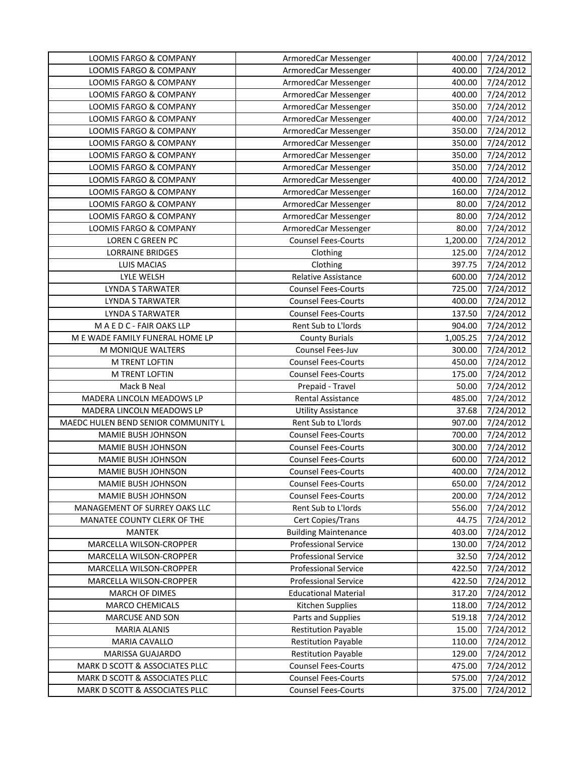| LOOMIS FARGO & COMPANY | ArmoredCar Messenger | 400.00 | 7/24/2012 |
|---|---|---|---|
| LOOMIS FARGO & COMPANY | ArmoredCar Messenger | 400.00 | 7/24/2012 |
| LOOMIS FARGO & COMPANY | ArmoredCar Messenger | 400.00 | 7/24/2012 |
| LOOMIS FARGO & COMPANY | ArmoredCar Messenger | 400.00 | 7/24/2012 |
| LOOMIS FARGO & COMPANY | ArmoredCar Messenger | 350.00 | 7/24/2012 |
| LOOMIS FARGO & COMPANY | ArmoredCar Messenger | 400.00 | 7/24/2012 |
| LOOMIS FARGO & COMPANY | ArmoredCar Messenger | 350.00 | 7/24/2012 |
| LOOMIS FARGO & COMPANY | ArmoredCar Messenger | 350.00 | 7/24/2012 |
| LOOMIS FARGO & COMPANY | ArmoredCar Messenger | 350.00 | 7/24/2012 |
| LOOMIS FARGO & COMPANY | ArmoredCar Messenger | 350.00 | 7/24/2012 |
| LOOMIS FARGO & COMPANY | ArmoredCar Messenger | 400.00 | 7/24/2012 |
| LOOMIS FARGO & COMPANY | ArmoredCar Messenger | 160.00 | 7/24/2012 |
| LOOMIS FARGO & COMPANY | ArmoredCar Messenger | 80.00 | 7/24/2012 |
| LOOMIS FARGO & COMPANY | ArmoredCar Messenger | 80.00 | 7/24/2012 |
| LOOMIS FARGO & COMPANY | ArmoredCar Messenger | 80.00 | 7/24/2012 |
| LOREN C GREEN PC | Counsel Fees-Courts | 1,200.00 | 7/24/2012 |
| LORRAINE BRIDGES | Clothing | 125.00 | 7/24/2012 |
| LUIS MACIAS | Clothing | 397.75 | 7/24/2012 |
| LYLE WELSH | Relative Assistance | 600.00 | 7/24/2012 |
| LYNDA S TARWATER | Counsel Fees-Courts | 725.00 | 7/24/2012 |
| LYNDA S TARWATER | Counsel Fees-Courts | 400.00 | 7/24/2012 |
| LYNDA S TARWATER | Counsel Fees-Courts | 137.50 | 7/24/2012 |
| M A E D C - FAIR OAKS LLP | Rent Sub to L'lords | 904.00 | 7/24/2012 |
| M E WADE FAMILY FUNERAL HOME LP | County Burials | 1,005.25 | 7/24/2012 |
| M MONIQUE WALTERS | Counsel Fees-Juv | 300.00 | 7/24/2012 |
| M TRENT LOFTIN | Counsel Fees-Courts | 450.00 | 7/24/2012 |
| M TRENT LOFTIN | Counsel Fees-Courts | 175.00 | 7/24/2012 |
| Mack B Neal | Prepaid - Travel | 50.00 | 7/24/2012 |
| MADERA LINCOLN MEADOWS LP | Rental Assistance | 485.00 | 7/24/2012 |
| MADERA LINCOLN MEADOWS LP | Utility Assistance | 37.68 | 7/24/2012 |
| MAEDC HULEN BEND SENIOR COMMUNITY L | Rent Sub to L'lords | 907.00 | 7/24/2012 |
| MAMIE BUSH JOHNSON | Counsel Fees-Courts | 700.00 | 7/24/2012 |
| MAMIE BUSH JOHNSON | Counsel Fees-Courts | 300.00 | 7/24/2012 |
| MAMIE BUSH JOHNSON | Counsel Fees-Courts | 600.00 | 7/24/2012 |
| MAMIE BUSH JOHNSON | Counsel Fees-Courts | 400.00 | 7/24/2012 |
| MAMIE BUSH JOHNSON | Counsel Fees-Courts | 650.00 | 7/24/2012 |
| MAMIE BUSH JOHNSON | Counsel Fees-Courts | 200.00 | 7/24/2012 |
| MANAGEMENT OF SURREY OAKS LLC | Rent Sub to L'lords | 556.00 | 7/24/2012 |
| MANATEE COUNTY CLERK OF THE | Cert Copies/Trans | 44.75 | 7/24/2012 |
| MANTEK | Building Maintenance | 403.00 | 7/24/2012 |
| MARCELLA WILSON-CROPPER | Professional Service | 130.00 | 7/24/2012 |
| MARCELLA WILSON-CROPPER | Professional Service | 32.50 | 7/24/2012 |
| MARCELLA WILSON-CROPPER | Professional Service | 422.50 | 7/24/2012 |
| MARCELLA WILSON-CROPPER | Professional Service | 422.50 | 7/24/2012 |
| MARCH OF DIMES | Educational Material | 317.20 | 7/24/2012 |
| MARCO CHEMICALS | Kitchen Supplies | 118.00 | 7/24/2012 |
| MARCUSE AND SON | Parts and Supplies | 519.18 | 7/24/2012 |
| MARIA ALANIS | Restitution Payable | 15.00 | 7/24/2012 |
| MARIA CAVALLO | Restitution Payable | 110.00 | 7/24/2012 |
| MARISSA GUAJARDO | Restitution Payable | 129.00 | 7/24/2012 |
| MARK D SCOTT & ASSOCIATES PLLC | Counsel Fees-Courts | 475.00 | 7/24/2012 |
| MARK D SCOTT & ASSOCIATES PLLC | Counsel Fees-Courts | 575.00 | 7/24/2012 |
| MARK D SCOTT & ASSOCIATES PLLC | Counsel Fees-Courts | 375.00 | 7/24/2012 |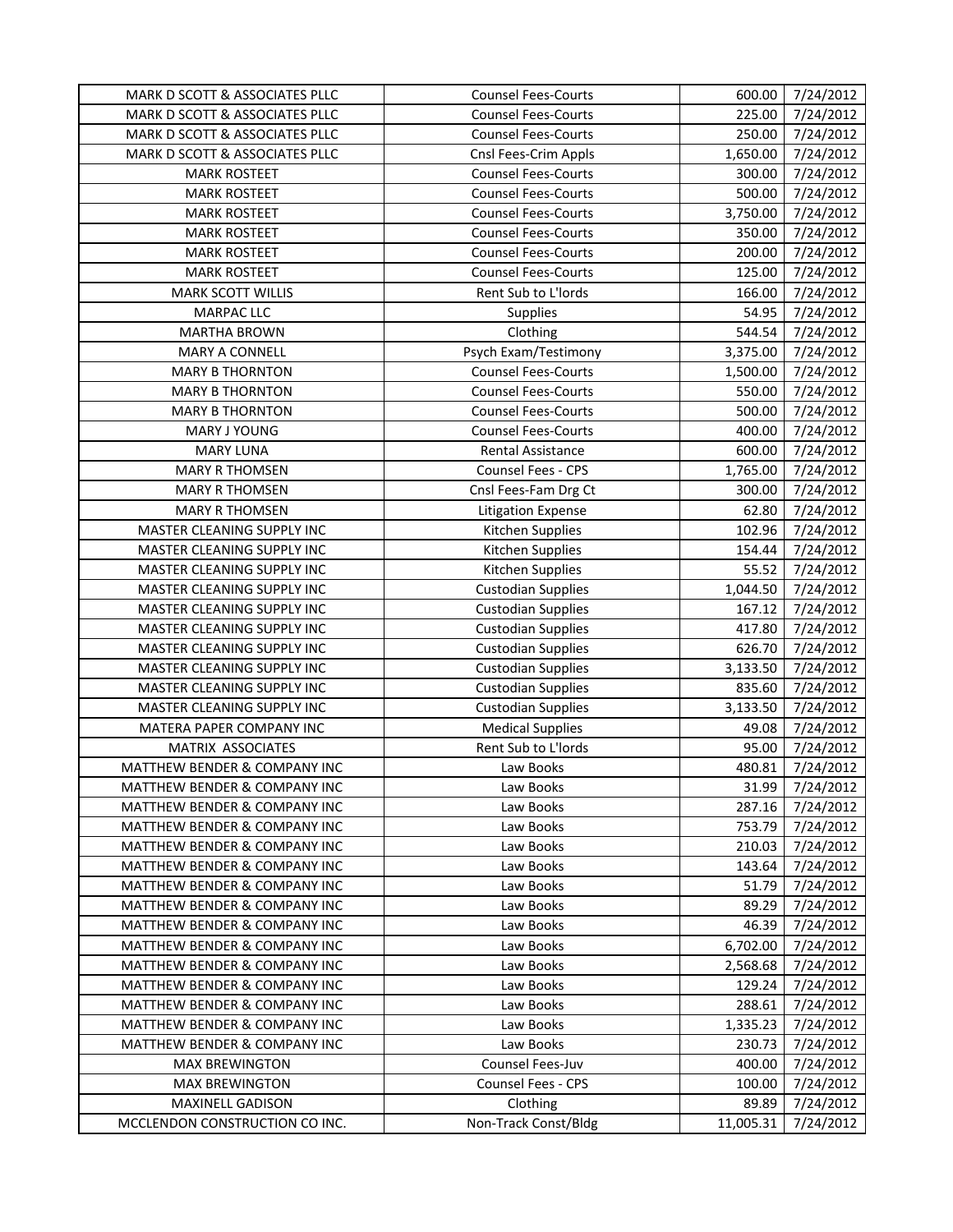| | | | |
|---|---|---|---|
| MARK D SCOTT & ASSOCIATES PLLC | Counsel Fees-Courts | 600.00 | 7/24/2012 |
| MARK D SCOTT & ASSOCIATES PLLC | Counsel Fees-Courts | 225.00 | 7/24/2012 |
| MARK D SCOTT & ASSOCIATES PLLC | Counsel Fees-Courts | 250.00 | 7/24/2012 |
| MARK D SCOTT & ASSOCIATES PLLC | Cnsl Fees-Crim Appls | 1,650.00 | 7/24/2012 |
| MARK ROSTEET | Counsel Fees-Courts | 300.00 | 7/24/2012 |
| MARK ROSTEET | Counsel Fees-Courts | 500.00 | 7/24/2012 |
| MARK ROSTEET | Counsel Fees-Courts | 3,750.00 | 7/24/2012 |
| MARK ROSTEET | Counsel Fees-Courts | 350.00 | 7/24/2012 |
| MARK ROSTEET | Counsel Fees-Courts | 200.00 | 7/24/2012 |
| MARK ROSTEET | Counsel Fees-Courts | 125.00 | 7/24/2012 |
| MARK SCOTT WILLIS | Rent Sub to L'lords | 166.00 | 7/24/2012 |
| MARPAC LLC | Supplies | 54.95 | 7/24/2012 |
| MARTHA BROWN | Clothing | 544.54 | 7/24/2012 |
| MARY A CONNELL | Psych Exam/Testimony | 3,375.00 | 7/24/2012 |
| MARY B THORNTON | Counsel Fees-Courts | 1,500.00 | 7/24/2012 |
| MARY B THORNTON | Counsel Fees-Courts | 550.00 | 7/24/2012 |
| MARY B THORNTON | Counsel Fees-Courts | 500.00 | 7/24/2012 |
| MARY J YOUNG | Counsel Fees-Courts | 400.00 | 7/24/2012 |
| MARY LUNA | Rental Assistance | 600.00 | 7/24/2012 |
| MARY R THOMSEN | Counsel Fees - CPS | 1,765.00 | 7/24/2012 |
| MARY R THOMSEN | Cnsl Fees-Fam Drg Ct | 300.00 | 7/24/2012 |
| MARY R THOMSEN | Litigation Expense | 62.80 | 7/24/2012 |
| MASTER CLEANING SUPPLY INC | Kitchen Supplies | 102.96 | 7/24/2012 |
| MASTER CLEANING SUPPLY INC | Kitchen Supplies | 154.44 | 7/24/2012 |
| MASTER CLEANING SUPPLY INC | Kitchen Supplies | 55.52 | 7/24/2012 |
| MASTER CLEANING SUPPLY INC | Custodian Supplies | 1,044.50 | 7/24/2012 |
| MASTER CLEANING SUPPLY INC | Custodian Supplies | 167.12 | 7/24/2012 |
| MASTER CLEANING SUPPLY INC | Custodian Supplies | 417.80 | 7/24/2012 |
| MASTER CLEANING SUPPLY INC | Custodian Supplies | 626.70 | 7/24/2012 |
| MASTER CLEANING SUPPLY INC | Custodian Supplies | 3,133.50 | 7/24/2012 |
| MASTER CLEANING SUPPLY INC | Custodian Supplies | 835.60 | 7/24/2012 |
| MASTER CLEANING SUPPLY INC | Custodian Supplies | 3,133.50 | 7/24/2012 |
| MATERA PAPER COMPANY INC | Medical Supplies | 49.08 | 7/24/2012 |
| MATRIX ASSOCIATES | Rent Sub to L'lords | 95.00 | 7/24/2012 |
| MATTHEW BENDER & COMPANY INC | Law Books | 480.81 | 7/24/2012 |
| MATTHEW BENDER & COMPANY INC | Law Books | 31.99 | 7/24/2012 |
| MATTHEW BENDER & COMPANY INC | Law Books | 287.16 | 7/24/2012 |
| MATTHEW BENDER & COMPANY INC | Law Books | 753.79 | 7/24/2012 |
| MATTHEW BENDER & COMPANY INC | Law Books | 210.03 | 7/24/2012 |
| MATTHEW BENDER & COMPANY INC | Law Books | 143.64 | 7/24/2012 |
| MATTHEW BENDER & COMPANY INC | Law Books | 51.79 | 7/24/2012 |
| MATTHEW BENDER & COMPANY INC | Law Books | 89.29 | 7/24/2012 |
| MATTHEW BENDER & COMPANY INC | Law Books | 46.39 | 7/24/2012 |
| MATTHEW BENDER & COMPANY INC | Law Books | 6,702.00 | 7/24/2012 |
| MATTHEW BENDER & COMPANY INC | Law Books | 2,568.68 | 7/24/2012 |
| MATTHEW BENDER & COMPANY INC | Law Books | 129.24 | 7/24/2012 |
| MATTHEW BENDER & COMPANY INC | Law Books | 288.61 | 7/24/2012 |
| MATTHEW BENDER & COMPANY INC | Law Books | 1,335.23 | 7/24/2012 |
| MATTHEW BENDER & COMPANY INC | Law Books | 230.73 | 7/24/2012 |
| MAX BREWINGTON | Counsel Fees-Juv | 400.00 | 7/24/2012 |
| MAX BREWINGTON | Counsel Fees - CPS | 100.00 | 7/24/2012 |
| MAXINELL GADISON | Clothing | 89.89 | 7/24/2012 |
| MCCLENDON CONSTRUCTION CO INC. | Non-Track Const/Bldg | 11,005.31 | 7/24/2012 |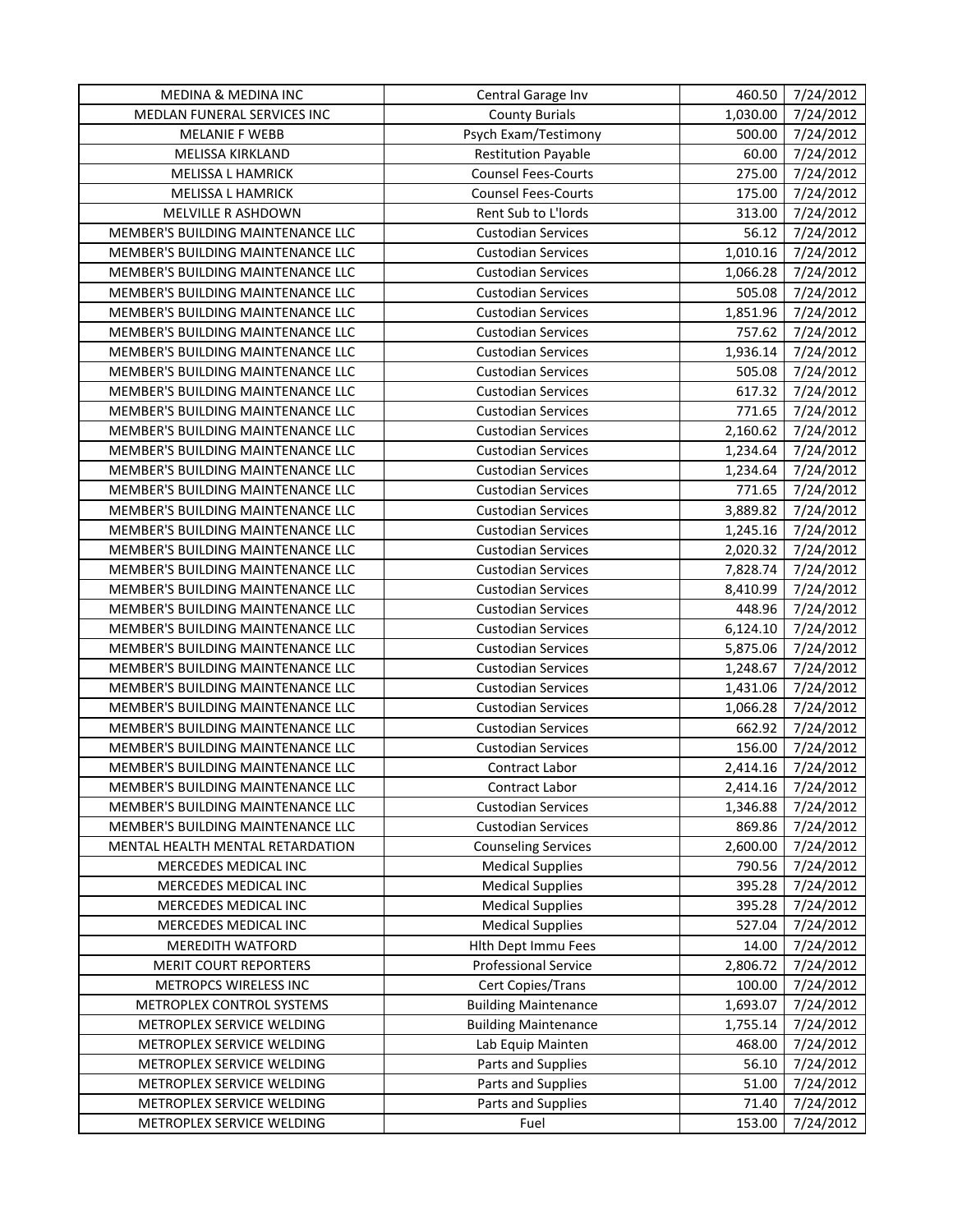| | | | |
|---|---|---|---|
| MEDINA & MEDINA INC | Central Garage Inv | 460.50 | 7/24/2012 |
| MEDLAN FUNERAL SERVICES INC | County Burials | 1,030.00 | 7/24/2012 |
| MELANIE F WEBB | Psych Exam/Testimony | 500.00 | 7/24/2012 |
| MELISSA KIRKLAND | Restitution Payable | 60.00 | 7/24/2012 |
| MELISSA L HAMRICK | Counsel Fees-Courts | 275.00 | 7/24/2012 |
| MELISSA L HAMRICK | Counsel Fees-Courts | 175.00 | 7/24/2012 |
| MELVILLE R ASHDOWN | Rent Sub to L'lords | 313.00 | 7/24/2012 |
| MEMBER'S BUILDING MAINTENANCE LLC | Custodian Services | 56.12 | 7/24/2012 |
| MEMBER'S BUILDING MAINTENANCE LLC | Custodian Services | 1,010.16 | 7/24/2012 |
| MEMBER'S BUILDING MAINTENANCE LLC | Custodian Services | 1,066.28 | 7/24/2012 |
| MEMBER'S BUILDING MAINTENANCE LLC | Custodian Services | 505.08 | 7/24/2012 |
| MEMBER'S BUILDING MAINTENANCE LLC | Custodian Services | 1,851.96 | 7/24/2012 |
| MEMBER'S BUILDING MAINTENANCE LLC | Custodian Services | 757.62 | 7/24/2012 |
| MEMBER'S BUILDING MAINTENANCE LLC | Custodian Services | 1,936.14 | 7/24/2012 |
| MEMBER'S BUILDING MAINTENANCE LLC | Custodian Services | 505.08 | 7/24/2012 |
| MEMBER'S BUILDING MAINTENANCE LLC | Custodian Services | 617.32 | 7/24/2012 |
| MEMBER'S BUILDING MAINTENANCE LLC | Custodian Services | 771.65 | 7/24/2012 |
| MEMBER'S BUILDING MAINTENANCE LLC | Custodian Services | 2,160.62 | 7/24/2012 |
| MEMBER'S BUILDING MAINTENANCE LLC | Custodian Services | 1,234.64 | 7/24/2012 |
| MEMBER'S BUILDING MAINTENANCE LLC | Custodian Services | 1,234.64 | 7/24/2012 |
| MEMBER'S BUILDING MAINTENANCE LLC | Custodian Services | 771.65 | 7/24/2012 |
| MEMBER'S BUILDING MAINTENANCE LLC | Custodian Services | 3,889.82 | 7/24/2012 |
| MEMBER'S BUILDING MAINTENANCE LLC | Custodian Services | 1,245.16 | 7/24/2012 |
| MEMBER'S BUILDING MAINTENANCE LLC | Custodian Services | 2,020.32 | 7/24/2012 |
| MEMBER'S BUILDING MAINTENANCE LLC | Custodian Services | 7,828.74 | 7/24/2012 |
| MEMBER'S BUILDING MAINTENANCE LLC | Custodian Services | 8,410.99 | 7/24/2012 |
| MEMBER'S BUILDING MAINTENANCE LLC | Custodian Services | 448.96 | 7/24/2012 |
| MEMBER'S BUILDING MAINTENANCE LLC | Custodian Services | 6,124.10 | 7/24/2012 |
| MEMBER'S BUILDING MAINTENANCE LLC | Custodian Services | 5,875.06 | 7/24/2012 |
| MEMBER'S BUILDING MAINTENANCE LLC | Custodian Services | 1,248.67 | 7/24/2012 |
| MEMBER'S BUILDING MAINTENANCE LLC | Custodian Services | 1,431.06 | 7/24/2012 |
| MEMBER'S BUILDING MAINTENANCE LLC | Custodian Services | 1,066.28 | 7/24/2012 |
| MEMBER'S BUILDING MAINTENANCE LLC | Custodian Services | 662.92 | 7/24/2012 |
| MEMBER'S BUILDING MAINTENANCE LLC | Custodian Services | 156.00 | 7/24/2012 |
| MEMBER'S BUILDING MAINTENANCE LLC | Contract Labor | 2,414.16 | 7/24/2012 |
| MEMBER'S BUILDING MAINTENANCE LLC | Contract Labor | 2,414.16 | 7/24/2012 |
| MEMBER'S BUILDING MAINTENANCE LLC | Custodian Services | 1,346.88 | 7/24/2012 |
| MEMBER'S BUILDING MAINTENANCE LLC | Custodian Services | 869.86 | 7/24/2012 |
| MENTAL HEALTH MENTAL RETARDATION | Counseling Services | 2,600.00 | 7/24/2012 |
| MERCEDES MEDICAL INC | Medical Supplies | 790.56 | 7/24/2012 |
| MERCEDES MEDICAL INC | Medical Supplies | 395.28 | 7/24/2012 |
| MERCEDES MEDICAL INC | Medical Supplies | 395.28 | 7/24/2012 |
| MERCEDES MEDICAL INC | Medical Supplies | 527.04 | 7/24/2012 |
| MEREDITH WATFORD | Hlth Dept Immu Fees | 14.00 | 7/24/2012 |
| MERIT COURT REPORTERS | Professional Service | 2,806.72 | 7/24/2012 |
| METROPCS WIRELESS INC | Cert Copies/Trans | 100.00 | 7/24/2012 |
| METROPLEX CONTROL SYSTEMS | Building Maintenance | 1,693.07 | 7/24/2012 |
| METROPLEX SERVICE WELDING | Building Maintenance | 1,755.14 | 7/24/2012 |
| METROPLEX SERVICE WELDING | Lab Equip Mainten | 468.00 | 7/24/2012 |
| METROPLEX SERVICE WELDING | Parts and Supplies | 56.10 | 7/24/2012 |
| METROPLEX SERVICE WELDING | Parts and Supplies | 51.00 | 7/24/2012 |
| METROPLEX SERVICE WELDING | Parts and Supplies | 71.40 | 7/24/2012 |
| METROPLEX SERVICE WELDING | Fuel | 153.00 | 7/24/2012 |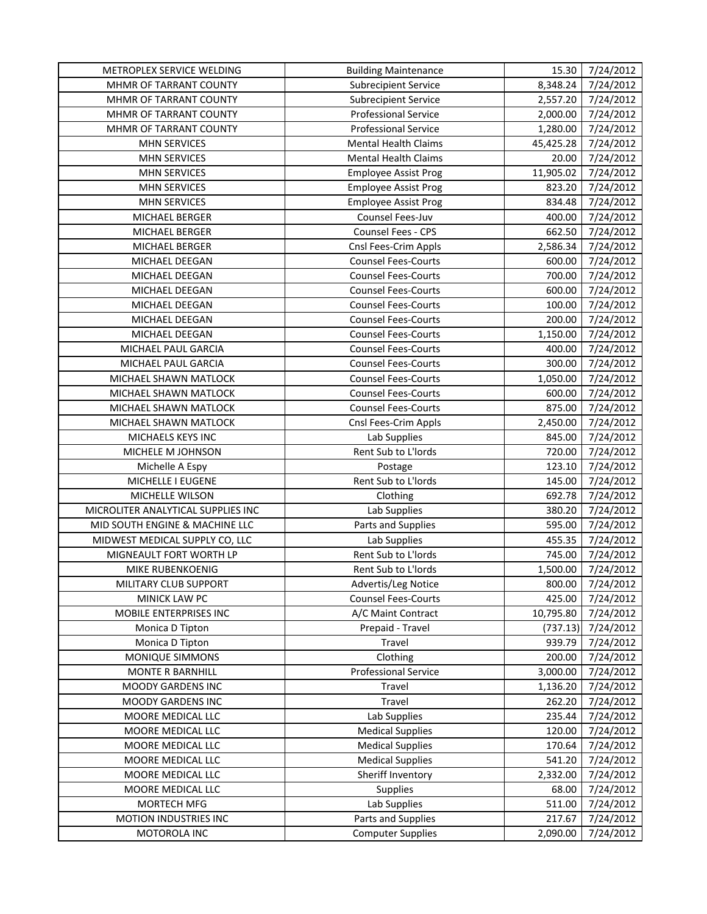| | | | |
|---|---|---|---|
| METROPLEX SERVICE WELDING | Building Maintenance | 15.30 | 7/24/2012 |
| MHMR OF TARRANT COUNTY | Subrecipient Service | 8,348.24 | 7/24/2012 |
| MHMR OF TARRANT COUNTY | Subrecipient Service | 2,557.20 | 7/24/2012 |
| MHMR OF TARRANT COUNTY | Professional Service | 2,000.00 | 7/24/2012 |
| MHMR OF TARRANT COUNTY | Professional Service | 1,280.00 | 7/24/2012 |
| MHN SERVICES | Mental Health Claims | 45,425.28 | 7/24/2012 |
| MHN SERVICES | Mental Health Claims | 20.00 | 7/24/2012 |
| MHN SERVICES | Employee Assist Prog | 11,905.02 | 7/24/2012 |
| MHN SERVICES | Employee Assist Prog | 823.20 | 7/24/2012 |
| MHN SERVICES | Employee Assist Prog | 834.48 | 7/24/2012 |
| MICHAEL BERGER | Counsel Fees-Juv | 400.00 | 7/24/2012 |
| MICHAEL BERGER | Counsel Fees - CPS | 662.50 | 7/24/2012 |
| MICHAEL BERGER | Cnsl Fees-Crim Appls | 2,586.34 | 7/24/2012 |
| MICHAEL DEEGAN | Counsel Fees-Courts | 600.00 | 7/24/2012 |
| MICHAEL DEEGAN | Counsel Fees-Courts | 700.00 | 7/24/2012 |
| MICHAEL DEEGAN | Counsel Fees-Courts | 600.00 | 7/24/2012 |
| MICHAEL DEEGAN | Counsel Fees-Courts | 100.00 | 7/24/2012 |
| MICHAEL DEEGAN | Counsel Fees-Courts | 200.00 | 7/24/2012 |
| MICHAEL DEEGAN | Counsel Fees-Courts | 1,150.00 | 7/24/2012 |
| MICHAEL PAUL GARCIA | Counsel Fees-Courts | 400.00 | 7/24/2012 |
| MICHAEL PAUL GARCIA | Counsel Fees-Courts | 300.00 | 7/24/2012 |
| MICHAEL SHAWN MATLOCK | Counsel Fees-Courts | 1,050.00 | 7/24/2012 |
| MICHAEL SHAWN MATLOCK | Counsel Fees-Courts | 600.00 | 7/24/2012 |
| MICHAEL SHAWN MATLOCK | Counsel Fees-Courts | 875.00 | 7/24/2012 |
| MICHAEL SHAWN MATLOCK | Cnsl Fees-Crim Appls | 2,450.00 | 7/24/2012 |
| MICHAELS KEYS INC | Lab Supplies | 845.00 | 7/24/2012 |
| MICHELE M JOHNSON | Rent Sub to L'lords | 720.00 | 7/24/2012 |
| Michelle A Espy | Postage | 123.10 | 7/24/2012 |
| MICHELLE I EUGENE | Rent Sub to L'lords | 145.00 | 7/24/2012 |
| MICHELLE WILSON | Clothing | 692.78 | 7/24/2012 |
| MICROLITER ANALYTICAL SUPPLIES INC | Lab Supplies | 380.20 | 7/24/2012 |
| MID SOUTH ENGINE & MACHINE LLC | Parts and Supplies | 595.00 | 7/24/2012 |
| MIDWEST MEDICAL SUPPLY CO, LLC | Lab Supplies | 455.35 | 7/24/2012 |
| MIGNEAULT FORT WORTH LP | Rent Sub to L'lords | 745.00 | 7/24/2012 |
| MIKE RUBENKOENIG | Rent Sub to L'lords | 1,500.00 | 7/24/2012 |
| MILITARY CLUB SUPPORT | Advertis/Leg Notice | 800.00 | 7/24/2012 |
| MINICK LAW PC | Counsel Fees-Courts | 425.00 | 7/24/2012 |
| MOBILE ENTERPRISES INC | A/C Maint Contract | 10,795.80 | 7/24/2012 |
| Monica D Tipton | Prepaid - Travel | (737.13) | 7/24/2012 |
| Monica D Tipton | Travel | 939.79 | 7/24/2012 |
| MONIQUE SIMMONS | Clothing | 200.00 | 7/24/2012 |
| MONTE R BARNHILL | Professional Service | 3,000.00 | 7/24/2012 |
| MOODY GARDENS INC | Travel | 1,136.20 | 7/24/2012 |
| MOODY GARDENS INC | Travel | 262.20 | 7/24/2012 |
| MOORE MEDICAL LLC | Lab Supplies | 235.44 | 7/24/2012 |
| MOORE MEDICAL LLC | Medical Supplies | 120.00 | 7/24/2012 |
| MOORE MEDICAL LLC | Medical Supplies | 170.64 | 7/24/2012 |
| MOORE MEDICAL LLC | Medical Supplies | 541.20 | 7/24/2012 |
| MOORE MEDICAL LLC | Sheriff Inventory | 2,332.00 | 7/24/2012 |
| MOORE MEDICAL LLC | Supplies | 68.00 | 7/24/2012 |
| MORTECH MFG | Lab Supplies | 511.00 | 7/24/2012 |
| MOTION INDUSTRIES INC | Parts and Supplies | 217.67 | 7/24/2012 |
| MOTOROLA INC | Computer Supplies | 2,090.00 | 7/24/2012 |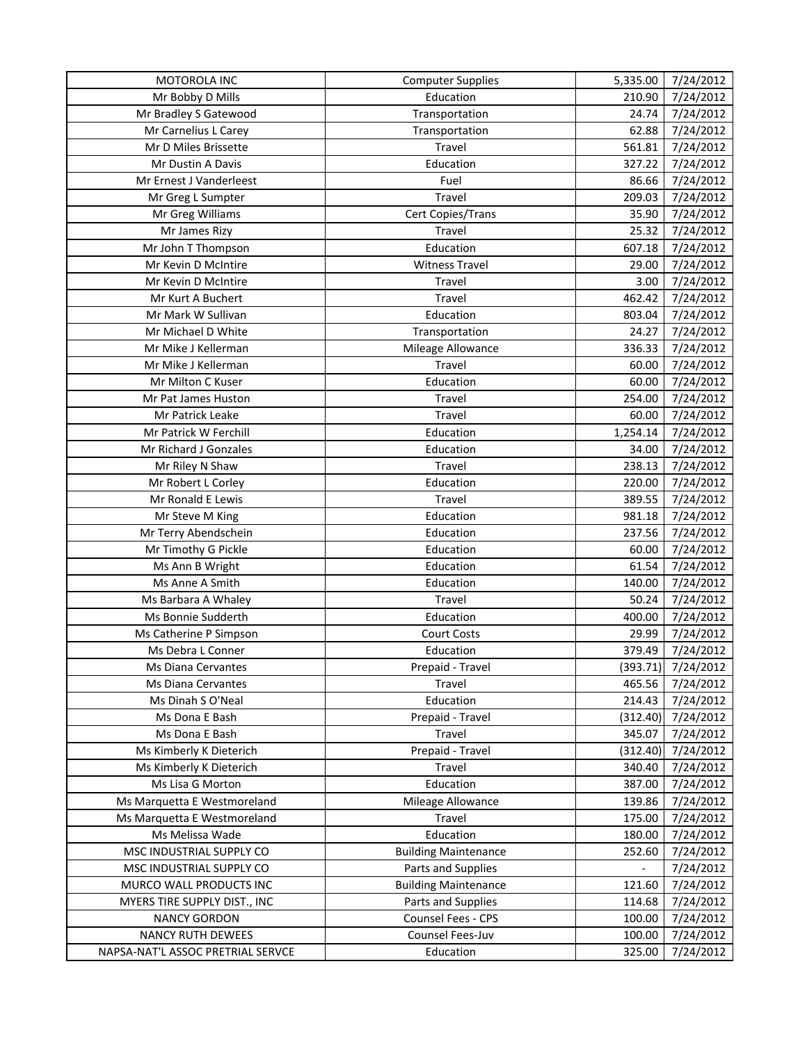| MOTOROLA INC | Computer Supplies | 5,335.00 | 7/24/2012 |
|---|---|---|---|
| Mr Bobby D Mills | Education | 210.90 | 7/24/2012 |
| Mr Bradley S Gatewood | Transportation | 24.74 | 7/24/2012 |
| Mr Carnelius L Carey | Transportation | 62.88 | 7/24/2012 |
| Mr D Miles Brissette | Travel | 561.81 | 7/24/2012 |
| Mr Dustin A Davis | Education | 327.22 | 7/24/2012 |
| Mr Ernest J Vanderleest | Fuel | 86.66 | 7/24/2012 |
| Mr Greg L Sumpter | Travel | 209.03 | 7/24/2012 |
| Mr Greg Williams | Cert Copies/Trans | 35.90 | 7/24/2012 |
| Mr James Rizy | Travel | 25.32 | 7/24/2012 |
| Mr John T Thompson | Education | 607.18 | 7/24/2012 |
| Mr Kevin D McIntire | Witness Travel | 29.00 | 7/24/2012 |
| Mr Kevin D McIntire | Travel | 3.00 | 7/24/2012 |
| Mr Kurt A Buchert | Travel | 462.42 | 7/24/2012 |
| Mr Mark W Sullivan | Education | 803.04 | 7/24/2012 |
| Mr Michael D White | Transportation | 24.27 | 7/24/2012 |
| Mr Mike J Kellerman | Mileage Allowance | 336.33 | 7/24/2012 |
| Mr Mike J Kellerman | Travel | 60.00 | 7/24/2012 |
| Mr Milton C Kuser | Education | 60.00 | 7/24/2012 |
| Mr Pat James Huston | Travel | 254.00 | 7/24/2012 |
| Mr Patrick Leake | Travel | 60.00 | 7/24/2012 |
| Mr Patrick W Ferchill | Education | 1,254.14 | 7/24/2012 |
| Mr Richard J Gonzales | Education | 34.00 | 7/24/2012 |
| Mr Riley N Shaw | Travel | 238.13 | 7/24/2012 |
| Mr Robert L Corley | Education | 220.00 | 7/24/2012 |
| Mr Ronald E Lewis | Travel | 389.55 | 7/24/2012 |
| Mr Steve M King | Education | 981.18 | 7/24/2012 |
| Mr Terry Abendschein | Education | 237.56 | 7/24/2012 |
| Mr Timothy G Pickle | Education | 60.00 | 7/24/2012 |
| Ms Ann B Wright | Education | 61.54 | 7/24/2012 |
| Ms Anne A Smith | Education | 140.00 | 7/24/2012 |
| Ms Barbara A Whaley | Travel | 50.24 | 7/24/2012 |
| Ms Bonnie Sudderth | Education | 400.00 | 7/24/2012 |
| Ms Catherine P Simpson | Court Costs | 29.99 | 7/24/2012 |
| Ms Debra L Conner | Education | 379.49 | 7/24/2012 |
| Ms Diana Cervantes | Prepaid - Travel | (393.71) | 7/24/2012 |
| Ms Diana Cervantes | Travel | 465.56 | 7/24/2012 |
| Ms Dinah S O'Neal | Education | 214.43 | 7/24/2012 |
| Ms Dona E Bash | Prepaid - Travel | (312.40) | 7/24/2012 |
| Ms Dona E Bash | Travel | 345.07 | 7/24/2012 |
| Ms Kimberly K Dieterich | Prepaid - Travel | (312.40) | 7/24/2012 |
| Ms Kimberly K Dieterich | Travel | 340.40 | 7/24/2012 |
| Ms Lisa G Morton | Education | 387.00 | 7/24/2012 |
| Ms Marquetta E Westmoreland | Mileage Allowance | 139.86 | 7/24/2012 |
| Ms Marquetta E Westmoreland | Travel | 175.00 | 7/24/2012 |
| Ms Melissa Wade | Education | 180.00 | 7/24/2012 |
| MSC INDUSTRIAL SUPPLY CO | Building Maintenance | 252.60 | 7/24/2012 |
| MSC INDUSTRIAL SUPPLY CO | Parts and Supplies | - | 7/24/2012 |
| MURCO WALL PRODUCTS INC | Building Maintenance | 121.60 | 7/24/2012 |
| MYERS TIRE SUPPLY DIST., INC | Parts and Supplies | 114.68 | 7/24/2012 |
| NANCY GORDON | Counsel Fees - CPS | 100.00 | 7/24/2012 |
| NANCY RUTH DEWEES | Counsel Fees-Juv | 100.00 | 7/24/2012 |
| NAPSA-NAT'L ASSOC PRETRIAL SERVCE | Education | 325.00 | 7/24/2012 |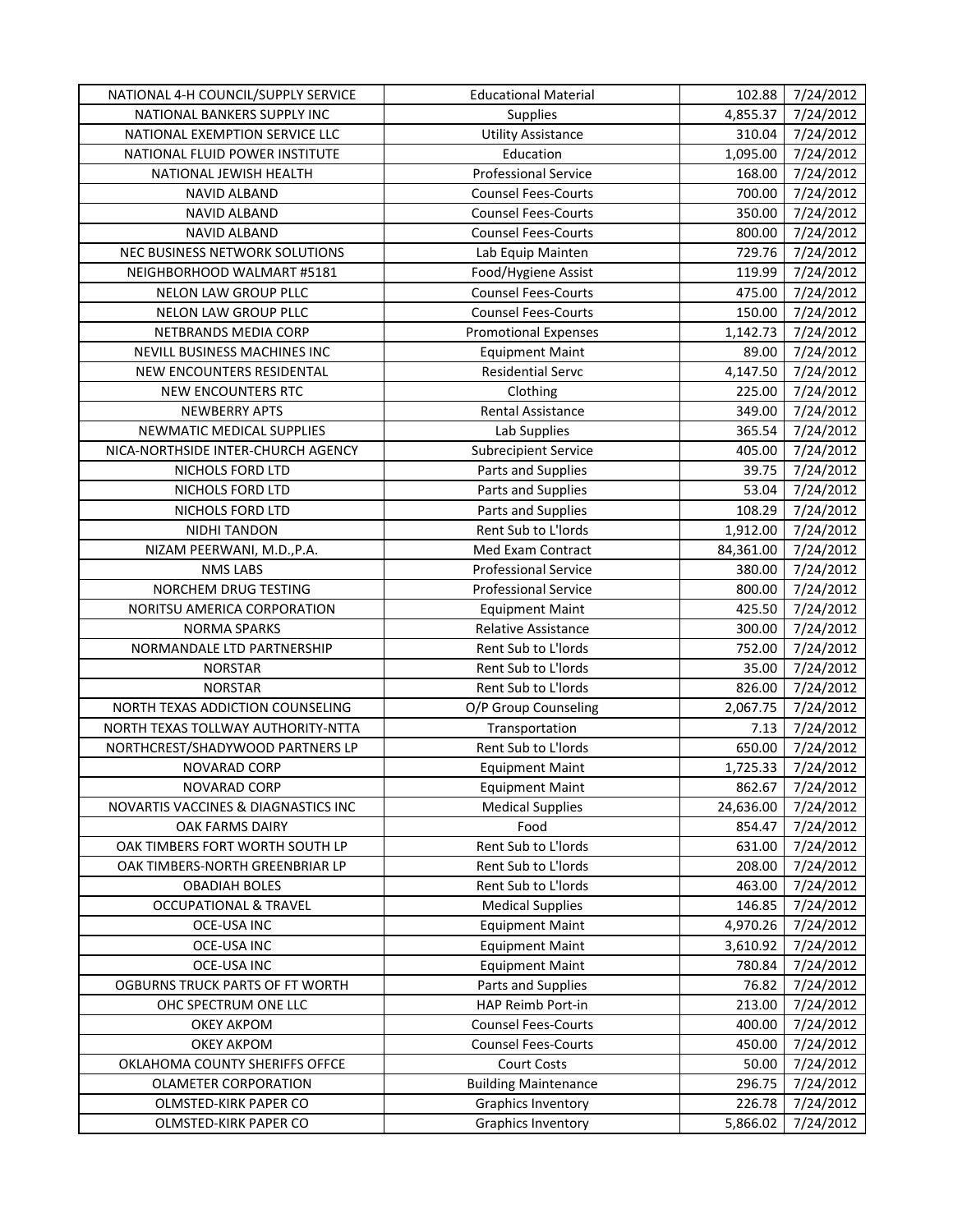| NATIONAL 4-H COUNCIL/SUPPLY SERVICE | Educational Material | 102.88 | 7/24/2012 |
|---|---|---|---|
| NATIONAL BANKERS SUPPLY INC | Supplies | 4,855.37 | 7/24/2012 |
| NATIONAL EXEMPTION SERVICE LLC | Utility Assistance | 310.04 | 7/24/2012 |
| NATIONAL FLUID POWER INSTITUTE | Education | 1,095.00 | 7/24/2012 |
| NATIONAL JEWISH HEALTH | Professional Service | 168.00 | 7/24/2012 |
| NAVID ALBAND | Counsel Fees-Courts | 700.00 | 7/24/2012 |
| NAVID ALBAND | Counsel Fees-Courts | 350.00 | 7/24/2012 |
| NAVID ALBAND | Counsel Fees-Courts | 800.00 | 7/24/2012 |
| NEC BUSINESS NETWORK SOLUTIONS | Lab Equip Mainten | 729.76 | 7/24/2012 |
| NEIGHBORHOOD WALMART #5181 | Food/Hygiene Assist | 119.99 | 7/24/2012 |
| NELON LAW GROUP PLLC | Counsel Fees-Courts | 475.00 | 7/24/2012 |
| NELON LAW GROUP PLLC | Counsel Fees-Courts | 150.00 | 7/24/2012 |
| NETBRANDS MEDIA CORP | Promotional Expenses | 1,142.73 | 7/24/2012 |
| NEVILL BUSINESS MACHINES INC | Equipment Maint | 89.00 | 7/24/2012 |
| NEW ENCOUNTERS RESIDENTAL | Residential Servc | 4,147.50 | 7/24/2012 |
| NEW ENCOUNTERS RTC | Clothing | 225.00 | 7/24/2012 |
| NEWBERRY APTS | Rental Assistance | 349.00 | 7/24/2012 |
| NEWMATIC MEDICAL SUPPLIES | Lab Supplies | 365.54 | 7/24/2012 |
| NICA-NORTHSIDE INTER-CHURCH AGENCY | Subrecipient Service | 405.00 | 7/24/2012 |
| NICHOLS FORD LTD | Parts and Supplies | 39.75 | 7/24/2012 |
| NICHOLS FORD LTD | Parts and Supplies | 53.04 | 7/24/2012 |
| NICHOLS FORD LTD | Parts and Supplies | 108.29 | 7/24/2012 |
| NIDHI TANDON | Rent Sub to L'lords | 1,912.00 | 7/24/2012 |
| NIZAM PEERWANI, M.D.,P.A. | Med Exam Contract | 84,361.00 | 7/24/2012 |
| NMS LABS | Professional Service | 380.00 | 7/24/2012 |
| NORCHEM DRUG TESTING | Professional Service | 800.00 | 7/24/2012 |
| NORITSU AMERICA CORPORATION | Equipment Maint | 425.50 | 7/24/2012 |
| NORMA SPARKS | Relative Assistance | 300.00 | 7/24/2012 |
| NORMANDALE LTD PARTNERSHIP | Rent Sub to L'lords | 752.00 | 7/24/2012 |
| NORSTAR | Rent Sub to L'lords | 35.00 | 7/24/2012 |
| NORSTAR | Rent Sub to L'lords | 826.00 | 7/24/2012 |
| NORTH TEXAS ADDICTION COUNSELING | O/P Group Counseling | 2,067.75 | 7/24/2012 |
| NORTH TEXAS TOLLWAY AUTHORITY-NTTA | Transportation | 7.13 | 7/24/2012 |
| NORTHCREST/SHADYWOOD PARTNERS LP | Rent Sub to L'lords | 650.00 | 7/24/2012 |
| NOVARAD CORP | Equipment Maint | 1,725.33 | 7/24/2012 |
| NOVARAD CORP | Equipment Maint | 862.67 | 7/24/2012 |
| NOVARTIS VACCINES & DIAGNASTICS INC | Medical Supplies | 24,636.00 | 7/24/2012 |
| OAK FARMS DAIRY | Food | 854.47 | 7/24/2012 |
| OAK TIMBERS FORT WORTH SOUTH LP | Rent Sub to L'lords | 631.00 | 7/24/2012 |
| OAK TIMBERS-NORTH GREENBRIAR LP | Rent Sub to L'lords | 208.00 | 7/24/2012 |
| OBADIAH BOLES | Rent Sub to L'lords | 463.00 | 7/24/2012 |
| OCCUPATIONAL & TRAVEL | Medical Supplies | 146.85 | 7/24/2012 |
| OCE-USA INC | Equipment Maint | 4,970.26 | 7/24/2012 |
| OCE-USA INC | Equipment Maint | 3,610.92 | 7/24/2012 |
| OCE-USA INC | Equipment Maint | 780.84 | 7/24/2012 |
| OGBURNS TRUCK PARTS OF FT WORTH | Parts and Supplies | 76.82 | 7/24/2012 |
| OHC SPECTRUM ONE LLC | HAP Reimb Port-in | 213.00 | 7/24/2012 |
| OKEY AKPOM | Counsel Fees-Courts | 400.00 | 7/24/2012 |
| OKEY AKPOM | Counsel Fees-Courts | 450.00 | 7/24/2012 |
| OKLAHOMA COUNTY SHERIFFS OFFCE | Court Costs | 50.00 | 7/24/2012 |
| OLAMETER CORPORATION | Building Maintenance | 296.75 | 7/24/2012 |
| OLMSTED-KIRK PAPER CO | Graphics Inventory | 226.78 | 7/24/2012 |
| OLMSTED-KIRK PAPER CO | Graphics Inventory | 5,866.02 | 7/24/2012 |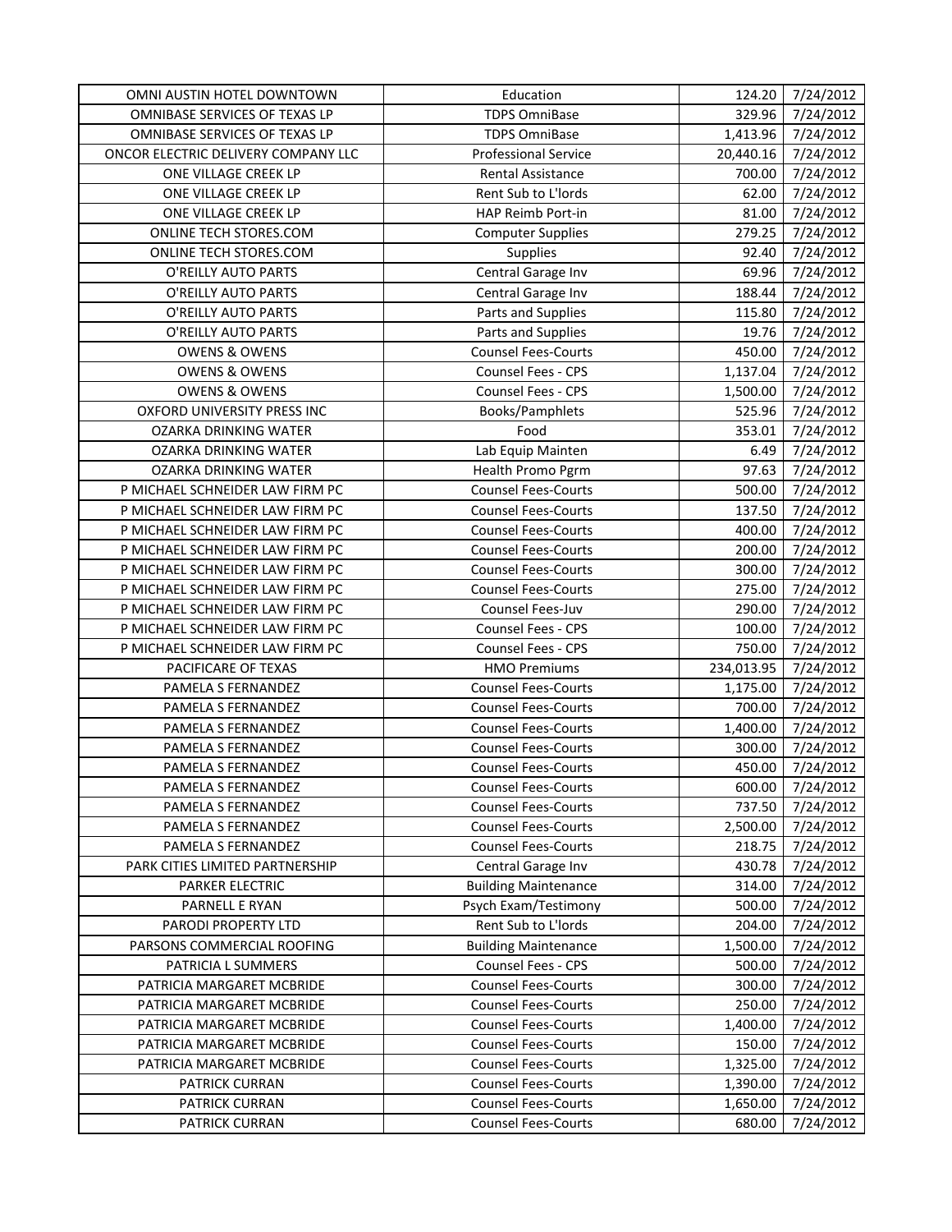| OMNI AUSTIN HOTEL DOWNTOWN | Education | 124.20 | 7/24/2012 |
|---|---|---|---|
| OMNIBASE SERVICES OF TEXAS LP | TDPS OmniBase | 329.96 | 7/24/2012 |
| OMNIBASE SERVICES OF TEXAS LP | TDPS OmniBase | 1,413.96 | 7/24/2012 |
| ONCOR ELECTRIC DELIVERY COMPANY LLC | Professional Service | 20,440.16 | 7/24/2012 |
| ONE VILLAGE CREEK LP | Rental Assistance | 700.00 | 7/24/2012 |
| ONE VILLAGE CREEK LP | Rent Sub to L'lords | 62.00 | 7/24/2012 |
| ONE VILLAGE CREEK LP | HAP Reimb Port-in | 81.00 | 7/24/2012 |
| ONLINE TECH STORES.COM | Computer Supplies | 279.25 | 7/24/2012 |
| ONLINE TECH STORES.COM | Supplies | 92.40 | 7/24/2012 |
| O'REILLY AUTO PARTS | Central Garage Inv | 69.96 | 7/24/2012 |
| O'REILLY AUTO PARTS | Central Garage Inv | 188.44 | 7/24/2012 |
| O'REILLY AUTO PARTS | Parts and Supplies | 115.80 | 7/24/2012 |
| O'REILLY AUTO PARTS | Parts and Supplies | 19.76 | 7/24/2012 |
| OWENS & OWENS | Counsel Fees-Courts | 450.00 | 7/24/2012 |
| OWENS & OWENS | Counsel Fees - CPS | 1,137.04 | 7/24/2012 |
| OWENS & OWENS | Counsel Fees - CPS | 1,500.00 | 7/24/2012 |
| OXFORD UNIVERSITY PRESS INC | Books/Pamphlets | 525.96 | 7/24/2012 |
| OZARKA DRINKING WATER | Food | 353.01 | 7/24/2012 |
| OZARKA DRINKING WATER | Lab Equip Mainten | 6.49 | 7/24/2012 |
| OZARKA DRINKING WATER | Health Promo Pgrm | 97.63 | 7/24/2012 |
| P MICHAEL SCHNEIDER LAW FIRM PC | Counsel Fees-Courts | 500.00 | 7/24/2012 |
| P MICHAEL SCHNEIDER LAW FIRM PC | Counsel Fees-Courts | 137.50 | 7/24/2012 |
| P MICHAEL SCHNEIDER LAW FIRM PC | Counsel Fees-Courts | 400.00 | 7/24/2012 |
| P MICHAEL SCHNEIDER LAW FIRM PC | Counsel Fees-Courts | 200.00 | 7/24/2012 |
| P MICHAEL SCHNEIDER LAW FIRM PC | Counsel Fees-Courts | 300.00 | 7/24/2012 |
| P MICHAEL SCHNEIDER LAW FIRM PC | Counsel Fees-Courts | 275.00 | 7/24/2012 |
| P MICHAEL SCHNEIDER LAW FIRM PC | Counsel Fees-Juv | 290.00 | 7/24/2012 |
| P MICHAEL SCHNEIDER LAW FIRM PC | Counsel Fees - CPS | 100.00 | 7/24/2012 |
| P MICHAEL SCHNEIDER LAW FIRM PC | Counsel Fees - CPS | 750.00 | 7/24/2012 |
| PACIFICARE OF TEXAS | HMO Premiums | 234,013.95 | 7/24/2012 |
| PAMELA S FERNANDEZ | Counsel Fees-Courts | 1,175.00 | 7/24/2012 |
| PAMELA S FERNANDEZ | Counsel Fees-Courts | 700.00 | 7/24/2012 |
| PAMELA S FERNANDEZ | Counsel Fees-Courts | 1,400.00 | 7/24/2012 |
| PAMELA S FERNANDEZ | Counsel Fees-Courts | 300.00 | 7/24/2012 |
| PAMELA S FERNANDEZ | Counsel Fees-Courts | 450.00 | 7/24/2012 |
| PAMELA S FERNANDEZ | Counsel Fees-Courts | 600.00 | 7/24/2012 |
| PAMELA S FERNANDEZ | Counsel Fees-Courts | 737.50 | 7/24/2012 |
| PAMELA S FERNANDEZ | Counsel Fees-Courts | 2,500.00 | 7/24/2012 |
| PAMELA S FERNANDEZ | Counsel Fees-Courts | 218.75 | 7/24/2012 |
| PARK CITIES LIMITED PARTNERSHIP | Central Garage Inv | 430.78 | 7/24/2012 |
| PARKER ELECTRIC | Building Maintenance | 314.00 | 7/24/2012 |
| PARNELL E RYAN | Psych Exam/Testimony | 500.00 | 7/24/2012 |
| PARODI PROPERTY LTD | Rent Sub to L'lords | 204.00 | 7/24/2012 |
| PARSONS COMMERCIAL ROOFING | Building Maintenance | 1,500.00 | 7/24/2012 |
| PATRICIA L SUMMERS | Counsel Fees - CPS | 500.00 | 7/24/2012 |
| PATRICIA MARGARET MCBRIDE | Counsel Fees-Courts | 300.00 | 7/24/2012 |
| PATRICIA MARGARET MCBRIDE | Counsel Fees-Courts | 250.00 | 7/24/2012 |
| PATRICIA MARGARET MCBRIDE | Counsel Fees-Courts | 1,400.00 | 7/24/2012 |
| PATRICIA MARGARET MCBRIDE | Counsel Fees-Courts | 150.00 | 7/24/2012 |
| PATRICIA MARGARET MCBRIDE | Counsel Fees-Courts | 1,325.00 | 7/24/2012 |
| PATRICK CURRAN | Counsel Fees-Courts | 1,390.00 | 7/24/2012 |
| PATRICK CURRAN | Counsel Fees-Courts | 1,650.00 | 7/24/2012 |
| PATRICK CURRAN | Counsel Fees-Courts | 680.00 | 7/24/2012 |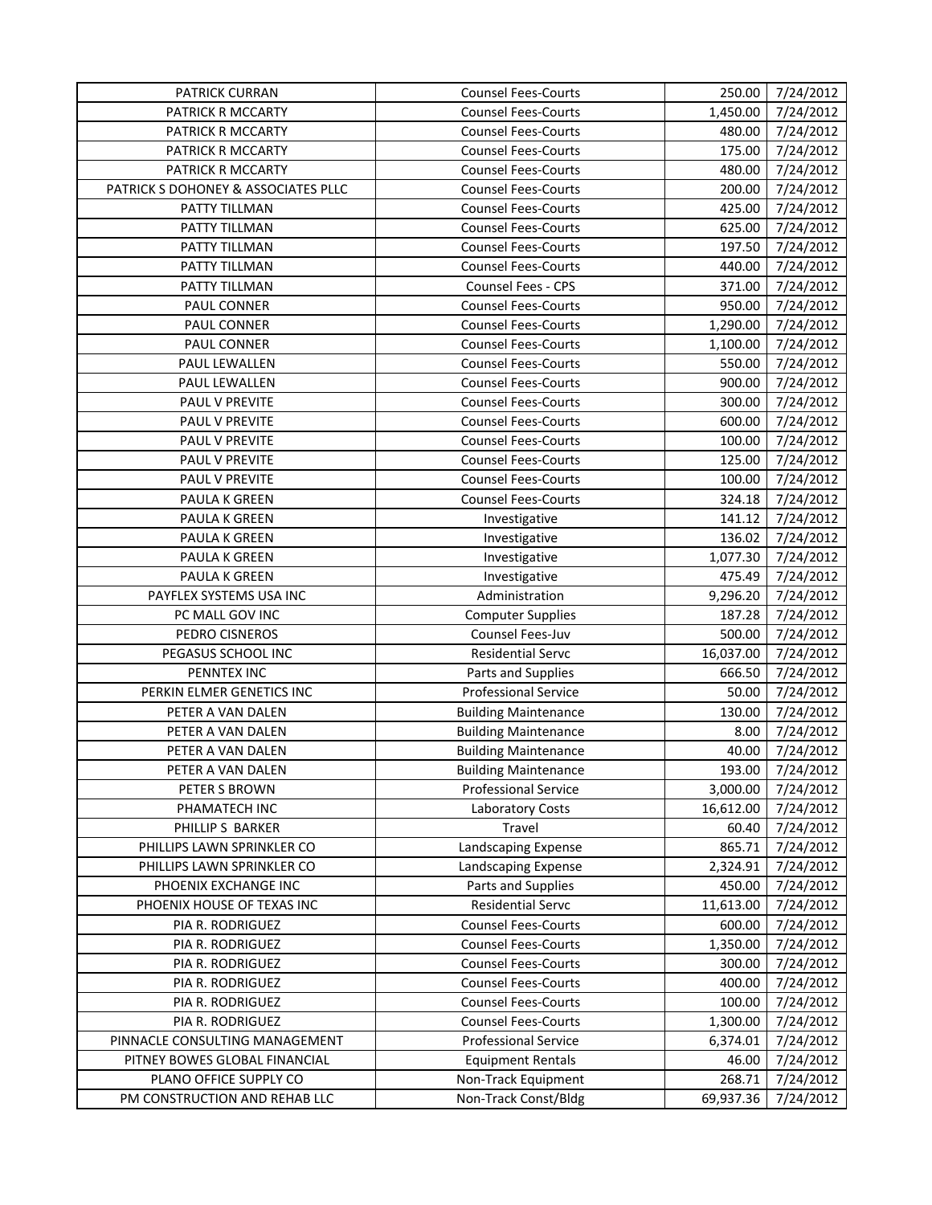| PATRICK CURRAN | Counsel Fees-Courts | 250.00 | 7/24/2012 |
|---|---|---|---|
| PATRICK R MCCARTY | Counsel Fees-Courts | 1,450.00 | 7/24/2012 |
| PATRICK R MCCARTY | Counsel Fees-Courts | 480.00 | 7/24/2012 |
| PATRICK R MCCARTY | Counsel Fees-Courts | 175.00 | 7/24/2012 |
| PATRICK R MCCARTY | Counsel Fees-Courts | 480.00 | 7/24/2012 |
| PATRICK S DOHONEY & ASSOCIATES PLLC | Counsel Fees-Courts | 200.00 | 7/24/2012 |
| PATTY TILLMAN | Counsel Fees-Courts | 425.00 | 7/24/2012 |
| PATTY TILLMAN | Counsel Fees-Courts | 625.00 | 7/24/2012 |
| PATTY TILLMAN | Counsel Fees-Courts | 197.50 | 7/24/2012 |
| PATTY TILLMAN | Counsel Fees-Courts | 440.00 | 7/24/2012 |
| PATTY TILLMAN | Counsel Fees - CPS | 371.00 | 7/24/2012 |
| PAUL CONNER | Counsel Fees-Courts | 950.00 | 7/24/2012 |
| PAUL CONNER | Counsel Fees-Courts | 1,290.00 | 7/24/2012 |
| PAUL CONNER | Counsel Fees-Courts | 1,100.00 | 7/24/2012 |
| PAUL LEWALLEN | Counsel Fees-Courts | 550.00 | 7/24/2012 |
| PAUL LEWALLEN | Counsel Fees-Courts | 900.00 | 7/24/2012 |
| PAUL V PREVITE | Counsel Fees-Courts | 300.00 | 7/24/2012 |
| PAUL V PREVITE | Counsel Fees-Courts | 600.00 | 7/24/2012 |
| PAUL V PREVITE | Counsel Fees-Courts | 100.00 | 7/24/2012 |
| PAUL V PREVITE | Counsel Fees-Courts | 125.00 | 7/24/2012 |
| PAUL V PREVITE | Counsel Fees-Courts | 100.00 | 7/24/2012 |
| PAULA K GREEN | Counsel Fees-Courts | 324.18 | 7/24/2012 |
| PAULA K GREEN | Investigative | 141.12 | 7/24/2012 |
| PAULA K GREEN | Investigative | 136.02 | 7/24/2012 |
| PAULA K GREEN | Investigative | 1,077.30 | 7/24/2012 |
| PAULA K GREEN | Investigative | 475.49 | 7/24/2012 |
| PAYFLEX SYSTEMS USA INC | Administration | 9,296.20 | 7/24/2012 |
| PC MALL GOV INC | Computer Supplies | 187.28 | 7/24/2012 |
| PEDRO CISNEROS | Counsel Fees-Juv | 500.00 | 7/24/2012 |
| PEGASUS SCHOOL INC | Residential Servc | 16,037.00 | 7/24/2012 |
| PENNTEX INC | Parts and Supplies | 666.50 | 7/24/2012 |
| PERKIN ELMER GENETICS INC | Professional Service | 50.00 | 7/24/2012 |
| PETER A VAN DALEN | Building Maintenance | 130.00 | 7/24/2012 |
| PETER A VAN DALEN | Building Maintenance | 8.00 | 7/24/2012 |
| PETER A VAN DALEN | Building Maintenance | 40.00 | 7/24/2012 |
| PETER A VAN DALEN | Building Maintenance | 193.00 | 7/24/2012 |
| PETER S BROWN | Professional Service | 3,000.00 | 7/24/2012 |
| PHAMATECH INC | Laboratory Costs | 16,612.00 | 7/24/2012 |
| PHILLIP S BARKER | Travel | 60.40 | 7/24/2012 |
| PHILLIPS LAWN SPRINKLER CO | Landscaping Expense | 865.71 | 7/24/2012 |
| PHILLIPS LAWN SPRINKLER CO | Landscaping Expense | 2,324.91 | 7/24/2012 |
| PHOENIX EXCHANGE INC | Parts and Supplies | 450.00 | 7/24/2012 |
| PHOENIX HOUSE OF TEXAS INC | Residential Servc | 11,613.00 | 7/24/2012 |
| PIA R. RODRIGUEZ | Counsel Fees-Courts | 600.00 | 7/24/2012 |
| PIA R. RODRIGUEZ | Counsel Fees-Courts | 1,350.00 | 7/24/2012 |
| PIA R. RODRIGUEZ | Counsel Fees-Courts | 300.00 | 7/24/2012 |
| PIA R. RODRIGUEZ | Counsel Fees-Courts | 400.00 | 7/24/2012 |
| PIA R. RODRIGUEZ | Counsel Fees-Courts | 100.00 | 7/24/2012 |
| PIA R. RODRIGUEZ | Counsel Fees-Courts | 1,300.00 | 7/24/2012 |
| PINNACLE CONSULTING MANAGEMENT | Professional Service | 6,374.01 | 7/24/2012 |
| PITNEY BOWES GLOBAL FINANCIAL | Equipment Rentals | 46.00 | 7/24/2012 |
| PLANO OFFICE SUPPLY CO | Non-Track Equipment | 268.71 | 7/24/2012 |
| PM CONSTRUCTION AND REHAB LLC | Non-Track Const/Bldg | 69,937.36 | 7/24/2012 |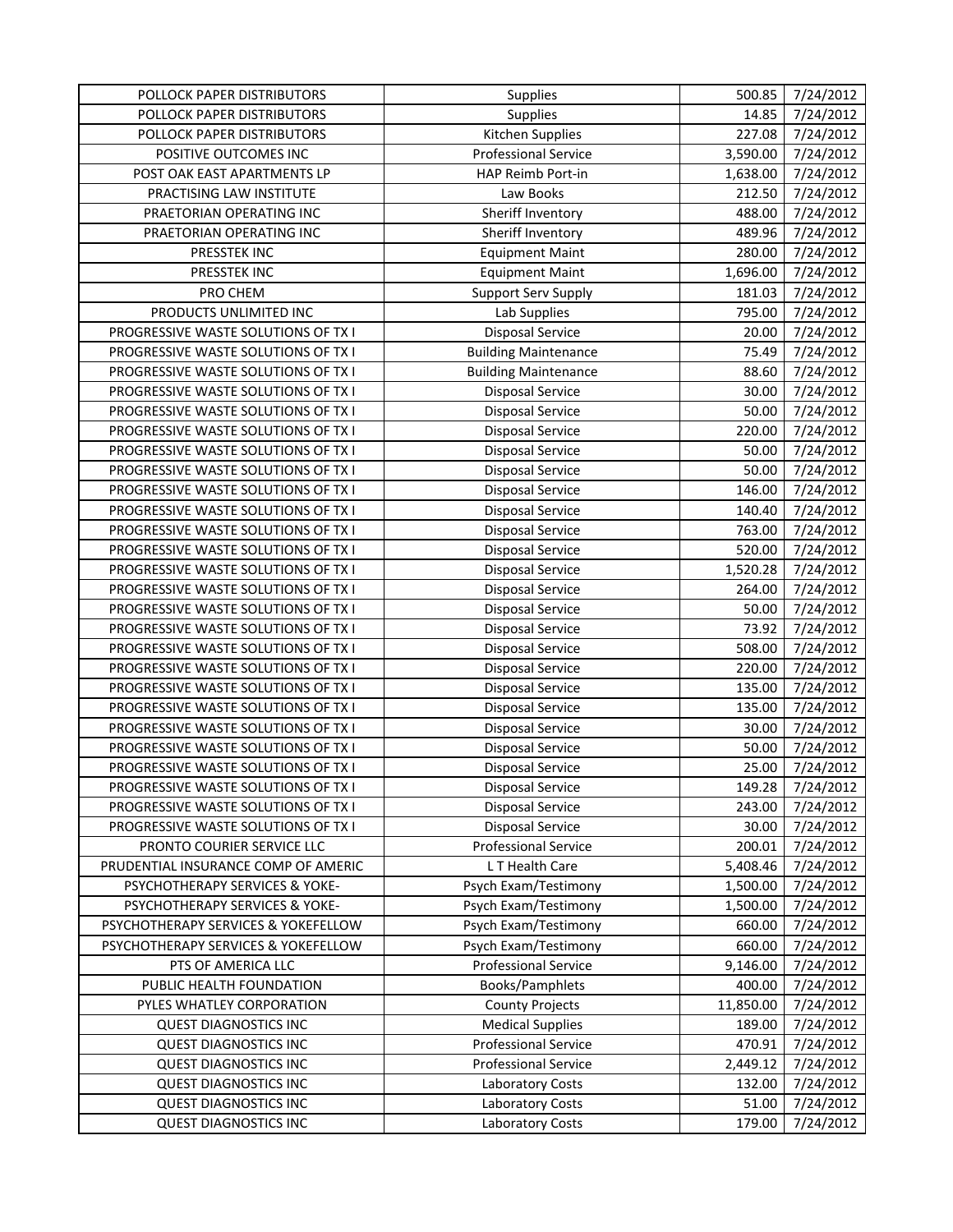| | | | |
|---|---|---|---|
| POLLOCK PAPER DISTRIBUTORS | Supplies | 500.85 | 7/24/2012 |
| POLLOCK PAPER DISTRIBUTORS | Supplies | 14.85 | 7/24/2012 |
| POLLOCK PAPER DISTRIBUTORS | Kitchen Supplies | 227.08 | 7/24/2012 |
| POSITIVE OUTCOMES INC | Professional Service | 3,590.00 | 7/24/2012 |
| POST OAK EAST APARTMENTS LP | HAP Reimb Port-in | 1,638.00 | 7/24/2012 |
| PRACTISING LAW INSTITUTE | Law Books | 212.50 | 7/24/2012 |
| PRAETORIAN OPERATING INC | Sheriff Inventory | 488.00 | 7/24/2012 |
| PRAETORIAN OPERATING INC | Sheriff Inventory | 489.96 | 7/24/2012 |
| PRESSTEK INC | Equipment Maint | 280.00 | 7/24/2012 |
| PRESSTEK INC | Equipment Maint | 1,696.00 | 7/24/2012 |
| PRO CHEM | Support Serv Supply | 181.03 | 7/24/2012 |
| PRODUCTS UNLIMITED INC | Lab Supplies | 795.00 | 7/24/2012 |
| PROGRESSIVE WASTE SOLUTIONS OF TX I | Disposal Service | 20.00 | 7/24/2012 |
| PROGRESSIVE WASTE SOLUTIONS OF TX I | Building Maintenance | 75.49 | 7/24/2012 |
| PROGRESSIVE WASTE SOLUTIONS OF TX I | Building Maintenance | 88.60 | 7/24/2012 |
| PROGRESSIVE WASTE SOLUTIONS OF TX I | Disposal Service | 30.00 | 7/24/2012 |
| PROGRESSIVE WASTE SOLUTIONS OF TX I | Disposal Service | 50.00 | 7/24/2012 |
| PROGRESSIVE WASTE SOLUTIONS OF TX I | Disposal Service | 220.00 | 7/24/2012 |
| PROGRESSIVE WASTE SOLUTIONS OF TX I | Disposal Service | 50.00 | 7/24/2012 |
| PROGRESSIVE WASTE SOLUTIONS OF TX I | Disposal Service | 50.00 | 7/24/2012 |
| PROGRESSIVE WASTE SOLUTIONS OF TX I | Disposal Service | 146.00 | 7/24/2012 |
| PROGRESSIVE WASTE SOLUTIONS OF TX I | Disposal Service | 140.40 | 7/24/2012 |
| PROGRESSIVE WASTE SOLUTIONS OF TX I | Disposal Service | 763.00 | 7/24/2012 |
| PROGRESSIVE WASTE SOLUTIONS OF TX I | Disposal Service | 520.00 | 7/24/2012 |
| PROGRESSIVE WASTE SOLUTIONS OF TX I | Disposal Service | 1,520.28 | 7/24/2012 |
| PROGRESSIVE WASTE SOLUTIONS OF TX I | Disposal Service | 264.00 | 7/24/2012 |
| PROGRESSIVE WASTE SOLUTIONS OF TX I | Disposal Service | 50.00 | 7/24/2012 |
| PROGRESSIVE WASTE SOLUTIONS OF TX I | Disposal Service | 73.92 | 7/24/2012 |
| PROGRESSIVE WASTE SOLUTIONS OF TX I | Disposal Service | 508.00 | 7/24/2012 |
| PROGRESSIVE WASTE SOLUTIONS OF TX I | Disposal Service | 220.00 | 7/24/2012 |
| PROGRESSIVE WASTE SOLUTIONS OF TX I | Disposal Service | 135.00 | 7/24/2012 |
| PROGRESSIVE WASTE SOLUTIONS OF TX I | Disposal Service | 135.00 | 7/24/2012 |
| PROGRESSIVE WASTE SOLUTIONS OF TX I | Disposal Service | 30.00 | 7/24/2012 |
| PROGRESSIVE WASTE SOLUTIONS OF TX I | Disposal Service | 50.00 | 7/24/2012 |
| PROGRESSIVE WASTE SOLUTIONS OF TX I | Disposal Service | 25.00 | 7/24/2012 |
| PROGRESSIVE WASTE SOLUTIONS OF TX I | Disposal Service | 149.28 | 7/24/2012 |
| PROGRESSIVE WASTE SOLUTIONS OF TX I | Disposal Service | 243.00 | 7/24/2012 |
| PROGRESSIVE WASTE SOLUTIONS OF TX I | Disposal Service | 30.00 | 7/24/2012 |
| PRONTO COURIER SERVICE LLC | Professional Service | 200.01 | 7/24/2012 |
| PRUDENTIAL INSURANCE COMP OF AMERIC | L T Health Care | 5,408.46 | 7/24/2012 |
| PSYCHOTHERAPY SERVICES & YOKE- | Psych Exam/Testimony | 1,500.00 | 7/24/2012 |
| PSYCHOTHERAPY SERVICES & YOKE- | Psych Exam/Testimony | 1,500.00 | 7/24/2012 |
| PSYCHOTHERAPY SERVICES & YOKEFELLOW | Psych Exam/Testimony | 660.00 | 7/24/2012 |
| PSYCHOTHERAPY SERVICES & YOKEFELLOW | Psych Exam/Testimony | 660.00 | 7/24/2012 |
| PTS OF AMERICA LLC | Professional Service | 9,146.00 | 7/24/2012 |
| PUBLIC HEALTH FOUNDATION | Books/Pamphlets | 400.00 | 7/24/2012 |
| PYLES WHATLEY CORPORATION | County Projects | 11,850.00 | 7/24/2012 |
| QUEST DIAGNOSTICS INC | Medical Supplies | 189.00 | 7/24/2012 |
| QUEST DIAGNOSTICS INC | Professional Service | 470.91 | 7/24/2012 |
| QUEST DIAGNOSTICS INC | Professional Service | 2,449.12 | 7/24/2012 |
| QUEST DIAGNOSTICS INC | Laboratory Costs | 132.00 | 7/24/2012 |
| QUEST DIAGNOSTICS INC | Laboratory Costs | 51.00 | 7/24/2012 |
| QUEST DIAGNOSTICS INC | Laboratory Costs | 179.00 | 7/24/2012 |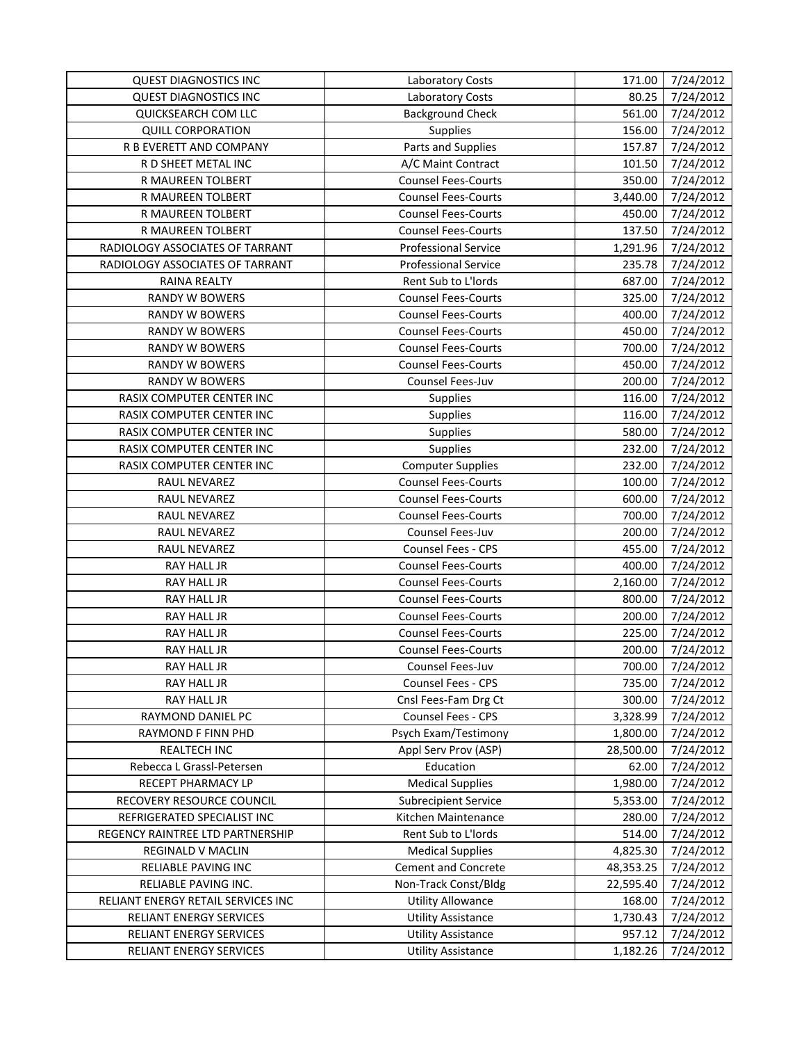| QUEST DIAGNOSTICS INC | Laboratory Costs | 171.00 | 7/24/2012 |
|---|---|---|---|
| QUEST DIAGNOSTICS INC | Laboratory Costs | 80.25 | 7/24/2012 |
| QUICKSEARCH COM LLC | Background Check | 561.00 | 7/24/2012 |
| QUILL CORPORATION | Supplies | 156.00 | 7/24/2012 |
| R B EVERETT AND COMPANY | Parts and Supplies | 157.87 | 7/24/2012 |
| R D SHEET METAL INC | A/C Maint Contract | 101.50 | 7/24/2012 |
| R MAUREEN TOLBERT | Counsel Fees-Courts | 350.00 | 7/24/2012 |
| R MAUREEN TOLBERT | Counsel Fees-Courts | 3,440.00 | 7/24/2012 |
| R MAUREEN TOLBERT | Counsel Fees-Courts | 450.00 | 7/24/2012 |
| R MAUREEN TOLBERT | Counsel Fees-Courts | 137.50 | 7/24/2012 |
| RADIOLOGY ASSOCIATES OF TARRANT | Professional Service | 1,291.96 | 7/24/2012 |
| RADIOLOGY ASSOCIATES OF TARRANT | Professional Service | 235.78 | 7/24/2012 |
| RAINA REALTY | Rent Sub to L'lords | 687.00 | 7/24/2012 |
| RANDY W BOWERS | Counsel Fees-Courts | 325.00 | 7/24/2012 |
| RANDY W BOWERS | Counsel Fees-Courts | 400.00 | 7/24/2012 |
| RANDY W BOWERS | Counsel Fees-Courts | 450.00 | 7/24/2012 |
| RANDY W BOWERS | Counsel Fees-Courts | 700.00 | 7/24/2012 |
| RANDY W BOWERS | Counsel Fees-Courts | 450.00 | 7/24/2012 |
| RANDY W BOWERS | Counsel Fees-Juv | 200.00 | 7/24/2012 |
| RASIX COMPUTER CENTER INC | Supplies | 116.00 | 7/24/2012 |
| RASIX COMPUTER CENTER INC | Supplies | 116.00 | 7/24/2012 |
| RASIX COMPUTER CENTER INC | Supplies | 580.00 | 7/24/2012 |
| RASIX COMPUTER CENTER INC | Supplies | 232.00 | 7/24/2012 |
| RASIX COMPUTER CENTER INC | Computer Supplies | 232.00 | 7/24/2012 |
| RAUL NEVAREZ | Counsel Fees-Courts | 100.00 | 7/24/2012 |
| RAUL NEVAREZ | Counsel Fees-Courts | 600.00 | 7/24/2012 |
| RAUL NEVAREZ | Counsel Fees-Courts | 700.00 | 7/24/2012 |
| RAUL NEVAREZ | Counsel Fees-Juv | 200.00 | 7/24/2012 |
| RAUL NEVAREZ | Counsel Fees - CPS | 455.00 | 7/24/2012 |
| RAY HALL JR | Counsel Fees-Courts | 400.00 | 7/24/2012 |
| RAY HALL JR | Counsel Fees-Courts | 2,160.00 | 7/24/2012 |
| RAY HALL JR | Counsel Fees-Courts | 800.00 | 7/24/2012 |
| RAY HALL JR | Counsel Fees-Courts | 200.00 | 7/24/2012 |
| RAY HALL JR | Counsel Fees-Courts | 225.00 | 7/24/2012 |
| RAY HALL JR | Counsel Fees-Courts | 200.00 | 7/24/2012 |
| RAY HALL JR | Counsel Fees-Juv | 700.00 | 7/24/2012 |
| RAY HALL JR | Counsel Fees - CPS | 735.00 | 7/24/2012 |
| RAY HALL JR | Cnsl Fees-Fam Drg Ct | 300.00 | 7/24/2012 |
| RAYMOND DANIEL PC | Counsel Fees - CPS | 3,328.99 | 7/24/2012 |
| RAYMOND F FINN PHD | Psych Exam/Testimony | 1,800.00 | 7/24/2012 |
| REALTECH INC | Appl Serv Prov (ASP) | 28,500.00 | 7/24/2012 |
| Rebecca L Grassl-Petersen | Education | 62.00 | 7/24/2012 |
| RECEPT PHARMACY LP | Medical Supplies | 1,980.00 | 7/24/2012 |
| RECOVERY RESOURCE COUNCIL | Subrecipient Service | 5,353.00 | 7/24/2012 |
| REFRIGERATED SPECIALIST INC | Kitchen Maintenance | 280.00 | 7/24/2012 |
| REGENCY RAINTREE LTD PARTNERSHIP | Rent Sub to L'lords | 514.00 | 7/24/2012 |
| REGINALD V MACLIN | Medical Supplies | 4,825.30 | 7/24/2012 |
| RELIABLE PAVING INC | Cement and Concrete | 48,353.25 | 7/24/2012 |
| RELIABLE PAVING INC. | Non-Track Const/Bldg | 22,595.40 | 7/24/2012 |
| RELIANT ENERGY RETAIL SERVICES INC | Utility Allowance | 168.00 | 7/24/2012 |
| RELIANT ENERGY SERVICES | Utility Assistance | 1,730.43 | 7/24/2012 |
| RELIANT ENERGY SERVICES | Utility Assistance | 957.12 | 7/24/2012 |
| RELIANT ENERGY SERVICES | Utility Assistance | 1,182.26 | 7/24/2012 |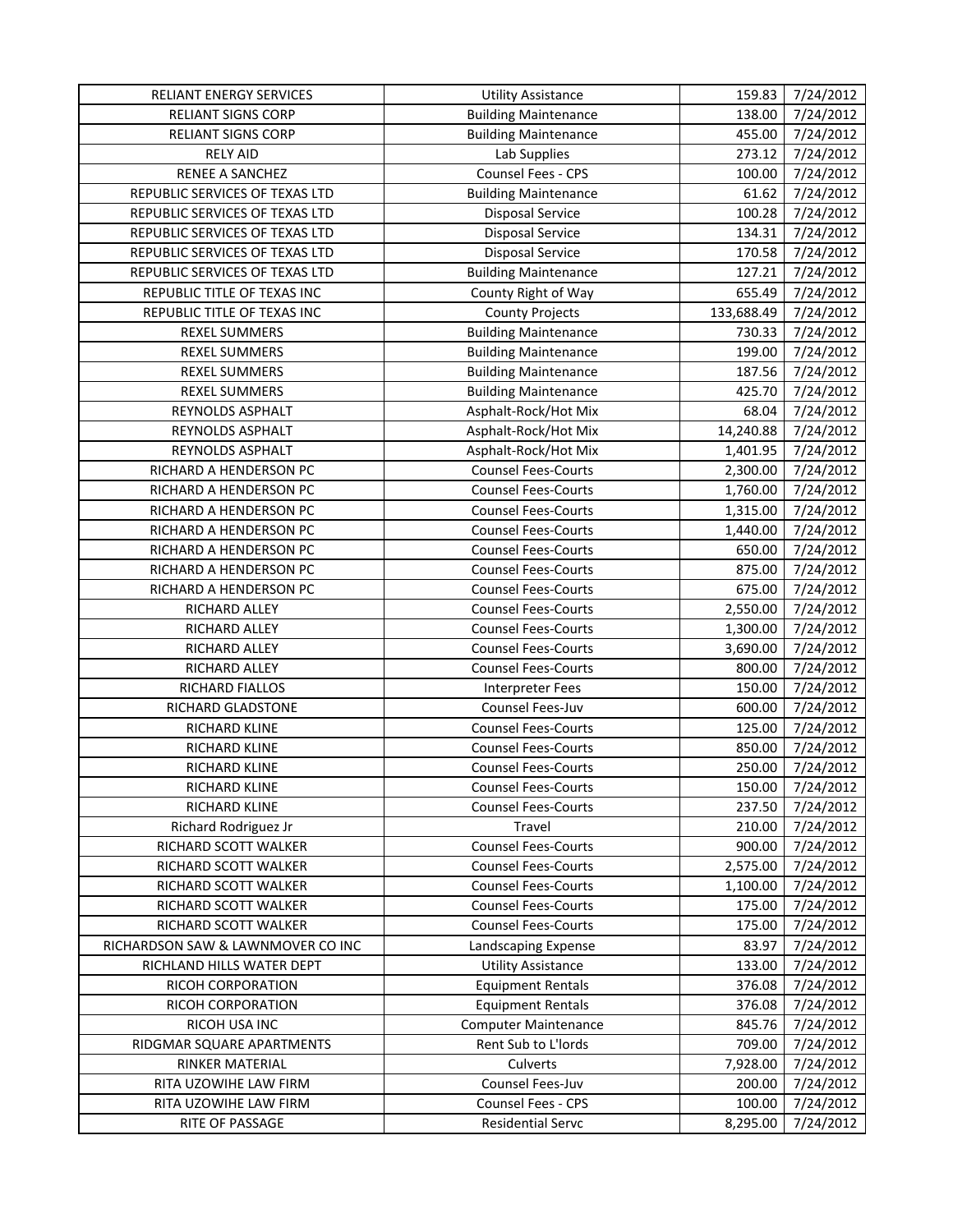| RELIANT ENERGY SERVICES | Utility Assistance | 159.83 | 7/24/2012 |
|---|---|---|---|
| RELIANT SIGNS CORP | Building Maintenance | 138.00 | 7/24/2012 |
| RELIANT SIGNS CORP | Building Maintenance | 455.00 | 7/24/2012 |
| RELY AID | Lab Supplies | 273.12 | 7/24/2012 |
| RENEE A SANCHEZ | Counsel Fees - CPS | 100.00 | 7/24/2012 |
| REPUBLIC SERVICES OF TEXAS LTD | Building Maintenance | 61.62 | 7/24/2012 |
| REPUBLIC SERVICES OF TEXAS LTD | Disposal Service | 100.28 | 7/24/2012 |
| REPUBLIC SERVICES OF TEXAS LTD | Disposal Service | 134.31 | 7/24/2012 |
| REPUBLIC SERVICES OF TEXAS LTD | Disposal Service | 170.58 | 7/24/2012 |
| REPUBLIC SERVICES OF TEXAS LTD | Building Maintenance | 127.21 | 7/24/2012 |
| REPUBLIC TITLE OF TEXAS INC | County Right of Way | 655.49 | 7/24/2012 |
| REPUBLIC TITLE OF TEXAS INC | County Projects | 133,688.49 | 7/24/2012 |
| REXEL SUMMERS | Building Maintenance | 730.33 | 7/24/2012 |
| REXEL SUMMERS | Building Maintenance | 199.00 | 7/24/2012 |
| REXEL SUMMERS | Building Maintenance | 187.56 | 7/24/2012 |
| REXEL SUMMERS | Building Maintenance | 425.70 | 7/24/2012 |
| REYNOLDS ASPHALT | Asphalt-Rock/Hot Mix | 68.04 | 7/24/2012 |
| REYNOLDS ASPHALT | Asphalt-Rock/Hot Mix | 14,240.88 | 7/24/2012 |
| REYNOLDS ASPHALT | Asphalt-Rock/Hot Mix | 1,401.95 | 7/24/2012 |
| RICHARD A HENDERSON PC | Counsel Fees-Courts | 2,300.00 | 7/24/2012 |
| RICHARD A HENDERSON PC | Counsel Fees-Courts | 1,760.00 | 7/24/2012 |
| RICHARD A HENDERSON PC | Counsel Fees-Courts | 1,315.00 | 7/24/2012 |
| RICHARD A HENDERSON PC | Counsel Fees-Courts | 1,440.00 | 7/24/2012 |
| RICHARD A HENDERSON PC | Counsel Fees-Courts | 650.00 | 7/24/2012 |
| RICHARD A HENDERSON PC | Counsel Fees-Courts | 875.00 | 7/24/2012 |
| RICHARD A HENDERSON PC | Counsel Fees-Courts | 675.00 | 7/24/2012 |
| RICHARD ALLEY | Counsel Fees-Courts | 2,550.00 | 7/24/2012 |
| RICHARD ALLEY | Counsel Fees-Courts | 1,300.00 | 7/24/2012 |
| RICHARD ALLEY | Counsel Fees-Courts | 3,690.00 | 7/24/2012 |
| RICHARD ALLEY | Counsel Fees-Courts | 800.00 | 7/24/2012 |
| RICHARD FIALLOS | Interpreter Fees | 150.00 | 7/24/2012 |
| RICHARD GLADSTONE | Counsel Fees-Juv | 600.00 | 7/24/2012 |
| RICHARD KLINE | Counsel Fees-Courts | 125.00 | 7/24/2012 |
| RICHARD KLINE | Counsel Fees-Courts | 850.00 | 7/24/2012 |
| RICHARD KLINE | Counsel Fees-Courts | 250.00 | 7/24/2012 |
| RICHARD KLINE | Counsel Fees-Courts | 150.00 | 7/24/2012 |
| RICHARD KLINE | Counsel Fees-Courts | 237.50 | 7/24/2012 |
| Richard Rodriguez Jr | Travel | 210.00 | 7/24/2012 |
| RICHARD SCOTT WALKER | Counsel Fees-Courts | 900.00 | 7/24/2012 |
| RICHARD SCOTT WALKER | Counsel Fees-Courts | 2,575.00 | 7/24/2012 |
| RICHARD SCOTT WALKER | Counsel Fees-Courts | 1,100.00 | 7/24/2012 |
| RICHARD SCOTT WALKER | Counsel Fees-Courts | 175.00 | 7/24/2012 |
| RICHARD SCOTT WALKER | Counsel Fees-Courts | 175.00 | 7/24/2012 |
| RICHARDSON SAW & LAWNMOVER CO INC | Landscaping Expense | 83.97 | 7/24/2012 |
| RICHLAND HILLS WATER DEPT | Utility Assistance | 133.00 | 7/24/2012 |
| RICOH CORPORATION | Equipment Rentals | 376.08 | 7/24/2012 |
| RICOH CORPORATION | Equipment Rentals | 376.08 | 7/24/2012 |
| RICOH USA INC | Computer Maintenance | 845.76 | 7/24/2012 |
| RIDGMAR SQUARE APARTMENTS | Rent Sub to L'lords | 709.00 | 7/24/2012 |
| RINKER MATERIAL | Culverts | 7,928.00 | 7/24/2012 |
| RITA UZOWIHE LAW FIRM | Counsel Fees-Juv | 200.00 | 7/24/2012 |
| RITA UZOWIHE LAW FIRM | Counsel Fees - CPS | 100.00 | 7/24/2012 |
| RITE OF PASSAGE | Residential Servc | 8,295.00 | 7/24/2012 |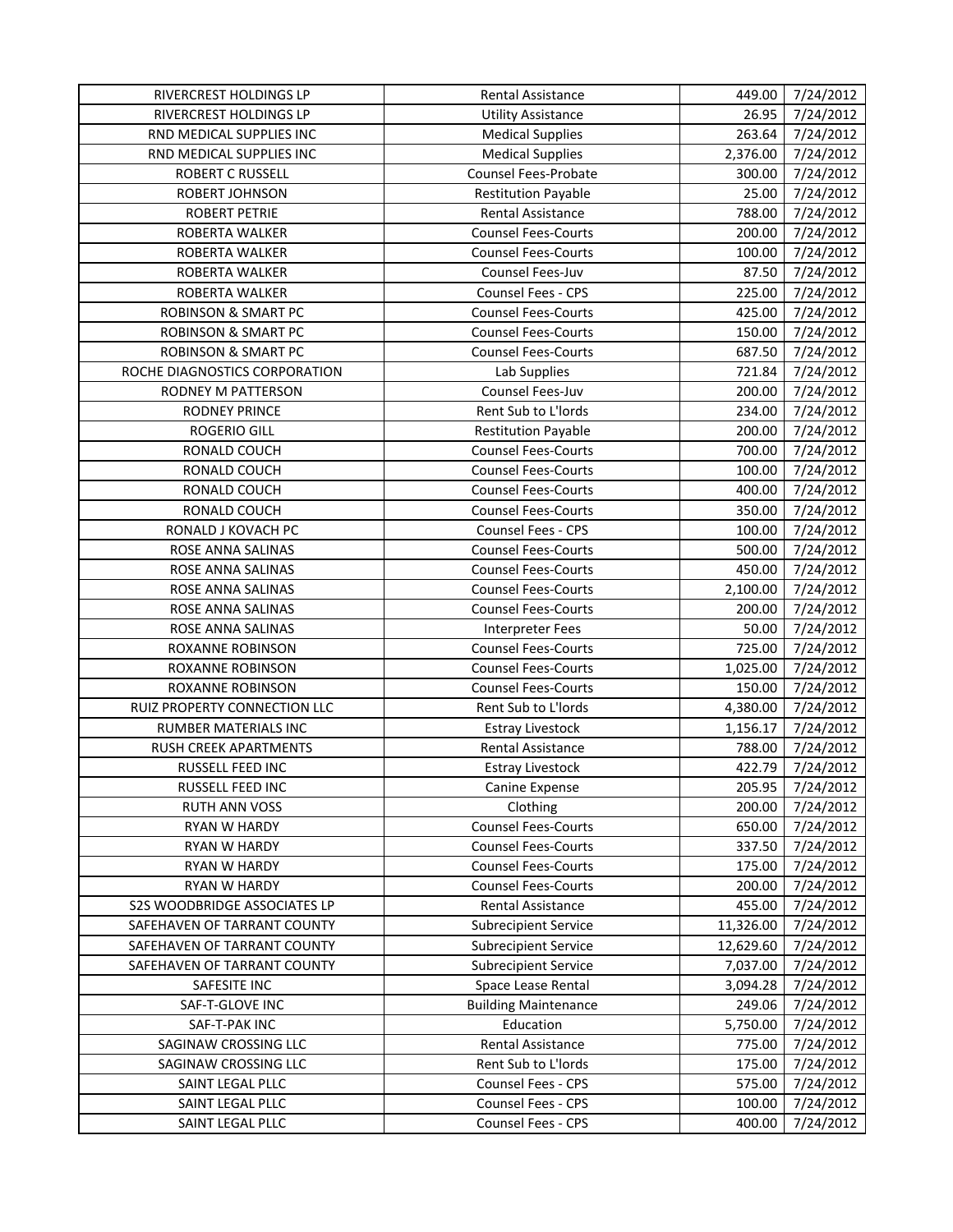| RIVERCREST HOLDINGS LP | Rental Assistance | 449.00 | 7/24/2012 |
|---|---|---|---|
| RIVERCREST HOLDINGS LP | Utility Assistance | 26.95 | 7/24/2012 |
| RND MEDICAL SUPPLIES INC | Medical Supplies | 263.64 | 7/24/2012 |
| RND MEDICAL SUPPLIES INC | Medical Supplies | 2,376.00 | 7/24/2012 |
| ROBERT C RUSSELL | Counsel Fees-Probate | 300.00 | 7/24/2012 |
| ROBERT JOHNSON | Restitution Payable | 25.00 | 7/24/2012 |
| ROBERT PETRIE | Rental Assistance | 788.00 | 7/24/2012 |
| ROBERTA WALKER | Counsel Fees-Courts | 200.00 | 7/24/2012 |
| ROBERTA WALKER | Counsel Fees-Courts | 100.00 | 7/24/2012 |
| ROBERTA WALKER | Counsel Fees-Juv | 87.50 | 7/24/2012 |
| ROBERTA WALKER | Counsel Fees - CPS | 225.00 | 7/24/2012 |
| ROBINSON & SMART PC | Counsel Fees-Courts | 425.00 | 7/24/2012 |
| ROBINSON & SMART PC | Counsel Fees-Courts | 150.00 | 7/24/2012 |
| ROBINSON & SMART PC | Counsel Fees-Courts | 687.50 | 7/24/2012 |
| ROCHE DIAGNOSTICS CORPORATION | Lab Supplies | 721.84 | 7/24/2012 |
| RODNEY M PATTERSON | Counsel Fees-Juv | 200.00 | 7/24/2012 |
| RODNEY PRINCE | Rent Sub to L'lords | 234.00 | 7/24/2012 |
| ROGERIO GILL | Restitution Payable | 200.00 | 7/24/2012 |
| RONALD COUCH | Counsel Fees-Courts | 700.00 | 7/24/2012 |
| RONALD COUCH | Counsel Fees-Courts | 100.00 | 7/24/2012 |
| RONALD COUCH | Counsel Fees-Courts | 400.00 | 7/24/2012 |
| RONALD COUCH | Counsel Fees-Courts | 350.00 | 7/24/2012 |
| RONALD J KOVACH PC | Counsel Fees - CPS | 100.00 | 7/24/2012 |
| ROSE ANNA SALINAS | Counsel Fees-Courts | 500.00 | 7/24/2012 |
| ROSE ANNA SALINAS | Counsel Fees-Courts | 450.00 | 7/24/2012 |
| ROSE ANNA SALINAS | Counsel Fees-Courts | 2,100.00 | 7/24/2012 |
| ROSE ANNA SALINAS | Counsel Fees-Courts | 200.00 | 7/24/2012 |
| ROSE ANNA SALINAS | Interpreter Fees | 50.00 | 7/24/2012 |
| ROXANNE ROBINSON | Counsel Fees-Courts | 725.00 | 7/24/2012 |
| ROXANNE ROBINSON | Counsel Fees-Courts | 1,025.00 | 7/24/2012 |
| ROXANNE ROBINSON | Counsel Fees-Courts | 150.00 | 7/24/2012 |
| RUIZ PROPERTY CONNECTION LLC | Rent Sub to L'lords | 4,380.00 | 7/24/2012 |
| RUMBER MATERIALS INC | Estray Livestock | 1,156.17 | 7/24/2012 |
| RUSH CREEK APARTMENTS | Rental Assistance | 788.00 | 7/24/2012 |
| RUSSELL FEED INC | Estray Livestock | 422.79 | 7/24/2012 |
| RUSSELL FEED INC | Canine Expense | 205.95 | 7/24/2012 |
| RUTH ANN VOSS | Clothing | 200.00 | 7/24/2012 |
| RYAN W HARDY | Counsel Fees-Courts | 650.00 | 7/24/2012 |
| RYAN W HARDY | Counsel Fees-Courts | 337.50 | 7/24/2012 |
| RYAN W HARDY | Counsel Fees-Courts | 175.00 | 7/24/2012 |
| RYAN W HARDY | Counsel Fees-Courts | 200.00 | 7/24/2012 |
| S2S WOODBRIDGE ASSOCIATES LP | Rental Assistance | 455.00 | 7/24/2012 |
| SAFEHAVEN OF TARRANT COUNTY | Subrecipient Service | 11,326.00 | 7/24/2012 |
| SAFEHAVEN OF TARRANT COUNTY | Subrecipient Service | 12,629.60 | 7/24/2012 |
| SAFEHAVEN OF TARRANT COUNTY | Subrecipient Service | 7,037.00 | 7/24/2012 |
| SAFESITE INC | Space Lease Rental | 3,094.28 | 7/24/2012 |
| SAF-T-GLOVE INC | Building Maintenance | 249.06 | 7/24/2012 |
| SAF-T-PAK INC | Education | 5,750.00 | 7/24/2012 |
| SAGINAW CROSSING LLC | Rental Assistance | 775.00 | 7/24/2012 |
| SAGINAW CROSSING LLC | Rent Sub to L'lords | 175.00 | 7/24/2012 |
| SAINT LEGAL PLLC | Counsel Fees - CPS | 575.00 | 7/24/2012 |
| SAINT LEGAL PLLC | Counsel Fees - CPS | 100.00 | 7/24/2012 |
| SAINT LEGAL PLLC | Counsel Fees - CPS | 400.00 | 7/24/2012 |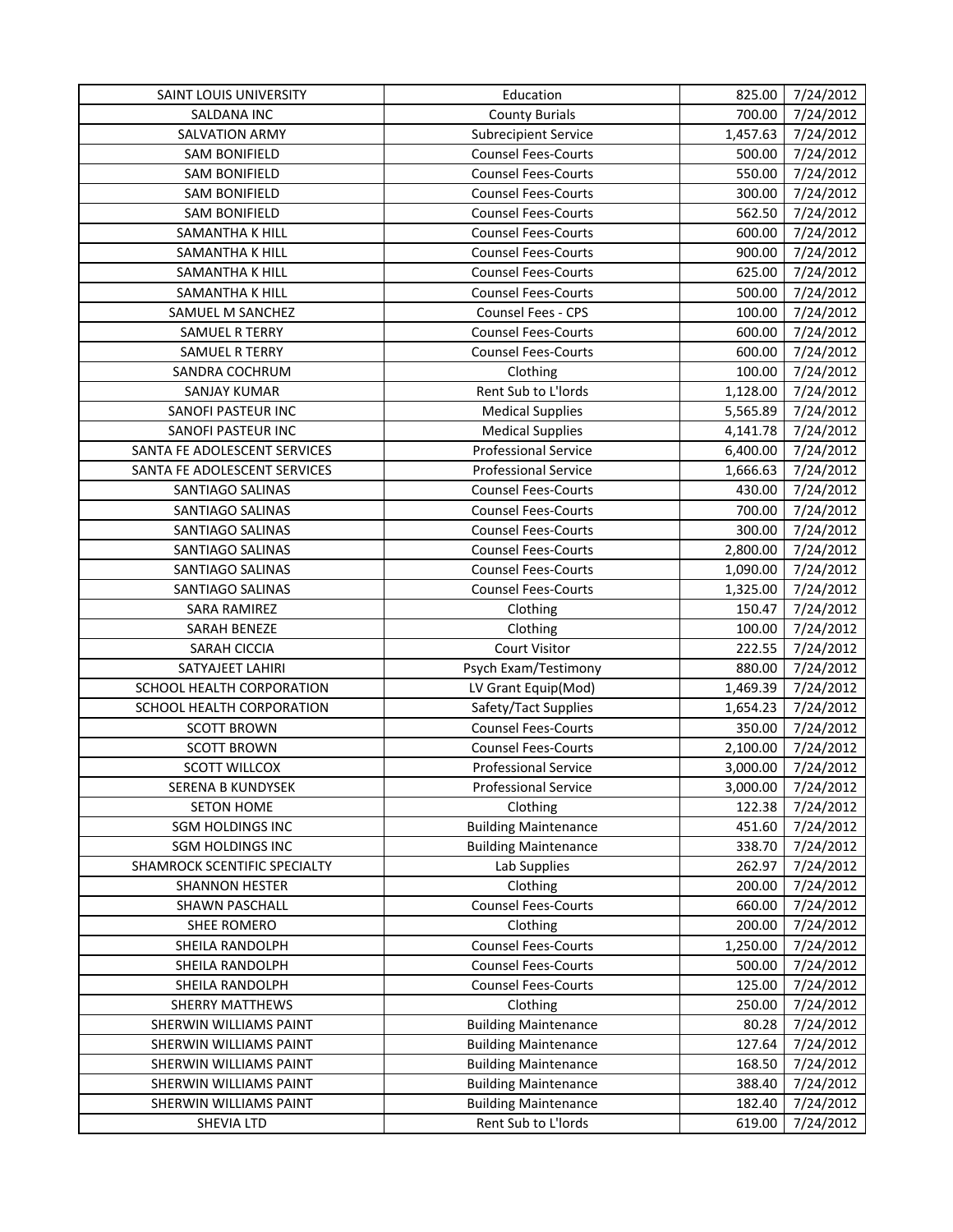| SAINT LOUIS UNIVERSITY | Education | 825.00 | 7/24/2012 |
|---|---|---|---|
| SALDANA INC | County Burials | 700.00 | 7/24/2012 |
| SALVATION ARMY | Subrecipient Service | 1,457.63 | 7/24/2012 |
| SAM BONIFIELD | Counsel Fees-Courts | 500.00 | 7/24/2012 |
| SAM BONIFIELD | Counsel Fees-Courts | 550.00 | 7/24/2012 |
| SAM BONIFIELD | Counsel Fees-Courts | 300.00 | 7/24/2012 |
| SAM BONIFIELD | Counsel Fees-Courts | 562.50 | 7/24/2012 |
| SAMANTHA K HILL | Counsel Fees-Courts | 600.00 | 7/24/2012 |
| SAMANTHA K HILL | Counsel Fees-Courts | 900.00 | 7/24/2012 |
| SAMANTHA K HILL | Counsel Fees-Courts | 625.00 | 7/24/2012 |
| SAMANTHA K HILL | Counsel Fees-Courts | 500.00 | 7/24/2012 |
| SAMUEL M SANCHEZ | Counsel Fees - CPS | 100.00 | 7/24/2012 |
| SAMUEL R TERRY | Counsel Fees-Courts | 600.00 | 7/24/2012 |
| SAMUEL R TERRY | Counsel Fees-Courts | 600.00 | 7/24/2012 |
| SANDRA COCHRUM | Clothing | 100.00 | 7/24/2012 |
| SANJAY KUMAR | Rent Sub to L'lords | 1,128.00 | 7/24/2012 |
| SANOFI PASTEUR INC | Medical Supplies | 5,565.89 | 7/24/2012 |
| SANOFI PASTEUR INC | Medical Supplies | 4,141.78 | 7/24/2012 |
| SANTA FE ADOLESCENT SERVICES | Professional Service | 6,400.00 | 7/24/2012 |
| SANTA FE ADOLESCENT SERVICES | Professional Service | 1,666.63 | 7/24/2012 |
| SANTIAGO SALINAS | Counsel Fees-Courts | 430.00 | 7/24/2012 |
| SANTIAGO SALINAS | Counsel Fees-Courts | 700.00 | 7/24/2012 |
| SANTIAGO SALINAS | Counsel Fees-Courts | 300.00 | 7/24/2012 |
| SANTIAGO SALINAS | Counsel Fees-Courts | 2,800.00 | 7/24/2012 |
| SANTIAGO SALINAS | Counsel Fees-Courts | 1,090.00 | 7/24/2012 |
| SANTIAGO SALINAS | Counsel Fees-Courts | 1,325.00 | 7/24/2012 |
| SARA RAMIREZ | Clothing | 150.47 | 7/24/2012 |
| SARAH BENEZE | Clothing | 100.00 | 7/24/2012 |
| SARAH CICCIA | Court Visitor | 222.55 | 7/24/2012 |
| SATYAJEET LAHIRI | Psych Exam/Testimony | 880.00 | 7/24/2012 |
| SCHOOL HEALTH CORPORATION | LV Grant Equip(Mod) | 1,469.39 | 7/24/2012 |
| SCHOOL HEALTH CORPORATION | Safety/Tact Supplies | 1,654.23 | 7/24/2012 |
| SCOTT BROWN | Counsel Fees-Courts | 350.00 | 7/24/2012 |
| SCOTT BROWN | Counsel Fees-Courts | 2,100.00 | 7/24/2012 |
| SCOTT WILLCOX | Professional Service | 3,000.00 | 7/24/2012 |
| SERENA B KUNDYSEK | Professional Service | 3,000.00 | 7/24/2012 |
| SETON HOME | Clothing | 122.38 | 7/24/2012 |
| SGM HOLDINGS INC | Building Maintenance | 451.60 | 7/24/2012 |
| SGM HOLDINGS INC | Building Maintenance | 338.70 | 7/24/2012 |
| SHAMROCK SCENTIFIC SPECIALTY | Lab Supplies | 262.97 | 7/24/2012 |
| SHANNON HESTER | Clothing | 200.00 | 7/24/2012 |
| SHAWN PASCHALL | Counsel Fees-Courts | 660.00 | 7/24/2012 |
| SHEE ROMERO | Clothing | 200.00 | 7/24/2012 |
| SHEILA RANDOLPH | Counsel Fees-Courts | 1,250.00 | 7/24/2012 |
| SHEILA RANDOLPH | Counsel Fees-Courts | 500.00 | 7/24/2012 |
| SHEILA RANDOLPH | Counsel Fees-Courts | 125.00 | 7/24/2012 |
| SHERRY MATTHEWS | Clothing | 250.00 | 7/24/2012 |
| SHERWIN WILLIAMS PAINT | Building Maintenance | 80.28 | 7/24/2012 |
| SHERWIN WILLIAMS PAINT | Building Maintenance | 127.64 | 7/24/2012 |
| SHERWIN WILLIAMS PAINT | Building Maintenance | 168.50 | 7/24/2012 |
| SHERWIN WILLIAMS PAINT | Building Maintenance | 388.40 | 7/24/2012 |
| SHERWIN WILLIAMS PAINT | Building Maintenance | 182.40 | 7/24/2012 |
| SHEVIA LTD | Rent Sub to L'lords | 619.00 | 7/24/2012 |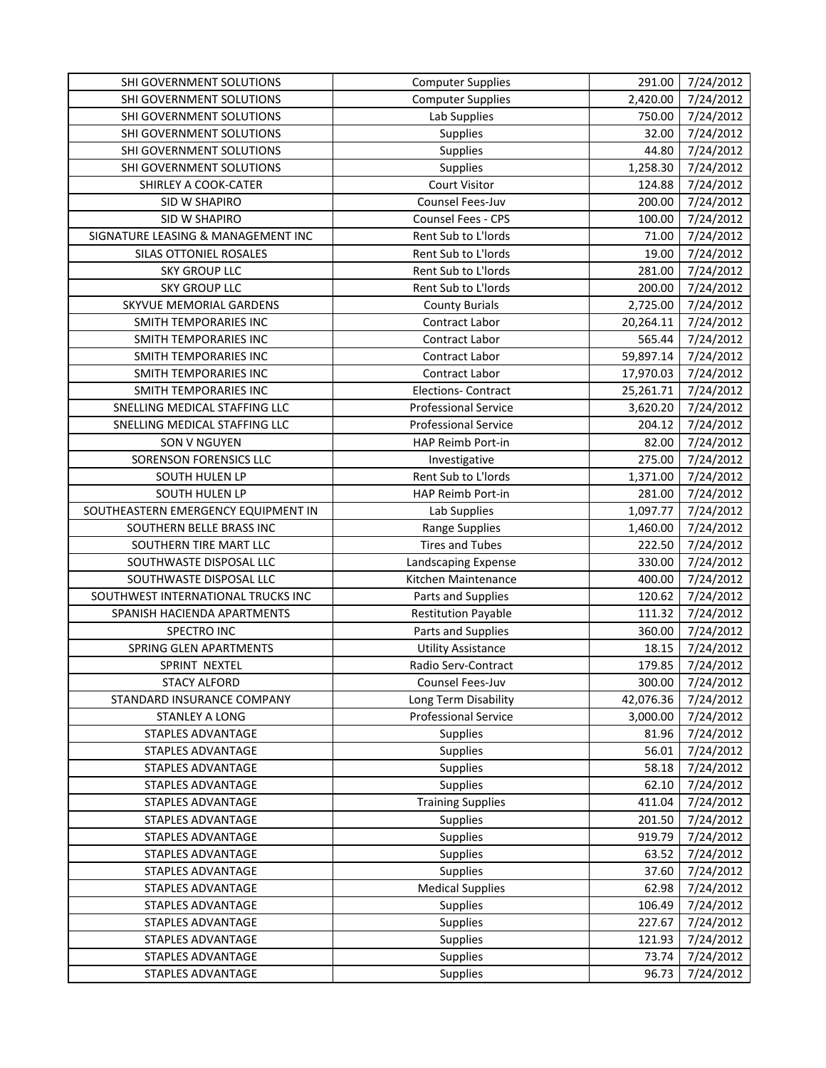| | | | |
|---|---|---|---|
| SHI GOVERNMENT SOLUTIONS | Computer Supplies | 291.00 | 7/24/2012 |
| SHI GOVERNMENT SOLUTIONS | Computer Supplies | 2,420.00 | 7/24/2012 |
| SHI GOVERNMENT SOLUTIONS | Lab Supplies | 750.00 | 7/24/2012 |
| SHI GOVERNMENT SOLUTIONS | Supplies | 32.00 | 7/24/2012 |
| SHI GOVERNMENT SOLUTIONS | Supplies | 44.80 | 7/24/2012 |
| SHI GOVERNMENT SOLUTIONS | Supplies | 1,258.30 | 7/24/2012 |
| SHIRLEY A COOK-CATER | Court Visitor | 124.88 | 7/24/2012 |
| SID W SHAPIRO | Counsel Fees-Juv | 200.00 | 7/24/2012 |
| SID W SHAPIRO | Counsel Fees - CPS | 100.00 | 7/24/2012 |
| SIGNATURE LEASING & MANAGEMENT INC | Rent Sub to L'lords | 71.00 | 7/24/2012 |
| SILAS OTTONIEL ROSALES | Rent Sub to L'lords | 19.00 | 7/24/2012 |
| SKY GROUP LLC | Rent Sub to L'lords | 281.00 | 7/24/2012 |
| SKY GROUP LLC | Rent Sub to L'lords | 200.00 | 7/24/2012 |
| SKYVUE MEMORIAL GARDENS | County Burials | 2,725.00 | 7/24/2012 |
| SMITH TEMPORARIES INC | Contract Labor | 20,264.11 | 7/24/2012 |
| SMITH TEMPORARIES INC | Contract Labor | 565.44 | 7/24/2012 |
| SMITH TEMPORARIES INC | Contract Labor | 59,897.14 | 7/24/2012 |
| SMITH TEMPORARIES INC | Contract Labor | 17,970.03 | 7/24/2012 |
| SMITH TEMPORARIES INC | Elections- Contract | 25,261.71 | 7/24/2012 |
| SNELLING MEDICAL STAFFING LLC | Professional Service | 3,620.20 | 7/24/2012 |
| SNELLING MEDICAL STAFFING LLC | Professional Service | 204.12 | 7/24/2012 |
| SON V NGUYEN | HAP Reimb Port-in | 82.00 | 7/24/2012 |
| SORENSON FORENSICS LLC | Investigative | 275.00 | 7/24/2012 |
| SOUTH HULEN LP | Rent Sub to L'lords | 1,371.00 | 7/24/2012 |
| SOUTH HULEN LP | HAP Reimb Port-in | 281.00 | 7/24/2012 |
| SOUTHEASTERN EMERGENCY EQUIPMENT IN | Lab Supplies | 1,097.77 | 7/24/2012 |
| SOUTHERN BELLE BRASS INC | Range Supplies | 1,460.00 | 7/24/2012 |
| SOUTHERN TIRE MART LLC | Tires and Tubes | 222.50 | 7/24/2012 |
| SOUTHWASTE DISPOSAL LLC | Landscaping Expense | 330.00 | 7/24/2012 |
| SOUTHWASTE DISPOSAL LLC | Kitchen Maintenance | 400.00 | 7/24/2012 |
| SOUTHWEST INTERNATIONAL TRUCKS INC | Parts and Supplies | 120.62 | 7/24/2012 |
| SPANISH HACIENDA APARTMENTS | Restitution Payable | 111.32 | 7/24/2012 |
| SPECTRO INC | Parts and Supplies | 360.00 | 7/24/2012 |
| SPRING GLEN APARTMENTS | Utility Assistance | 18.15 | 7/24/2012 |
| SPRINT NEXTEL | Radio Serv-Contract | 179.85 | 7/24/2012 |
| STACY ALFORD | Counsel Fees-Juv | 300.00 | 7/24/2012 |
| STANDARD INSURANCE COMPANY | Long Term Disability | 42,076.36 | 7/24/2012 |
| STANLEY A LONG | Professional Service | 3,000.00 | 7/24/2012 |
| STAPLES ADVANTAGE | Supplies | 81.96 | 7/24/2012 |
| STAPLES ADVANTAGE | Supplies | 56.01 | 7/24/2012 |
| STAPLES ADVANTAGE | Supplies | 58.18 | 7/24/2012 |
| STAPLES ADVANTAGE | Supplies | 62.10 | 7/24/2012 |
| STAPLES ADVANTAGE | Training Supplies | 411.04 | 7/24/2012 |
| STAPLES ADVANTAGE | Supplies | 201.50 | 7/24/2012 |
| STAPLES ADVANTAGE | Supplies | 919.79 | 7/24/2012 |
| STAPLES ADVANTAGE | Supplies | 63.52 | 7/24/2012 |
| STAPLES ADVANTAGE | Supplies | 37.60 | 7/24/2012 |
| STAPLES ADVANTAGE | Medical Supplies | 62.98 | 7/24/2012 |
| STAPLES ADVANTAGE | Supplies | 106.49 | 7/24/2012 |
| STAPLES ADVANTAGE | Supplies | 227.67 | 7/24/2012 |
| STAPLES ADVANTAGE | Supplies | 121.93 | 7/24/2012 |
| STAPLES ADVANTAGE | Supplies | 73.74 | 7/24/2012 |
| STAPLES ADVANTAGE | Supplies | 96.73 | 7/24/2012 |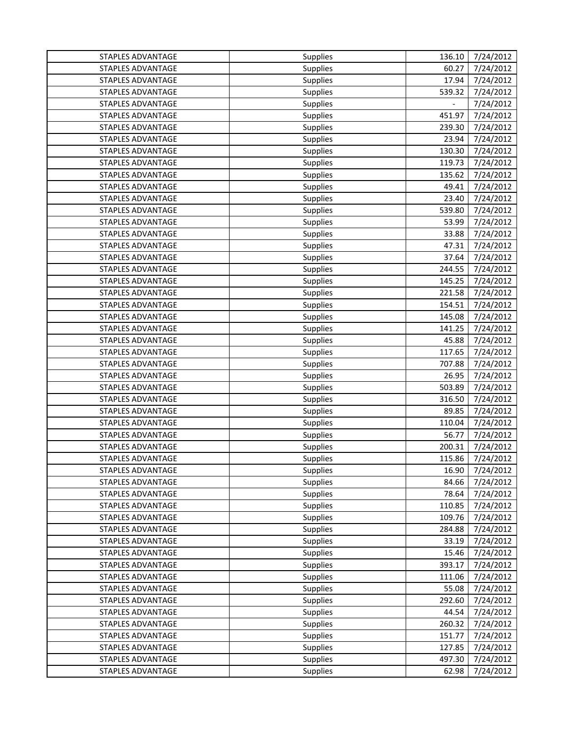| | | | |
|---|---|---|---|
| STAPLES ADVANTAGE | Supplies | 136.10 | 7/24/2012 |
| STAPLES ADVANTAGE | Supplies | 60.27 | 7/24/2012 |
| STAPLES ADVANTAGE | Supplies | 17.94 | 7/24/2012 |
| STAPLES ADVANTAGE | Supplies | 539.32 | 7/24/2012 |
| STAPLES ADVANTAGE | Supplies | - | 7/24/2012 |
| STAPLES ADVANTAGE | Supplies | 451.97 | 7/24/2012 |
| STAPLES ADVANTAGE | Supplies | 239.30 | 7/24/2012 |
| STAPLES ADVANTAGE | Supplies | 23.94 | 7/24/2012 |
| STAPLES ADVANTAGE | Supplies | 130.30 | 7/24/2012 |
| STAPLES ADVANTAGE | Supplies | 119.73 | 7/24/2012 |
| STAPLES ADVANTAGE | Supplies | 135.62 | 7/24/2012 |
| STAPLES ADVANTAGE | Supplies | 49.41 | 7/24/2012 |
| STAPLES ADVANTAGE | Supplies | 23.40 | 7/24/2012 |
| STAPLES ADVANTAGE | Supplies | 539.80 | 7/24/2012 |
| STAPLES ADVANTAGE | Supplies | 53.99 | 7/24/2012 |
| STAPLES ADVANTAGE | Supplies | 33.88 | 7/24/2012 |
| STAPLES ADVANTAGE | Supplies | 47.31 | 7/24/2012 |
| STAPLES ADVANTAGE | Supplies | 37.64 | 7/24/2012 |
| STAPLES ADVANTAGE | Supplies | 244.55 | 7/24/2012 |
| STAPLES ADVANTAGE | Supplies | 145.25 | 7/24/2012 |
| STAPLES ADVANTAGE | Supplies | 221.58 | 7/24/2012 |
| STAPLES ADVANTAGE | Supplies | 154.51 | 7/24/2012 |
| STAPLES ADVANTAGE | Supplies | 145.08 | 7/24/2012 |
| STAPLES ADVANTAGE | Supplies | 141.25 | 7/24/2012 |
| STAPLES ADVANTAGE | Supplies | 45.88 | 7/24/2012 |
| STAPLES ADVANTAGE | Supplies | 117.65 | 7/24/2012 |
| STAPLES ADVANTAGE | Supplies | 707.88 | 7/24/2012 |
| STAPLES ADVANTAGE | Supplies | 26.95 | 7/24/2012 |
| STAPLES ADVANTAGE | Supplies | 503.89 | 7/24/2012 |
| STAPLES ADVANTAGE | Supplies | 316.50 | 7/24/2012 |
| STAPLES ADVANTAGE | Supplies | 89.85 | 7/24/2012 |
| STAPLES ADVANTAGE | Supplies | 110.04 | 7/24/2012 |
| STAPLES ADVANTAGE | Supplies | 56.77 | 7/24/2012 |
| STAPLES ADVANTAGE | Supplies | 200.31 | 7/24/2012 |
| STAPLES ADVANTAGE | Supplies | 115.86 | 7/24/2012 |
| STAPLES ADVANTAGE | Supplies | 16.90 | 7/24/2012 |
| STAPLES ADVANTAGE | Supplies | 84.66 | 7/24/2012 |
| STAPLES ADVANTAGE | Supplies | 78.64 | 7/24/2012 |
| STAPLES ADVANTAGE | Supplies | 110.85 | 7/24/2012 |
| STAPLES ADVANTAGE | Supplies | 109.76 | 7/24/2012 |
| STAPLES ADVANTAGE | Supplies | 284.88 | 7/24/2012 |
| STAPLES ADVANTAGE | Supplies | 33.19 | 7/24/2012 |
| STAPLES ADVANTAGE | Supplies | 15.46 | 7/24/2012 |
| STAPLES ADVANTAGE | Supplies | 393.17 | 7/24/2012 |
| STAPLES ADVANTAGE | Supplies | 111.06 | 7/24/2012 |
| STAPLES ADVANTAGE | Supplies | 55.08 | 7/24/2012 |
| STAPLES ADVANTAGE | Supplies | 292.60 | 7/24/2012 |
| STAPLES ADVANTAGE | Supplies | 44.54 | 7/24/2012 |
| STAPLES ADVANTAGE | Supplies | 260.32 | 7/24/2012 |
| STAPLES ADVANTAGE | Supplies | 151.77 | 7/24/2012 |
| STAPLES ADVANTAGE | Supplies | 127.85 | 7/24/2012 |
| STAPLES ADVANTAGE | Supplies | 497.30 | 7/24/2012 |
| STAPLES ADVANTAGE | Supplies | 62.98 | 7/24/2012 |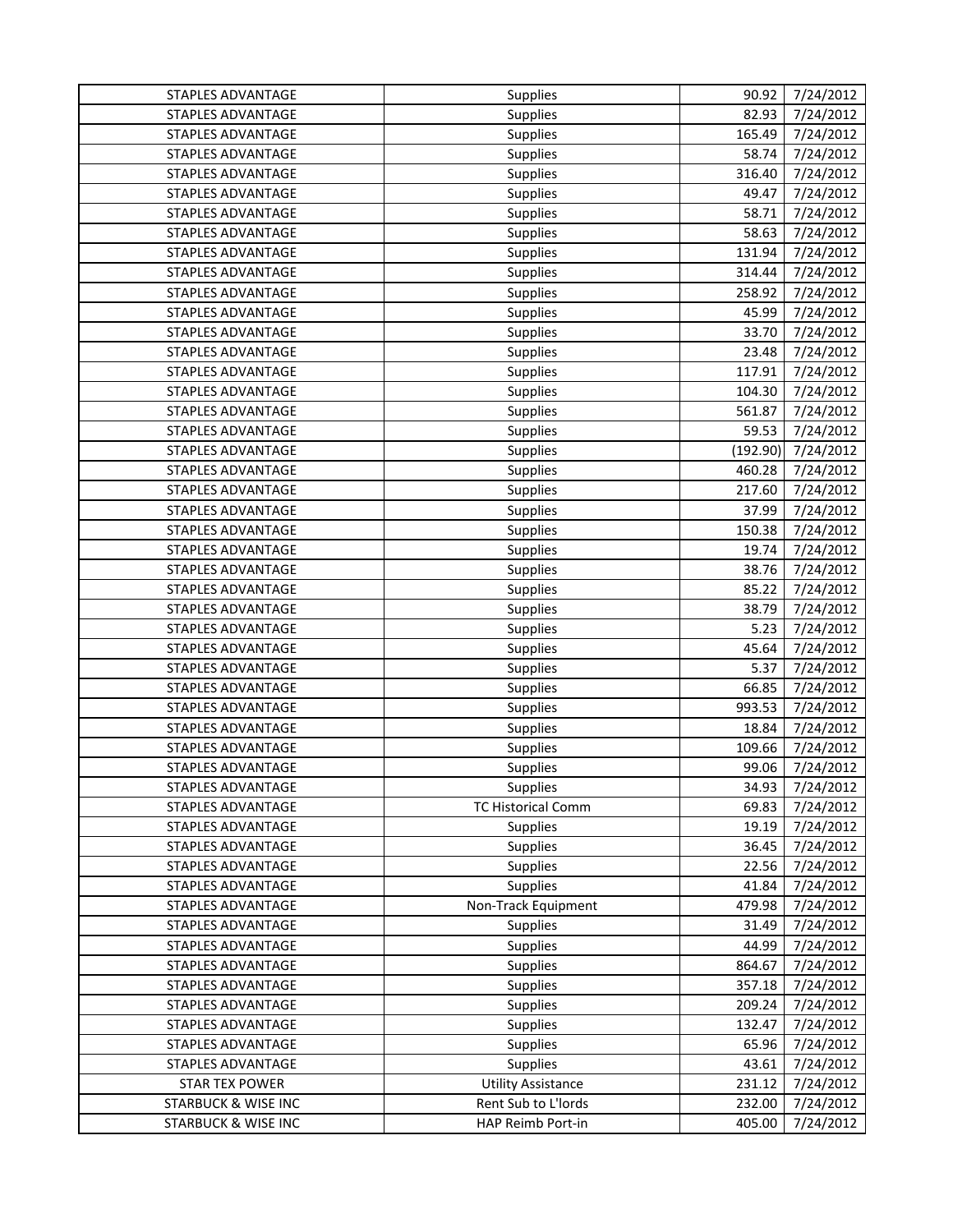| | | | |
|---|---|---|---|
| STAPLES ADVANTAGE | Supplies | 90.92 | 7/24/2012 |
| STAPLES ADVANTAGE | Supplies | 82.93 | 7/24/2012 |
| STAPLES ADVANTAGE | Supplies | 165.49 | 7/24/2012 |
| STAPLES ADVANTAGE | Supplies | 58.74 | 7/24/2012 |
| STAPLES ADVANTAGE | Supplies | 316.40 | 7/24/2012 |
| STAPLES ADVANTAGE | Supplies | 49.47 | 7/24/2012 |
| STAPLES ADVANTAGE | Supplies | 58.71 | 7/24/2012 |
| STAPLES ADVANTAGE | Supplies | 58.63 | 7/24/2012 |
| STAPLES ADVANTAGE | Supplies | 131.94 | 7/24/2012 |
| STAPLES ADVANTAGE | Supplies | 314.44 | 7/24/2012 |
| STAPLES ADVANTAGE | Supplies | 258.92 | 7/24/2012 |
| STAPLES ADVANTAGE | Supplies | 45.99 | 7/24/2012 |
| STAPLES ADVANTAGE | Supplies | 33.70 | 7/24/2012 |
| STAPLES ADVANTAGE | Supplies | 23.48 | 7/24/2012 |
| STAPLES ADVANTAGE | Supplies | 117.91 | 7/24/2012 |
| STAPLES ADVANTAGE | Supplies | 104.30 | 7/24/2012 |
| STAPLES ADVANTAGE | Supplies | 561.87 | 7/24/2012 |
| STAPLES ADVANTAGE | Supplies | 59.53 | 7/24/2012 |
| STAPLES ADVANTAGE | Supplies | (192.90) | 7/24/2012 |
| STAPLES ADVANTAGE | Supplies | 460.28 | 7/24/2012 |
| STAPLES ADVANTAGE | Supplies | 217.60 | 7/24/2012 |
| STAPLES ADVANTAGE | Supplies | 37.99 | 7/24/2012 |
| STAPLES ADVANTAGE | Supplies | 150.38 | 7/24/2012 |
| STAPLES ADVANTAGE | Supplies | 19.74 | 7/24/2012 |
| STAPLES ADVANTAGE | Supplies | 38.76 | 7/24/2012 |
| STAPLES ADVANTAGE | Supplies | 85.22 | 7/24/2012 |
| STAPLES ADVANTAGE | Supplies | 38.79 | 7/24/2012 |
| STAPLES ADVANTAGE | Supplies | 5.23 | 7/24/2012 |
| STAPLES ADVANTAGE | Supplies | 45.64 | 7/24/2012 |
| STAPLES ADVANTAGE | Supplies | 5.37 | 7/24/2012 |
| STAPLES ADVANTAGE | Supplies | 66.85 | 7/24/2012 |
| STAPLES ADVANTAGE | Supplies | 993.53 | 7/24/2012 |
| STAPLES ADVANTAGE | Supplies | 18.84 | 7/24/2012 |
| STAPLES ADVANTAGE | Supplies | 109.66 | 7/24/2012 |
| STAPLES ADVANTAGE | Supplies | 99.06 | 7/24/2012 |
| STAPLES ADVANTAGE | Supplies | 34.93 | 7/24/2012 |
| STAPLES ADVANTAGE | TC Historical Comm | 69.83 | 7/24/2012 |
| STAPLES ADVANTAGE | Supplies | 19.19 | 7/24/2012 |
| STAPLES ADVANTAGE | Supplies | 36.45 | 7/24/2012 |
| STAPLES ADVANTAGE | Supplies | 22.56 | 7/24/2012 |
| STAPLES ADVANTAGE | Supplies | 41.84 | 7/24/2012 |
| STAPLES ADVANTAGE | Non-Track Equipment | 479.98 | 7/24/2012 |
| STAPLES ADVANTAGE | Supplies | 31.49 | 7/24/2012 |
| STAPLES ADVANTAGE | Supplies | 44.99 | 7/24/2012 |
| STAPLES ADVANTAGE | Supplies | 864.67 | 7/24/2012 |
| STAPLES ADVANTAGE | Supplies | 357.18 | 7/24/2012 |
| STAPLES ADVANTAGE | Supplies | 209.24 | 7/24/2012 |
| STAPLES ADVANTAGE | Supplies | 132.47 | 7/24/2012 |
| STAPLES ADVANTAGE | Supplies | 65.96 | 7/24/2012 |
| STAPLES ADVANTAGE | Supplies | 43.61 | 7/24/2012 |
| STAR TEX POWER | Utility Assistance | 231.12 | 7/24/2012 |
| STARBUCK & WISE INC | Rent Sub to L'lords | 232.00 | 7/24/2012 |
| STARBUCK & WISE INC | HAP Reimb Port-in | 405.00 | 7/24/2012 |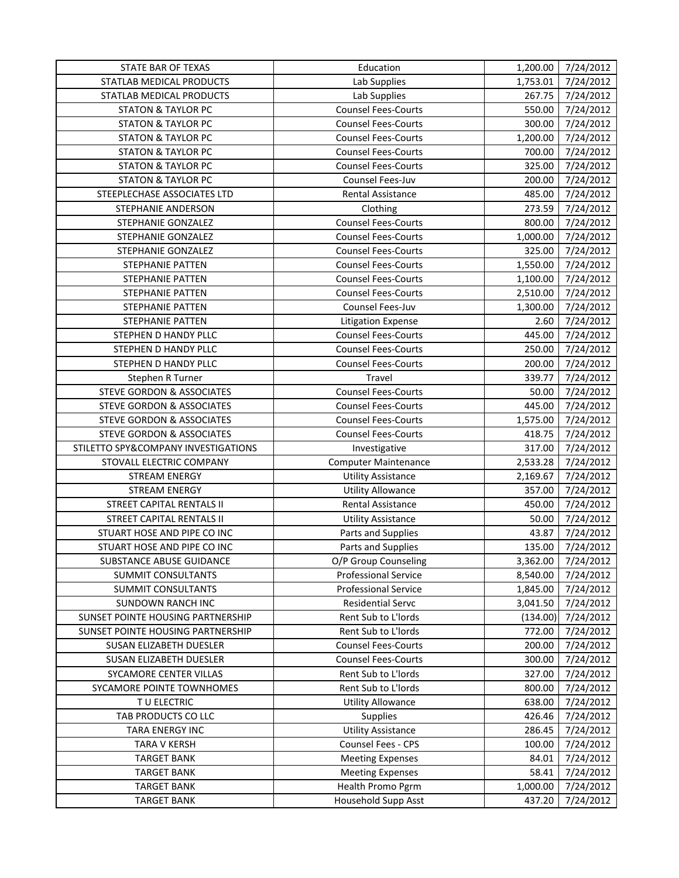| STATE BAR OF TEXAS | Education | 1,200.00 | 7/24/2012 |
|---|---|---|---|
| STATLAB MEDICAL PRODUCTS | Lab Supplies | 1,753.01 | 7/24/2012 |
| STATLAB MEDICAL PRODUCTS | Lab Supplies | 267.75 | 7/24/2012 |
| STATON & TAYLOR PC | Counsel Fees-Courts | 550.00 | 7/24/2012 |
| STATON & TAYLOR PC | Counsel Fees-Courts | 300.00 | 7/24/2012 |
| STATON & TAYLOR PC | Counsel Fees-Courts | 1,200.00 | 7/24/2012 |
| STATON & TAYLOR PC | Counsel Fees-Courts | 700.00 | 7/24/2012 |
| STATON & TAYLOR PC | Counsel Fees-Courts | 325.00 | 7/24/2012 |
| STATON & TAYLOR PC | Counsel Fees-Juv | 200.00 | 7/24/2012 |
| STEEPLECHASE ASSOCIATES LTD | Rental Assistance | 485.00 | 7/24/2012 |
| STEPHANIE ANDERSON | Clothing | 273.59 | 7/24/2012 |
| STEPHANIE GONZALEZ | Counsel Fees-Courts | 800.00 | 7/24/2012 |
| STEPHANIE GONZALEZ | Counsel Fees-Courts | 1,000.00 | 7/24/2012 |
| STEPHANIE GONZALEZ | Counsel Fees-Courts | 325.00 | 7/24/2012 |
| STEPHANIE PATTEN | Counsel Fees-Courts | 1,550.00 | 7/24/2012 |
| STEPHANIE PATTEN | Counsel Fees-Courts | 1,100.00 | 7/24/2012 |
| STEPHANIE PATTEN | Counsel Fees-Courts | 2,510.00 | 7/24/2012 |
| STEPHANIE PATTEN | Counsel Fees-Juv | 1,300.00 | 7/24/2012 |
| STEPHANIE PATTEN | Litigation Expense | 2.60 | 7/24/2012 |
| STEPHEN D HANDY PLLC | Counsel Fees-Courts | 445.00 | 7/24/2012 |
| STEPHEN D HANDY PLLC | Counsel Fees-Courts | 250.00 | 7/24/2012 |
| STEPHEN D HANDY PLLC | Counsel Fees-Courts | 200.00 | 7/24/2012 |
| Stephen R Turner | Travel | 339.77 | 7/24/2012 |
| STEVE GORDON & ASSOCIATES | Counsel Fees-Courts | 50.00 | 7/24/2012 |
| STEVE GORDON & ASSOCIATES | Counsel Fees-Courts | 445.00 | 7/24/2012 |
| STEVE GORDON & ASSOCIATES | Counsel Fees-Courts | 1,575.00 | 7/24/2012 |
| STEVE GORDON & ASSOCIATES | Counsel Fees-Courts | 418.75 | 7/24/2012 |
| STILETTO SPY&COMPANY INVESTIGATIONS | Investigative | 317.00 | 7/24/2012 |
| STOVALL ELECTRIC COMPANY | Computer Maintenance | 2,533.28 | 7/24/2012 |
| STREAM ENERGY | Utility Assistance | 2,169.67 | 7/24/2012 |
| STREAM ENERGY | Utility Allowance | 357.00 | 7/24/2012 |
| STREET CAPITAL RENTALS II | Rental Assistance | 450.00 | 7/24/2012 |
| STREET CAPITAL RENTALS II | Utility Assistance | 50.00 | 7/24/2012 |
| STUART HOSE AND PIPE CO INC | Parts and Supplies | 43.87 | 7/24/2012 |
| STUART HOSE AND PIPE CO INC | Parts and Supplies | 135.00 | 7/24/2012 |
| SUBSTANCE ABUSE GUIDANCE | O/P Group Counseling | 3,362.00 | 7/24/2012 |
| SUMMIT CONSULTANTS | Professional Service | 8,540.00 | 7/24/2012 |
| SUMMIT CONSULTANTS | Professional Service | 1,845.00 | 7/24/2012 |
| SUNDOWN RANCH INC | Residential Servc | 3,041.50 | 7/24/2012 |
| SUNSET POINTE HOUSING PARTNERSHIP | Rent Sub to L'lords | (134.00) | 7/24/2012 |
| SUNSET POINTE HOUSING PARTNERSHIP | Rent Sub to L'lords | 772.00 | 7/24/2012 |
| SUSAN ELIZABETH DUESLER | Counsel Fees-Courts | 200.00 | 7/24/2012 |
| SUSAN ELIZABETH DUESLER | Counsel Fees-Courts | 300.00 | 7/24/2012 |
| SYCAMORE CENTER VILLAS | Rent Sub to L'lords | 327.00 | 7/24/2012 |
| SYCAMORE POINTE TOWNHOMES | Rent Sub to L'lords | 800.00 | 7/24/2012 |
| T U ELECTRIC | Utility Allowance | 638.00 | 7/24/2012 |
| TAB PRODUCTS CO LLC | Supplies | 426.46 | 7/24/2012 |
| TARA ENERGY INC | Utility Assistance | 286.45 | 7/24/2012 |
| TARA V KERSH | Counsel Fees - CPS | 100.00 | 7/24/2012 |
| TARGET BANK | Meeting Expenses | 84.01 | 7/24/2012 |
| TARGET BANK | Meeting Expenses | 58.41 | 7/24/2012 |
| TARGET BANK | Health Promo Pgrm | 1,000.00 | 7/24/2012 |
| TARGET BANK | Household Supp Asst | 437.20 | 7/24/2012 |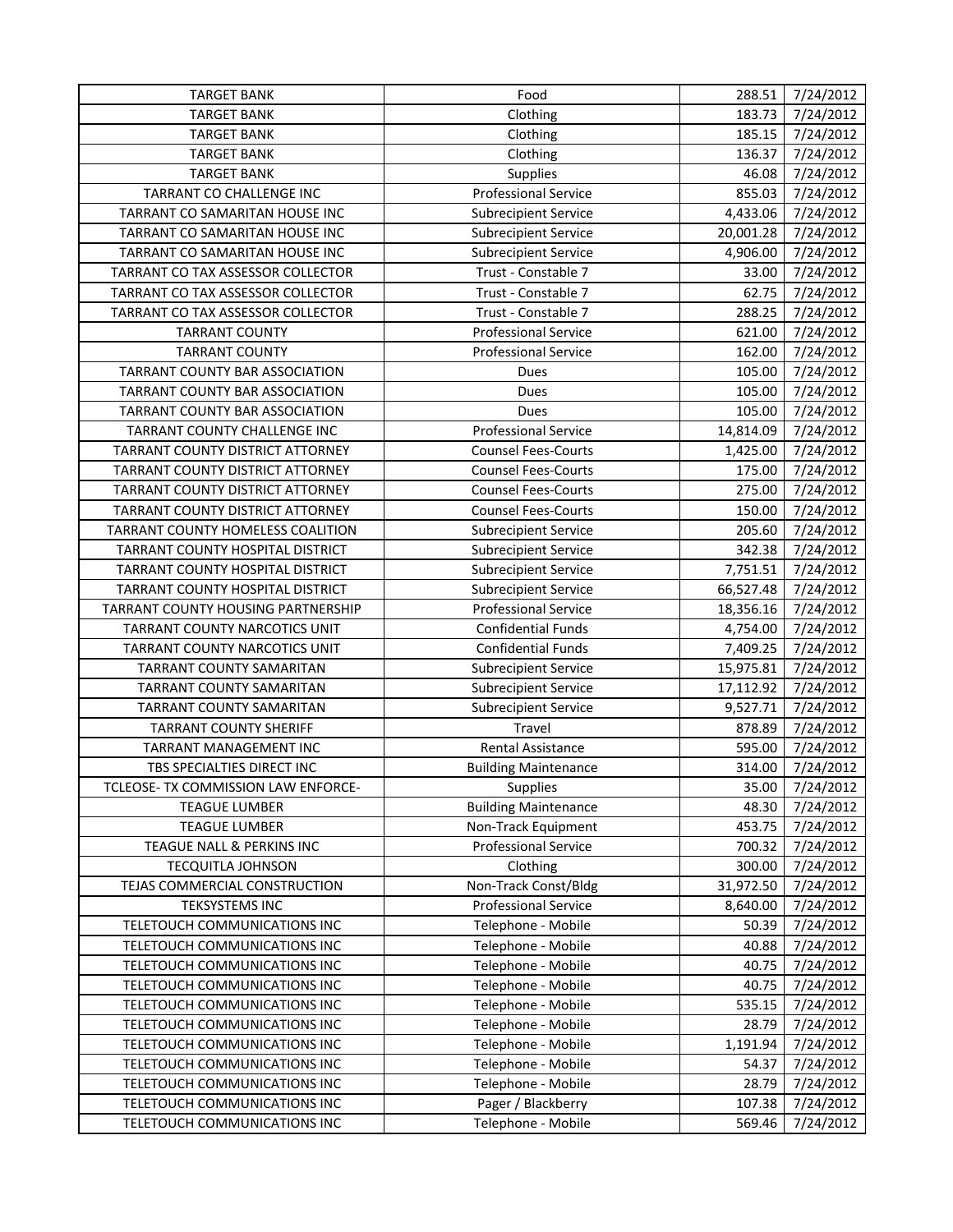| TARGET BANK | Food | 288.51 | 7/24/2012 |
|---|---|---|---|
| TARGET BANK | Clothing | 183.73 | 7/24/2012 |
| TARGET BANK | Clothing | 185.15 | 7/24/2012 |
| TARGET BANK | Clothing | 136.37 | 7/24/2012 |
| TARGET BANK | Supplies | 46.08 | 7/24/2012 |
| TARRANT CO CHALLENGE INC | Professional Service | 855.03 | 7/24/2012 |
| TARRANT CO SAMARITAN HOUSE INC | Subrecipient Service | 4,433.06 | 7/24/2012 |
| TARRANT CO SAMARITAN HOUSE INC | Subrecipient Service | 20,001.28 | 7/24/2012 |
| TARRANT CO SAMARITAN HOUSE INC | Subrecipient Service | 4,906.00 | 7/24/2012 |
| TARRANT CO TAX ASSESSOR COLLECTOR | Trust - Constable 7 | 33.00 | 7/24/2012 |
| TARRANT CO TAX ASSESSOR COLLECTOR | Trust - Constable 7 | 62.75 | 7/24/2012 |
| TARRANT CO TAX ASSESSOR COLLECTOR | Trust - Constable 7 | 288.25 | 7/24/2012 |
| TARRANT COUNTY | Professional Service | 621.00 | 7/24/2012 |
| TARRANT COUNTY | Professional Service | 162.00 | 7/24/2012 |
| TARRANT COUNTY BAR ASSOCIATION | Dues | 105.00 | 7/24/2012 |
| TARRANT COUNTY BAR ASSOCIATION | Dues | 105.00 | 7/24/2012 |
| TARRANT COUNTY BAR ASSOCIATION | Dues | 105.00 | 7/24/2012 |
| TARRANT COUNTY CHALLENGE INC | Professional Service | 14,814.09 | 7/24/2012 |
| TARRANT COUNTY DISTRICT ATTORNEY | Counsel Fees-Courts | 1,425.00 | 7/24/2012 |
| TARRANT COUNTY DISTRICT ATTORNEY | Counsel Fees-Courts | 175.00 | 7/24/2012 |
| TARRANT COUNTY DISTRICT ATTORNEY | Counsel Fees-Courts | 275.00 | 7/24/2012 |
| TARRANT COUNTY DISTRICT ATTORNEY | Counsel Fees-Courts | 150.00 | 7/24/2012 |
| TARRANT COUNTY HOMELESS COALITION | Subrecipient Service | 205.60 | 7/24/2012 |
| TARRANT COUNTY HOSPITAL DISTRICT | Subrecipient Service | 342.38 | 7/24/2012 |
| TARRANT COUNTY HOSPITAL DISTRICT | Subrecipient Service | 7,751.51 | 7/24/2012 |
| TARRANT COUNTY HOSPITAL DISTRICT | Subrecipient Service | 66,527.48 | 7/24/2012 |
| TARRANT COUNTY HOUSING PARTNERSHIP | Professional Service | 18,356.16 | 7/24/2012 |
| TARRANT COUNTY NARCOTICS UNIT | Confidential Funds | 4,754.00 | 7/24/2012 |
| TARRANT COUNTY NARCOTICS UNIT | Confidential Funds | 7,409.25 | 7/24/2012 |
| TARRANT COUNTY SAMARITAN | Subrecipient Service | 15,975.81 | 7/24/2012 |
| TARRANT COUNTY SAMARITAN | Subrecipient Service | 17,112.92 | 7/24/2012 |
| TARRANT COUNTY SAMARITAN | Subrecipient Service | 9,527.71 | 7/24/2012 |
| TARRANT COUNTY SHERIFF | Travel | 878.89 | 7/24/2012 |
| TARRANT MANAGEMENT INC | Rental Assistance | 595.00 | 7/24/2012 |
| TBS SPECIALTIES DIRECT INC | Building Maintenance | 314.00 | 7/24/2012 |
| TCLEOSE- TX COMMISSION LAW ENFORCE- | Supplies | 35.00 | 7/24/2012 |
| TEAGUE LUMBER | Building Maintenance | 48.30 | 7/24/2012 |
| TEAGUE LUMBER | Non-Track Equipment | 453.75 | 7/24/2012 |
| TEAGUE NALL & PERKINS INC | Professional Service | 700.32 | 7/24/2012 |
| TECQUITLA JOHNSON | Clothing | 300.00 | 7/24/2012 |
| TEJAS COMMERCIAL CONSTRUCTION | Non-Track Const/Bldg | 31,972.50 | 7/24/2012 |
| TEKSYSTEMS INC | Professional Service | 8,640.00 | 7/24/2012 |
| TELETOUCH COMMUNICATIONS INC | Telephone - Mobile | 50.39 | 7/24/2012 |
| TELETOUCH COMMUNICATIONS INC | Telephone - Mobile | 40.88 | 7/24/2012 |
| TELETOUCH COMMUNICATIONS INC | Telephone - Mobile | 40.75 | 7/24/2012 |
| TELETOUCH COMMUNICATIONS INC | Telephone - Mobile | 40.75 | 7/24/2012 |
| TELETOUCH COMMUNICATIONS INC | Telephone - Mobile | 535.15 | 7/24/2012 |
| TELETOUCH COMMUNICATIONS INC | Telephone - Mobile | 28.79 | 7/24/2012 |
| TELETOUCH COMMUNICATIONS INC | Telephone - Mobile | 1,191.94 | 7/24/2012 |
| TELETOUCH COMMUNICATIONS INC | Telephone - Mobile | 54.37 | 7/24/2012 |
| TELETOUCH COMMUNICATIONS INC | Telephone - Mobile | 28.79 | 7/24/2012 |
| TELETOUCH COMMUNICATIONS INC | Pager / Blackberry | 107.38 | 7/24/2012 |
| TELETOUCH COMMUNICATIONS INC | Telephone - Mobile | 569.46 | 7/24/2012 |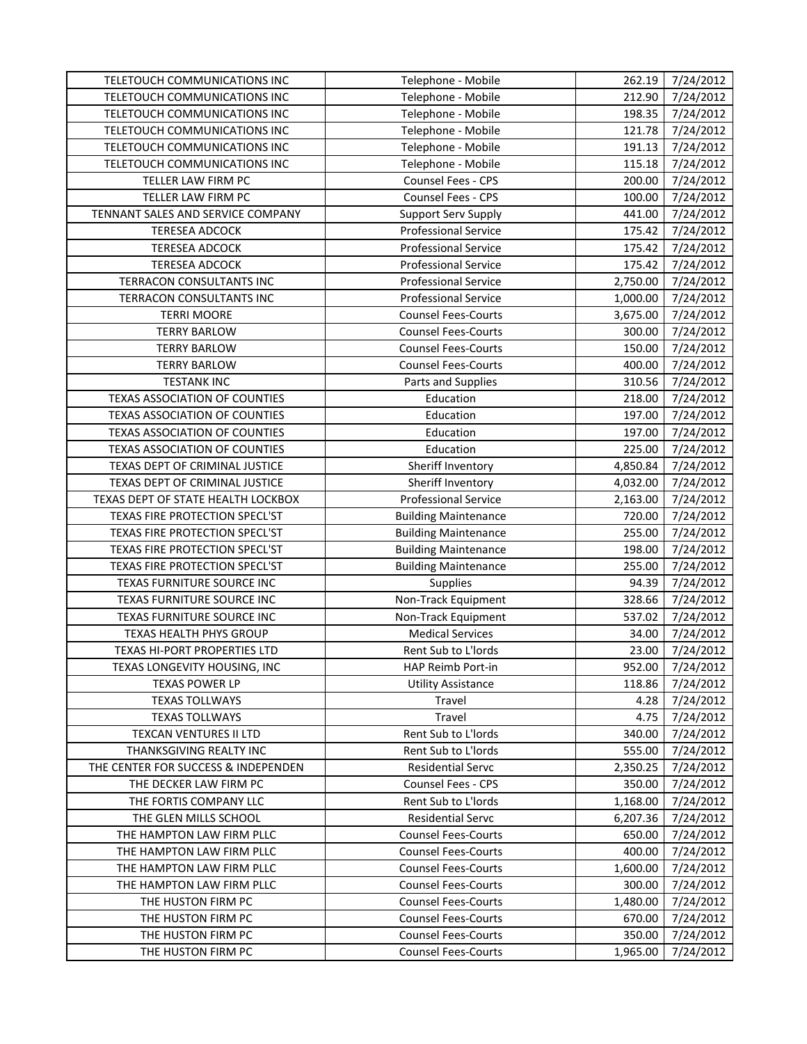| TELETOUCH COMMUNICATIONS INC | Telephone - Mobile | 262.19 | 7/24/2012 |
|---|---|---|---|
| TELETOUCH COMMUNICATIONS INC | Telephone - Mobile | 212.90 | 7/24/2012 |
| TELETOUCH COMMUNICATIONS INC | Telephone - Mobile | 198.35 | 7/24/2012 |
| TELETOUCH COMMUNICATIONS INC | Telephone - Mobile | 121.78 | 7/24/2012 |
| TELETOUCH COMMUNICATIONS INC | Telephone - Mobile | 191.13 | 7/24/2012 |
| TELETOUCH COMMUNICATIONS INC | Telephone - Mobile | 115.18 | 7/24/2012 |
| TELLER LAW FIRM PC | Counsel Fees - CPS | 200.00 | 7/24/2012 |
| TELLER LAW FIRM PC | Counsel Fees - CPS | 100.00 | 7/24/2012 |
| TENNANT SALES AND SERVICE COMPANY | Support Serv Supply | 441.00 | 7/24/2012 |
| TERESEA ADCOCK | Professional Service | 175.42 | 7/24/2012 |
| TERESEA ADCOCK | Professional Service | 175.42 | 7/24/2012 |
| TERESEA ADCOCK | Professional Service | 175.42 | 7/24/2012 |
| TERRACON CONSULTANTS INC | Professional Service | 2,750.00 | 7/24/2012 |
| TERRACON CONSULTANTS INC | Professional Service | 1,000.00 | 7/24/2012 |
| TERRI MOORE | Counsel Fees-Courts | 3,675.00 | 7/24/2012 |
| TERRY BARLOW | Counsel Fees-Courts | 300.00 | 7/24/2012 |
| TERRY BARLOW | Counsel Fees-Courts | 150.00 | 7/24/2012 |
| TERRY BARLOW | Counsel Fees-Courts | 400.00 | 7/24/2012 |
| TESTANK INC | Parts and Supplies | 310.56 | 7/24/2012 |
| TEXAS ASSOCIATION OF COUNTIES | Education | 218.00 | 7/24/2012 |
| TEXAS ASSOCIATION OF COUNTIES | Education | 197.00 | 7/24/2012 |
| TEXAS ASSOCIATION OF COUNTIES | Education | 197.00 | 7/24/2012 |
| TEXAS ASSOCIATION OF COUNTIES | Education | 225.00 | 7/24/2012 |
| TEXAS DEPT OF CRIMINAL JUSTICE | Sheriff Inventory | 4,850.84 | 7/24/2012 |
| TEXAS DEPT OF CRIMINAL JUSTICE | Sheriff Inventory | 4,032.00 | 7/24/2012 |
| TEXAS DEPT OF STATE HEALTH LOCKBOX | Professional Service | 2,163.00 | 7/24/2012 |
| TEXAS FIRE PROTECTION SPECL'ST | Building Maintenance | 720.00 | 7/24/2012 |
| TEXAS FIRE PROTECTION SPECL'ST | Building Maintenance | 255.00 | 7/24/2012 |
| TEXAS FIRE PROTECTION SPECL'ST | Building Maintenance | 198.00 | 7/24/2012 |
| TEXAS FIRE PROTECTION SPECL'ST | Building Maintenance | 255.00 | 7/24/2012 |
| TEXAS FURNITURE SOURCE INC | Supplies | 94.39 | 7/24/2012 |
| TEXAS FURNITURE SOURCE INC | Non-Track Equipment | 328.66 | 7/24/2012 |
| TEXAS FURNITURE SOURCE INC | Non-Track Equipment | 537.02 | 7/24/2012 |
| TEXAS HEALTH PHYS GROUP | Medical Services | 34.00 | 7/24/2012 |
| TEXAS HI-PORT PROPERTIES LTD | Rent Sub to L'lords | 23.00 | 7/24/2012 |
| TEXAS LONGEVITY HOUSING, INC | HAP Reimb Port-in | 952.00 | 7/24/2012 |
| TEXAS POWER LP | Utility Assistance | 118.86 | 7/24/2012 |
| TEXAS TOLLWAYS | Travel | 4.28 | 7/24/2012 |
| TEXAS TOLLWAYS | Travel | 4.75 | 7/24/2012 |
| TEXCAN VENTURES II LTD | Rent Sub to L'lords | 340.00 | 7/24/2012 |
| THANKSGIVING REALTY INC | Rent Sub to L'lords | 555.00 | 7/24/2012 |
| THE CENTER FOR SUCCESS & INDEPENDEN | Residential Servc | 2,350.25 | 7/24/2012 |
| THE DECKER LAW FIRM PC | Counsel Fees - CPS | 350.00 | 7/24/2012 |
| THE FORTIS COMPANY LLC | Rent Sub to L'lords | 1,168.00 | 7/24/2012 |
| THE GLEN MILLS SCHOOL | Residential Servc | 6,207.36 | 7/24/2012 |
| THE HAMPTON LAW FIRM PLLC | Counsel Fees-Courts | 650.00 | 7/24/2012 |
| THE HAMPTON LAW FIRM PLLC | Counsel Fees-Courts | 400.00 | 7/24/2012 |
| THE HAMPTON LAW FIRM PLLC | Counsel Fees-Courts | 1,600.00 | 7/24/2012 |
| THE HAMPTON LAW FIRM PLLC | Counsel Fees-Courts | 300.00 | 7/24/2012 |
| THE HUSTON FIRM PC | Counsel Fees-Courts | 1,480.00 | 7/24/2012 |
| THE HUSTON FIRM PC | Counsel Fees-Courts | 670.00 | 7/24/2012 |
| THE HUSTON FIRM PC | Counsel Fees-Courts | 350.00 | 7/24/2012 |
| THE HUSTON FIRM PC | Counsel Fees-Courts | 1,965.00 | 7/24/2012 |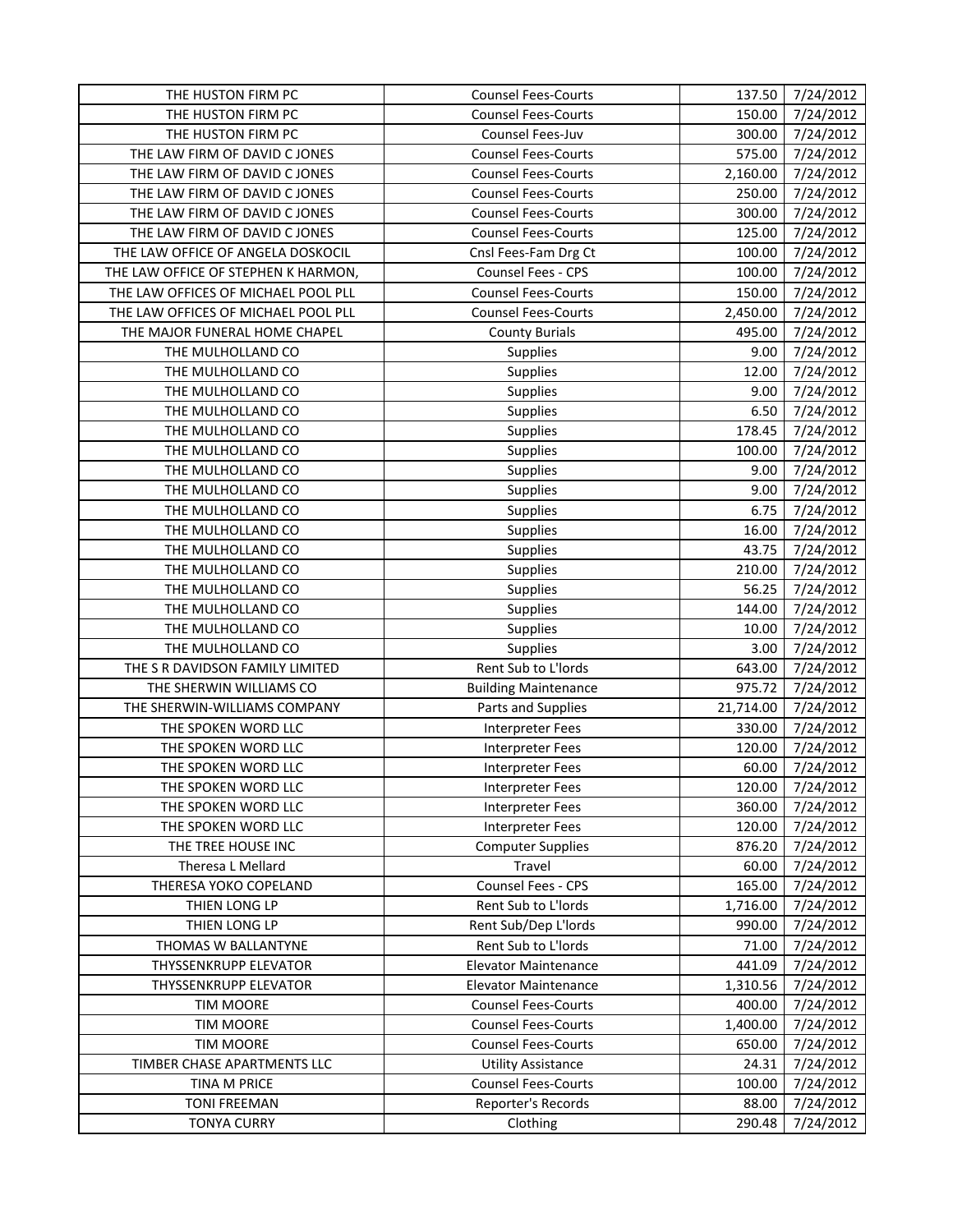| THE HUSTON FIRM PC | Counsel Fees-Courts | 137.50 | 7/24/2012 |
|---|---|---|---|
| THE HUSTON FIRM PC | Counsel Fees-Courts | 150.00 | 7/24/2012 |
| THE HUSTON FIRM PC | Counsel Fees-Juv | 300.00 | 7/24/2012 |
| THE LAW FIRM OF DAVID C JONES | Counsel Fees-Courts | 575.00 | 7/24/2012 |
| THE LAW FIRM OF DAVID C JONES | Counsel Fees-Courts | 2,160.00 | 7/24/2012 |
| THE LAW FIRM OF DAVID C JONES | Counsel Fees-Courts | 250.00 | 7/24/2012 |
| THE LAW FIRM OF DAVID C JONES | Counsel Fees-Courts | 300.00 | 7/24/2012 |
| THE LAW FIRM OF DAVID C JONES | Counsel Fees-Courts | 125.00 | 7/24/2012 |
| THE LAW OFFICE OF ANGELA DOSKOCIL | Cnsl Fees-Fam Drg Ct | 100.00 | 7/24/2012 |
| THE LAW OFFICE OF STEPHEN K HARMON, | Counsel Fees - CPS | 100.00 | 7/24/2012 |
| THE LAW OFFICES OF MICHAEL POOL PLL | Counsel Fees-Courts | 150.00 | 7/24/2012 |
| THE LAW OFFICES OF MICHAEL POOL PLL | Counsel Fees-Courts | 2,450.00 | 7/24/2012 |
| THE MAJOR FUNERAL HOME CHAPEL | County Burials | 495.00 | 7/24/2012 |
| THE MULHOLLAND CO | Supplies | 9.00 | 7/24/2012 |
| THE MULHOLLAND CO | Supplies | 12.00 | 7/24/2012 |
| THE MULHOLLAND CO | Supplies | 9.00 | 7/24/2012 |
| THE MULHOLLAND CO | Supplies | 6.50 | 7/24/2012 |
| THE MULHOLLAND CO | Supplies | 178.45 | 7/24/2012 |
| THE MULHOLLAND CO | Supplies | 100.00 | 7/24/2012 |
| THE MULHOLLAND CO | Supplies | 9.00 | 7/24/2012 |
| THE MULHOLLAND CO | Supplies | 9.00 | 7/24/2012 |
| THE MULHOLLAND CO | Supplies | 6.75 | 7/24/2012 |
| THE MULHOLLAND CO | Supplies | 16.00 | 7/24/2012 |
| THE MULHOLLAND CO | Supplies | 43.75 | 7/24/2012 |
| THE MULHOLLAND CO | Supplies | 210.00 | 7/24/2012 |
| THE MULHOLLAND CO | Supplies | 56.25 | 7/24/2012 |
| THE MULHOLLAND CO | Supplies | 144.00 | 7/24/2012 |
| THE MULHOLLAND CO | Supplies | 10.00 | 7/24/2012 |
| THE MULHOLLAND CO | Supplies | 3.00 | 7/24/2012 |
| THE S R DAVIDSON FAMILY LIMITED | Rent Sub to L'lords | 643.00 | 7/24/2012 |
| THE SHERWIN WILLIAMS CO | Building Maintenance | 975.72 | 7/24/2012 |
| THE SHERWIN-WILLIAMS COMPANY | Parts and Supplies | 21,714.00 | 7/24/2012 |
| THE SPOKEN WORD LLC | Interpreter Fees | 330.00 | 7/24/2012 |
| THE SPOKEN WORD LLC | Interpreter Fees | 120.00 | 7/24/2012 |
| THE SPOKEN WORD LLC | Interpreter Fees | 60.00 | 7/24/2012 |
| THE SPOKEN WORD LLC | Interpreter Fees | 120.00 | 7/24/2012 |
| THE SPOKEN WORD LLC | Interpreter Fees | 360.00 | 7/24/2012 |
| THE SPOKEN WORD LLC | Interpreter Fees | 120.00 | 7/24/2012 |
| THE TREE HOUSE INC | Computer Supplies | 876.20 | 7/24/2012 |
| Theresa L Mellard | Travel | 60.00 | 7/24/2012 |
| THERESA YOKO COPELAND | Counsel Fees - CPS | 165.00 | 7/24/2012 |
| THIEN LONG LP | Rent Sub to L'lords | 1,716.00 | 7/24/2012 |
| THIEN LONG LP | Rent Sub/Dep L'lords | 990.00 | 7/24/2012 |
| THOMAS W BALLANTYNE | Rent Sub to L'lords | 71.00 | 7/24/2012 |
| THYSSENKRUPP ELEVATOR | Elevator Maintenance | 441.09 | 7/24/2012 |
| THYSSENKRUPP ELEVATOR | Elevator Maintenance | 1,310.56 | 7/24/2012 |
| TIM MOORE | Counsel Fees-Courts | 400.00 | 7/24/2012 |
| TIM MOORE | Counsel Fees-Courts | 1,400.00 | 7/24/2012 |
| TIM MOORE | Counsel Fees-Courts | 650.00 | 7/24/2012 |
| TIMBER CHASE APARTMENTS LLC | Utility Assistance | 24.31 | 7/24/2012 |
| TINA M PRICE | Counsel Fees-Courts | 100.00 | 7/24/2012 |
| TONI FREEMAN | Reporter's Records | 88.00 | 7/24/2012 |
| TONYA CURRY | Clothing | 290.48 | 7/24/2012 |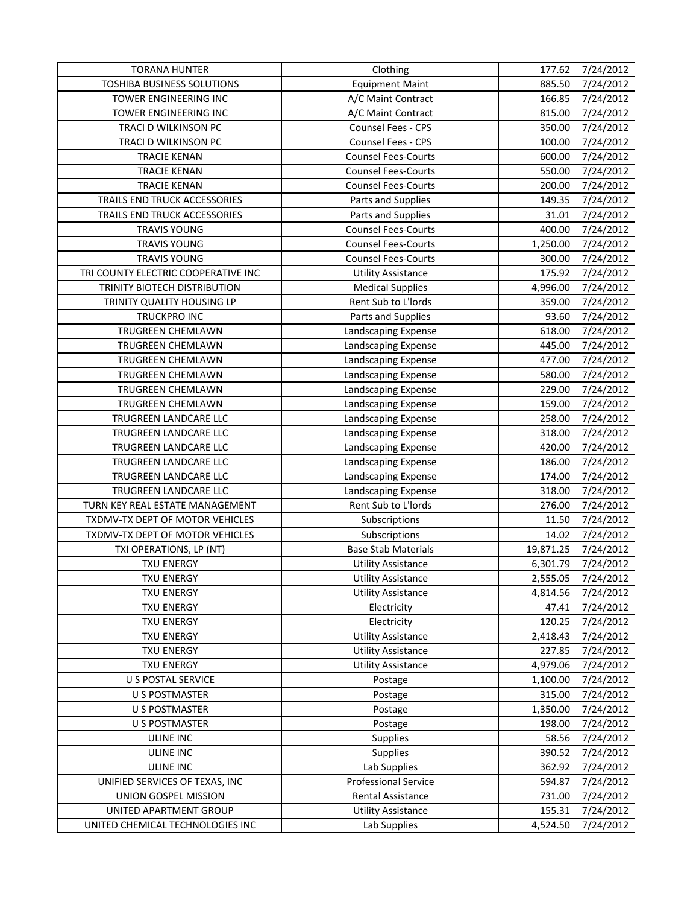| TORANA HUNTER | Clothing | 177.62 | 7/24/2012 |
|---|---|---|---|
| TOSHIBA BUSINESS SOLUTIONS | Equipment Maint | 885.50 | 7/24/2012 |
| TOWER ENGINEERING INC | A/C Maint Contract | 166.85 | 7/24/2012 |
| TOWER ENGINEERING INC | A/C Maint Contract | 815.00 | 7/24/2012 |
| TRACI D WILKINSON PC | Counsel Fees - CPS | 350.00 | 7/24/2012 |
| TRACI D WILKINSON PC | Counsel Fees - CPS | 100.00 | 7/24/2012 |
| TRACIE KENAN | Counsel Fees-Courts | 600.00 | 7/24/2012 |
| TRACIE KENAN | Counsel Fees-Courts | 550.00 | 7/24/2012 |
| TRACIE KENAN | Counsel Fees-Courts | 200.00 | 7/24/2012 |
| TRAILS END TRUCK ACCESSORIES | Parts and Supplies | 149.35 | 7/24/2012 |
| TRAILS END TRUCK ACCESSORIES | Parts and Supplies | 31.01 | 7/24/2012 |
| TRAVIS YOUNG | Counsel Fees-Courts | 400.00 | 7/24/2012 |
| TRAVIS YOUNG | Counsel Fees-Courts | 1,250.00 | 7/24/2012 |
| TRAVIS YOUNG | Counsel Fees-Courts | 300.00 | 7/24/2012 |
| TRI COUNTY ELECTRIC COOPERATIVE INC | Utility Assistance | 175.92 | 7/24/2012 |
| TRINITY BIOTECH DISTRIBUTION | Medical Supplies | 4,996.00 | 7/24/2012 |
| TRINITY QUALITY HOUSING LP | Rent Sub to L'lords | 359.00 | 7/24/2012 |
| TRUCKPRO INC | Parts and Supplies | 93.60 | 7/24/2012 |
| TRUGREEN CHEMLAWN | Landscaping Expense | 618.00 | 7/24/2012 |
| TRUGREEN CHEMLAWN | Landscaping Expense | 445.00 | 7/24/2012 |
| TRUGREEN CHEMLAWN | Landscaping Expense | 477.00 | 7/24/2012 |
| TRUGREEN CHEMLAWN | Landscaping Expense | 580.00 | 7/24/2012 |
| TRUGREEN CHEMLAWN | Landscaping Expense | 229.00 | 7/24/2012 |
| TRUGREEN CHEMLAWN | Landscaping Expense | 159.00 | 7/24/2012 |
| TRUGREEN LANDCARE LLC | Landscaping Expense | 258.00 | 7/24/2012 |
| TRUGREEN LANDCARE LLC | Landscaping Expense | 318.00 | 7/24/2012 |
| TRUGREEN LANDCARE LLC | Landscaping Expense | 420.00 | 7/24/2012 |
| TRUGREEN LANDCARE LLC | Landscaping Expense | 186.00 | 7/24/2012 |
| TRUGREEN LANDCARE LLC | Landscaping Expense | 174.00 | 7/24/2012 |
| TRUGREEN LANDCARE LLC | Landscaping Expense | 318.00 | 7/24/2012 |
| TURN KEY REAL ESTATE MANAGEMENT | Rent Sub to L'lords | 276.00 | 7/24/2012 |
| TXDMV-TX DEPT OF MOTOR VEHICLES | Subscriptions | 11.50 | 7/24/2012 |
| TXDMV-TX DEPT OF MOTOR VEHICLES | Subscriptions | 14.02 | 7/24/2012 |
| TXI OPERATIONS, LP (NT) | Base Stab Materials | 19,871.25 | 7/24/2012 |
| TXU ENERGY | Utility Assistance | 6,301.79 | 7/24/2012 |
| TXU ENERGY | Utility Assistance | 2,555.05 | 7/24/2012 |
| TXU ENERGY | Utility Assistance | 4,814.56 | 7/24/2012 |
| TXU ENERGY | Electricity | 47.41 | 7/24/2012 |
| TXU ENERGY | Electricity | 120.25 | 7/24/2012 |
| TXU ENERGY | Utility Assistance | 2,418.43 | 7/24/2012 |
| TXU ENERGY | Utility Assistance | 227.85 | 7/24/2012 |
| TXU ENERGY | Utility Assistance | 4,979.06 | 7/24/2012 |
| U S POSTAL SERVICE | Postage | 1,100.00 | 7/24/2012 |
| U S POSTMASTER | Postage | 315.00 | 7/24/2012 |
| U S POSTMASTER | Postage | 1,350.00 | 7/24/2012 |
| U S POSTMASTER | Postage | 198.00 | 7/24/2012 |
| ULINE INC | Supplies | 58.56 | 7/24/2012 |
| ULINE INC | Supplies | 390.52 | 7/24/2012 |
| ULINE INC | Lab Supplies | 362.92 | 7/24/2012 |
| UNIFIED SERVICES OF TEXAS, INC | Professional Service | 594.87 | 7/24/2012 |
| UNION GOSPEL MISSION | Rental Assistance | 731.00 | 7/24/2012 |
| UNITED APARTMENT GROUP | Utility Assistance | 155.31 | 7/24/2012 |
| UNITED CHEMICAL TECHNOLOGIES INC | Lab Supplies | 4,524.50 | 7/24/2012 |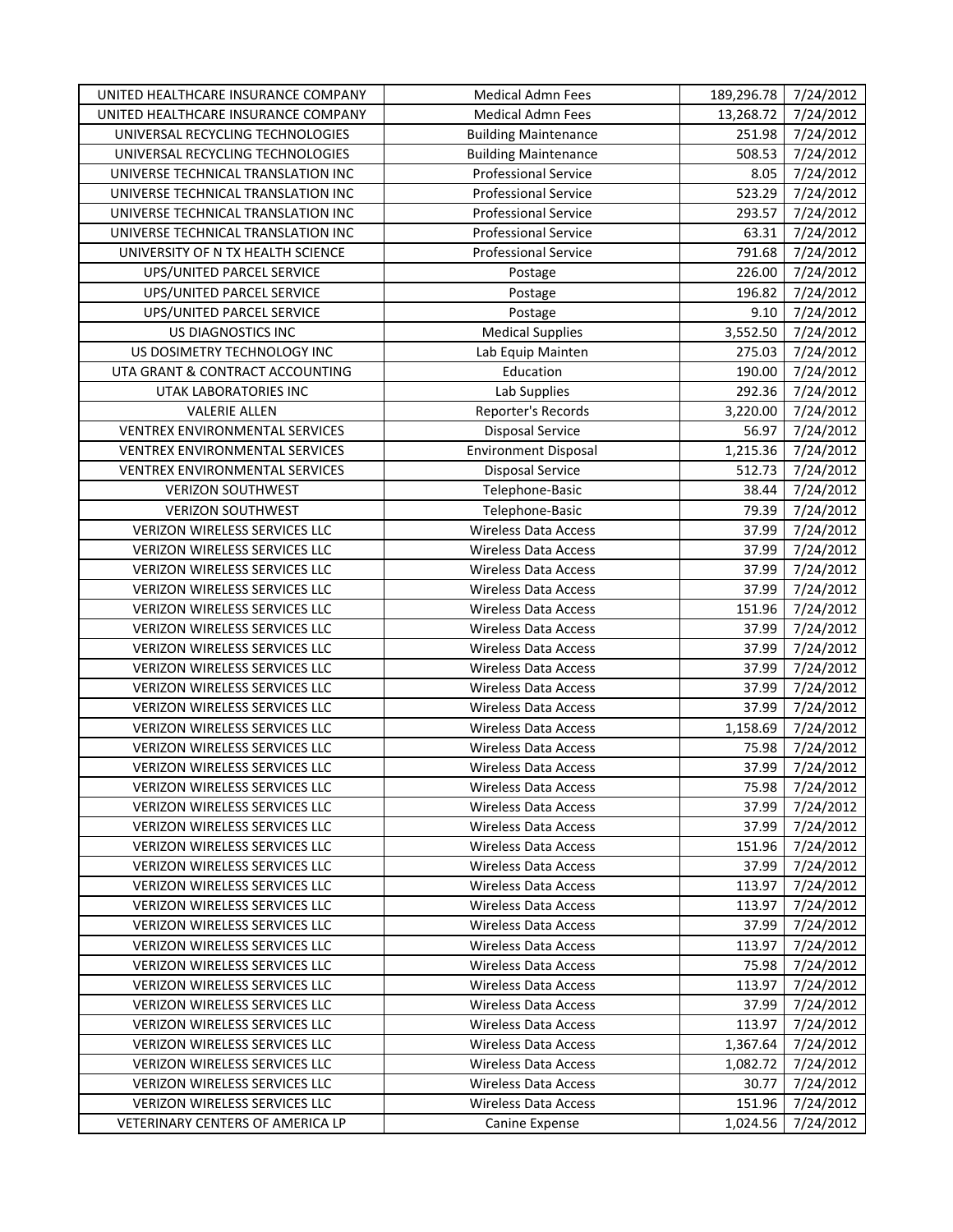| | | | |
|---|---|---|---|
| UNITED HEALTHCARE INSURANCE COMPANY | Medical Admn Fees | 189,296.78 | 7/24/2012 |
| UNITED HEALTHCARE INSURANCE COMPANY | Medical Admn Fees | 13,268.72 | 7/24/2012 |
| UNIVERSAL RECYCLING TECHNOLOGIES | Building Maintenance | 251.98 | 7/24/2012 |
| UNIVERSAL RECYCLING TECHNOLOGIES | Building Maintenance | 508.53 | 7/24/2012 |
| UNIVERSE TECHNICAL TRANSLATION INC | Professional Service | 8.05 | 7/24/2012 |
| UNIVERSE TECHNICAL TRANSLATION INC | Professional Service | 523.29 | 7/24/2012 |
| UNIVERSE TECHNICAL TRANSLATION INC | Professional Service | 293.57 | 7/24/2012 |
| UNIVERSE TECHNICAL TRANSLATION INC | Professional Service | 63.31 | 7/24/2012 |
| UNIVERSITY OF N TX HEALTH SCIENCE | Professional Service | 791.68 | 7/24/2012 |
| UPS/UNITED PARCEL SERVICE | Postage | 226.00 | 7/24/2012 |
| UPS/UNITED PARCEL SERVICE | Postage | 196.82 | 7/24/2012 |
| UPS/UNITED PARCEL SERVICE | Postage | 9.10 | 7/24/2012 |
| US DIAGNOSTICS INC | Medical Supplies | 3,552.50 | 7/24/2012 |
| US DOSIMETRY TECHNOLOGY INC | Lab Equip Mainten | 275.03 | 7/24/2012 |
| UTA GRANT & CONTRACT ACCOUNTING | Education | 190.00 | 7/24/2012 |
| UTAK LABORATORIES INC | Lab Supplies | 292.36 | 7/24/2012 |
| VALERIE ALLEN | Reporter's Records | 3,220.00 | 7/24/2012 |
| VENTREX ENVIRONMENTAL SERVICES | Disposal Service | 56.97 | 7/24/2012 |
| VENTREX ENVIRONMENTAL SERVICES | Environment Disposal | 1,215.36 | 7/24/2012 |
| VENTREX ENVIRONMENTAL SERVICES | Disposal Service | 512.73 | 7/24/2012 |
| VERIZON SOUTHWEST | Telephone-Basic | 38.44 | 7/24/2012 |
| VERIZON SOUTHWEST | Telephone-Basic | 79.39 | 7/24/2012 |
| VERIZON WIRELESS SERVICES LLC | Wireless Data Access | 37.99 | 7/24/2012 |
| VERIZON WIRELESS SERVICES LLC | Wireless Data Access | 37.99 | 7/24/2012 |
| VERIZON WIRELESS SERVICES LLC | Wireless Data Access | 37.99 | 7/24/2012 |
| VERIZON WIRELESS SERVICES LLC | Wireless Data Access | 37.99 | 7/24/2012 |
| VERIZON WIRELESS SERVICES LLC | Wireless Data Access | 151.96 | 7/24/2012 |
| VERIZON WIRELESS SERVICES LLC | Wireless Data Access | 37.99 | 7/24/2012 |
| VERIZON WIRELESS SERVICES LLC | Wireless Data Access | 37.99 | 7/24/2012 |
| VERIZON WIRELESS SERVICES LLC | Wireless Data Access | 37.99 | 7/24/2012 |
| VERIZON WIRELESS SERVICES LLC | Wireless Data Access | 37.99 | 7/24/2012 |
| VERIZON WIRELESS SERVICES LLC | Wireless Data Access | 37.99 | 7/24/2012 |
| VERIZON WIRELESS SERVICES LLC | Wireless Data Access | 1,158.69 | 7/24/2012 |
| VERIZON WIRELESS SERVICES LLC | Wireless Data Access | 75.98 | 7/24/2012 |
| VERIZON WIRELESS SERVICES LLC | Wireless Data Access | 37.99 | 7/24/2012 |
| VERIZON WIRELESS SERVICES LLC | Wireless Data Access | 75.98 | 7/24/2012 |
| VERIZON WIRELESS SERVICES LLC | Wireless Data Access | 37.99 | 7/24/2012 |
| VERIZON WIRELESS SERVICES LLC | Wireless Data Access | 37.99 | 7/24/2012 |
| VERIZON WIRELESS SERVICES LLC | Wireless Data Access | 151.96 | 7/24/2012 |
| VERIZON WIRELESS SERVICES LLC | Wireless Data Access | 37.99 | 7/24/2012 |
| VERIZON WIRELESS SERVICES LLC | Wireless Data Access | 113.97 | 7/24/2012 |
| VERIZON WIRELESS SERVICES LLC | Wireless Data Access | 113.97 | 7/24/2012 |
| VERIZON WIRELESS SERVICES LLC | Wireless Data Access | 37.99 | 7/24/2012 |
| VERIZON WIRELESS SERVICES LLC | Wireless Data Access | 113.97 | 7/24/2012 |
| VERIZON WIRELESS SERVICES LLC | Wireless Data Access | 75.98 | 7/24/2012 |
| VERIZON WIRELESS SERVICES LLC | Wireless Data Access | 113.97 | 7/24/2012 |
| VERIZON WIRELESS SERVICES LLC | Wireless Data Access | 37.99 | 7/24/2012 |
| VERIZON WIRELESS SERVICES LLC | Wireless Data Access | 113.97 | 7/24/2012 |
| VERIZON WIRELESS SERVICES LLC | Wireless Data Access | 1,367.64 | 7/24/2012 |
| VERIZON WIRELESS SERVICES LLC | Wireless Data Access | 1,082.72 | 7/24/2012 |
| VERIZON WIRELESS SERVICES LLC | Wireless Data Access | 30.77 | 7/24/2012 |
| VERIZON WIRELESS SERVICES LLC | Wireless Data Access | 151.96 | 7/24/2012 |
| VETERINARY CENTERS OF AMERICA LP | Canine Expense | 1,024.56 | 7/24/2012 |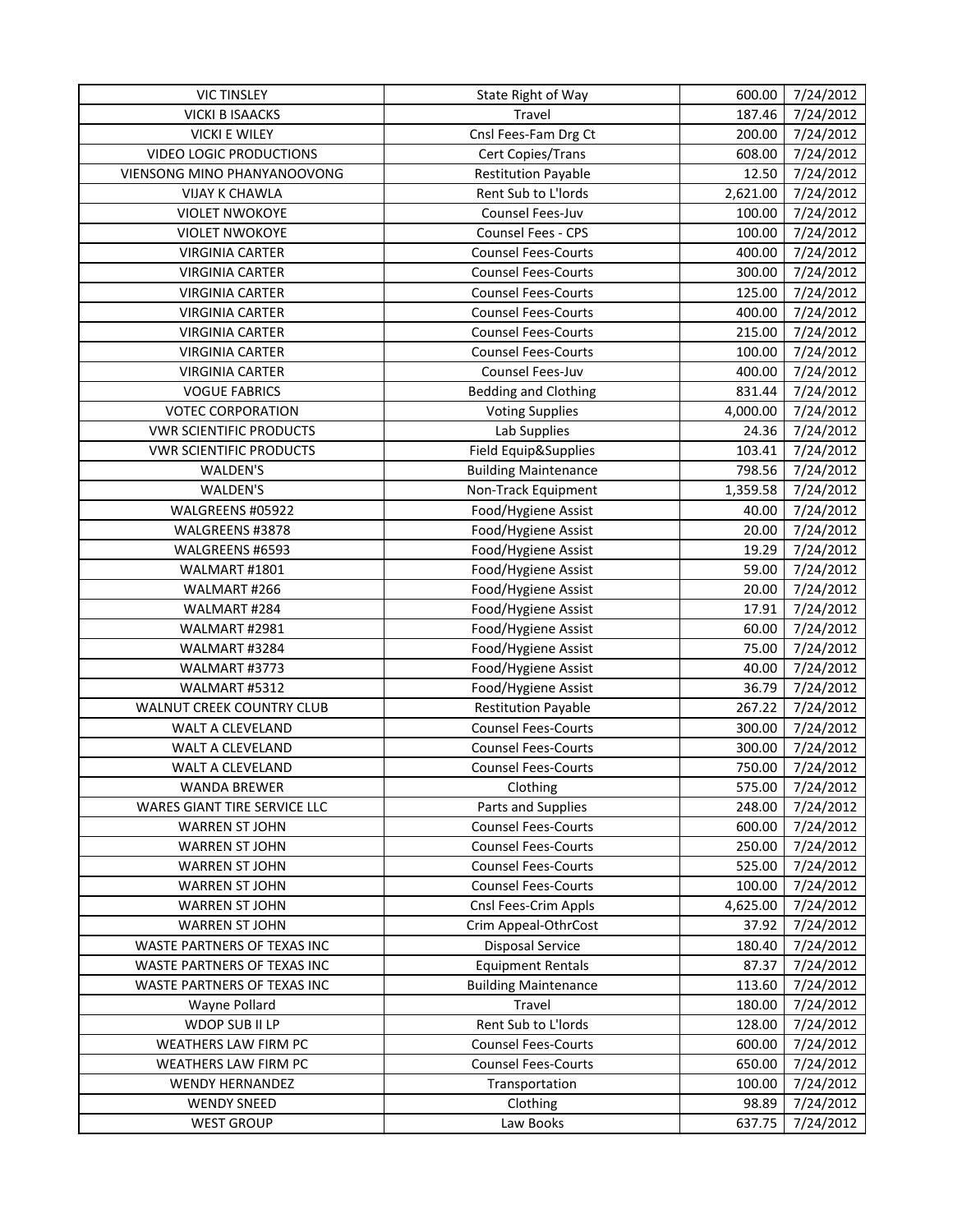| VIC TINSLEY | State Right of Way | 600.00 | 7/24/2012 |
|---|---|---|---|
| VICKI B ISAACKS | Travel | 187.46 | 7/24/2012 |
| VICKI E WILEY | Cnsl Fees-Fam Drg Ct | 200.00 | 7/24/2012 |
| VIDEO LOGIC PRODUCTIONS | Cert Copies/Trans | 608.00 | 7/24/2012 |
| VIENSONG MINO PHANYANOOVONG | Restitution Payable | 12.50 | 7/24/2012 |
| VIJAY K CHAWLA | Rent Sub to L'lords | 2,621.00 | 7/24/2012 |
| VIOLET NWOKOYE | Counsel Fees-Juv | 100.00 | 7/24/2012 |
| VIOLET NWOKOYE | Counsel Fees - CPS | 100.00 | 7/24/2012 |
| VIRGINIA CARTER | Counsel Fees-Courts | 400.00 | 7/24/2012 |
| VIRGINIA CARTER | Counsel Fees-Courts | 300.00 | 7/24/2012 |
| VIRGINIA CARTER | Counsel Fees-Courts | 125.00 | 7/24/2012 |
| VIRGINIA CARTER | Counsel Fees-Courts | 400.00 | 7/24/2012 |
| VIRGINIA CARTER | Counsel Fees-Courts | 215.00 | 7/24/2012 |
| VIRGINIA CARTER | Counsel Fees-Courts | 100.00 | 7/24/2012 |
| VIRGINIA CARTER | Counsel Fees-Juv | 400.00 | 7/24/2012 |
| VOGUE FABRICS | Bedding and Clothing | 831.44 | 7/24/2012 |
| VOTEC CORPORATION | Voting Supplies | 4,000.00 | 7/24/2012 |
| VWR SCIENTIFIC PRODUCTS | Lab Supplies | 24.36 | 7/24/2012 |
| VWR SCIENTIFIC PRODUCTS | Field Equip&Supplies | 103.41 | 7/24/2012 |
| WALDEN'S | Building Maintenance | 798.56 | 7/24/2012 |
| WALDEN'S | Non-Track Equipment | 1,359.58 | 7/24/2012 |
| WALGREENS #05922 | Food/Hygiene Assist | 40.00 | 7/24/2012 |
| WALGREENS #3878 | Food/Hygiene Assist | 20.00 | 7/24/2012 |
| WALGREENS #6593 | Food/Hygiene Assist | 19.29 | 7/24/2012 |
| WALMART #1801 | Food/Hygiene Assist | 59.00 | 7/24/2012 |
| WALMART #266 | Food/Hygiene Assist | 20.00 | 7/24/2012 |
| WALMART #284 | Food/Hygiene Assist | 17.91 | 7/24/2012 |
| WALMART #2981 | Food/Hygiene Assist | 60.00 | 7/24/2012 |
| WALMART #3284 | Food/Hygiene Assist | 75.00 | 7/24/2012 |
| WALMART #3773 | Food/Hygiene Assist | 40.00 | 7/24/2012 |
| WALMART #5312 | Food/Hygiene Assist | 36.79 | 7/24/2012 |
| WALNUT CREEK COUNTRY CLUB | Restitution Payable | 267.22 | 7/24/2012 |
| WALT A CLEVELAND | Counsel Fees-Courts | 300.00 | 7/24/2012 |
| WALT A CLEVELAND | Counsel Fees-Courts | 300.00 | 7/24/2012 |
| WALT A CLEVELAND | Counsel Fees-Courts | 750.00 | 7/24/2012 |
| WANDA BREWER | Clothing | 575.00 | 7/24/2012 |
| WARES GIANT TIRE SERVICE LLC | Parts and Supplies | 248.00 | 7/24/2012 |
| WARREN ST JOHN | Counsel Fees-Courts | 600.00 | 7/24/2012 |
| WARREN ST JOHN | Counsel Fees-Courts | 250.00 | 7/24/2012 |
| WARREN ST JOHN | Counsel Fees-Courts | 525.00 | 7/24/2012 |
| WARREN ST JOHN | Counsel Fees-Courts | 100.00 | 7/24/2012 |
| WARREN ST JOHN | Cnsl Fees-Crim Appls | 4,625.00 | 7/24/2012 |
| WARREN ST JOHN | Crim Appeal-OthrCost | 37.92 | 7/24/2012 |
| WASTE PARTNERS OF TEXAS INC | Disposal Service | 180.40 | 7/24/2012 |
| WASTE PARTNERS OF TEXAS INC | Equipment Rentals | 87.37 | 7/24/2012 |
| WASTE PARTNERS OF TEXAS INC | Building Maintenance | 113.60 | 7/24/2012 |
| Wayne Pollard | Travel | 180.00 | 7/24/2012 |
| WDOP SUB II LP | Rent Sub to L'lords | 128.00 | 7/24/2012 |
| WEATHERS LAW FIRM PC | Counsel Fees-Courts | 600.00 | 7/24/2012 |
| WEATHERS LAW FIRM PC | Counsel Fees-Courts | 650.00 | 7/24/2012 |
| WENDY HERNANDEZ | Transportation | 100.00 | 7/24/2012 |
| WENDY SNEED | Clothing | 98.89 | 7/24/2012 |
| WEST GROUP | Law Books | 637.75 | 7/24/2012 |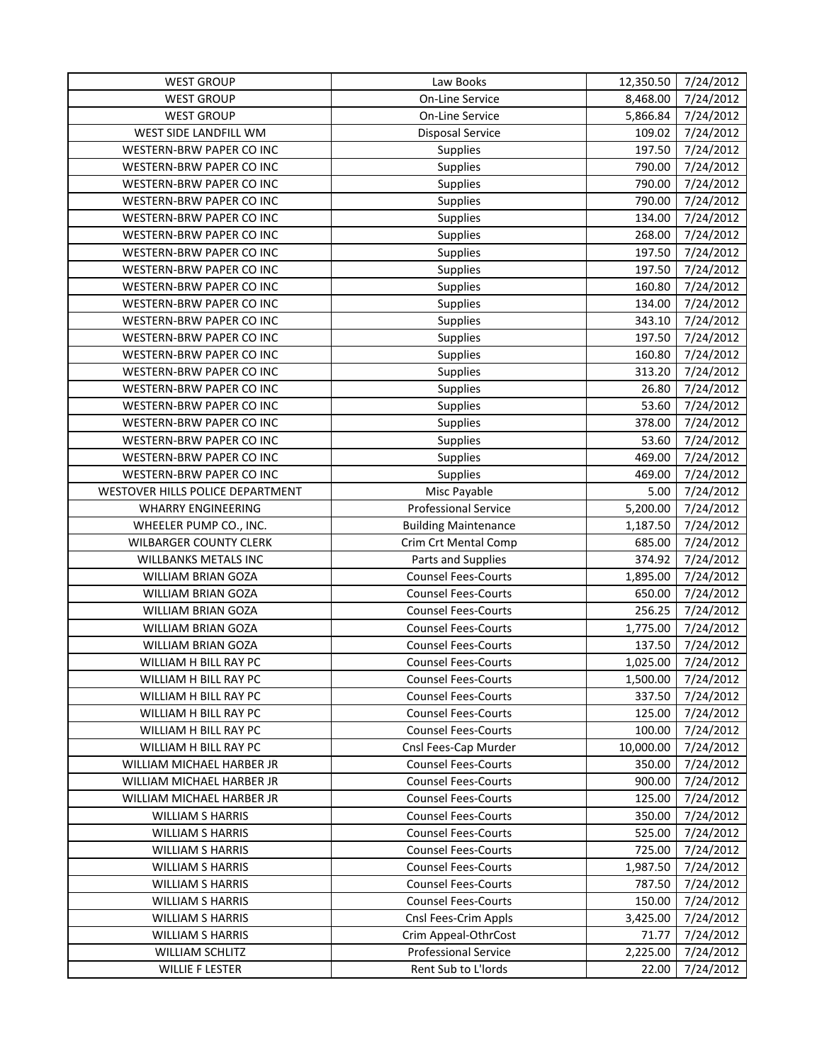| WEST GROUP | Law Books | 12,350.50 | 7/24/2012 |
|---|---|---|---|
| WEST GROUP | On-Line Service | 8,468.00 | 7/24/2012 |
| WEST GROUP | On-Line Service | 5,866.84 | 7/24/2012 |
| WEST SIDE LANDFILL WM | Disposal Service | 109.02 | 7/24/2012 |
| WESTERN-BRW PAPER CO INC | Supplies | 197.50 | 7/24/2012 |
| WESTERN-BRW PAPER CO INC | Supplies | 790.00 | 7/24/2012 |
| WESTERN-BRW PAPER CO INC | Supplies | 790.00 | 7/24/2012 |
| WESTERN-BRW PAPER CO INC | Supplies | 790.00 | 7/24/2012 |
| WESTERN-BRW PAPER CO INC | Supplies | 134.00 | 7/24/2012 |
| WESTERN-BRW PAPER CO INC | Supplies | 268.00 | 7/24/2012 |
| WESTERN-BRW PAPER CO INC | Supplies | 197.50 | 7/24/2012 |
| WESTERN-BRW PAPER CO INC | Supplies | 197.50 | 7/24/2012 |
| WESTERN-BRW PAPER CO INC | Supplies | 160.80 | 7/24/2012 |
| WESTERN-BRW PAPER CO INC | Supplies | 134.00 | 7/24/2012 |
| WESTERN-BRW PAPER CO INC | Supplies | 343.10 | 7/24/2012 |
| WESTERN-BRW PAPER CO INC | Supplies | 197.50 | 7/24/2012 |
| WESTERN-BRW PAPER CO INC | Supplies | 160.80 | 7/24/2012 |
| WESTERN-BRW PAPER CO INC | Supplies | 313.20 | 7/24/2012 |
| WESTERN-BRW PAPER CO INC | Supplies | 26.80 | 7/24/2012 |
| WESTERN-BRW PAPER CO INC | Supplies | 53.60 | 7/24/2012 |
| WESTERN-BRW PAPER CO INC | Supplies | 378.00 | 7/24/2012 |
| WESTERN-BRW PAPER CO INC | Supplies | 53.60 | 7/24/2012 |
| WESTERN-BRW PAPER CO INC | Supplies | 469.00 | 7/24/2012 |
| WESTERN-BRW PAPER CO INC | Supplies | 469.00 | 7/24/2012 |
| WESTOVER HILLS POLICE DEPARTMENT | Misc Payable | 5.00 | 7/24/2012 |
| WHARRY ENGINEERING | Professional Service | 5,200.00 | 7/24/2012 |
| WHEELER PUMP CO., INC. | Building Maintenance | 1,187.50 | 7/24/2012 |
| WILBARGER COUNTY CLERK | Crim Crt Mental Comp | 685.00 | 7/24/2012 |
| WILLBANKS METALS INC | Parts and Supplies | 374.92 | 7/24/2012 |
| WILLIAM BRIAN GOZA | Counsel Fees-Courts | 1,895.00 | 7/24/2012 |
| WILLIAM BRIAN GOZA | Counsel Fees-Courts | 650.00 | 7/24/2012 |
| WILLIAM BRIAN GOZA | Counsel Fees-Courts | 256.25 | 7/24/2012 |
| WILLIAM BRIAN GOZA | Counsel Fees-Courts | 1,775.00 | 7/24/2012 |
| WILLIAM BRIAN GOZA | Counsel Fees-Courts | 137.50 | 7/24/2012 |
| WILLIAM H BILL RAY PC | Counsel Fees-Courts | 1,025.00 | 7/24/2012 |
| WILLIAM H BILL RAY PC | Counsel Fees-Courts | 1,500.00 | 7/24/2012 |
| WILLIAM H BILL RAY PC | Counsel Fees-Courts | 337.50 | 7/24/2012 |
| WILLIAM H BILL RAY PC | Counsel Fees-Courts | 125.00 | 7/24/2012 |
| WILLIAM H BILL RAY PC | Counsel Fees-Courts | 100.00 | 7/24/2012 |
| WILLIAM H BILL RAY PC | Cnsl Fees-Cap Murder | 10,000.00 | 7/24/2012 |
| WILLIAM MICHAEL HARBER JR | Counsel Fees-Courts | 350.00 | 7/24/2012 |
| WILLIAM MICHAEL HARBER JR | Counsel Fees-Courts | 900.00 | 7/24/2012 |
| WILLIAM MICHAEL HARBER JR | Counsel Fees-Courts | 125.00 | 7/24/2012 |
| WILLIAM S HARRIS | Counsel Fees-Courts | 350.00 | 7/24/2012 |
| WILLIAM S HARRIS | Counsel Fees-Courts | 525.00 | 7/24/2012 |
| WILLIAM S HARRIS | Counsel Fees-Courts | 725.00 | 7/24/2012 |
| WILLIAM S HARRIS | Counsel Fees-Courts | 1,987.50 | 7/24/2012 |
| WILLIAM S HARRIS | Counsel Fees-Courts | 787.50 | 7/24/2012 |
| WILLIAM S HARRIS | Counsel Fees-Courts | 150.00 | 7/24/2012 |
| WILLIAM S HARRIS | Cnsl Fees-Crim Appls | 3,425.00 | 7/24/2012 |
| WILLIAM S HARRIS | Crim Appeal-OthrCost | 71.77 | 7/24/2012 |
| WILLIAM SCHLITZ | Professional Service | 2,225.00 | 7/24/2012 |
| WILLIE F LESTER | Rent Sub to L'lords | 22.00 | 7/24/2012 |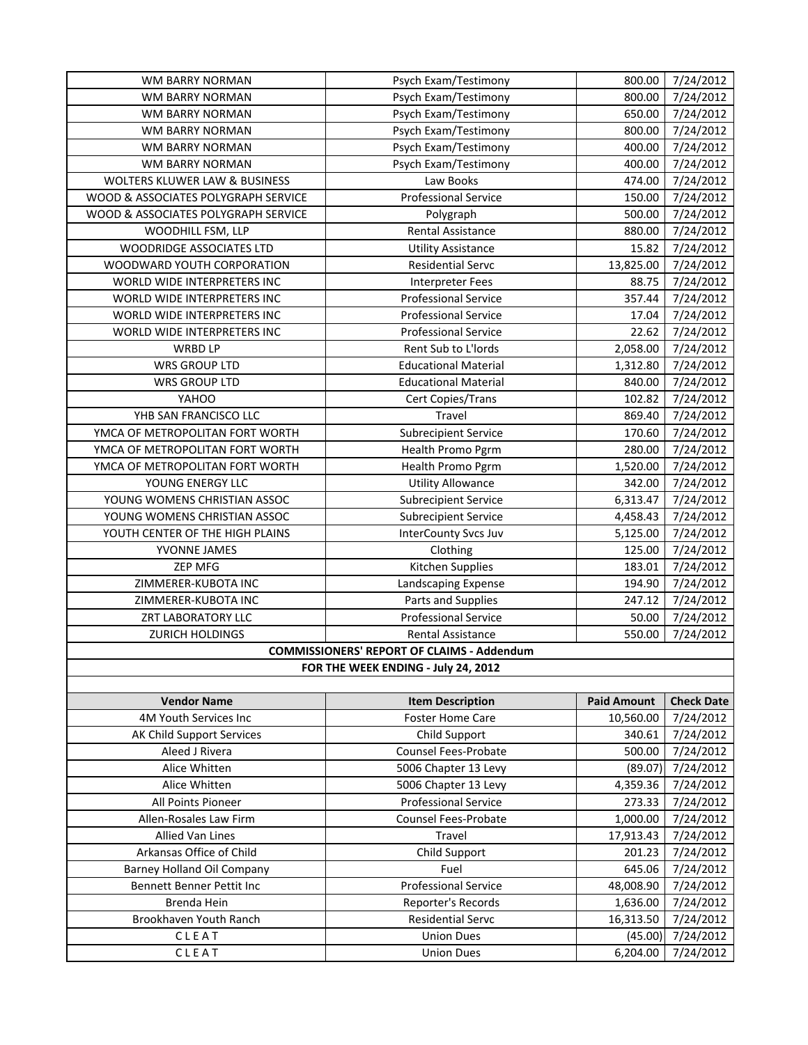| | | | |
|---|---|---|---|
| WM BARRY NORMAN | Psych Exam/Testimony | 800.00 | 7/24/2012 |
| WM BARRY NORMAN | Psych Exam/Testimony | 800.00 | 7/24/2012 |
| WM BARRY NORMAN | Psych Exam/Testimony | 650.00 | 7/24/2012 |
| WM BARRY NORMAN | Psych Exam/Testimony | 800.00 | 7/24/2012 |
| WM BARRY NORMAN | Psych Exam/Testimony | 400.00 | 7/24/2012 |
| WM BARRY NORMAN | Psych Exam/Testimony | 400.00 | 7/24/2012 |
| WOLTERS KLUWER LAW & BUSINESS | Law Books | 474.00 | 7/24/2012 |
| WOOD & ASSOCIATES POLYGRAPH SERVICE | Professional Service | 150.00 | 7/24/2012 |
| WOOD & ASSOCIATES POLYGRAPH SERVICE | Polygraph | 500.00 | 7/24/2012 |
| WOODHILL FSM, LLP | Rental Assistance | 880.00 | 7/24/2012 |
| WOODRIDGE ASSOCIATES LTD | Utility Assistance | 15.82 | 7/24/2012 |
| WOODWARD YOUTH CORPORATION | Residential Servc | 13,825.00 | 7/24/2012 |
| WORLD WIDE INTERPRETERS INC | Interpreter Fees | 88.75 | 7/24/2012 |
| WORLD WIDE INTERPRETERS INC | Professional Service | 357.44 | 7/24/2012 |
| WORLD WIDE INTERPRETERS INC | Professional Service | 17.04 | 7/24/2012 |
| WORLD WIDE INTERPRETERS INC | Professional Service | 22.62 | 7/24/2012 |
| WRBD LP | Rent Sub to L'lords | 2,058.00 | 7/24/2012 |
| WRS GROUP LTD | Educational Material | 1,312.80 | 7/24/2012 |
| WRS GROUP LTD | Educational Material | 840.00 | 7/24/2012 |
| YAHOO | Cert Copies/Trans | 102.82 | 7/24/2012 |
| YHB SAN FRANCISCO LLC | Travel | 869.40 | 7/24/2012 |
| YMCA OF METROPOLITAN FORT WORTH | Subrecipient Service | 170.60 | 7/24/2012 |
| YMCA OF METROPOLITAN FORT WORTH | Health Promo Pgrm | 280.00 | 7/24/2012 |
| YMCA OF METROPOLITAN FORT WORTH | Health Promo Pgrm | 1,520.00 | 7/24/2012 |
| YOUNG ENERGY LLC | Utility Allowance | 342.00 | 7/24/2012 |
| YOUNG WOMENS CHRISTIAN ASSOC | Subrecipient Service | 6,313.47 | 7/24/2012 |
| YOUNG WOMENS CHRISTIAN ASSOC | Subrecipient Service | 4,458.43 | 7/24/2012 |
| YOUTH CENTER OF THE HIGH PLAINS | InterCounty Svcs Juv | 5,125.00 | 7/24/2012 |
| YVONNE JAMES | Clothing | 125.00 | 7/24/2012 |
| ZEP MFG | Kitchen Supplies | 183.01 | 7/24/2012 |
| ZIMMERER-KUBOTA INC | Landscaping Expense | 194.90 | 7/24/2012 |
| ZIMMERER-KUBOTA INC | Parts and Supplies | 247.12 | 7/24/2012 |
| ZRT LABORATORY LLC | Professional Service | 50.00 | 7/24/2012 |
| ZURICH HOLDINGS | Rental Assistance | 550.00 | 7/24/2012 |

**COMMISSIONERS' REPORT OF CLAIMS - Addendum**

**FOR THE WEEK ENDING - July 24, 2012**

| Vendor Name | Item Description | Paid Amount | Check Date |
|---|---|---|---|
| 4M Youth Services Inc | Foster Home Care | 10,560.00 | 7/24/2012 |
| AK Child Support Services | Child Support | 340.61 | 7/24/2012 |
| Aleed J Rivera | Counsel Fees-Probate | 500.00 | 7/24/2012 |
| Alice Whitten | 5006 Chapter 13 Levy | (89.07) | 7/24/2012 |
| Alice Whitten | 5006 Chapter 13 Levy | 4,359.36 | 7/24/2012 |
| All Points Pioneer | Professional Service | 273.33 | 7/24/2012 |
| Allen-Rosales Law Firm | Counsel Fees-Probate | 1,000.00 | 7/24/2012 |
| Allied Van Lines | Travel | 17,913.43 | 7/24/2012 |
| Arkansas Office of Child | Child Support | 201.23 | 7/24/2012 |
| Barney Holland Oil Company | Fuel | 645.06 | 7/24/2012 |
| Bennett Benner Pettit Inc | Professional Service | 48,008.90 | 7/24/2012 |
| Brenda Hein | Reporter's Records | 1,636.00 | 7/24/2012 |
| Brookhaven Youth Ranch | Residential Servc | 16,313.50 | 7/24/2012 |
| C L E A T | Union Dues | (45.00) | 7/24/2012 |
| C L E A T | Union Dues | 6,204.00 | 7/24/2012 |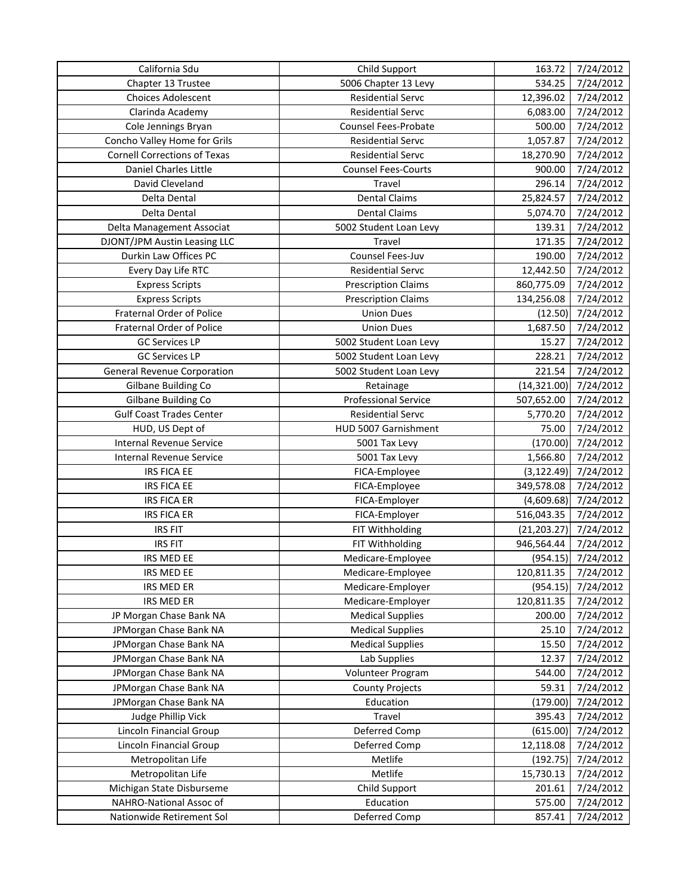| California Sdu | Child Support | 163.72 | 7/24/2012 |
|---|---|---|---|
| Chapter 13 Trustee | 5006 Chapter 13 Levy | 534.25 | 7/24/2012 |
| Choices Adolescent | Residential Servc | 12,396.02 | 7/24/2012 |
| Clarinda Academy | Residential Servc | 6,083.00 | 7/24/2012 |
| Cole Jennings Bryan | Counsel Fees-Probate | 500.00 | 7/24/2012 |
| Concho Valley Home for Grils | Residential Servc | 1,057.87 | 7/24/2012 |
| Cornell Corrections of Texas | Residential Servc | 18,270.90 | 7/24/2012 |
| Daniel Charles Little | Counsel Fees-Courts | 900.00 | 7/24/2012 |
| David Cleveland | Travel | 296.14 | 7/24/2012 |
| Delta Dental | Dental Claims | 25,824.57 | 7/24/2012 |
| Delta Dental | Dental Claims | 5,074.70 | 7/24/2012 |
| Delta Management Associat | 5002 Student Loan Levy | 139.31 | 7/24/2012 |
| DJONT/JPM Austin Leasing LLC | Travel | 171.35 | 7/24/2012 |
| Durkin Law Offices PC | Counsel Fees-Juv | 190.00 | 7/24/2012 |
| Every Day Life RTC | Residential Servc | 12,442.50 | 7/24/2012 |
| Express Scripts | Prescription Claims | 860,775.09 | 7/24/2012 |
| Express Scripts | Prescription Claims | 134,256.08 | 7/24/2012 |
| Fraternal Order of Police | Union Dues | (12.50) | 7/24/2012 |
| Fraternal Order of Police | Union Dues | 1,687.50 | 7/24/2012 |
| GC Services LP | 5002 Student Loan Levy | 15.27 | 7/24/2012 |
| GC Services LP | 5002 Student Loan Levy | 228.21 | 7/24/2012 |
| General Revenue Corporation | 5002 Student Loan Levy | 221.54 | 7/24/2012 |
| Gilbane Building Co | Retainage | (14,321.00) | 7/24/2012 |
| Gilbane Building Co | Professional Service | 507,652.00 | 7/24/2012 |
| Gulf Coast Trades Center | Residential Servc | 5,770.20 | 7/24/2012 |
| HUD, US Dept of | HUD 5007 Garnishment | 75.00 | 7/24/2012 |
| Internal Revenue Service | 5001 Tax Levy | (170.00) | 7/24/2012 |
| Internal Revenue Service | 5001 Tax Levy | 1,566.80 | 7/24/2012 |
| IRS FICA EE | FICA-Employee | (3,122.49) | 7/24/2012 |
| IRS FICA EE | FICA-Employee | 349,578.08 | 7/24/2012 |
| IRS FICA ER | FICA-Employer | (4,609.68) | 7/24/2012 |
| IRS FICA ER | FICA-Employer | 516,043.35 | 7/24/2012 |
| IRS FIT | FIT Withholding | (21,203.27) | 7/24/2012 |
| IRS FIT | FIT Withholding | 946,564.44 | 7/24/2012 |
| IRS MED EE | Medicare-Employee | (954.15) | 7/24/2012 |
| IRS MED EE | Medicare-Employee | 120,811.35 | 7/24/2012 |
| IRS MED ER | Medicare-Employer | (954.15) | 7/24/2012 |
| IRS MED ER | Medicare-Employer | 120,811.35 | 7/24/2012 |
| JP Morgan Chase Bank NA | Medical Supplies | 200.00 | 7/24/2012 |
| JPMorgan Chase Bank NA | Medical Supplies | 25.10 | 7/24/2012 |
| JPMorgan Chase Bank NA | Medical Supplies | 15.50 | 7/24/2012 |
| JPMorgan Chase Bank NA | Lab Supplies | 12.37 | 7/24/2012 |
| JPMorgan Chase Bank NA | Volunteer Program | 544.00 | 7/24/2012 |
| JPMorgan Chase Bank NA | County Projects | 59.31 | 7/24/2012 |
| JPMorgan Chase Bank NA | Education | (179.00) | 7/24/2012 |
| Judge Phillip Vick | Travel | 395.43 | 7/24/2012 |
| Lincoln Financial Group | Deferred Comp | (615.00) | 7/24/2012 |
| Lincoln Financial Group | Deferred Comp | 12,118.08 | 7/24/2012 |
| Metropolitan Life | Metlife | (192.75) | 7/24/2012 |
| Metropolitan Life | Metlife | 15,730.13 | 7/24/2012 |
| Michigan State Disburseme | Child Support | 201.61 | 7/24/2012 |
| NAHRO-National Assoc of | Education | 575.00 | 7/24/2012 |
| Nationwide Retirement Sol | Deferred Comp | 857.41 | 7/24/2012 |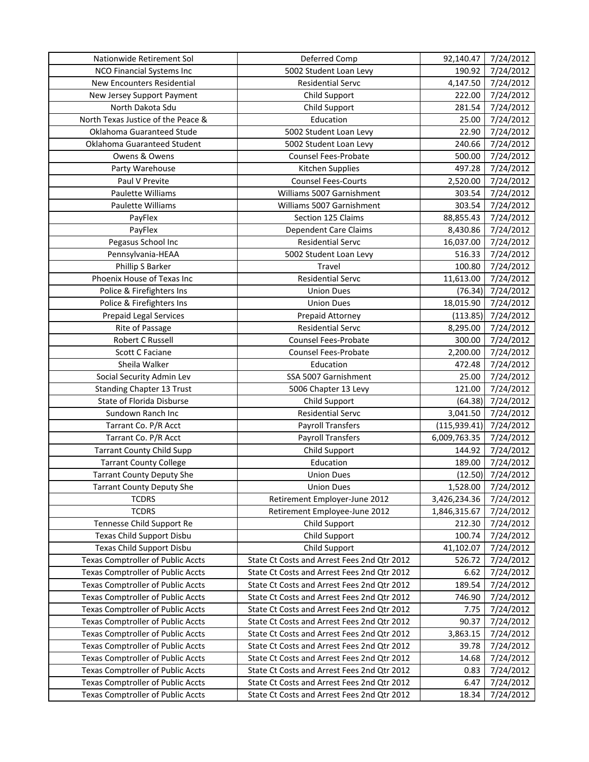| | | | |
|---|---|---|---|
| Nationwide Retirement Sol | Deferred Comp | 92,140.47 | 7/24/2012 |
| NCO Financial Systems Inc | 5002 Student Loan Levy | 190.92 | 7/24/2012 |
| New Encounters Residential | Residential Servc | 4,147.50 | 7/24/2012 |
| New Jersey Support Payment | Child Support | 222.00 | 7/24/2012 |
| North Dakota Sdu | Child Support | 281.54 | 7/24/2012 |
| North Texas Justice of the Peace & | Education | 25.00 | 7/24/2012 |
| Oklahoma Guaranteed Stude | 5002 Student Loan Levy | 22.90 | 7/24/2012 |
| Oklahoma Guaranteed Student | 5002 Student Loan Levy | 240.66 | 7/24/2012 |
| Owens & Owens | Counsel Fees-Probate | 500.00 | 7/24/2012 |
| Party Warehouse | Kitchen Supplies | 497.28 | 7/24/2012 |
| Paul V Previte | Counsel Fees-Courts | 2,520.00 | 7/24/2012 |
| Paulette Williams | Williams 5007 Garnishment | 303.54 | 7/24/2012 |
| Paulette Williams | Williams 5007 Garnishment | 303.54 | 7/24/2012 |
| PayFlex | Section 125 Claims | 88,855.43 | 7/24/2012 |
| PayFlex | Dependent Care Claims | 8,430.86 | 7/24/2012 |
| Pegasus School Inc | Residential Servc | 16,037.00 | 7/24/2012 |
| Pennsylvania-HEAA | 5002 Student Loan Levy | 516.33 | 7/24/2012 |
| Phillip S Barker | Travel | 100.80 | 7/24/2012 |
| Phoenix House of Texas Inc | Residential Servc | 11,613.00 | 7/24/2012 |
| Police & Firefighters Ins | Union Dues | (76.34) | 7/24/2012 |
| Police & Firefighters Ins | Union Dues | 18,015.90 | 7/24/2012 |
| Prepaid Legal Services | Prepaid Attorney | (113.85) | 7/24/2012 |
| Rite of Passage | Residential Servc | 8,295.00 | 7/24/2012 |
| Robert C Russell | Counsel Fees-Probate | 300.00 | 7/24/2012 |
| Scott C Faciane | Counsel Fees-Probate | 2,200.00 | 7/24/2012 |
| Sheila Walker | Education | 472.48 | 7/24/2012 |
| Social Security Admin Lev | SSA 5007 Garnishment | 25.00 | 7/24/2012 |
| Standing Chapter 13 Trust | 5006 Chapter 13 Levy | 121.00 | 7/24/2012 |
| State of Florida Disburse | Child Support | (64.38) | 7/24/2012 |
| Sundown Ranch Inc | Residential Servc | 3,041.50 | 7/24/2012 |
| Tarrant Co. P/R Acct | Payroll Transfers | (115,939.41) | 7/24/2012 |
| Tarrant Co. P/R Acct | Payroll Transfers | 6,009,763.35 | 7/24/2012 |
| Tarrant County Child Supp | Child Support | 144.92 | 7/24/2012 |
| Tarrant County College | Education | 189.00 | 7/24/2012 |
| Tarrant County Deputy She | Union Dues | (12.50) | 7/24/2012 |
| Tarrant County Deputy She | Union Dues | 1,528.00 | 7/24/2012 |
| TCDRS | Retirement Employer-June 2012 | 3,426,234.36 | 7/24/2012 |
| TCDRS | Retirement Employee-June 2012 | 1,846,315.67 | 7/24/2012 |
| Tennesse Child Support Re | Child Support | 212.30 | 7/24/2012 |
| Texas Child Support Disbu | Child Support | 100.74 | 7/24/2012 |
| Texas Child Support Disbu | Child Support | 41,102.07 | 7/24/2012 |
| Texas Comptroller of Public Accts | State Ct Costs and Arrest Fees 2nd Qtr 2012 | 526.72 | 7/24/2012 |
| Texas Comptroller of Public Accts | State Ct Costs and Arrest Fees 2nd Qtr 2012 | 6.62 | 7/24/2012 |
| Texas Comptroller of Public Accts | State Ct Costs and Arrest Fees 2nd Qtr 2012 | 189.54 | 7/24/2012 |
| Texas Comptroller of Public Accts | State Ct Costs and Arrest Fees 2nd Qtr 2012 | 746.90 | 7/24/2012 |
| Texas Comptroller of Public Accts | State Ct Costs and Arrest Fees 2nd Qtr 2012 | 7.75 | 7/24/2012 |
| Texas Comptroller of Public Accts | State Ct Costs and Arrest Fees 2nd Qtr 2012 | 90.37 | 7/24/2012 |
| Texas Comptroller of Public Accts | State Ct Costs and Arrest Fees 2nd Qtr 2012 | 3,863.15 | 7/24/2012 |
| Texas Comptroller of Public Accts | State Ct Costs and Arrest Fees 2nd Qtr 2012 | 39.78 | 7/24/2012 |
| Texas Comptroller of Public Accts | State Ct Costs and Arrest Fees 2nd Qtr 2012 | 14.68 | 7/24/2012 |
| Texas Comptroller of Public Accts | State Ct Costs and Arrest Fees 2nd Qtr 2012 | 0.83 | 7/24/2012 |
| Texas Comptroller of Public Accts | State Ct Costs and Arrest Fees 2nd Qtr 2012 | 6.47 | 7/24/2012 |
| Texas Comptroller of Public Accts | State Ct Costs and Arrest Fees 2nd Qtr 2012 | 18.34 | 7/24/2012 |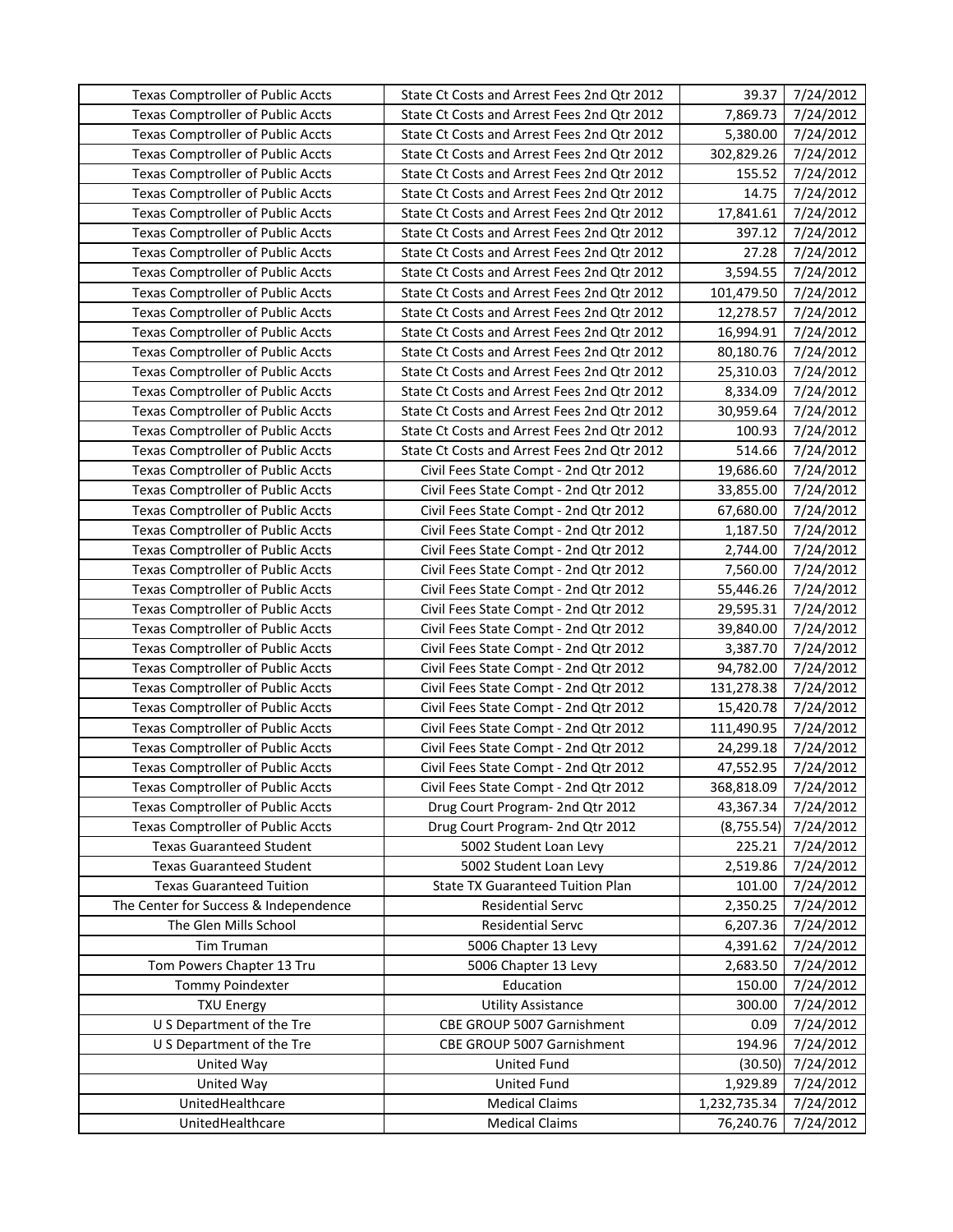| | | | |
|---|---|---|---|
| Texas Comptroller of Public Accts | State Ct Costs and Arrest Fees 2nd Qtr 2012 | 39.37 | 7/24/2012 |
| Texas Comptroller of Public Accts | State Ct Costs and Arrest Fees 2nd Qtr 2012 | 7,869.73 | 7/24/2012 |
| Texas Comptroller of Public Accts | State Ct Costs and Arrest Fees 2nd Qtr 2012 | 5,380.00 | 7/24/2012 |
| Texas Comptroller of Public Accts | State Ct Costs and Arrest Fees 2nd Qtr 2012 | 302,829.26 | 7/24/2012 |
| Texas Comptroller of Public Accts | State Ct Costs and Arrest Fees 2nd Qtr 2012 | 155.52 | 7/24/2012 |
| Texas Comptroller of Public Accts | State Ct Costs and Arrest Fees 2nd Qtr 2012 | 14.75 | 7/24/2012 |
| Texas Comptroller of Public Accts | State Ct Costs and Arrest Fees 2nd Qtr 2012 | 17,841.61 | 7/24/2012 |
| Texas Comptroller of Public Accts | State Ct Costs and Arrest Fees 2nd Qtr 2012 | 397.12 | 7/24/2012 |
| Texas Comptroller of Public Accts | State Ct Costs and Arrest Fees 2nd Qtr 2012 | 27.28 | 7/24/2012 |
| Texas Comptroller of Public Accts | State Ct Costs and Arrest Fees 2nd Qtr 2012 | 3,594.55 | 7/24/2012 |
| Texas Comptroller of Public Accts | State Ct Costs and Arrest Fees 2nd Qtr 2012 | 101,479.50 | 7/24/2012 |
| Texas Comptroller of Public Accts | State Ct Costs and Arrest Fees 2nd Qtr 2012 | 12,278.57 | 7/24/2012 |
| Texas Comptroller of Public Accts | State Ct Costs and Arrest Fees 2nd Qtr 2012 | 16,994.91 | 7/24/2012 |
| Texas Comptroller of Public Accts | State Ct Costs and Arrest Fees 2nd Qtr 2012 | 80,180.76 | 7/24/2012 |
| Texas Comptroller of Public Accts | State Ct Costs and Arrest Fees 2nd Qtr 2012 | 25,310.03 | 7/24/2012 |
| Texas Comptroller of Public Accts | State Ct Costs and Arrest Fees 2nd Qtr 2012 | 8,334.09 | 7/24/2012 |
| Texas Comptroller of Public Accts | State Ct Costs and Arrest Fees 2nd Qtr 2012 | 30,959.64 | 7/24/2012 |
| Texas Comptroller of Public Accts | State Ct Costs and Arrest Fees 2nd Qtr 2012 | 100.93 | 7/24/2012 |
| Texas Comptroller of Public Accts | State Ct Costs and Arrest Fees 2nd Qtr 2012 | 514.66 | 7/24/2012 |
| Texas Comptroller of Public Accts | Civil Fees State Compt - 2nd Qtr 2012 | 19,686.60 | 7/24/2012 |
| Texas Comptroller of Public Accts | Civil Fees State Compt - 2nd Qtr 2012 | 33,855.00 | 7/24/2012 |
| Texas Comptroller of Public Accts | Civil Fees State Compt - 2nd Qtr 2012 | 67,680.00 | 7/24/2012 |
| Texas Comptroller of Public Accts | Civil Fees State Compt - 2nd Qtr 2012 | 1,187.50 | 7/24/2012 |
| Texas Comptroller of Public Accts | Civil Fees State Compt - 2nd Qtr 2012 | 2,744.00 | 7/24/2012 |
| Texas Comptroller of Public Accts | Civil Fees State Compt - 2nd Qtr 2012 | 7,560.00 | 7/24/2012 |
| Texas Comptroller of Public Accts | Civil Fees State Compt - 2nd Qtr 2012 | 55,446.26 | 7/24/2012 |
| Texas Comptroller of Public Accts | Civil Fees State Compt - 2nd Qtr 2012 | 29,595.31 | 7/24/2012 |
| Texas Comptroller of Public Accts | Civil Fees State Compt - 2nd Qtr 2012 | 39,840.00 | 7/24/2012 |
| Texas Comptroller of Public Accts | Civil Fees State Compt - 2nd Qtr 2012 | 3,387.70 | 7/24/2012 |
| Texas Comptroller of Public Accts | Civil Fees State Compt - 2nd Qtr 2012 | 94,782.00 | 7/24/2012 |
| Texas Comptroller of Public Accts | Civil Fees State Compt - 2nd Qtr 2012 | 131,278.38 | 7/24/2012 |
| Texas Comptroller of Public Accts | Civil Fees State Compt - 2nd Qtr 2012 | 15,420.78 | 7/24/2012 |
| Texas Comptroller of Public Accts | Civil Fees State Compt - 2nd Qtr 2012 | 111,490.95 | 7/24/2012 |
| Texas Comptroller of Public Accts | Civil Fees State Compt - 2nd Qtr 2012 | 24,299.18 | 7/24/2012 |
| Texas Comptroller of Public Accts | Civil Fees State Compt - 2nd Qtr 2012 | 47,552.95 | 7/24/2012 |
| Texas Comptroller of Public Accts | Civil Fees State Compt - 2nd Qtr 2012 | 368,818.09 | 7/24/2012 |
| Texas Comptroller of Public Accts | Drug Court Program- 2nd Qtr 2012 | 43,367.34 | 7/24/2012 |
| Texas Comptroller of Public Accts | Drug Court Program- 2nd Qtr 2012 | (8,755.54) | 7/24/2012 |
| Texas Guaranteed Student | 5002 Student Loan Levy | 225.21 | 7/24/2012 |
| Texas Guaranteed Student | 5002 Student Loan Levy | 2,519.86 | 7/24/2012 |
| Texas Guaranteed Tuition | State TX Guaranteed Tuition Plan | 101.00 | 7/24/2012 |
| The Center for Success & Independence | Residential Servc | 2,350.25 | 7/24/2012 |
| The Glen Mills School | Residential Servc | 6,207.36 | 7/24/2012 |
| Tim Truman | 5006 Chapter 13 Levy | 4,391.62 | 7/24/2012 |
| Tom Powers Chapter 13 Tru | 5006 Chapter 13 Levy | 2,683.50 | 7/24/2012 |
| Tommy Poindexter | Education | 150.00 | 7/24/2012 |
| TXU Energy | Utility Assistance | 300.00 | 7/24/2012 |
| U S Department of the Tre | CBE GROUP 5007 Garnishment | 0.09 | 7/24/2012 |
| U S Department of the Tre | CBE GROUP 5007 Garnishment | 194.96 | 7/24/2012 |
| United Way | United Fund | (30.50) | 7/24/2012 |
| United Way | United Fund | 1,929.89 | 7/24/2012 |
| UnitedHealthcare | Medical Claims | 1,232,735.34 | 7/24/2012 |
| UnitedHealthcare | Medical Claims | 76,240.76 | 7/24/2012 |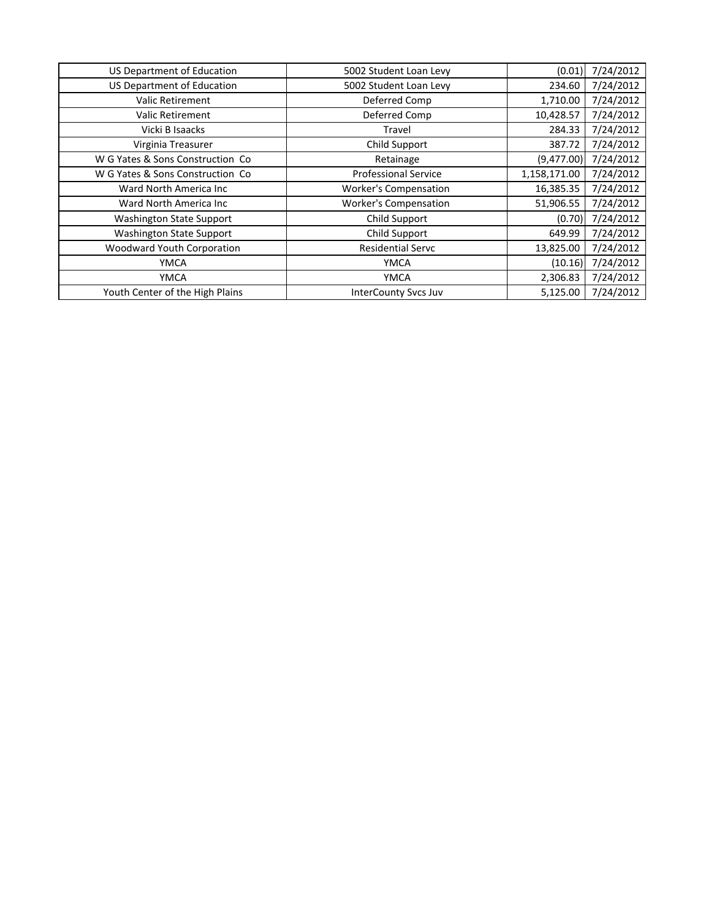| | | | |
|---|---|---|---|
| US Department of Education | 5002 Student Loan Levy | (0.01) | 7/24/2012 |
| US Department of Education | 5002 Student Loan Levy | 234.60 | 7/24/2012 |
| Valic Retirement | Deferred Comp | 1,710.00 | 7/24/2012 |
| Valic Retirement | Deferred Comp | 10,428.57 | 7/24/2012 |
| Vicki B Isaacks | Travel | 284.33 | 7/24/2012 |
| Virginia Treasurer | Child Support | 387.72 | 7/24/2012 |
| W G Yates & Sons Construction Co | Retainage | (9,477.00) | 7/24/2012 |
| W G Yates & Sons Construction Co | Professional Service | 1,158,171.00 | 7/24/2012 |
| Ward North America Inc | Worker's Compensation | 16,385.35 | 7/24/2012 |
| Ward North America Inc | Worker's Compensation | 51,906.55 | 7/24/2012 |
| Washington State Support | Child Support | (0.70) | 7/24/2012 |
| Washington State Support | Child Support | 649.99 | 7/24/2012 |
| Woodward Youth Corporation | Residential Servc | 13,825.00 | 7/24/2012 |
| YMCA | YMCA | (10.16) | 7/24/2012 |
| YMCA | YMCA | 2,306.83 | 7/24/2012 |
| Youth Center of the High Plains | InterCounty Svcs Juv | 5,125.00 | 7/24/2012 |